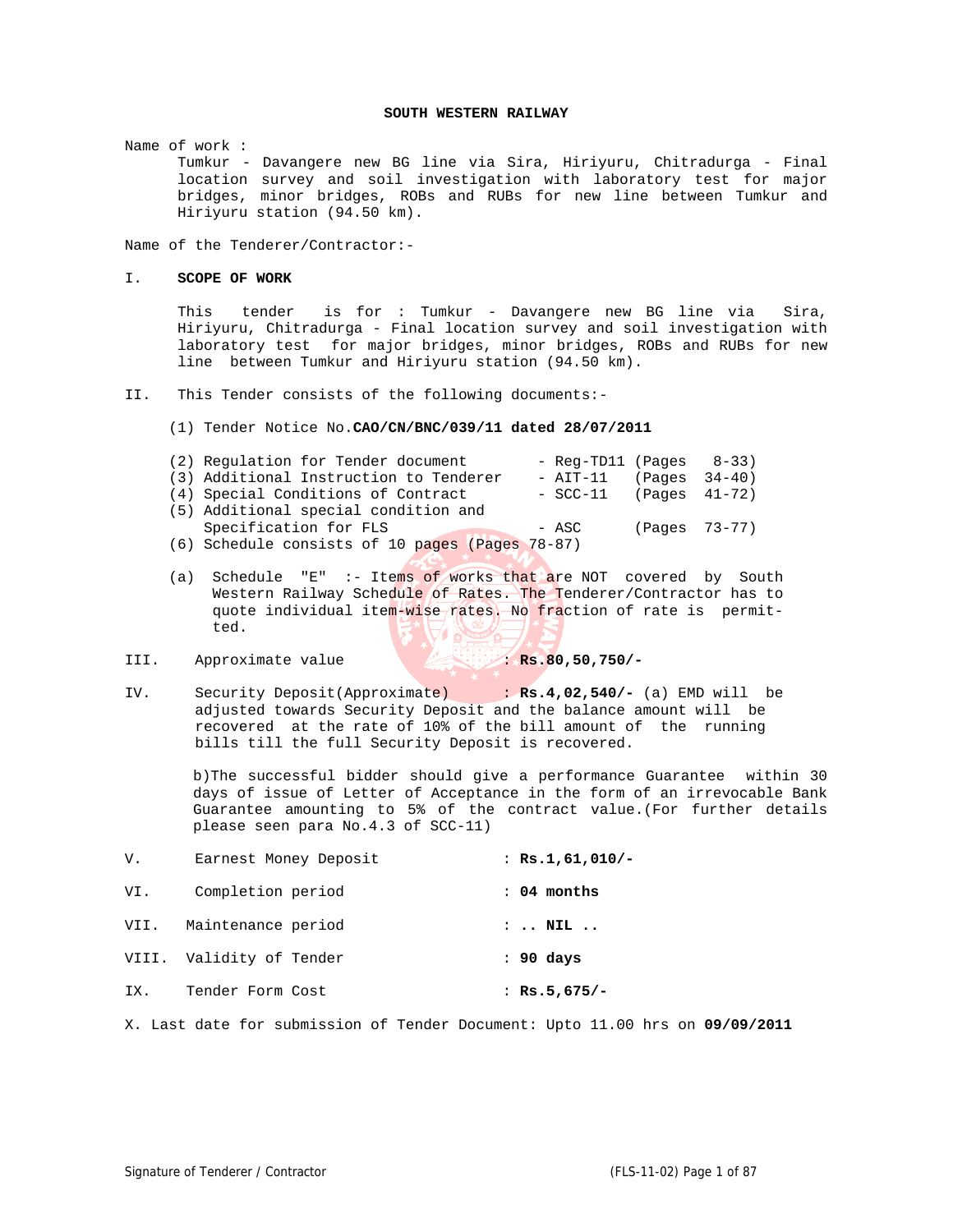# SOUTH WESTERN RAILWAY

Name of work :
Tumkur - Davangere new BG line via Sira, Hiriyuru, Chitradurga - Final location survey and soil investigation with laboratory test for major bridges, minor bridges, ROBs and RUBs for new line between Tumkur and Hiriyuru station (94.50 km).

Name of the Tenderer/Contractor:-

## I. SCOPE OF WORK

This tender is for : Tumkur - Davangere new BG line via Sira, Hiriyuru, Chitradurga - Final location survey and soil investigation with laboratory test for major bridges, minor bridges, ROBs and RUBs for new line between Tumkur and Hiriyuru station (94.50 km).

II. This Tender consists of the following documents:-

(1) Tender Notice No.**CAO/CN/BNC/039/11 dated 28/07/2011**

(2) Regulation for Tender document - Reg-TD11 (Pages 8-33)
(3) Additional Instruction to Tenderer - AIT-11 (Pages 34-40)
(4) Special Conditions of Contract - SCC-11 (Pages 41-72)
(5) Additional special condition and Specification for FLS - ASC (Pages 73-77)
(6) Schedule consists of 10 pages (Pages 78-87)

(a) Schedule "E" :- Items of works that are NOT covered by South Western Railway Schedule of Rates. The Tenderer/Contractor has to quote individual item-wise rates. No fraction of rate is permitted.

III. Approximate value : **Rs.80,50,750/-**

IV. Security Deposit(Approximate) : **Rs.4,02,540/-** (a) EMD will be adjusted towards Security Deposit and the balance amount will be recovered at the rate of 10% of the bill amount of the running bills till the full Security Deposit is recovered.

b)The successful bidder should give a performance Guarantee within 30 days of issue of Letter of Acceptance in the form of an irrevocable Bank Guarantee amounting to 5% of the contract value.(For further details please seen para No.4.3 of SCC-11)

V. Earnest Money Deposit : **Rs.1,61,010/-**

VI. Completion period : **04 months**

VII. Maintenance period : **.. NIL ..**

VIII. Validity of Tender : **90 days**

IX. Tender Form Cost : **Rs.5,675/-**

X. Last date for submission of Tender Document: Upto 11.00 hrs on **09/09/2011**

Signature of Tenderer / Contractor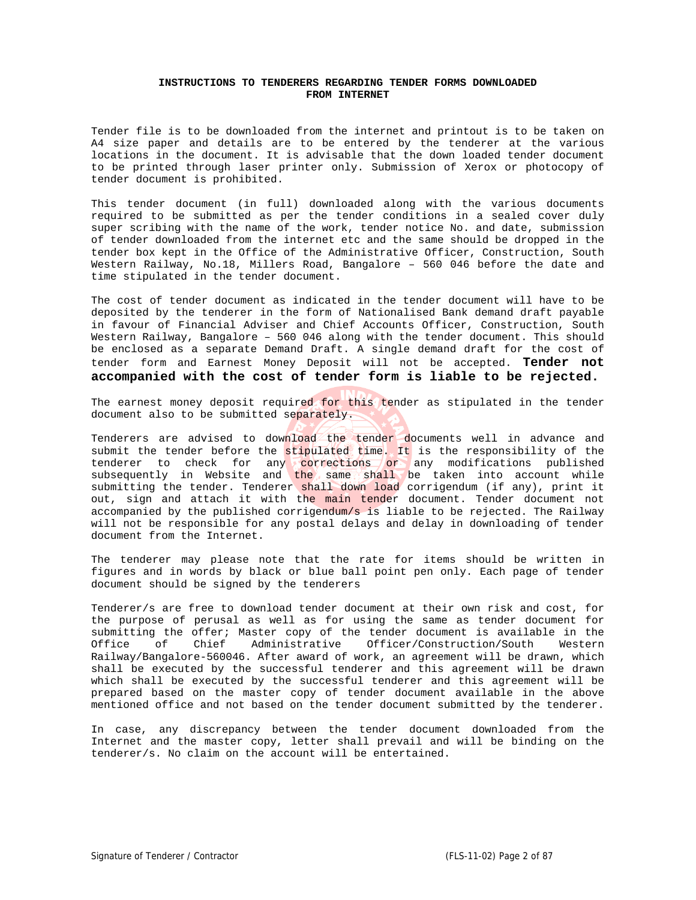## INSTRUCTIONS TO TENDERERS REGARDING TENDER FORMS DOWNLOADED FROM INTERNET

Tender file is to be downloaded from the internet and printout is to be taken on A4 size paper and details are to be entered by the tenderer at the various locations in the document. It is advisable that the down loaded tender document to be printed through laser printer only. Submission of Xerox or photocopy of tender document is prohibited.

This tender document (in full) downloaded along with the various documents required to be submitted as per the tender conditions in a sealed cover duly super scribing with the name of the work, tender notice No. and date, submission of tender downloaded from the internet etc and the same should be dropped in the tender box kept in the Office of the Administrative Officer, Construction, South Western Railway, No.18, Millers Road, Bangalore – 560 046 before the date and time stipulated in the tender document.

The cost of tender document as indicated in the tender document will have to be deposited by the tenderer in the form of Nationalised Bank demand draft payable in favour of Financial Adviser and Chief Accounts Officer, Construction, South Western Railway, Bangalore – 560 046 along with the tender document. This should be enclosed as a separate Demand Draft. A single demand draft for the cost of tender form and Earnest Money Deposit will not be accepted. **Tender not accompanied with the cost of tender form is liable to be rejected.**

The earnest money deposit required for this tender as stipulated in the tender document also to be submitted separately.

Tenderers are advised to download the tender documents well in advance and submit the tender before the stipulated time. It is the responsibility of the tenderer to check for any corrections or any modifications published subsequently in Website and the same shall be taken into account while submitting the tender. Tenderer shall down load corrigendum (if any), print it out, sign and attach it with the main tender document. Tender document not accompanied by the published corrigendum/s is liable to be rejected. The Railway will not be responsible for any postal delays and delay in downloading of tender document from the Internet.

The tenderer may please note that the rate for items should be written in figures and in words by black or blue ball point pen only. Each page of tender document should be signed by the tenderers

Tenderer/s are free to download tender document at their own risk and cost, for the purpose of perusal as well as for using the same as tender document for submitting the offer; Master copy of the tender document is available in the Office of Chief Administrative Officer/Construction/South Western Railway/Bangalore-560046. After award of work, an agreement will be drawn, which shall be executed by the successful tenderer and this agreement will be drawn which shall be executed by the successful tenderer and this agreement will be prepared based on the master copy of tender document available in the above mentioned office and not based on the tender document submitted by the tenderer.

In case, any discrepancy between the tender document downloaded from the Internet and the master copy, letter shall prevail and will be binding on the tenderer/s. No claim on the account will be entertained.

Signature of Tenderer / Contractor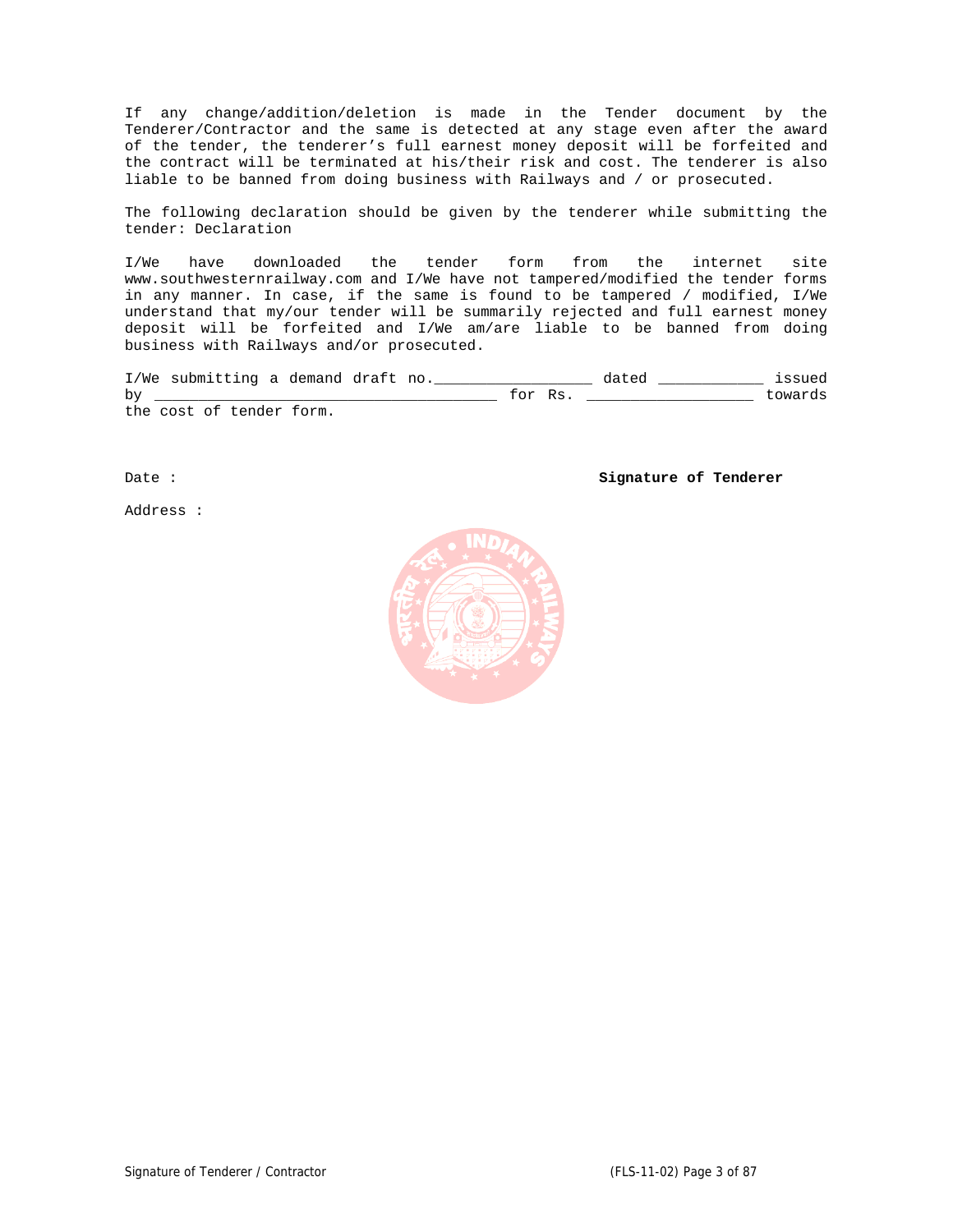If any change/addition/deletion is made in the Tender document by the Tenderer/Contractor and the same is detected at any stage even after the award of the tender, the tenderer's full earnest money deposit will be forfeited and the contract will be terminated at his/their risk and cost. The tenderer is also liable to be banned from doing business with Railways and / or prosecuted.

The following declaration should be given by the tenderer while submitting the tender: Declaration

I/We have downloaded the tender form from the internet site www.southwesternrailway.com and I/We have not tampered/modified the tender forms in any manner. In case, if the same is found to be tampered / modified, I/We understand that my/our tender will be summarily rejected and full earnest money deposit will be forfeited and I/We am/are liable to be banned from doing business with Railways and/or prosecuted.

I/We submitting a demand draft no.__________________ dated ____________ issued by _______________________________________ for Rs. ___________________ towards the cost of tender form.

Date :

**Signature of Tenderer**

Address :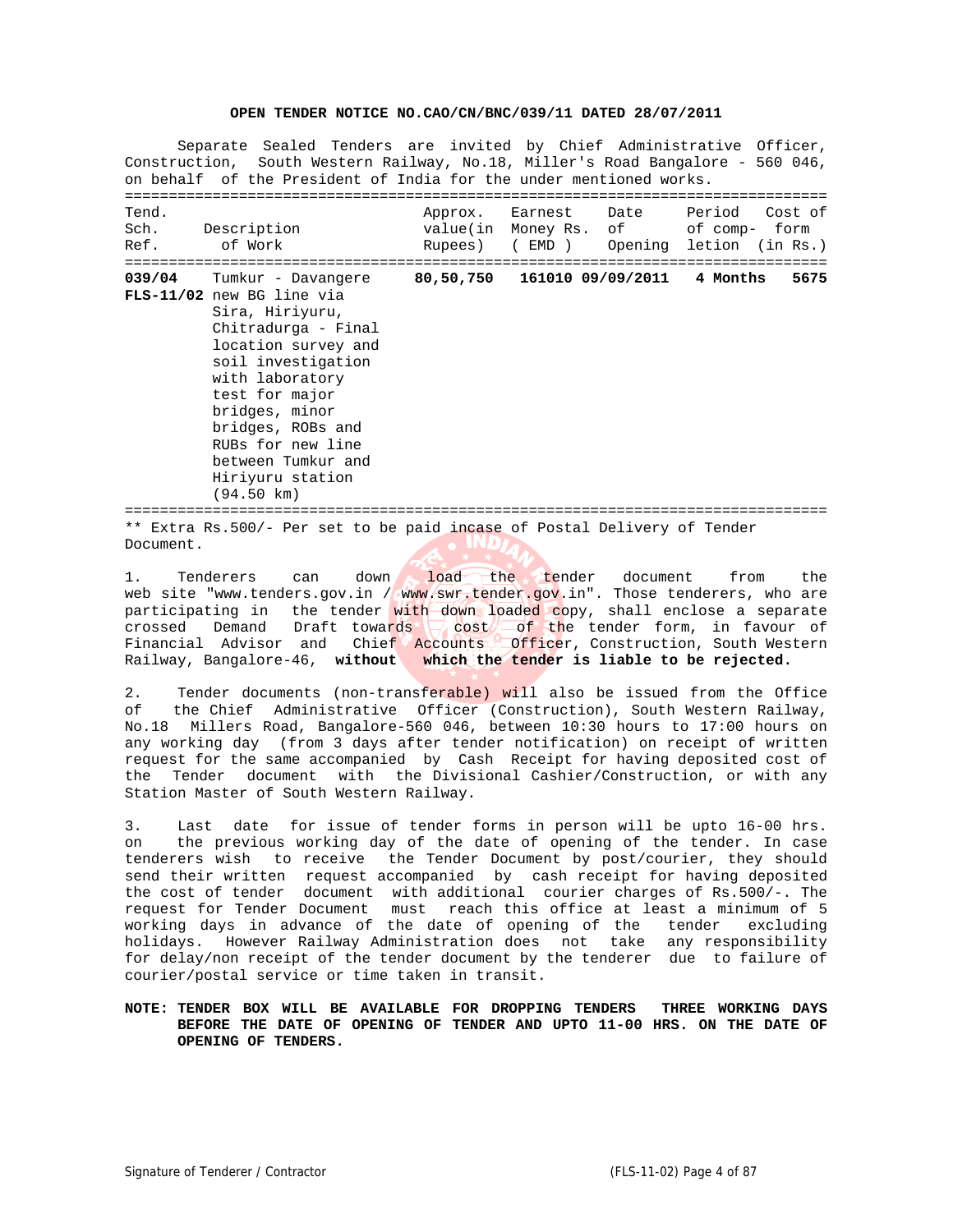**OPEN TENDER NOTICE NO.CAO/CN/BNC/039/11 DATED 28/07/2011**

Separate Sealed Tenders are invited by Chief Administrative Officer, Construction, South Western Railway, No.18, Miller's Road Bangalore - 560 046, on behalf of the President of India for the under mentioned works.

| Tend. Sch. Ref. | Description of Work | Approx. value(in Rupees) | Earnest Money Rs. ( EMD ) | Date of Opening | Period of completion | Cost of form (in Rs.) |
|---|---|---|---|---|---|---|
| **039/04 FLS-11/02** | Tumkur - Davangere new BG line via Sira, Hiriyuru, Chitradurga - Final location survey and soil investigation with laboratory test for major bridges, minor bridges, ROBs and RUBs for new line between Tumkur and Hiriyuru station (94.50 km) | **80,50,750** | **161010** | **09/09/2011** | **4 Months** | **5675** |

** Extra Rs.500/- Per set to be paid incase of Postal Delivery of Tender Document.

1. Tenderers can down load the tender document from the web site "www.tenders.gov.in / www.swr.tender.gov.in". Those tenderers, who are participating in the tender with down loaded copy, shall enclose a separate crossed Demand Draft towards cost of the tender form, in favour of Financial Advisor and Chief Accounts Officer, Construction, South Western Railway, Bangalore-46, **without which the tender is liable to be rejected.**

2. Tender documents (non-transferable) will also be issued from the Office of the Chief Administrative Officer (Construction), South Western Railway, No.18 Millers Road, Bangalore-560 046, between 10:30 hours to 17:00 hours on any working day (from 3 days after tender notification) on receipt of written request for the same accompanied by Cash Receipt for having deposited cost of the Tender document with the Divisional Cashier/Construction, or with any Station Master of South Western Railway.

3. Last date for issue of tender forms in person will be upto 16-00 hrs. on the previous working day of the date of opening of the tender. In case tenderers wish to receive the Tender Document by post/courier, they should send their written request accompanied by cash receipt for having deposited the cost of tender document with additional courier charges of Rs.500/-. The request for Tender Document must reach this office at least a minimum of 5 working days in advance of the date of opening of the tender excluding holidays. However Railway Administration does not take any responsibility for delay/non receipt of the tender document by the tenderer due to failure of courier/postal service or time taken in transit.

**NOTE: TENDER BOX WILL BE AVAILABLE FOR DROPPING TENDERS THREE WORKING DAYS BEFORE THE DATE OF OPENING OF TENDER AND UPTO 11-00 HRS. ON THE DATE OF OPENING OF TENDERS.**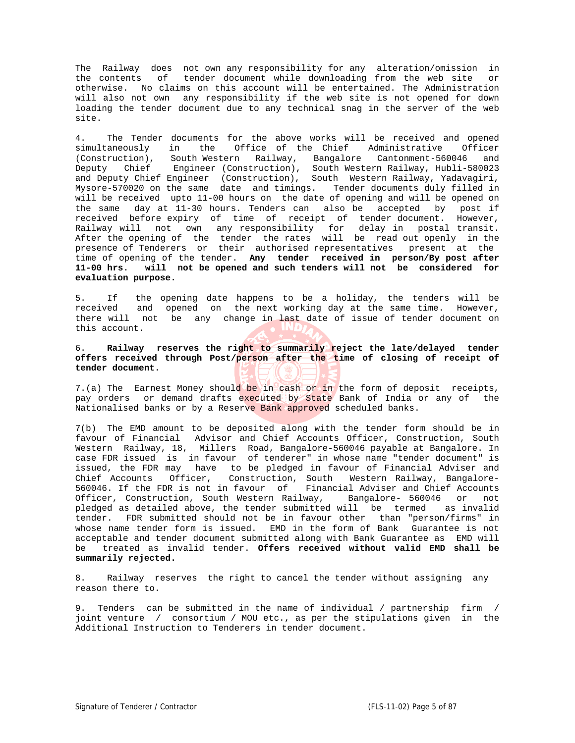The Railway does not own any responsibility for any alteration/omission in the contents of tender document while downloading from the web site or otherwise. No claims on this account will be entertained. The Administration will also not own any responsibility if the web site is not opened for down loading the tender document due to any technical snag in the server of the web site.

4. The Tender documents for the above works will be received and opened simultaneously in the Office of the Chief Administrative Officer (Construction), South Western Railway, Bangalore Cantonment-560046 and Deputy Chief Engineer (Construction), South Western Railway, Hubli-580023 and Deputy Chief Engineer (Construction), South Western Railway, Yadavagiri, Mysore-570020 on the same date and timings. Tender documents duly filled in will be received upto 11-00 hours on the date of opening and will be opened on the same day at 11-30 hours. Tenders can also be accepted by post if received before expiry of time of receipt of tender document. However, Railway will not own any responsibility for delay in postal transit. After the opening of the tender the rates will be read out openly in the presence of Tenderers or their authorised representatives present at the time of opening of the tender. **Any tender received in person/By post after 11-00 hrs. will not be opened and such tenders will not be considered for evaluation purpose.**

5. If the opening date happens to be a holiday, the tenders will be received and opened on the next working day at the same time. However, there will not be any change in last date of issue of tender document on this account.

6. **Railway reserves the right to summarily reject the late/delayed tender offers received through Post/person after the time of closing of receipt of tender document.**

7.(a) The Earnest Money should be in cash or in the form of deposit receipts, pay orders or demand drafts executed by State Bank of India or any of the Nationalised banks or by a Reserve Bank approved scheduled banks.

7(b) The EMD amount to be deposited along with the tender form should be in favour of Financial Advisor and Chief Accounts Officer, Construction, South Western Railway, 18, Millers Road, Bangalore-560046 payable at Bangalore. In case FDR issued is in favour of tenderer" in whose name "tender document" is issued, the FDR may have to be pledged in favour of Financial Adviser and Chief Accounts Officer, Construction, South Western Railway, Bangalore-560046. If the FDR is not in favour of Financial Adviser and Chief Accounts Officer, Construction, South Western Railway, Bangalore- 560046 or not pledged as detailed above, the tender submitted will be termed as invalid tender. FDR submitted should not be in favour other than "person/firms" in whose name tender form is issued. EMD in the form of Bank Guarantee is not acceptable and tender document submitted along with Bank Guarantee as EMD will be treated as invalid tender. **Offers received without valid EMD shall be summarily rejected.**

8. Railway reserves the right to cancel the tender without assigning any reason there to.

9. Tenders can be submitted in the name of individual / partnership firm / joint venture / consortium / MOU etc., as per the stipulations given in the Additional Instruction to Tenderers in tender document.

Signature of Tenderer / Contractor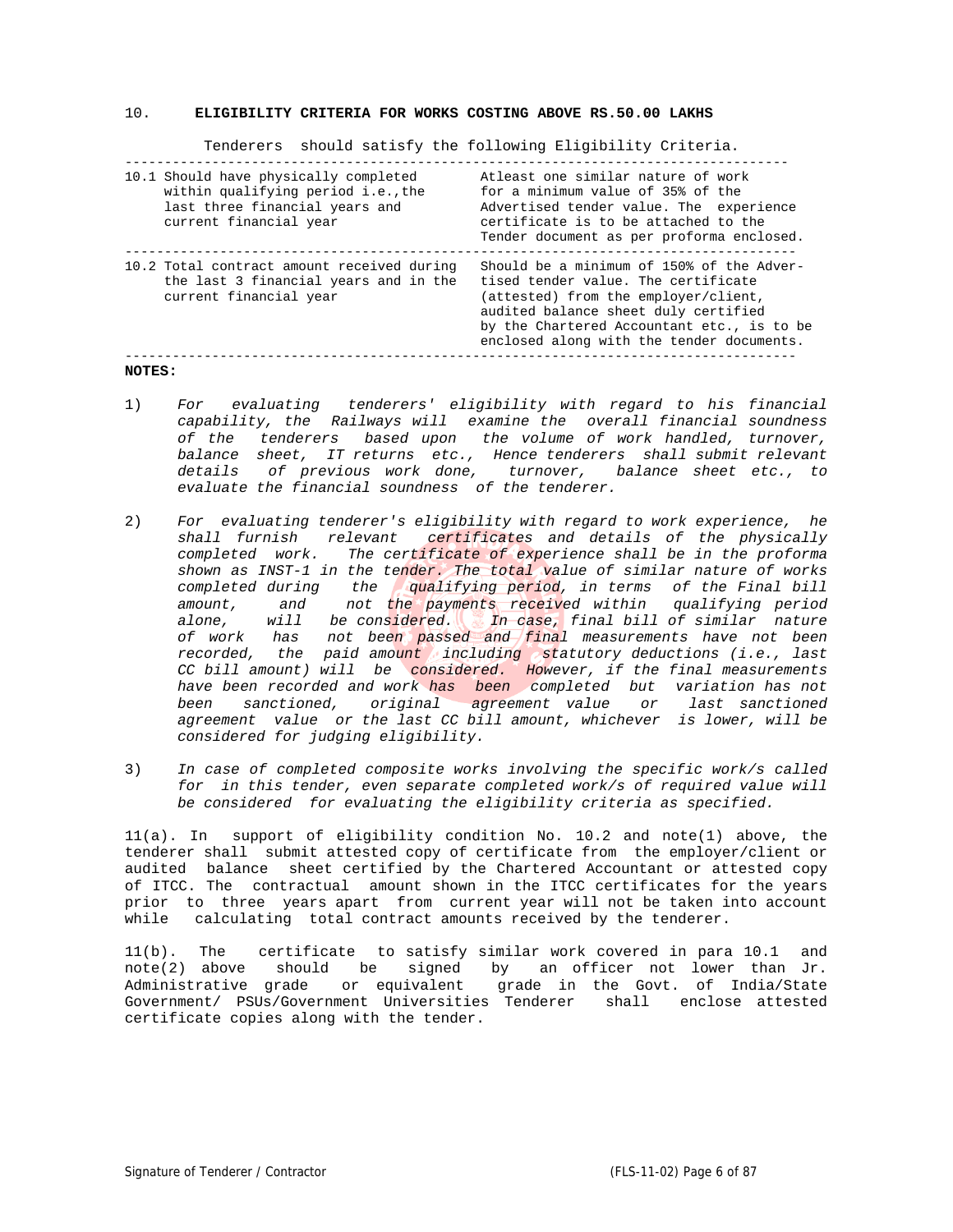## 10. ELIGIBILITY CRITERIA FOR WORKS COSTING ABOVE RS.50.00 LAKHS

Tenderers should satisfy the following Eligibility Criteria.

| | |
|---|---|
| 10.1 Should have physically completed within qualifying period i.e.,the last three financial years and current financial year | Atleast one similar nature of work for a minimum value of 35% of the Advertised tender value. The experience certificate is to be attached to the Tender document as per proforma enclosed. |
| 10.2 Total contract amount received during the last 3 financial years and in the current financial year | Should be a minimum of 150% of the Advertised tender value. The certificate (attested) from the employer/client, audited balance sheet duly certified by the Chartered Accountant etc., is to be enclosed along with the tender documents. |

**NOTES:**

1) *For evaluating tenderers' eligibility with regard to his financial capability, the Railways will examine the overall financial soundness of the tenderers based upon the volume of work handled, turnover, balance sheet, IT returns etc., Hence tenderers shall submit relevant details of previous work done, turnover, balance sheet etc., to evaluate the financial soundness of the tenderer.*

2) *For evaluating tenderer's eligibility with regard to work experience, he shall furnish relevant certificates and details of the physically completed work. The certificate of experience shall be in the proforma shown as INST-1 in the tender. The total value of similar nature of works completed during the qualifying period, in terms of the Final bill amount, and not the payments received within qualifying period alone, will be considered. In case, final bill of similar nature of work has not been passed and final measurements have not been recorded, the paid amount including statutory deductions (i.e., last CC bill amount) will be considered. However, if the final measurements have been recorded and work has been completed but variation has not been sanctioned, original agreement value or last sanctioned agreement value or the last CC bill amount, whichever is lower, will be considered for judging eligibility.*

3) *In case of completed composite works involving the specific work/s called for in this tender, even separate completed work/s of required value will be considered for evaluating the eligibility criteria as specified.*

11(a). In support of eligibility condition No. 10.2 and note(1) above, the tenderer shall submit attested copy of certificate from the employer/client or audited balance sheet certified by the Chartered Accountant or attested copy of ITCC. The contractual amount shown in the ITCC certificates for the years prior to three years apart from current year will not be taken into account while calculating total contract amounts received by the tenderer.

11(b). The certificate to satisfy similar work covered in para 10.1 and note(2) above should be signed by an officer not lower than Jr. Administrative grade or equivalent grade in the Govt. of India/State Government/ PSUs/Government Universities Tenderer shall enclose attested certificate copies along with the tender.

Signature of Tenderer / Contractor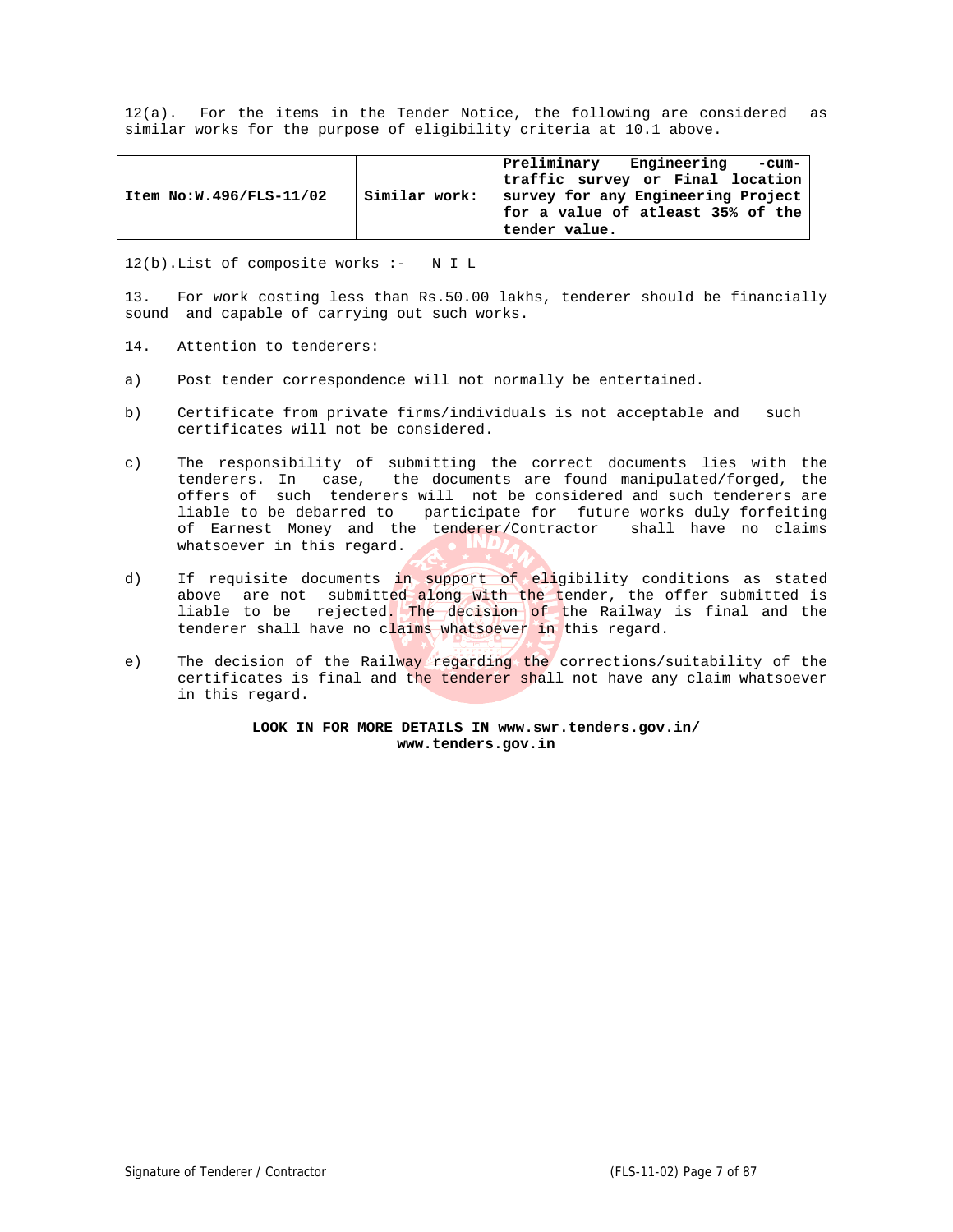12(a). For the items in the Tender Notice, the following are considered as similar works for the purpose of eligibility criteria at 10.1 above.

| | | |
|---|---|---|
| **Item No:W.496/FLS-11/02** | **Similar work:** | **Preliminary Engineering -cum-traffic survey or Final location survey for any Engineering Project for a value of atleast 35% of the tender value.** |

12(b).List of composite works :- N I L

13. For work costing less than Rs.50.00 lakhs, tenderer should be financially sound and capable of carrying out such works.

14. Attention to tenderers:

a) Post tender correspondence will not normally be entertained.

b) Certificate from private firms/individuals is not acceptable and such certificates will not be considered.

c) The responsibility of submitting the correct documents lies with the tenderers. In case, the documents are found manipulated/forged, the offers of such tenderers will not be considered and such tenderers are liable to be debarred to participate for future works duly forfeiting of Earnest Money and the tenderer/Contractor shall have no claims whatsoever in this regard.

d) If requisite documents in support of eligibility conditions as stated above are not submitted along with the tender, the offer submitted is liable to be rejected. The decision of the Railway is final and the tenderer shall have no claims whatsoever in this regard.

e) The decision of the Railway regarding the corrections/suitability of the certificates is final and the tenderer shall not have any claim whatsoever in this regard.

**LOOK IN FOR MORE DETAILS IN www.swr.tenders.gov.in/ www.tenders.gov.in**

Signature of Tenderer / Contractor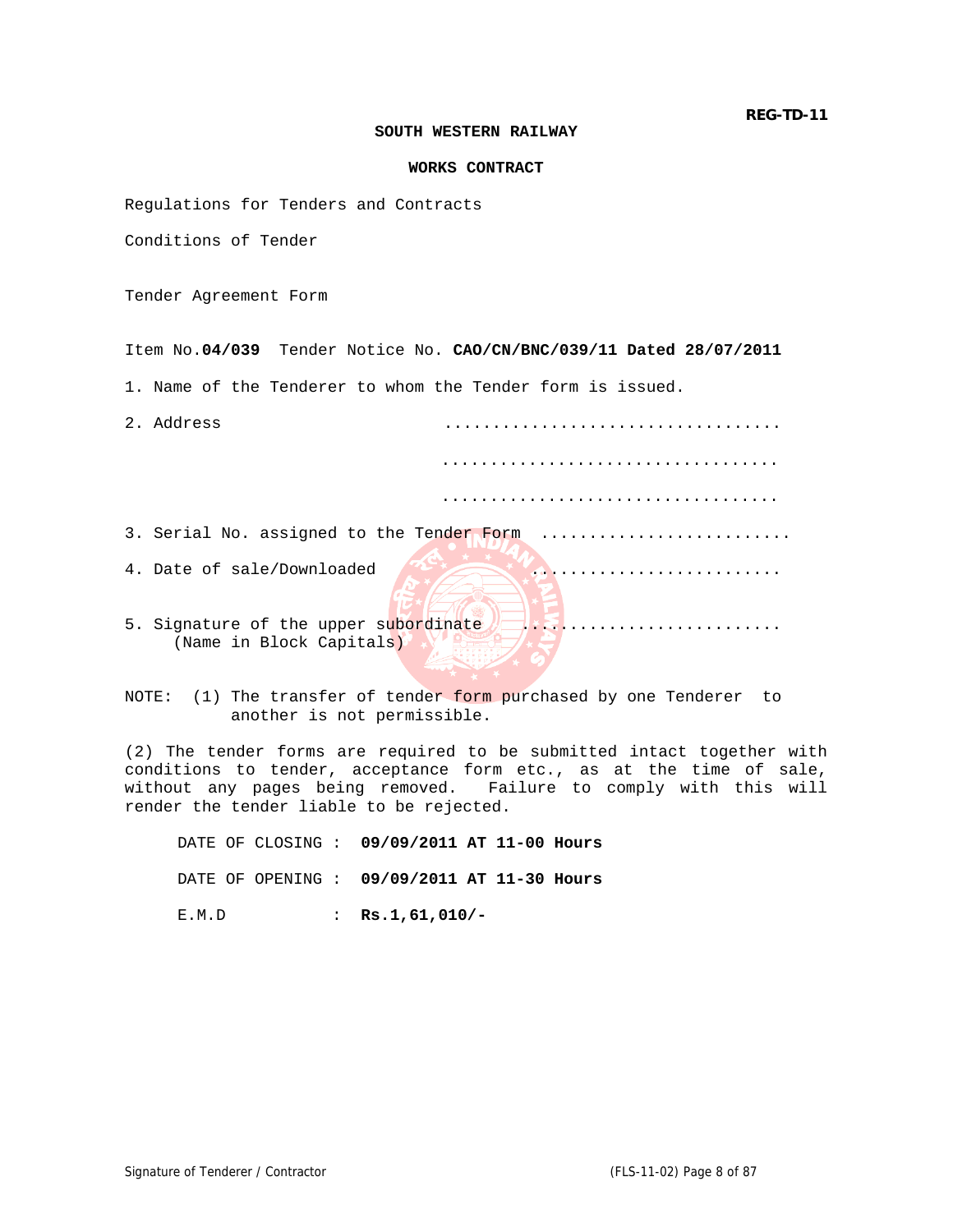REG-TD-11

# SOUTH WESTERN RAILWAY

## WORKS CONTRACT

Regulations for Tenders and Contracts

Conditions of Tender

Tender Agreement Form

Item No.**04/039** Tender Notice No. **CAO/CN/BNC/039/11 Dated 28/07/2011**

1. Name of the Tenderer to whom the Tender form is issued.

2. Address ..................................
..................................
..................................

3. Serial No. assigned to the Tender Form ..........................

4. Date of sale/Downloaded ..........................

5. Signature of the upper subordinate ..........................
   (Name in Block Capitals)

NOTE: (1) The transfer of tender form purchased by one Tenderer to another is not permissible.

(2) The tender forms are required to be submitted intact together with conditions to tender, acceptance form etc., as at the time of sale, without any pages being removed. Failure to comply with this will render the tender liable to be rejected.

DATE OF CLOSING : **09/09/2011 AT 11-00 Hours**

DATE OF OPENING : **09/09/2011 AT 11-30 Hours**

E.M.D : **Rs.1,61,010/-**

Signature of Tenderer / Contractor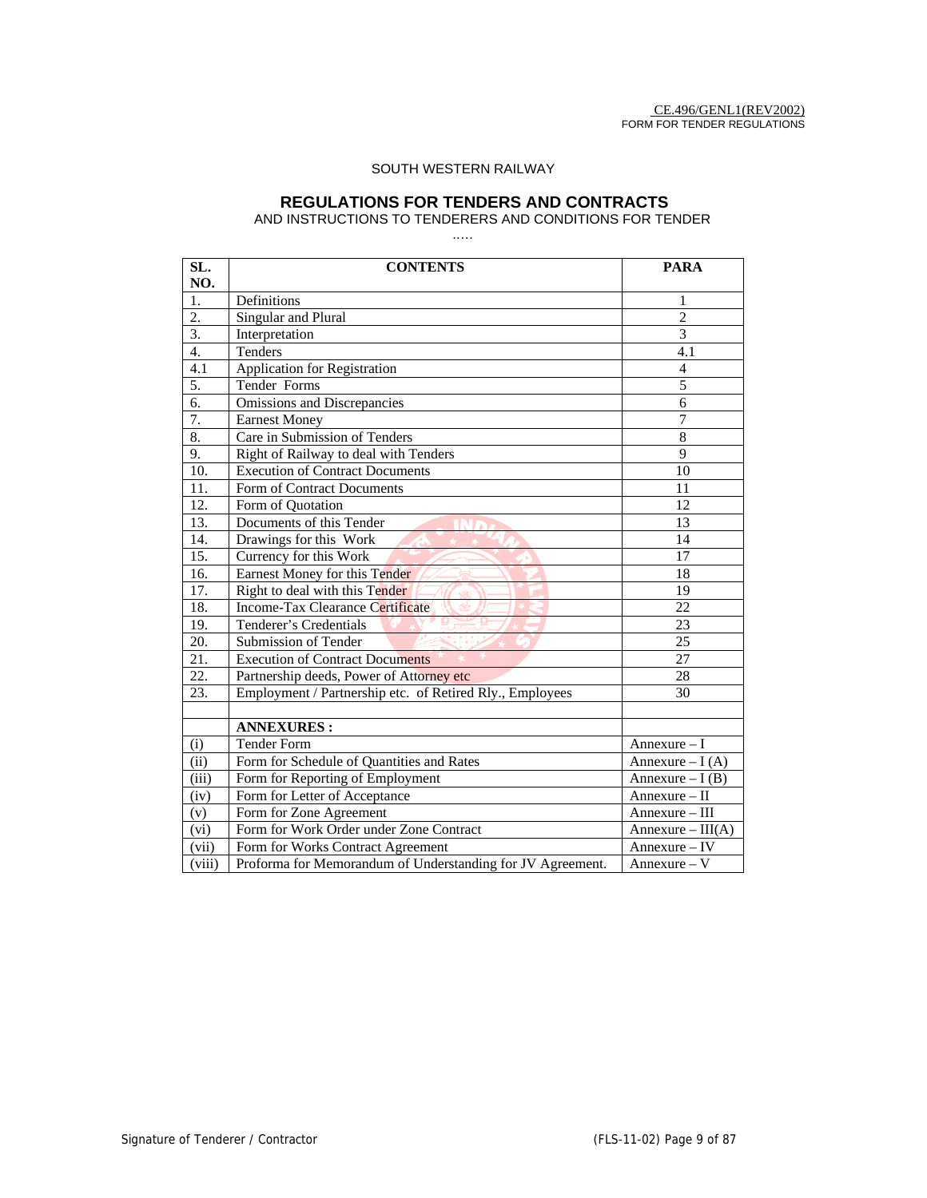CE.496/GENL1(REV2002)
FORM FOR TENDER REGULATIONS

SOUTH WESTERN RAILWAY

# REGULATIONS FOR TENDERS AND CONTRACTS

AND INSTRUCTIONS TO TENDERERS AND CONDITIONS FOR TENDER

.....

| SL. NO. | CONTENTS | PARA |
|---|---|---|
| 1. | Definitions | 1 |
| 2. | Singular and Plural | 2 |
| 3. | Interpretation | 3 |
| 4. | Tenders | 4.1 |
| 4.1 | Application for Registration | 4 |
| 5. | Tender Forms | 5 |
| 6. | Omissions and Discrepancies | 6 |
| 7. | Earnest Money | 7 |
| 8. | Care in Submission of Tenders | 8 |
| 9. | Right of Railway to deal with Tenders | 9 |
| 10. | Execution of Contract Documents | 10 |
| 11. | Form of Contract Documents | 11 |
| 12. | Form of Quotation | 12 |
| 13. | Documents of this Tender | 13 |
| 14. | Drawings for this Work | 14 |
| 15. | Currency for this Work | 17 |
| 16. | Earnest Money for this Tender | 18 |
| 17. | Right to deal with this Tender | 19 |
| 18. | Income-Tax Clearance Certificate | 22 |
| 19. | Tenderer's Credentials | 23 |
| 20. | Submission of Tender | 25 |
| 21. | Execution of Contract Documents | 27 |
| 22. | Partnership deeds, Power of Attorney etc | 28 |
| 23. | Employment / Partnership etc. of Retired Rly., Employees | 30 |
| | | |
| | **ANNEXURES :** | |
| (i) | Tender Form | Annexure – I |
| (ii) | Form for Schedule of Quantities and Rates | Annexure – I (A) |
| (iii) | Form for Reporting of Employment | Annexure – I (B) |
| (iv) | Form for Letter of Acceptance | Annexure – II |
| (v) | Form for Zone Agreement | Annexure – III |
| (vi) | Form for Work Order under Zone Contract | Annexure – III(A) |
| (vii) | Form for Works Contract Agreement | Annexure – IV |
| (viii) | Proforma for Memorandum of Understanding for JV Agreement. | Annexure – V |

Signature of Tenderer / Contractor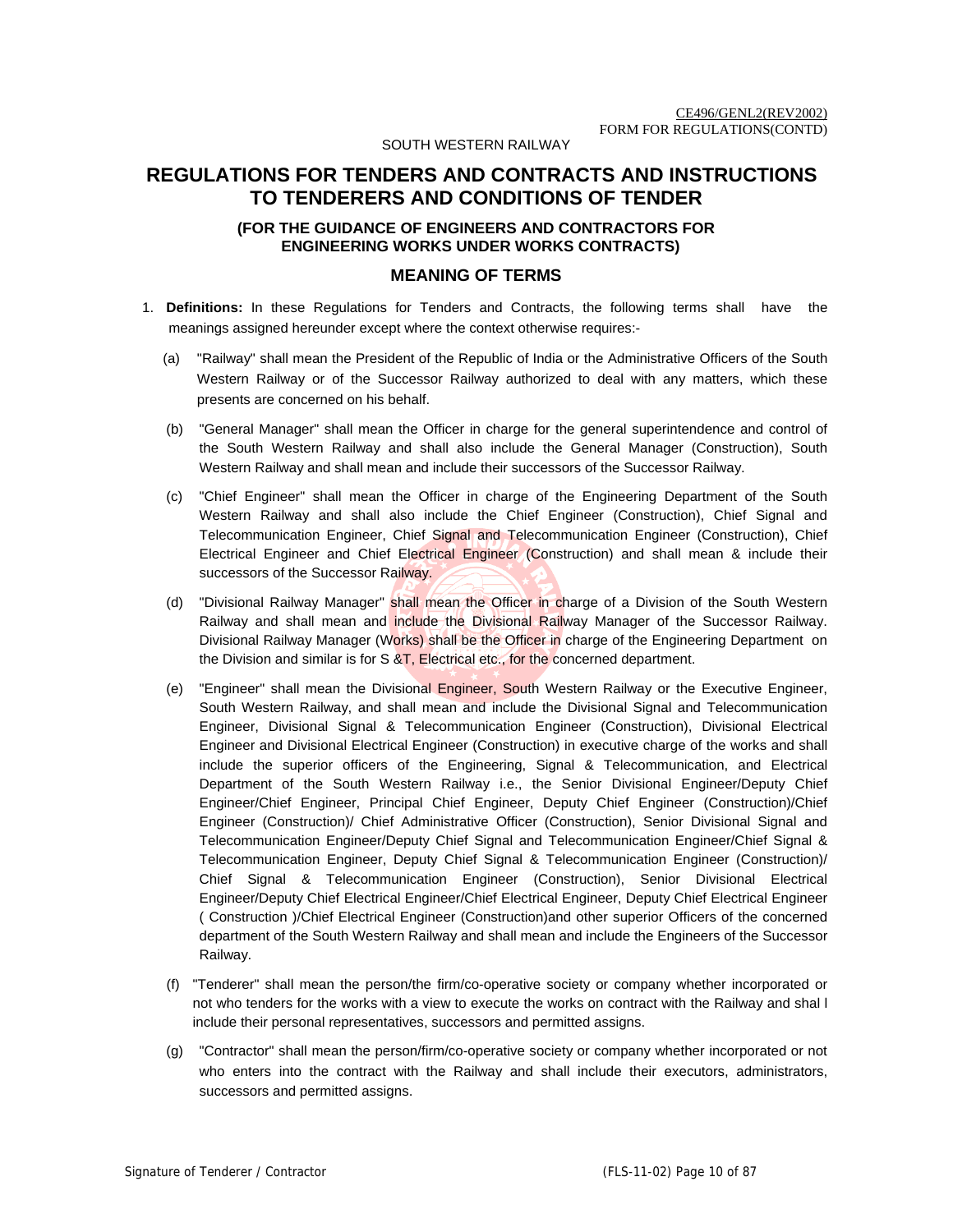CE496/GENL2(REV2002)
FORM FOR REGULATIONS(CONTD)

SOUTH WESTERN RAILWAY

# REGULATIONS FOR TENDERS AND CONTRACTS AND INSTRUCTIONS TO TENDERERS AND CONDITIONS OF TENDER

### (FOR THE GUIDANCE OF ENGINEERS AND CONTRACTORS FOR ENGINEERING WORKS UNDER WORKS CONTRACTS)

## MEANING OF TERMS

1. **Definitions:** In these Regulations for Tenders and Contracts, the following terms shall have the meanings assigned hereunder except where the context otherwise requires:-

   (a) "Railway" shall mean the President of the Republic of India or the Administrative Officers of the South Western Railway or of the Successor Railway authorized to deal with any matters, which these presents are concerned on his behalf.

   (b) "General Manager" shall mean the Officer in charge for the general superintendence and control of the South Western Railway and shall also include the General Manager (Construction), South Western Railway and shall mean and include their successors of the Successor Railway.

   (c) "Chief Engineer" shall mean the Officer in charge of the Engineering Department of the South Western Railway and shall also include the Chief Engineer (Construction), Chief Signal and Telecommunication Engineer, Chief Signal and Telecommunication Engineer (Construction), Chief Electrical Engineer and Chief Electrical Engineer (Construction) and shall mean & include their successors of the Successor Railway.

   (d) "Divisional Railway Manager" shall mean the Officer in charge of a Division of the South Western Railway and shall mean and include the Divisional Railway Manager of the Successor Railway. Divisional Railway Manager (Works) shall be the Officer in charge of the Engineering Department on the Division and similar is for S &T, Electrical etc., for the concerned department.

   (e) "Engineer" shall mean the Divisional Engineer, South Western Railway or the Executive Engineer, South Western Railway, and shall mean and include the Divisional Signal and Telecommunication Engineer, Divisional Signal & Telecommunication Engineer (Construction), Divisional Electrical Engineer and Divisional Electrical Engineer (Construction) in executive charge of the works and shall include the superior officers of the Engineering, Signal & Telecommunication, and Electrical Department of the South Western Railway i.e., the Senior Divisional Engineer/Deputy Chief Engineer/Chief Engineer, Principal Chief Engineer, Deputy Chief Engineer (Construction)/Chief Engineer (Construction)/ Chief Administrative Officer (Construction), Senior Divisional Signal and Telecommunication Engineer/Deputy Chief Signal and Telecommunication Engineer/Chief Signal & Telecommunication Engineer, Deputy Chief Signal & Telecommunication Engineer (Construction)/ Chief Signal & Telecommunication Engineer (Construction), Senior Divisional Electrical Engineer/Deputy Chief Electrical Engineer/Chief Electrical Engineer, Deputy Chief Electrical Engineer ( Construction )/Chief Electrical Engineer (Construction)and other superior Officers of the concerned department of the South Western Railway and shall mean and include the Engineers of the Successor Railway.

   (f) "Tenderer" shall mean the person/the firm/co-operative society or company whether incorporated or not who tenders for the works with a view to execute the works on contract with the Railway and shal l include their personal representatives, successors and permitted assigns.

   (g) "Contractor" shall mean the person/firm/co-operative society or company whether incorporated or not who enters into the contract with the Railway and shall include their executors, administrators, successors and permitted assigns.

Signature of Tenderer / Contractor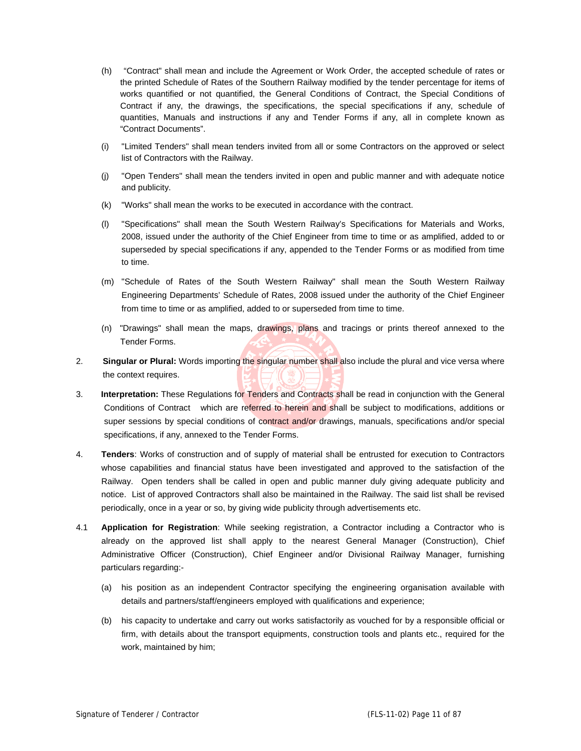(h) "Contract" shall mean and include the Agreement or Work Order, the accepted schedule of rates or the printed Schedule of Rates of the Southern Railway modified by the tender percentage for items of works quantified or not quantified, the General Conditions of Contract, the Special Conditions of Contract if any, the drawings, the specifications, the special specifications if any, schedule of quantities, Manuals and instructions if any and Tender Forms if any, all in complete known as "Contract Documents".

(i) "Limited Tenders" shall mean tenders invited from all or some Contractors on the approved or select list of Contractors with the Railway.

(j) "Open Tenders" shall mean the tenders invited in open and public manner and with adequate notice and publicity.

(k) "Works" shall mean the works to be executed in accordance with the contract.

(l) "Specifications" shall mean the South Western Railway's Specifications for Materials and Works, 2008, issued under the authority of the Chief Engineer from time to time or as amplified, added to or superseded by special specifications if any, appended to the Tender Forms or as modified from time to time.

(m) "Schedule of Rates of the South Western Railway" shall mean the South Western Railway Engineering Departments' Schedule of Rates, 2008 issued under the authority of the Chief Engineer from time to time or as amplified, added to or superseded from time to time.

(n) "Drawings" shall mean the maps, drawings, plans and tracings or prints thereof annexed to the Tender Forms.

2. **Singular or Plural:** Words importing the singular number shall also include the plural and vice versa where the context requires.

3. **Interpretation:** These Regulations for Tenders and Contracts shall be read in conjunction with the General Conditions of Contract which are referred to herein and shall be subject to modifications, additions or super sessions by special conditions of contract and/or drawings, manuals, specifications and/or special specifications, if any, annexed to the Tender Forms.

4. **Tenders**: Works of construction and of supply of material shall be entrusted for execution to Contractors whose capabilities and financial status have been investigated and approved to the satisfaction of the Railway. Open tenders shall be called in open and public manner duly giving adequate publicity and notice. List of approved Contractors shall also be maintained in the Railway. The said list shall be revised periodically, once in a year or so, by giving wide publicity through advertisements etc.

4.1 **Application for Registration**: While seeking registration, a Contractor including a Contractor who is already on the approved list shall apply to the nearest General Manager (Construction), Chief Administrative Officer (Construction), Chief Engineer and/or Divisional Railway Manager, furnishing particulars regarding:-

(a) his position as an independent Contractor specifying the engineering organisation available with details and partners/staff/engineers employed with qualifications and experience;

(b) his capacity to undertake and carry out works satisfactorily as vouched for by a responsible official or firm, with details about the transport equipments, construction tools and plants etc., required for the work, maintained by him;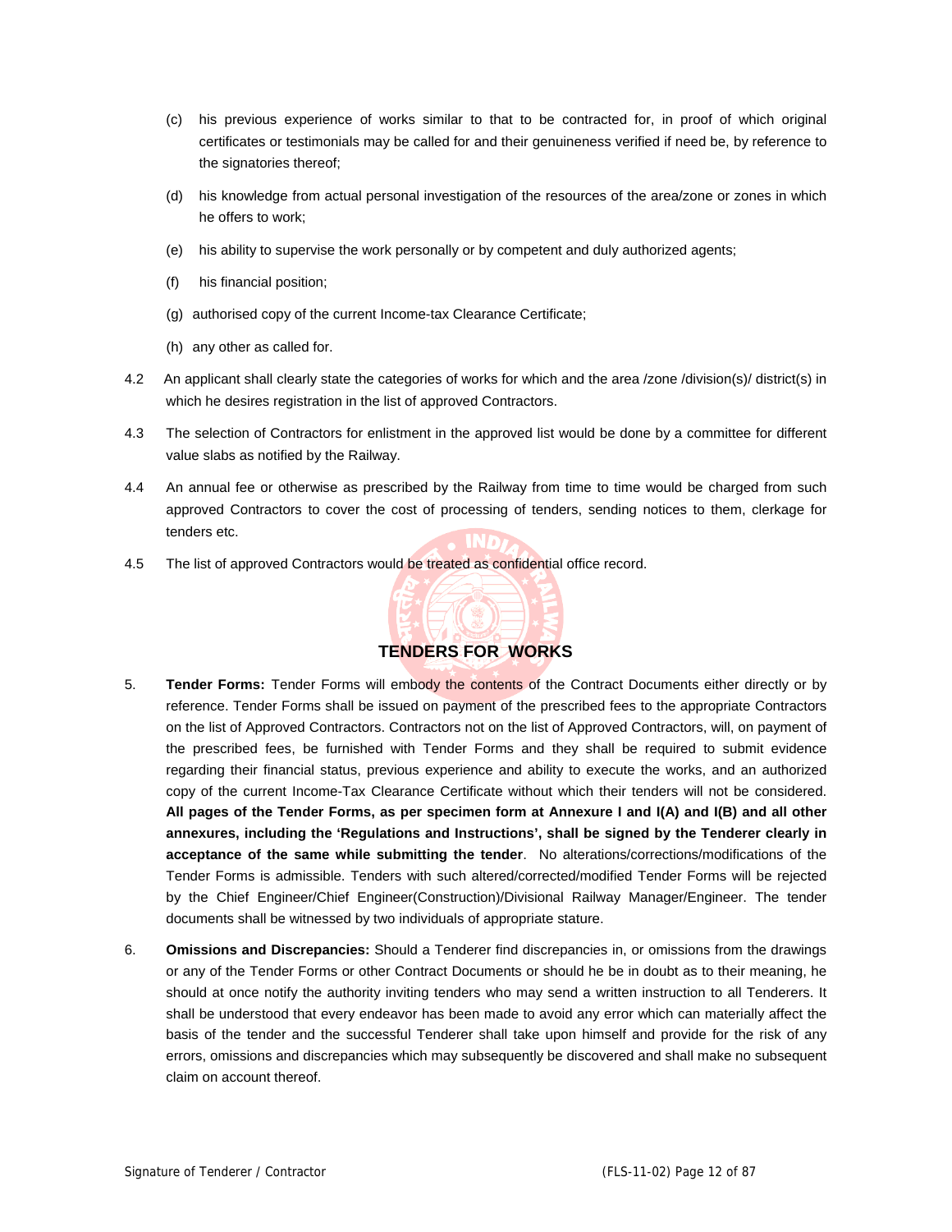(c) his previous experience of works similar to that to be contracted for, in proof of which original certificates or testimonials may be called for and their genuineness verified if need be, by reference to the signatories thereof;

(d) his knowledge from actual personal investigation of the resources of the area/zone or zones in which he offers to work;

(e) his ability to supervise the work personally or by competent and duly authorized agents;

(f) his financial position;

(g) authorised copy of the current Income-tax Clearance Certificate;

(h) any other as called for.

4.2 An applicant shall clearly state the categories of works for which and the area /zone /division(s)/ district(s) in which he desires registration in the list of approved Contractors.

4.3 The selection of Contractors for enlistment in the approved list would be done by a committee for different value slabs as notified by the Railway.

4.4 An annual fee or otherwise as prescribed by the Railway from time to time would be charged from such approved Contractors to cover the cost of processing of tenders, sending notices to them, clerkage for tenders etc.

4.5 The list of approved Contractors would be treated as confidential office record.

## TENDERS FOR WORKS

5. **Tender Forms:** Tender Forms will embody the contents of the Contract Documents either directly or by reference. Tender Forms shall be issued on payment of the prescribed fees to the appropriate Contractors on the list of Approved Contractors. Contractors not on the list of Approved Contractors, will, on payment of the prescribed fees, be furnished with Tender Forms and they shall be required to submit evidence regarding their financial status, previous experience and ability to execute the works, and an authorized copy of the current Income-Tax Clearance Certificate without which their tenders will not be considered. **All pages of the Tender Forms, as per specimen form at Annexure I and I(A) and I(B) and all other annexures, including the 'Regulations and Instructions', shall be signed by the Tenderer clearly in acceptance of the same while submitting the tender**. No alterations/corrections/modifications of the Tender Forms is admissible. Tenders with such altered/corrected/modified Tender Forms will be rejected by the Chief Engineer/Chief Engineer(Construction)/Divisional Railway Manager/Engineer. The tender documents shall be witnessed by two individuals of appropriate stature.

6. **Omissions and Discrepancies:** Should a Tenderer find discrepancies in, or omissions from the drawings or any of the Tender Forms or other Contract Documents or should he be in doubt as to their meaning, he should at once notify the authority inviting tenders who may send a written instruction to all Tenderers. It shall be understood that every endeavor has been made to avoid any error which can materially affect the basis of the tender and the successful Tenderer shall take upon himself and provide for the risk of any errors, omissions and discrepancies which may subsequently be discovered and shall make no subsequent claim on account thereof.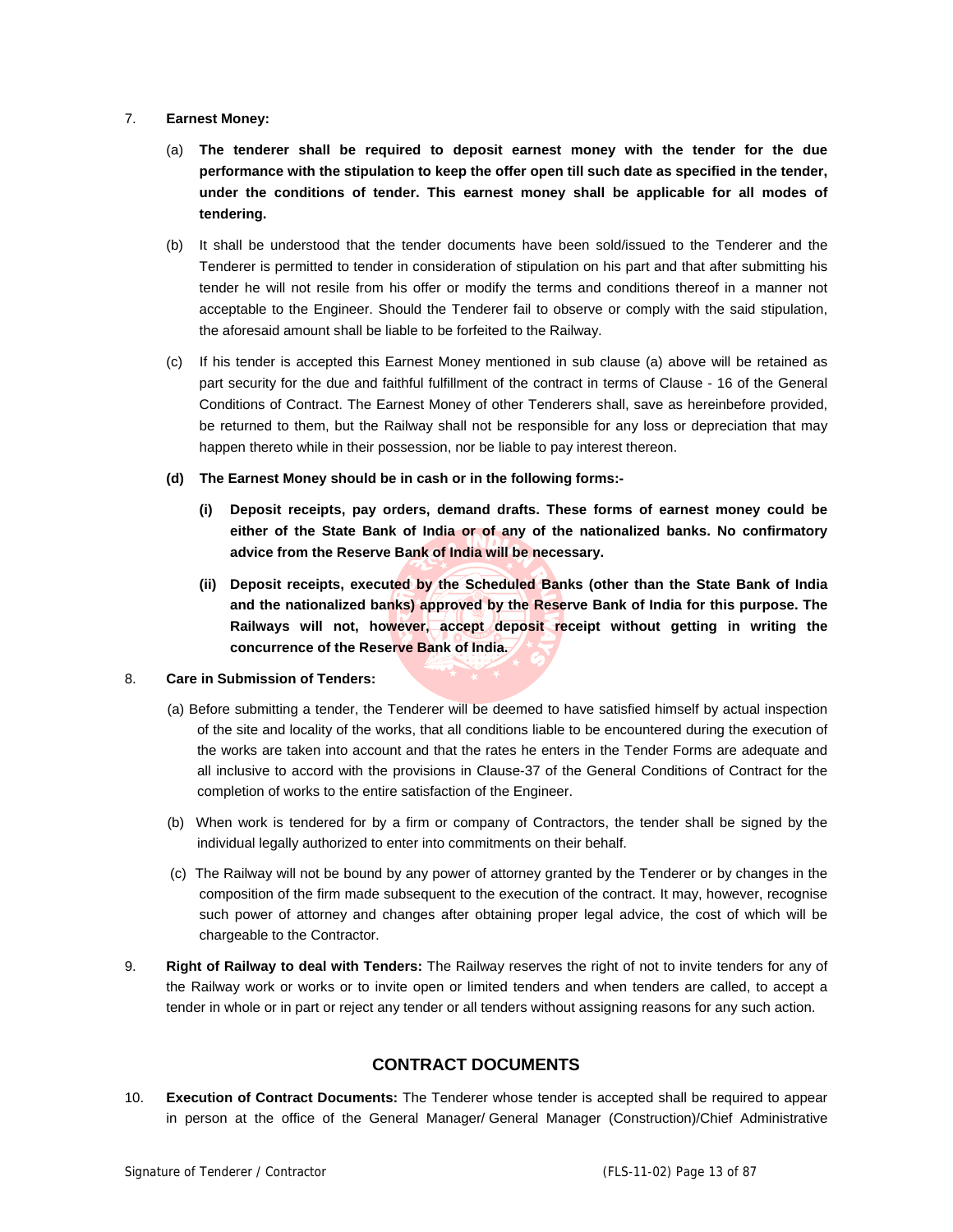7. **Earnest Money:**

   (a) **The tenderer shall be required to deposit earnest money with the tender for the due performance with the stipulation to keep the offer open till such date as specified in the tender, under the conditions of tender. This earnest money shall be applicable for all modes of tendering.**

   (b) It shall be understood that the tender documents have been sold/issued to the Tenderer and the Tenderer is permitted to tender in consideration of stipulation on his part and that after submitting his tender he will not resile from his offer or modify the terms and conditions thereof in a manner not acceptable to the Engineer. Should the Tenderer fail to observe or comply with the said stipulation, the aforesaid amount shall be liable to be forfeited to the Railway.

   (c) If his tender is accepted this Earnest Money mentioned in sub clause (a) above will be retained as part security for the due and faithful fulfillment of the contract in terms of Clause - 16 of the General Conditions of Contract. The Earnest Money of other Tenderers shall, save as hereinbefore provided, be returned to them, but the Railway shall not be responsible for any loss or depreciation that may happen thereto while in their possession, nor be liable to pay interest thereon.

   **(d) The Earnest Money should be in cash or in the following forms:-**

   **(i) Deposit receipts, pay orders, demand drafts. These forms of earnest money could be either of the State Bank of India or of any of the nationalized banks. No confirmatory advice from the Reserve Bank of India will be necessary.**

   **(ii) Deposit receipts, executed by the Scheduled Banks (other than the State Bank of India and the nationalized banks) approved by the Reserve Bank of India for this purpose. The Railways will not, however, accept deposit receipt without getting in writing the concurrence of the Reserve Bank of India.**

8. **Care in Submission of Tenders:**

   (a) Before submitting a tender, the Tenderer will be deemed to have satisfied himself by actual inspection of the site and locality of the works, that all conditions liable to be encountered during the execution of the works are taken into account and that the rates he enters in the Tender Forms are adequate and all inclusive to accord with the provisions in Clause-37 of the General Conditions of Contract for the completion of works to the entire satisfaction of the Engineer.

   (b) When work is tendered for by a firm or company of Contractors, the tender shall be signed by the individual legally authorized to enter into commitments on their behalf.

   (c) The Railway will not be bound by any power of attorney granted by the Tenderer or by changes in the composition of the firm made subsequent to the execution of the contract. It may, however, recognise such power of attorney and changes after obtaining proper legal advice, the cost of which will be chargeable to the Contractor.

9. **Right of Railway to deal with Tenders:** The Railway reserves the right of not to invite tenders for any of the Railway work or works or to invite open or limited tenders and when tenders are called, to accept a tender in whole or in part or reject any tender or all tenders without assigning reasons for any such action.

## CONTRACT DOCUMENTS

10. **Execution of Contract Documents:** The Tenderer whose tender is accepted shall be required to appear in person at the office of the General Manager/ General Manager (Construction)/Chief Administrative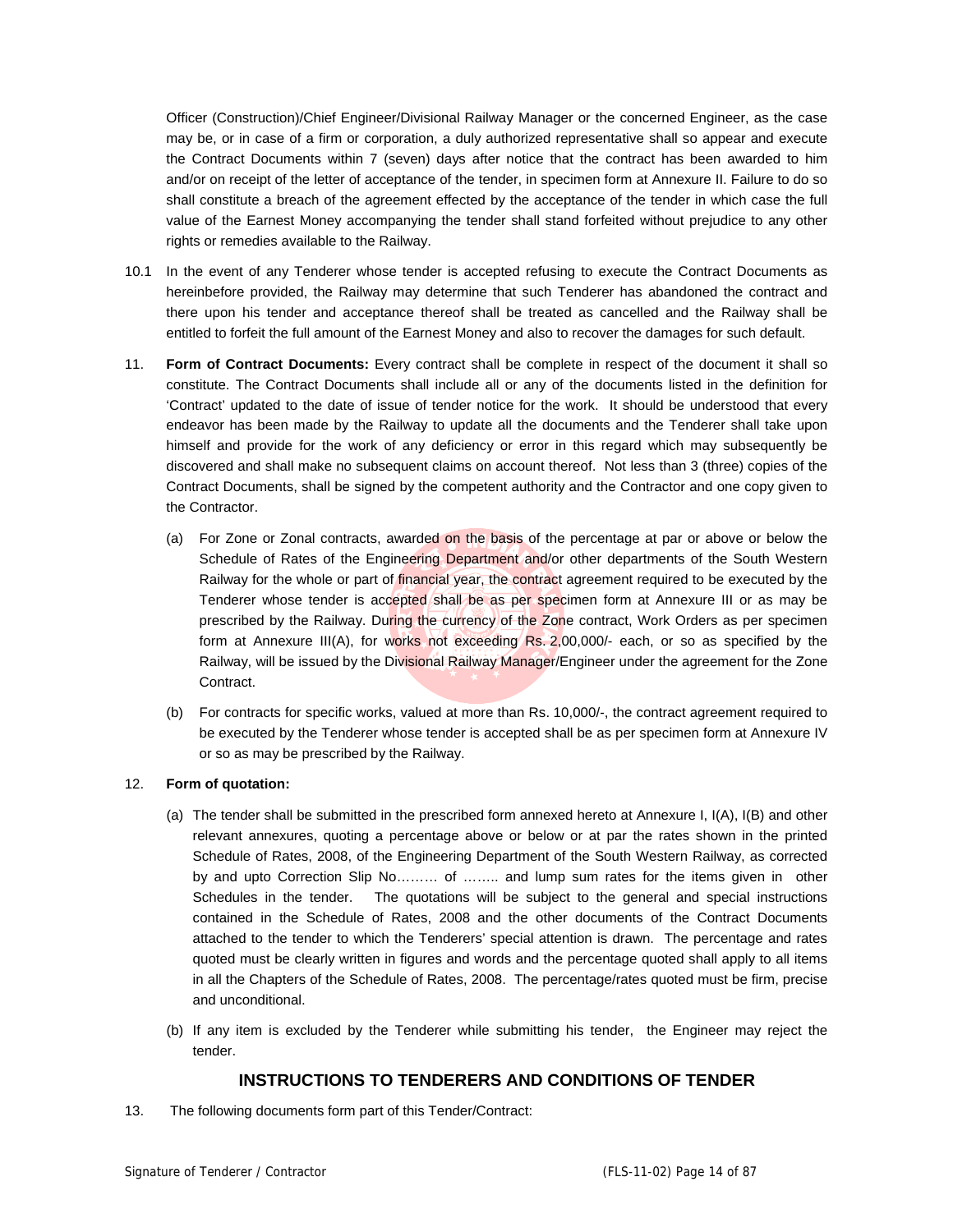Officer (Construction)/Chief Engineer/Divisional Railway Manager or the concerned Engineer, as the case may be, or in case of a firm or corporation, a duly authorized representative shall so appear and execute the Contract Documents within 7 (seven) days after notice that the contract has been awarded to him and/or on receipt of the letter of acceptance of the tender, in specimen form at Annexure II. Failure to do so shall constitute a breach of the agreement effected by the acceptance of the tender in which case the full value of the Earnest Money accompanying the tender shall stand forfeited without prejudice to any other rights or remedies available to the Railway.

10.1 In the event of any Tenderer whose tender is accepted refusing to execute the Contract Documents as hereinbefore provided, the Railway may determine that such Tenderer has abandoned the contract and there upon his tender and acceptance thereof shall be treated as cancelled and the Railway shall be entitled to forfeit the full amount of the Earnest Money and also to recover the damages for such default.

11. **Form of Contract Documents:** Every contract shall be complete in respect of the document it shall so constitute. The Contract Documents shall include all or any of the documents listed in the definition for 'Contract' updated to the date of issue of tender notice for the work. It should be understood that every endeavor has been made by the Railway to update all the documents and the Tenderer shall take upon himself and provide for the work of any deficiency or error in this regard which may subsequently be discovered and shall make no subsequent claims on account thereof. Not less than 3 (three) copies of the Contract Documents, shall be signed by the competent authority and the Contractor and one copy given to the Contractor.

   (a) For Zone or Zonal contracts, awarded on the basis of the percentage at par or above or below the Schedule of Rates of the Engineering Department and/or other departments of the South Western Railway for the whole or part of financial year, the contract agreement required to be executed by the Tenderer whose tender is accepted shall be as per specimen form at Annexure III or as may be prescribed by the Railway. During the currency of the Zone contract, Work Orders as per specimen form at Annexure III(A), for works not exceeding Rs. 2,00,000/- each, or so as specified by the Railway, will be issued by the Divisional Railway Manager/Engineer under the agreement for the Zone Contract.

   (b) For contracts for specific works, valued at more than Rs. 10,000/-, the contract agreement required to be executed by the Tenderer whose tender is accepted shall be as per specimen form at Annexure IV or so as may be prescribed by the Railway.

12. **Form of quotation:**

   (a) The tender shall be submitted in the prescribed form annexed hereto at Annexure I, I(A), I(B) and other relevant annexures, quoting a percentage above or below or at par the rates shown in the printed Schedule of Rates, 2008, of the Engineering Department of the South Western Railway, as corrected by and upto Correction Slip No……… of …….. and lump sum rates for the items given in other Schedules in the tender. The quotations will be subject to the general and special instructions contained in the Schedule of Rates, 2008 and the other documents of the Contract Documents attached to the tender to which the Tenderers' special attention is drawn. The percentage and rates quoted must be clearly written in figures and words and the percentage quoted shall apply to all items in all the Chapters of the Schedule of Rates, 2008. The percentage/rates quoted must be firm, precise and unconditional.

   (b) If any item is excluded by the Tenderer while submitting his tender, the Engineer may reject the tender.

## INSTRUCTIONS TO TENDERERS AND CONDITIONS OF TENDER

13. The following documents form part of this Tender/Contract: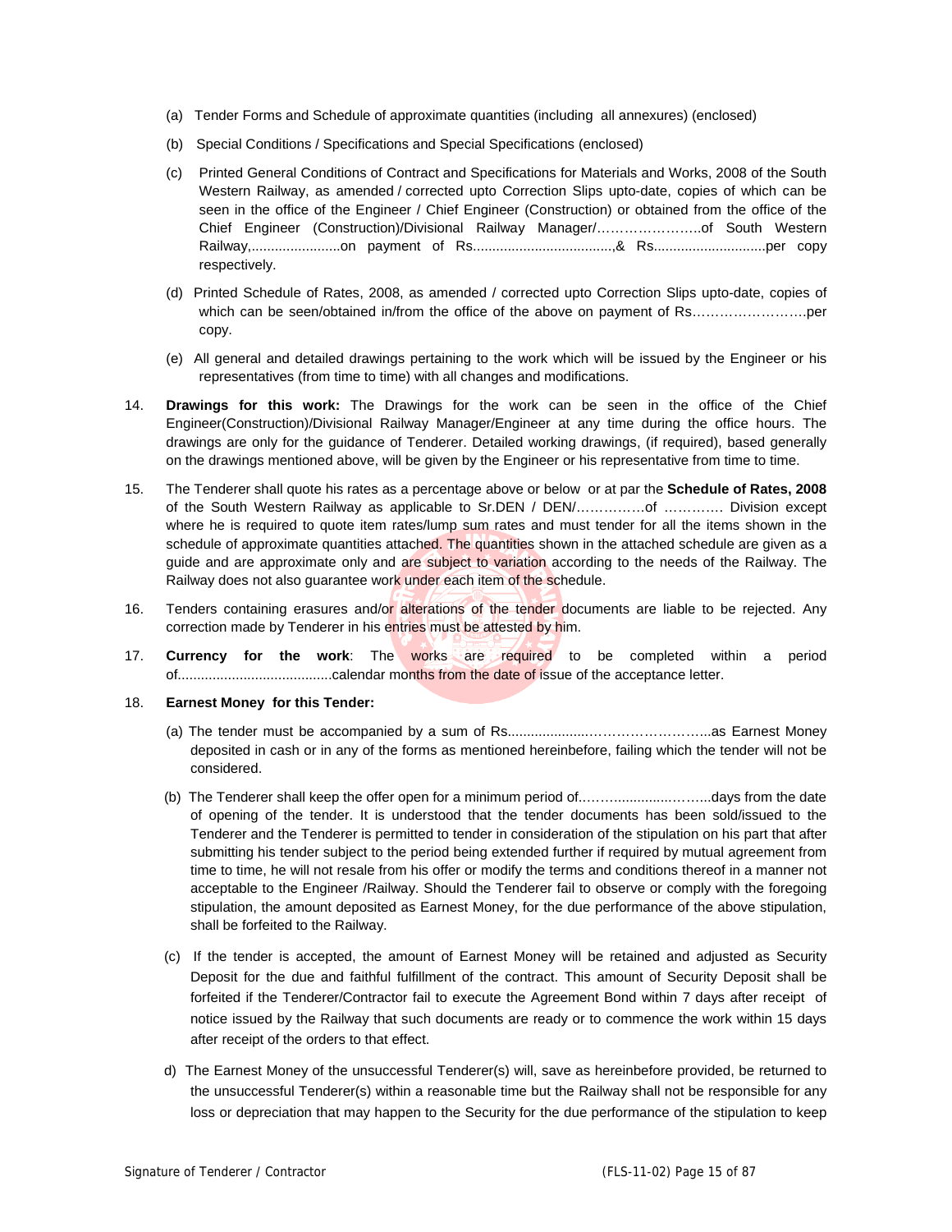(a) Tender Forms and Schedule of approximate quantities (including all annexures) (enclosed)

(b) Special Conditions / Specifications and Special Specifications (enclosed)

(c) Printed General Conditions of Contract and Specifications for Materials and Works, 2008 of the South Western Railway, as amended / corrected upto Correction Slips upto-date, copies of which can be seen in the office of the Engineer / Chief Engineer (Construction) or obtained from the office of the Chief Engineer (Construction)/Divisional Railway Manager/…………………..of South Western Railway,.......................on payment of Rs....................................,& Rs............................per copy respectively.

(d) Printed Schedule of Rates, 2008, as amended / corrected upto Correction Slips upto-date, copies of which can be seen/obtained in/from the office of the above on payment of Rs……………………..per copy.

(e) All general and detailed drawings pertaining to the work which will be issued by the Engineer or his representatives (from time to time) with all changes and modifications.

14. **Drawings for this work:** The Drawings for the work can be seen in the office of the Chief Engineer(Construction)/Divisional Railway Manager/Engineer at any time during the office hours. The drawings are only for the guidance of Tenderer. Detailed working drawings, (if required), based generally on the drawings mentioned above, will be given by the Engineer or his representative from time to time.

15. The Tenderer shall quote his rates as a percentage above or below or at par the **Schedule of Rates, 2008** of the South Western Railway as applicable to Sr.DEN / DEN/……………of …………. Division except where he is required to quote item rates/lump sum rates and must tender for all the items shown in the schedule of approximate quantities attached. The quantities shown in the attached schedule are given as a guide and are approximate only and are subject to variation according to the needs of the Railway. The Railway does not also guarantee work under each item of the schedule.

16. Tenders containing erasures and/or alterations of the tender documents are liable to be rejected. Any correction made by Tenderer in his entries must be attested by him.

17. **Currency for the work**: The works are required to be completed within a period of........................................calendar months from the date of issue of the acceptance letter.

18. **Earnest Money for this Tender:**

(a) The tender must be accompanied by a sum of Rs....................……………………...as Earnest Money deposited in cash or in any of the forms as mentioned hereinbefore, failing which the tender will not be considered.

(b) The Tenderer shall keep the offer open for a minimum period of..…….................……..days from the date of opening of the tender. It is understood that the tender documents has been sold/issued to the Tenderer and the Tenderer is permitted to tender in consideration of the stipulation on his part that after submitting his tender subject to the period being extended further if required by mutual agreement from time to time, he will not resale from his offer or modify the terms and conditions thereof in a manner not acceptable to the Engineer /Railway. Should the Tenderer fail to observe or comply with the foregoing stipulation, the amount deposited as Earnest Money, for the due performance of the above stipulation, shall be forfeited to the Railway.

(c) If the tender is accepted, the amount of Earnest Money will be retained and adjusted as Security Deposit for the due and faithful fulfillment of the contract. This amount of Security Deposit shall be forfeited if the Tenderer/Contractor fail to execute the Agreement Bond within 7 days after receipt of notice issued by the Railway that such documents are ready or to commence the work within 15 days after receipt of the orders to that effect.

d) The Earnest Money of the unsuccessful Tenderer(s) will, save as hereinbefore provided, be returned to the unsuccessful Tenderer(s) within a reasonable time but the Railway shall not be responsible for any loss or depreciation that may happen to the Security for the due performance of the stipulation to keep

Signature of Tenderer / Contractor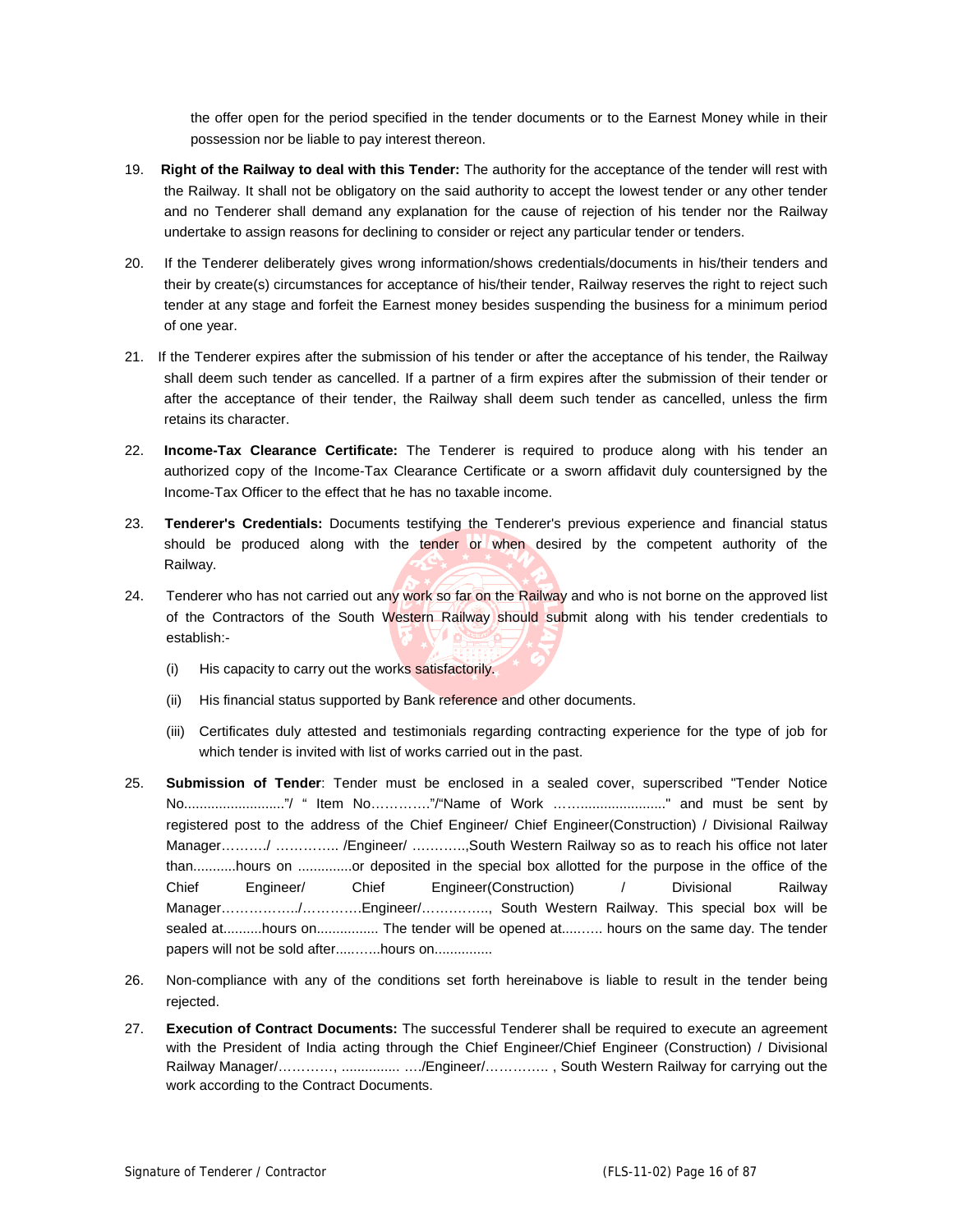the offer open for the period specified in the tender documents or to the Earnest Money while in their possession nor be liable to pay interest thereon.

19. **Right of the Railway to deal with this Tender:** The authority for the acceptance of the tender will rest with the Railway. It shall not be obligatory on the said authority to accept the lowest tender or any other tender and no Tenderer shall demand any explanation for the cause of rejection of his tender nor the Railway undertake to assign reasons for declining to consider or reject any particular tender or tenders.

20. If the Tenderer deliberately gives wrong information/shows credentials/documents in his/their tenders and their by create(s) circumstances for acceptance of his/their tender, Railway reserves the right to reject such tender at any stage and forfeit the Earnest money besides suspending the business for a minimum period of one year.

21. If the Tenderer expires after the submission of his tender or after the acceptance of his tender, the Railway shall deem such tender as cancelled. If a partner of a firm expires after the submission of their tender or after the acceptance of their tender, the Railway shall deem such tender as cancelled, unless the firm retains its character.

22. **Income-Tax Clearance Certificate:** The Tenderer is required to produce along with his tender an authorized copy of the Income-Tax Clearance Certificate or a sworn affidavit duly countersigned by the Income-Tax Officer to the effect that he has no taxable income.

23. **Tenderer's Credentials:** Documents testifying the Tenderer's previous experience and financial status should be produced along with the tender or when desired by the competent authority of the Railway.

24. Tenderer who has not carried out any work so far on the Railway and who is not borne on the approved list of the Contractors of the South Western Railway should submit along with his tender credentials to establish:-

    (i) His capacity to carry out the works satisfactorily.

    (ii) His financial status supported by Bank reference and other documents.

    (iii) Certificates duly attested and testimonials regarding contracting experience for the type of job for which tender is invited with list of works carried out in the past.

25. **Submission of Tender**: Tender must be enclosed in a sealed cover, superscribed "Tender Notice No.........................."/ " Item No…………."/"Name of Work …….......................". and must be sent by registered post to the address of the Chief Engineer/ Chief Engineer(Construction) / Divisional Railway Manager………/ ………….. /Engineer/ ………..,South Western Railway so as to reach his office not later than...........hours on ..............or deposited in the special box allotted for the purpose in the office of the Chief Engineer/ Chief Engineer(Construction) / Divisional Railway Manager……………../………….Engineer/………….., South Western Railway. This special box will be sealed at..........hours on................ The tender will be opened at....…... hours on the same day. The tender papers will not be sold after....…...hours on...............

26. Non-compliance with any of the conditions set forth hereinabove is liable to result in the tender being rejected.

27. **Execution of Contract Documents:** The successful Tenderer shall be required to execute an agreement with the President of India acting through the Chief Engineer/Chief Engineer (Construction) / Divisional Railway Manager/…………, ............... …./Engineer/………….. , South Western Railway for carrying out the work according to the Contract Documents.

Signature of Tenderer / Contractor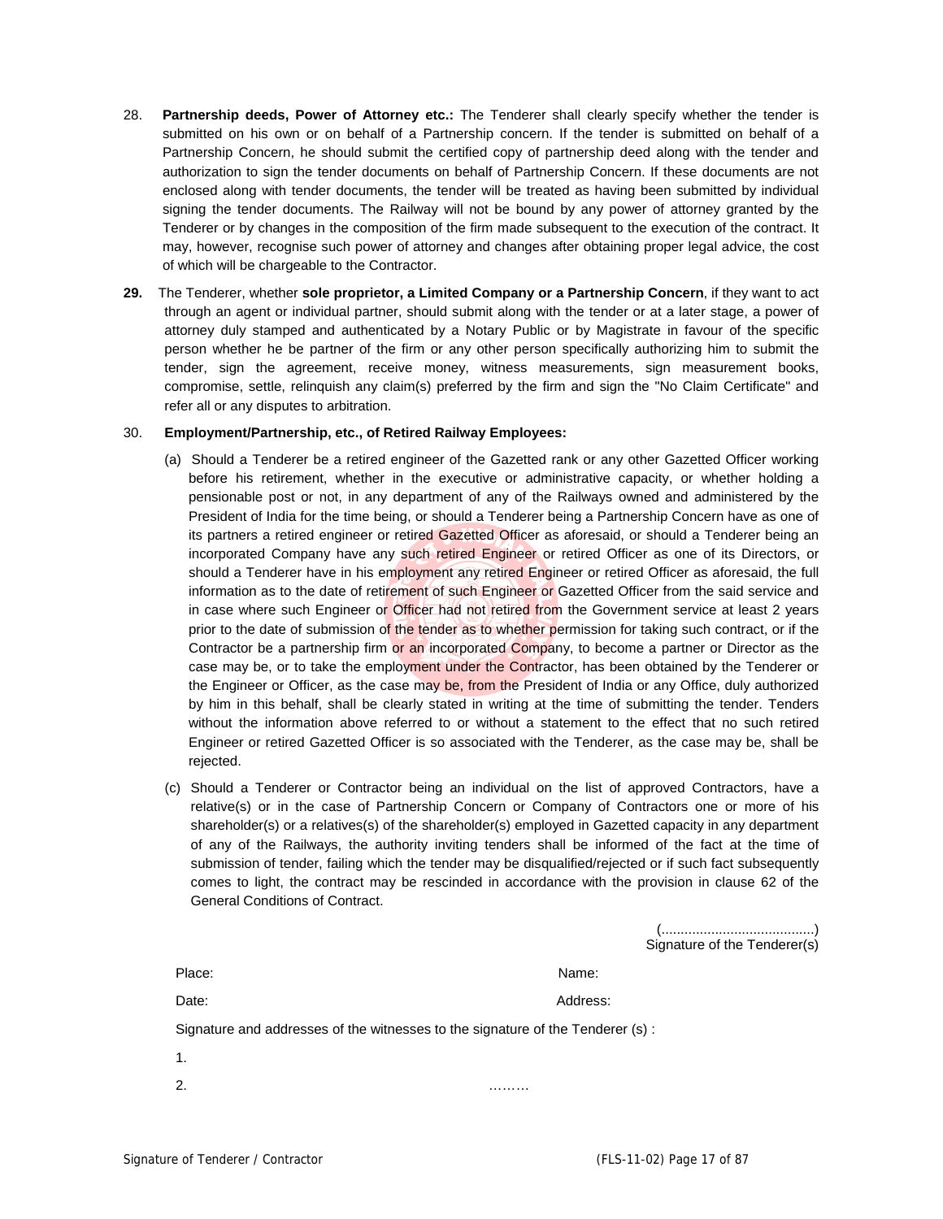28. **Partnership deeds, Power of Attorney etc.:** The Tenderer shall clearly specify whether the tender is submitted on his own or on behalf of a Partnership concern. If the tender is submitted on behalf of a Partnership Concern, he should submit the certified copy of partnership deed along with the tender and authorization to sign the tender documents on behalf of Partnership Concern. If these documents are not enclosed along with tender documents, the tender will be treated as having been submitted by individual signing the tender documents. The Railway will not be bound by any power of attorney granted by the Tenderer or by changes in the composition of the firm made subsequent to the execution of the contract. It may, however, recognise such power of attorney and changes after obtaining proper legal advice, the cost of which will be chargeable to the Contractor.

**29.** The Tenderer, whether **sole proprietor, a Limited Company or a Partnership Concern**, if they want to act through an agent or individual partner, should submit along with the tender or at a later stage, a power of attorney duly stamped and authenticated by a Notary Public or by Magistrate in favour of the specific person whether he be partner of the firm or any other person specifically authorizing him to submit the tender, sign the agreement, receive money, witness measurements, sign measurement books, compromise, settle, relinquish any claim(s) preferred by the firm and sign the "No Claim Certificate" and refer all or any disputes to arbitration.

30. **Employment/Partnership, etc., of Retired Railway Employees:**

(a) Should a Tenderer be a retired engineer of the Gazetted rank or any other Gazetted Officer working before his retirement, whether in the executive or administrative capacity, or whether holding a pensionable post or not, in any department of any of the Railways owned and administered by the President of India for the time being, or should a Tenderer being a Partnership Concern have as one of its partners a retired engineer or retired Gazetted Officer as aforesaid, or should a Tenderer being an incorporated Company have any such retired Engineer or retired Officer as one of its Directors, or should a Tenderer have in his employment any retired Engineer or retired Officer as aforesaid, the full information as to the date of retirement of such Engineer or Gazetted Officer from the said service and in case where such Engineer or Officer had not retired from the Government service at least 2 years prior to the date of submission of the tender as to whether permission for taking such contract, or if the Contractor be a partnership firm or an incorporated Company, to become a partner or Director as the case may be, or to take the employment under the Contractor, has been obtained by the Tenderer or the Engineer or Officer, as the case may be, from the President of India or any Office, duly authorized by him in this behalf, shall be clearly stated in writing at the time of submitting the tender. Tenders without the information above referred to or without a statement to the effect that no such retired Engineer or retired Gazetted Officer is so associated with the Tenderer, as the case may be, shall be rejected.

(c) Should a Tenderer or Contractor being an individual on the list of approved Contractors, have a relative(s) or in the case of Partnership Concern or Company of Contractors one or more of his shareholder(s) or a relatives(s) of the shareholder(s) employed in Gazetted capacity in any department of any of the Railways, the authority inviting tenders shall be informed of the fact at the time of submission of tender, failing which the tender may be disqualified/rejected or if such fact subsequently comes to light, the contract may be rescinded in accordance with the provision in clause 62 of the General Conditions of Contract.

(........................................)
Signature of the Tenderer(s)

Place: Name:

Date: Address:

Signature and addresses of the witnesses to the signature of the Tenderer (s) :

1.

2. ………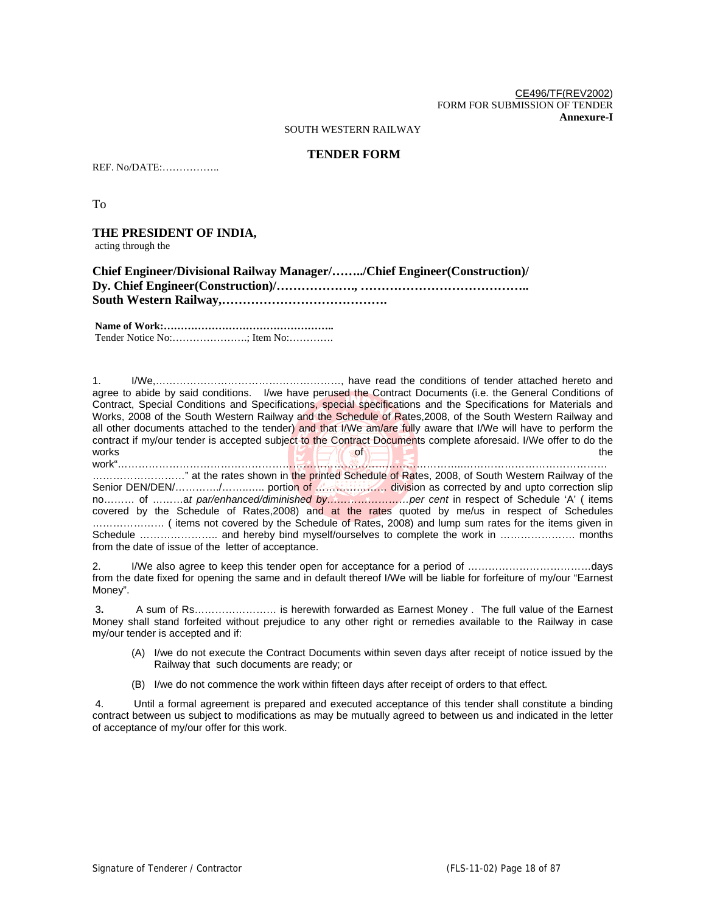CE496/TF(REV2002)
FORM FOR SUBMISSION OF TENDER
**Annexure-I**

SOUTH WESTERN RAILWAY

## TENDER FORM

REF. No/DATE:……………..

To

**THE PRESIDENT OF INDIA,**
acting through the

**Chief Engineer/Divisional Railway Manager/……../Chief Engineer(Construction)/ Dy. Chief Engineer(Construction)/………………., ………………………………….. South Western Railway,………………………………….**

**Name of Work:…………………………………………..**
Tender Notice No:………………….; Item No:………….

1. I/We,………………………………………………, have read the conditions of tender attached hereto and agree to abide by said conditions. I/we have perused the Contract Documents (i.e. the General Conditions of Contract, Special Conditions and Specifications, special specifications and the Specifications for Materials and Works, 2008 of the South Western Railway and the Schedule of Rates,2008, of the South Western Railway and all other documents attached to the tender) and that I/We am/are fully aware that I/We will have to perform the contract if my/our tender is accepted subject to the Contract Documents complete aforesaid. I/We offer to do the works of the work"……………………………………………………………………………………………………………………………………" at the rates shown in the printed Schedule of Rates, 2008, of South Western Railway of the Senior DEN/DEN/…………/……….. portion of ……………….. division as corrected by and upto correction slip no……… of ………*at par/enhanced/diminished by……………………per cent* in respect of Schedule 'A' ( items covered by the Schedule of Rates,2008) and at the rates quoted by me/us in respect of Schedules ………………… ( items not covered by the Schedule of Rates, 2008) and lump sum rates for the items given in Schedule ………………….. and hereby bind myself/ourselves to complete the work in …………………. months from the date of issue of the letter of acceptance.

2. I/We also agree to keep this tender open for acceptance for a period of ………………………………days from the date fixed for opening the same and in default thereof I/We will be liable for forfeiture of my/our "Earnest Money".

3. A sum of Rs…………………… is herewith forwarded as Earnest Money . The full value of the Earnest Money shall stand forfeited without prejudice to any other right or remedies available to the Railway in case my/our tender is accepted and if:

(A) I/we do not execute the Contract Documents within seven days after receipt of notice issued by the Railway that such documents are ready; or

(B) I/we do not commence the work within fifteen days after receipt of orders to that effect.

4. Until a formal agreement is prepared and executed acceptance of this tender shall constitute a binding contract between us subject to modifications as may be mutually agreed to between us and indicated in the letter of acceptance of my/our offer for this work.

Signature of Tenderer / Contractor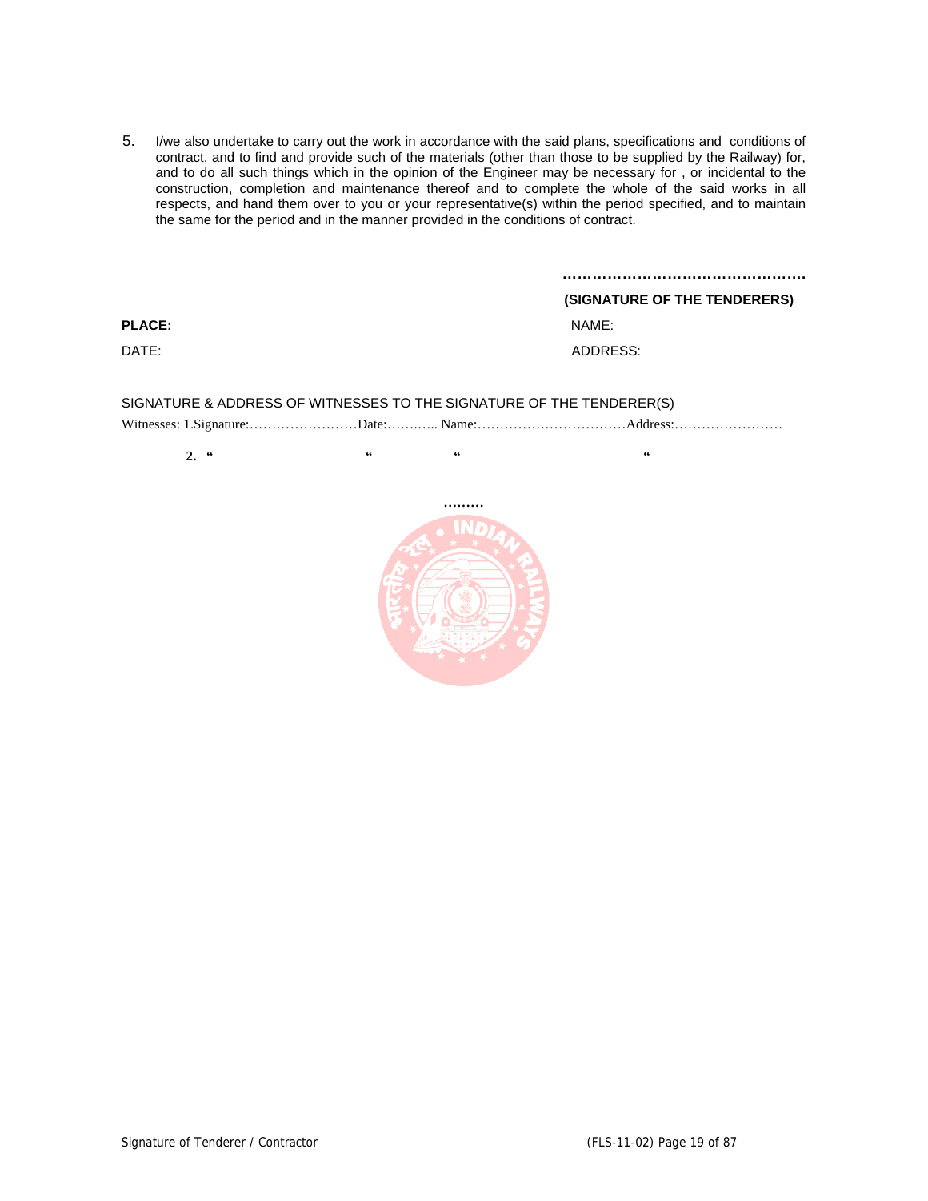5. I/we also undertake to carry out the work in accordance with the said plans, specifications and conditions of contract, and to find and provide such of the materials (other than those to be supplied by the Railway) for, and to do all such things which in the opinion of the Engineer may be necessary for , or incidental to the construction, completion and maintenance thereof and to complete the whole of the said works in all respects, and hand them over to you or your representative(s) within the period specified, and to maintain the same for the period and in the manner provided in the conditions of contract.

……………………………………………

**(SIGNATURE OF THE TENDERERS)**

**PLACE:**

NAME:

DATE:

ADDRESS:

SIGNATURE & ADDRESS OF WITNESSES TO THE SIGNATURE OF THE TENDERER(S)

Witnesses: 1.Signature:……………………Date:……..….. Name:……………………………Address:……………………

**2.** " " " "

………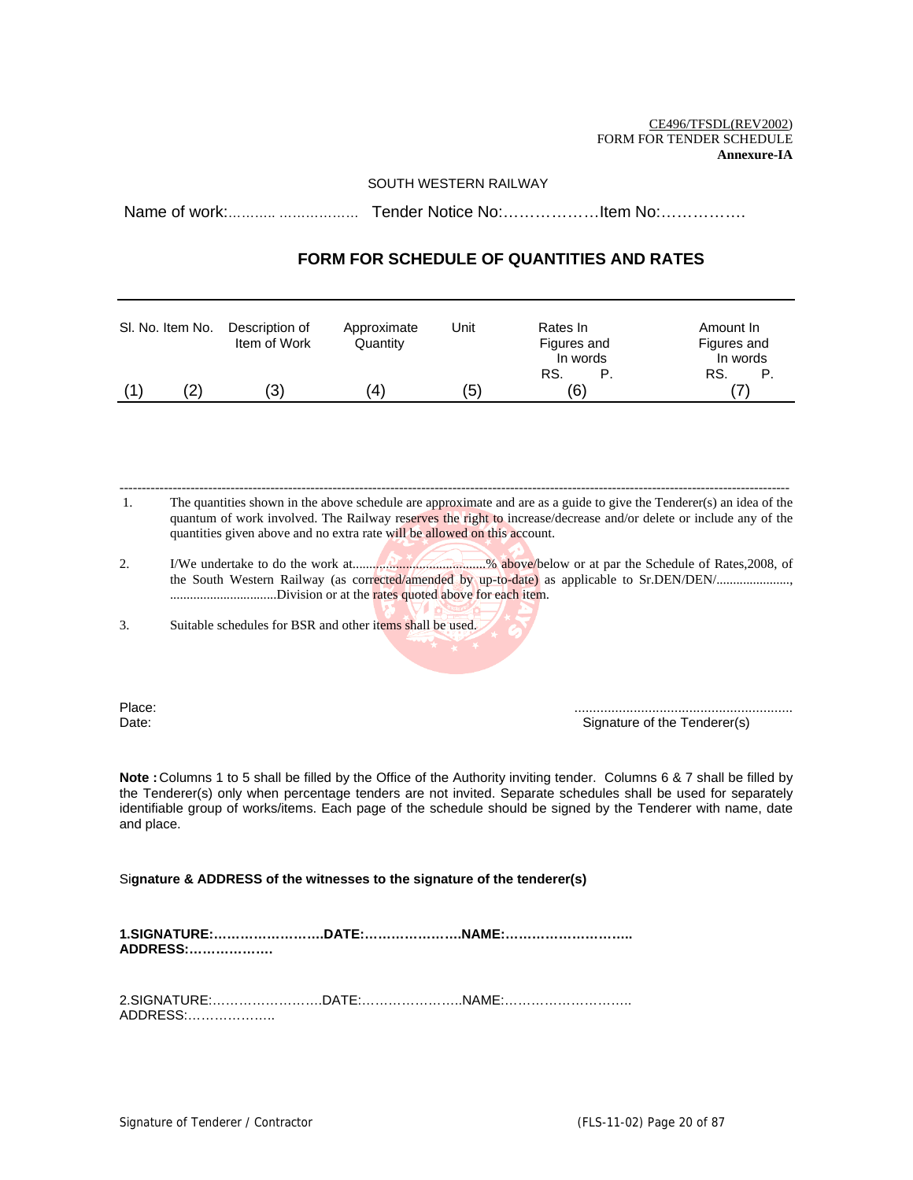CE496/TFSDL(REV2002)
FORM FOR TENDER SCHEDULE
**Annexure-IA**

SOUTH WESTERN RAILWAY

Name of work:……….. ……………… Tender Notice No:………………Item No:…………….

## FORM FOR SCHEDULE OF QUANTITIES AND RATES

| Sl. No. | Item No. | Description of Item of Work | Approximate Quantity | Unit | Rates In Figures and In words RS. P. | Amount In Figures and In words RS. P. |
|---|---|---|---|---|---|---|
| (1) | (2) | (3) | (4) | (5) | (6) | (7) |

---

1. The quantities shown in the above schedule are approximate and are as a guide to give the Tenderer(s) an idea of the quantum of work involved. The Railway reserves the right to increase/decrease and/or delete or include any of the quantities given above and no extra rate will be allowed on this account.

2. I/We undertake to do the work at.........................................% above/below or at par the Schedule of Rates,2008, of the South Western Railway (as corrected/amended by up-to-date) as applicable to Sr.DEN/DEN/......................, ................................Division or at the rates quoted above for each item.

3. Suitable schedules for BSR and other items shall be used.

Place:
Date:

...........................................................
Signature of the Tenderer(s)

**Note :** Columns 1 to 5 shall be filled by the Office of the Authority inviting tender. Columns 6 & 7 shall be filled by the Tenderer(s) only when percentage tenders are not invited. Separate schedules shall be used for separately identifiable group of works/items. Each page of the schedule should be signed by the Tenderer with name, date and place.

S**ignature & ADDRESS of the witnesses to the signature of the tenderer(s)**

**1.SIGNATURE:…………………….DATE:…………………..NAME:………………………..**
**ADDRESS:……………….**

2.SIGNATURE:…………………….DATE:…………………..NAME:………………………..
ADDRESS:………………..

Signature of Tenderer / Contractor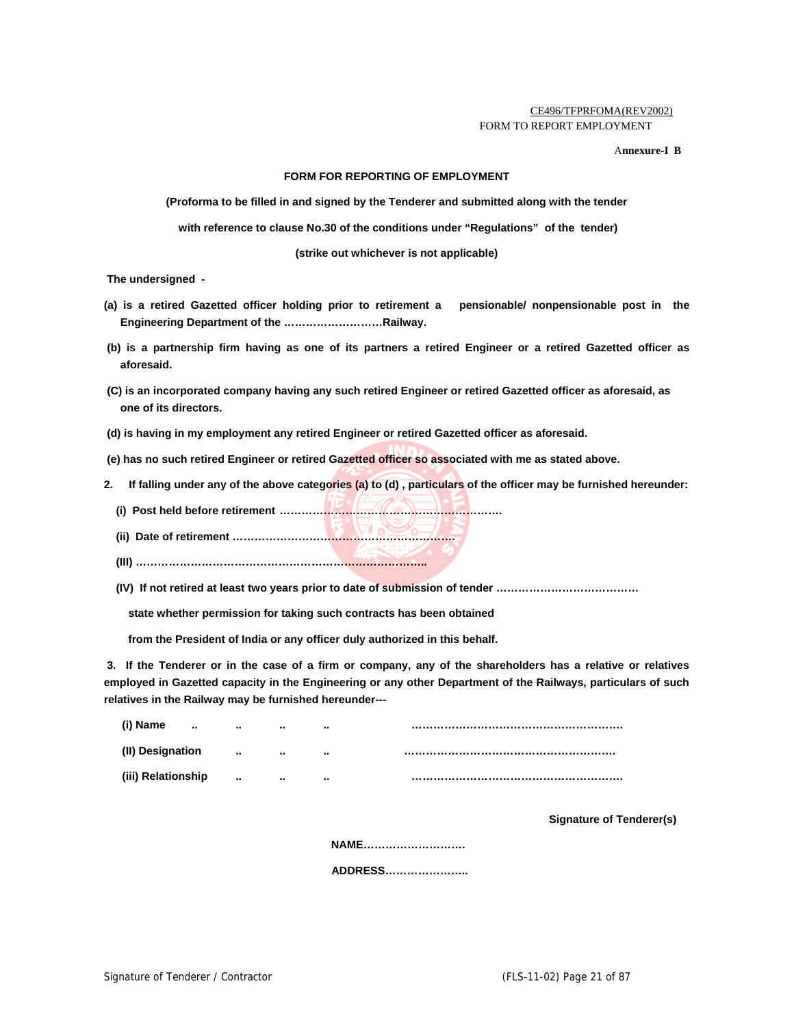CE496/TFPRFOMA(REV2002)
FORM TO REPORT EMPLOYMENT

**Annexure-I B**

**FORM FOR REPORTING OF EMPLOYMENT**

**(Proforma to be filled in and signed by the Tenderer and submitted along with the tender**

**with reference to clause No.30 of the conditions under "Regulations" of the tender)**

**(strike out whichever is not applicable)**

**The undersigned -**

**(a) is a retired Gazetted officer holding prior to retirement a pensionable/ nonpensionable post in the Engineering Department of the ………………………Railway.**

**(b) is a partnership firm having as one of its partners a retired Engineer or a retired Gazetted officer as aforesaid.**

**(C) is an incorporated company having any such retired Engineer or retired Gazetted officer as aforesaid, as one of its directors.**

**(d) is having in my employment any retired Engineer or retired Gazetted officer as aforesaid.**

**(e) has no such retired Engineer or retired Gazetted officer so associated with me as stated above.**

**2. If falling under any of the above categories (a) to (d) , particulars of the officer may be furnished hereunder:**

**(i) Post held before retirement ……………………………………………………**

**(ii) Date of retirement ……………………………………………………………**

**(III) ………………………………………………………………………..**

**(IV) If not retired at least two years prior to date of submission of tender …………………………………**

**state whether permission for taking such contracts has been obtained**

**from the President of India or any officer duly authorized in this behalf.**

**3. If the Tenderer or in the case of a firm or company, any of the shareholders has a relative or relatives employed in Gazetted capacity in the Engineering or any other Department of the Railways, particulars of such relatives in the Railway may be furnished hereunder---**

**(i) Name .. .. .. .. …………………………………………………**

**(II) Designation .. .. .. …………………………………………………**

**(iii) Relationship .. .. .. …………………………………………………**

**Signature of Tenderer(s)**

**NAME……………………….**

**ADDRESS…………………..**

Signature of Tenderer / Contractor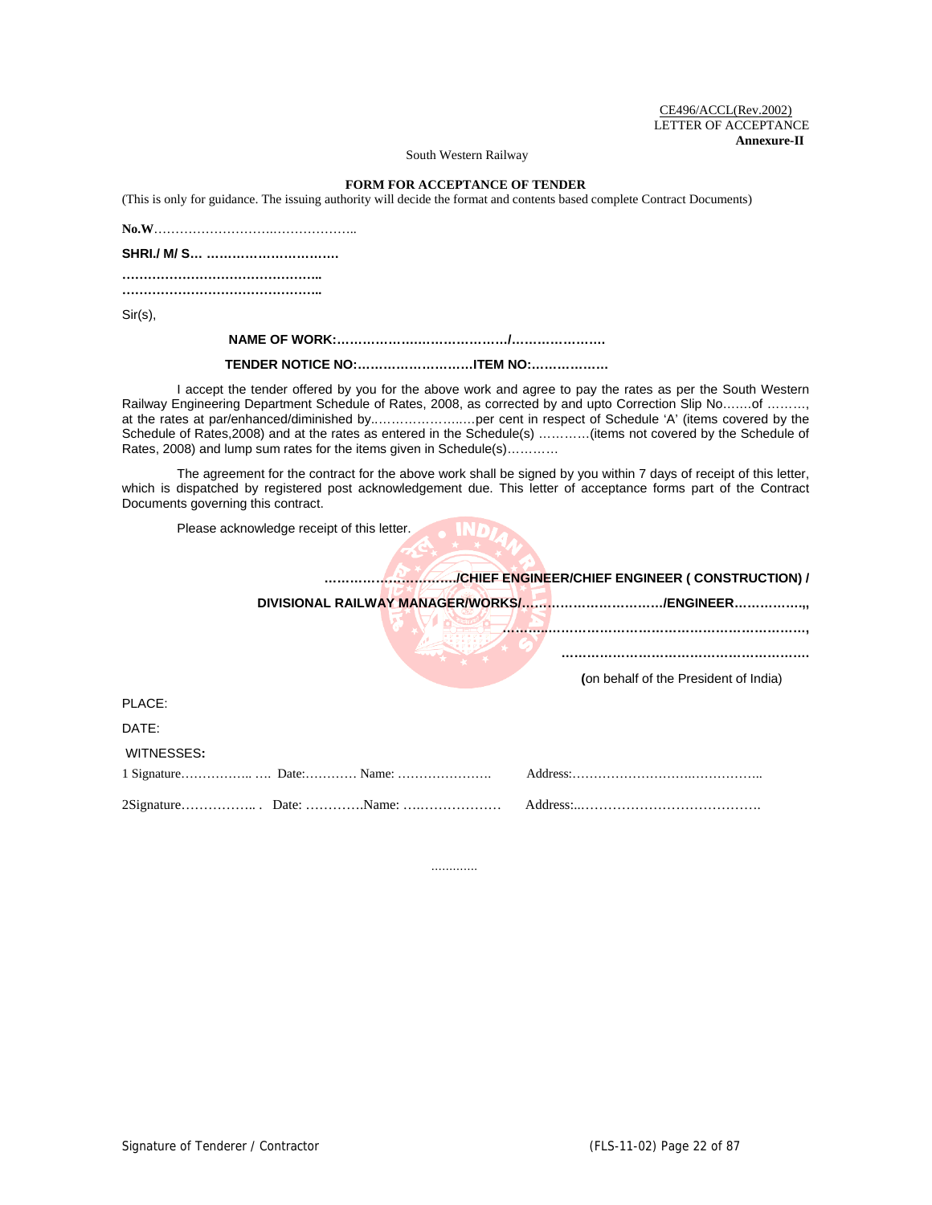CE496/ACCL(Rev.2002)
LETTER OF ACCEPTANCE
**Annexure-II**

South Western Railway

**FORM FOR ACCEPTANCE OF TENDER**

(This is only for guidance. The issuing authority will decide the format and contents based complete Contract Documents)

**No.W**…………………………..………………..

**SHRI./ M/ S… …………………………**

**………………………………………..**

**………………………………………..**

Sir(s),

**NAME OF WORK:…………………..……………./…………………**

**TENDER NOTICE NO:………………………ITEM NO:………………**

I accept the tender offered by you for the above work and agree to pay the rates as per the South Western Railway Engineering Department Schedule of Rates, 2008, as corrected by and upto Correction Slip No…….of ………, at the rates at par/enhanced/diminished by..…………………..…per cent in respect of Schedule 'A' (items covered by the Schedule of Rates,2008) and at the rates as entered in the Schedule(s) …………(items not covered by the Schedule of Rates, 2008) and lump sum rates for the items given in Schedule(s)…………

The agreement for the contract for the above work shall be signed by you within 7 days of receipt of this letter, which is dispatched by registered post acknowledgement due. This letter of acceptance forms part of the Contract Documents governing this contract.

Please acknowledge receipt of this letter.

**………………………../CHIEF ENGINEER/CHIEF ENGINEER ( CONSTRUCTION) /**

**DIVISIONAL RAILWAY MANAGER/WORKS/……………………………/ENGINEER……………,,**

**……………………………………………………………,**

**………………………………………………….**

**(**on behalf of the President of India)

PLACE:

DATE:

WITNESSES**:**

1 Signature…………….. …. Date:………… Name: …………………. Address:……………………….……………..

2Signature…………….. . Date: ………….Name: ….……………… Address:..………………………………….

………….

Signature of Tenderer / Contractor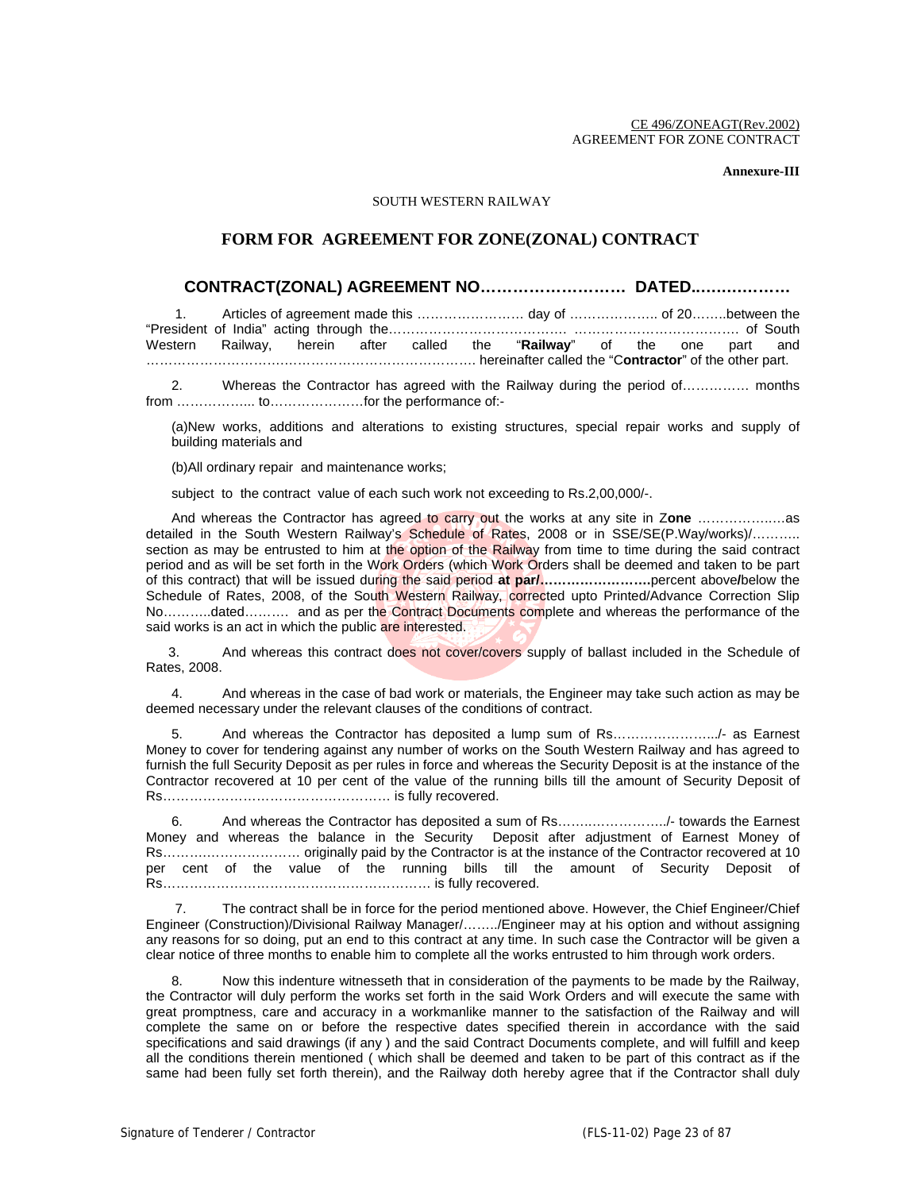CE 496/ZONEAGT(Rev.2002)
AGREEMENT FOR ZONE CONTRACT

**Annexure-III**

SOUTH WESTERN RAILWAY

## FORM FOR AGREEMENT FOR ZONE(ZONAL) CONTRACT

### CONTRACT(ZONAL) AGREEMENT NO……………………… DATED………………

1. Articles of agreement made this …………………… day of ……………….. of 20……..between the "President of India" acting through the………………………………… ……………………………… of South Western Railway, herein after called the "**Railway**" of the one part and ……………………………………………………………… hereinafter called the "C**ontractor**" of the other part.

2. Whereas the Contractor has agreed with the Railway during the period of…………… months from ……………... to…………………for the performance of:-

(a)New works, additions and alterations to existing structures, special repair works and supply of building materials and

(b)All ordinary repair and maintenance works;

subject to the contract value of each such work not exceeding to Rs.2,00,000/-.

And whereas the Contractor has agreed to carry out the works at any site in Z**one** ………………..…as detailed in the South Western Railway's Schedule of Rates, 2008 or in SSE/SE(P.Way/works)/……….. section as may be entrusted to him at the option of the Railway from time to time during the said contract period and as will be set forth in the Work Orders (which Work Orders shall be deemed and taken to be part of this contract) that will be issued during the said period **at par/…………………….**percent above**/**below the Schedule of Rates, 2008, of the South Western Railway, corrected upto Printed/Advance Correction Slip No………..dated………. and as per the Contract Documents complete and whereas the performance of the said works is an act in which the public are interested.

3. And whereas this contract does not cover/covers supply of ballast included in the Schedule of Rates, 2008.

4. And whereas in the case of bad work or materials, the Engineer may take such action as may be deemed necessary under the relevant clauses of the conditions of contract.

5. And whereas the Contractor has deposited a lump sum of Rs…………………../- as Earnest Money to cover for tendering against any number of works on the South Western Railway and has agreed to furnish the full Security Deposit as per rules in force and whereas the Security Deposit is at the instance of the Contractor recovered at 10 per cent of the value of the running bills till the amount of Security Deposit of Rs…………………………………………. is fully recovered.

6. And whereas the Contractor has deposited a sum of Rs…….……………../- towards the Earnest Money and whereas the balance in the Security Deposit after adjustment of Earnest Money of Rs………………………… originally paid by the Contractor is at the instance of the Contractor recovered at 10 per cent of the value of the running bills till the amount of Security Deposit of Rs……………………………………………………. is fully recovered.

7. The contract shall be in force for the period mentioned above. However, the Chief Engineer/Chief Engineer (Construction)/Divisional Railway Manager/……../Engineer may at his option and without assigning any reasons for so doing, put an end to this contract at any time. In such case the Contractor will be given a clear notice of three months to enable him to complete all the works entrusted to him through work orders.

8. Now this indenture witnesseth that in consideration of the payments to be made by the Railway, the Contractor will duly perform the works set forth in the said Work Orders and will execute the same with great promptness, care and accuracy in a workmanlike manner to the satisfaction of the Railway and will complete the same on or before the respective dates specified therein in accordance with the said specifications and said drawings (if any ) and the said Contract Documents complete, and will fulfill and keep all the conditions therein mentioned ( which shall be deemed and taken to be part of this contract as if the same had been fully set forth therein), and the Railway doth hereby agree that if the Contractor shall duly

Signature of Tenderer / Contractor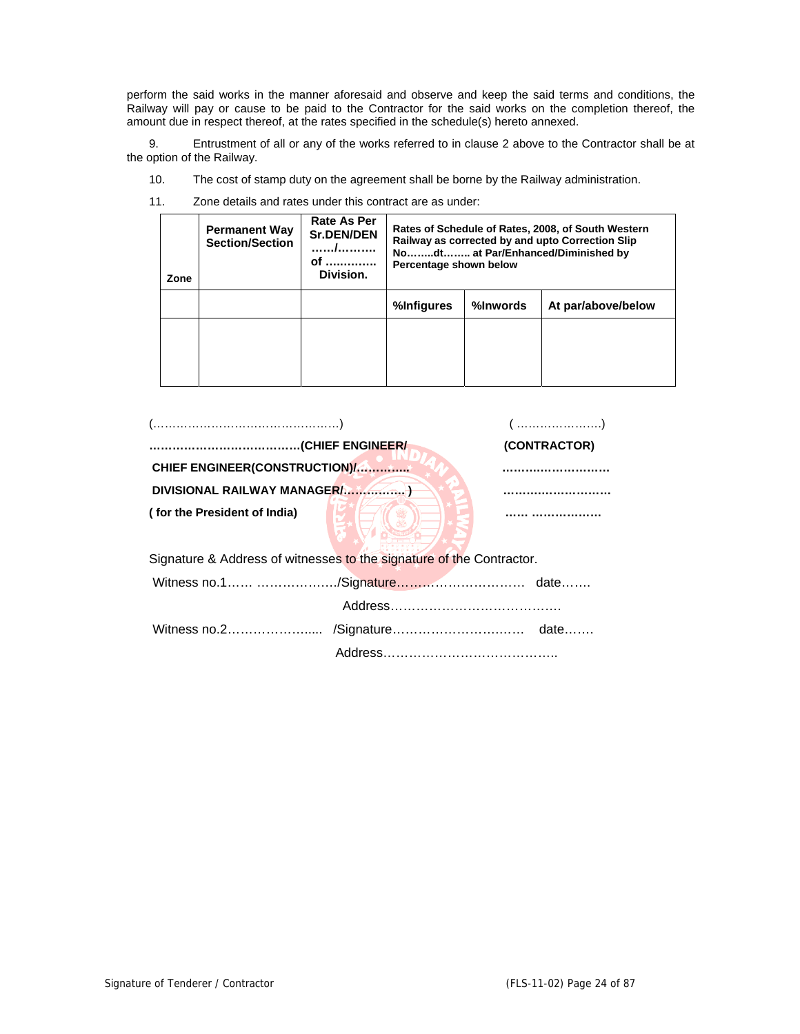perform the said works in the manner aforesaid and observe and keep the said terms and conditions, the Railway will pay or cause to be paid to the Contractor for the said works on the completion thereof, the amount due in respect thereof, at the rates specified in the schedule(s) hereto annexed.

9. Entrustment of all or any of the works referred to in clause 2 above to the Contractor shall be at the option of the Railway.

10. The cost of stamp duty on the agreement shall be borne by the Railway administration.

11. Zone details and rates under this contract are as under:

| Zone | Permanent Way Section/Section | Rate As Per Sr.DEN/DEN ……/………. of …………. Division. | Rates of Schedule of Rates, 2008, of South Western Railway as corrected by and upto Correction Slip No……..dt…….. at Par/Enhanced/Diminished by Percentage shown below | | |
|---|---|---|---|---|---|
| | | | %Infigures | %Inwords | At par/above/below |
| | | | | | |

(………………………………………….)

…………………………………(CHIEF ENGINEER/

CHIEF ENGINEER(CONSTRUCTION)/…………

DIVISIONAL RAILWAY MANAGER/…………… )

( for the President of India)

( ………………….)

(CONTRACTOR)

………..………………

……………………….

…… ………………

Signature & Address of witnesses to the signature of the Contractor.

Witness no.1…… ………………./Signature………………………… date…….

Address………………………………….

Witness no.2………………..... /Signature………………………… date…….

Address…………………………………..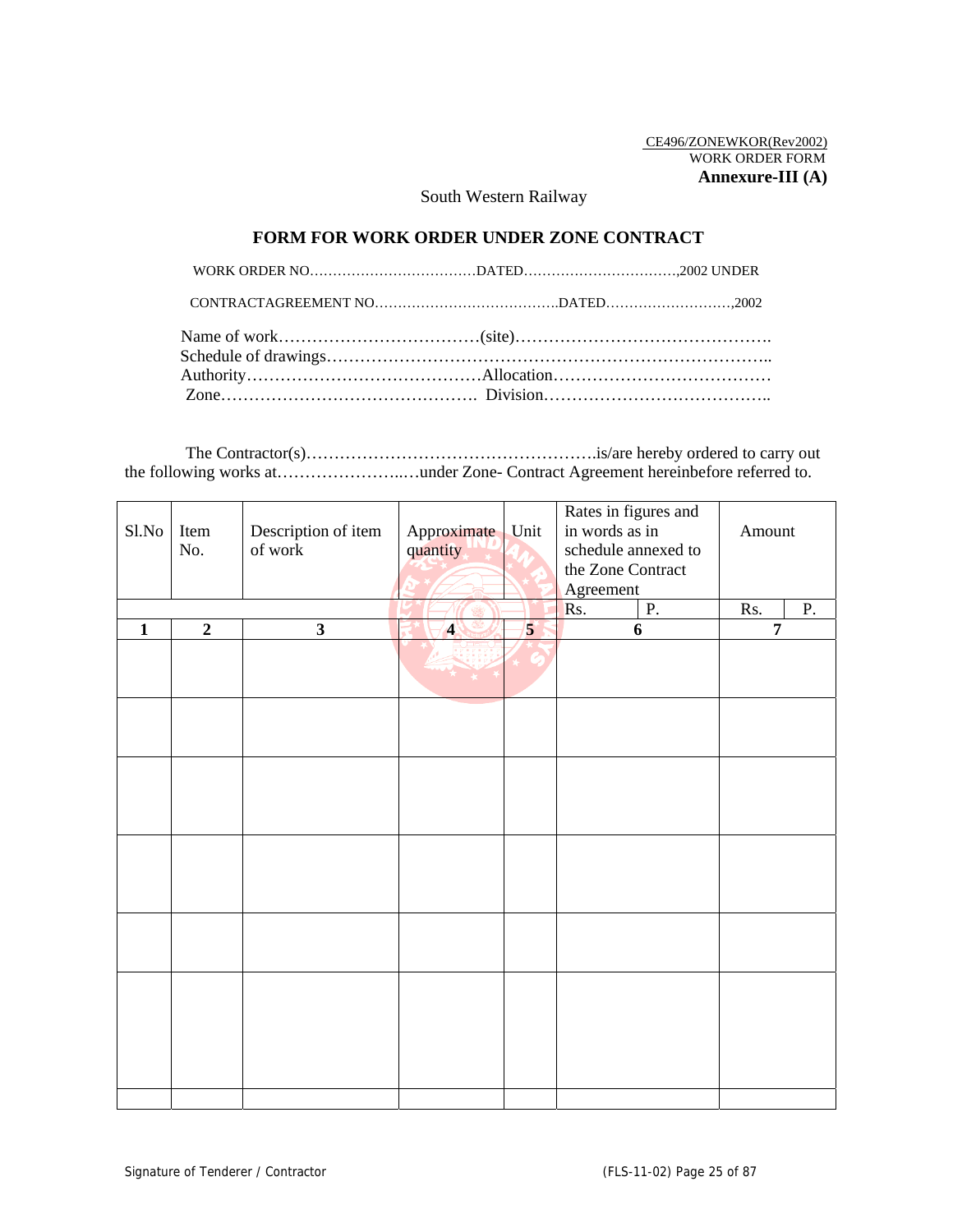CE496/ZONEWKOR(Rev2002)
WORK ORDER FORM
**Annexure-III (A)**

South Western Railway

## FORM FOR WORK ORDER UNDER ZONE CONTRACT

WORK ORDER NO………………………………DATED……………………………,2002 UNDER

CONTRACTAGREEMENT NO…………………………………..DATED………………………,2002

Name of work………………………………(site)……………………………………….
Schedule of drawings……………………………………………………………………..
Authority……………………………………Allocation…………………………………
Zone………………………………………. Division…………………………………..

The Contractor(s)…………………………………………….is/are hereby ordered to carry out the following works at…………………..…under Zone- Contract Agreement hereinbefore referred to.

| Sl.No | Item No. | Description of item of work | Approximate quantity | Unit | Rates in figures and in words as in schedule annexed to the Zone Contract Agreement | | Amount | |
|---|---|---|---|---|---|---|---|---|
| | | | | | Rs. | P. | Rs. | P. |
| 1 | 2 | 3 | 4 | 5 | 6 | | 7 | |
| | | | | | | | | |
| | | | | | | | | |
| | | | | | | | | |
| | | | | | | | | |
| | | | | | | | | |
| | | | | | | | | |
| | | | | | | | | |

Signature of Tenderer / Contractor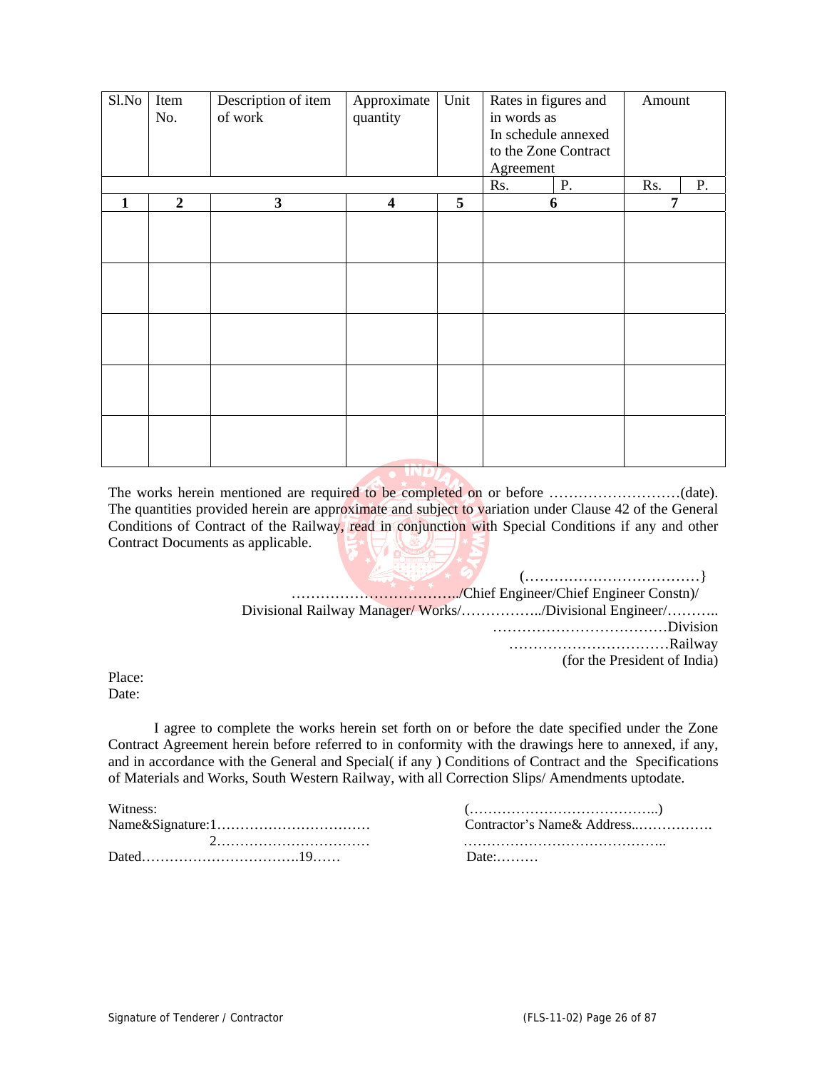| Sl.No | Item No. | Description of item of work | Approximate quantity | Unit | Rates in figures and in words as In schedule annexed to the Zone Contract Agreement | | Amount | |
|---|---|---|---|---|---|---|---|---|
| | | | | | Rs. | P. | Rs. | P. |
| **1** | **2** | **3** | **4** | **5** | **6** | | **7** | |
| | | | | | | | | |
| | | | | | | | | |
| | | | | | | | | |
| | | | | | | | | |
| | | | | | | | | |

The works herein mentioned are required to be completed on or before ………………………(date). The quantities provided herein are approximate and subject to variation under Clause 42 of the General Conditions of Contract of the Railway, read in conjunction with Special Conditions if any and other Contract Documents as applicable.

(………………………………}
……………………………../Chief Engineer/Chief Engineer Constn)/
Divisional Railway Manager/ Works/……………../Divisional Engineer/………..
………………………………Division
……………………………Railway
(for the President of India)

Place:
Date:

I agree to complete the works herein set forth on or before the date specified under the Zone Contract Agreement herein before referred to in conformity with the drawings here to annexed, if any, and in accordance with the General and Special( if any ) Conditions of Contract and the Specifications of Materials and Works, South Western Railway, with all Correction Slips/ Amendments uptodate.

Witness:
Name&Signature:1……………………………
2……………………………
Dated…………………………….19……

(…………………………………..)
Contractor's Name& Address..…………….
……………………………………..
Date:………

Signature of Tenderer / Contractor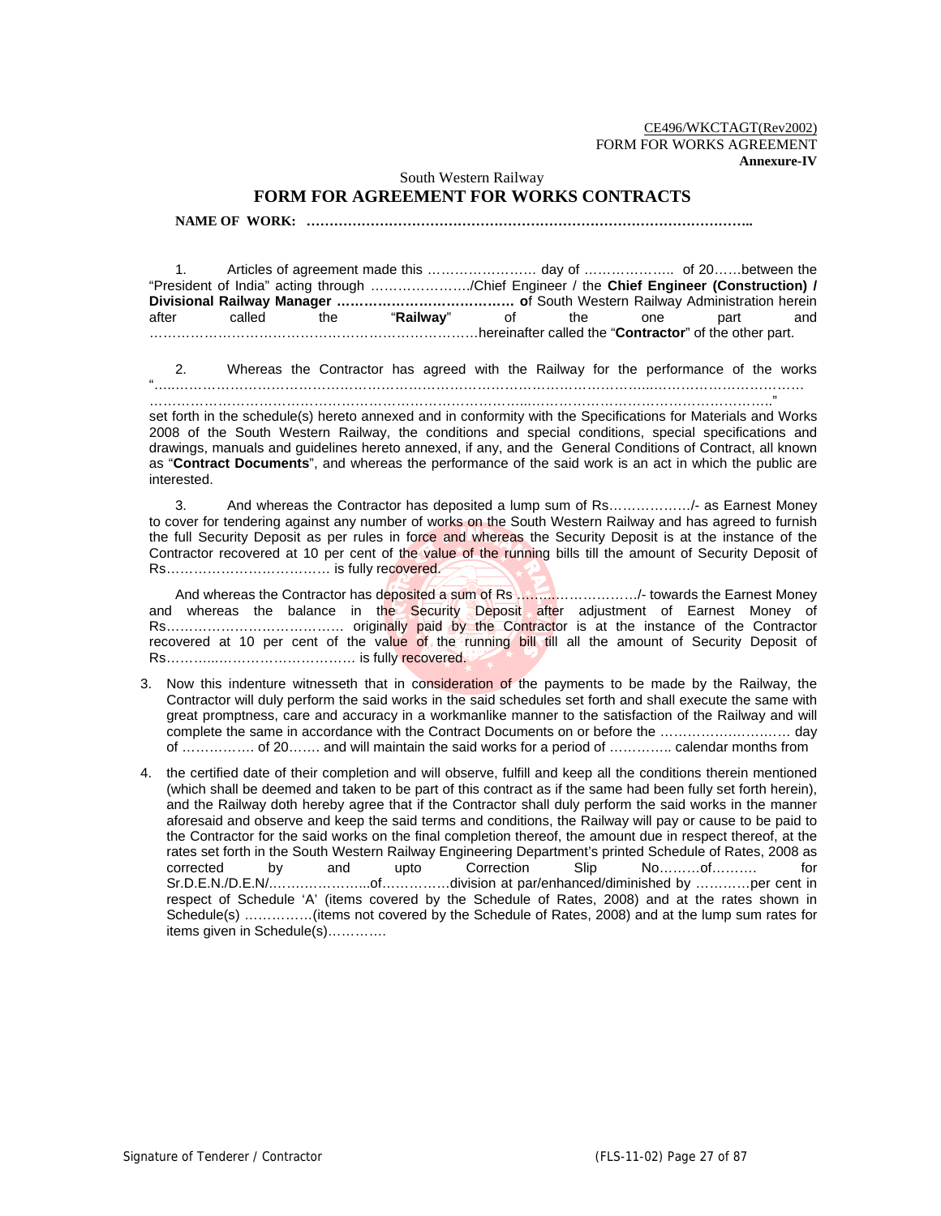CE496/WKCTAGT(Rev2002)
FORM FOR WORKS AGREEMENT
**Annexure-IV**

South Western Railway

## FORM FOR AGREEMENT FOR WORKS CONTRACTS

**NAME OF WORK: ……………………………………………………………………………………..**

1. Articles of agreement made this …………………… day of ……………….. of 20……between the "President of India" acting through …………………./Chief Engineer / the **Chief Engineer (Construction) / Divisional Railway Manager ………………………………… o**f South Western Railway Administration herein after called the "**Railway**" of the one part and ……………………………………………………………hereinafter called the "**Contractor**" of the other part.

2. Whereas the Contractor has agreed with the Railway for the performance of the works "……………………………………………………………………………………………………………………………………………………………………………………………………………………………………………" set forth in the schedule(s) hereto annexed and in conformity with the Specifications for Materials and Works 2008 of the South Western Railway, the conditions and special conditions, special specifications and drawings, manuals and guidelines hereto annexed, if any, and the General Conditions of Contract, all known as "**Contract Documents**", and whereas the performance of the said work is an act in which the public are interested.

3. And whereas the Contractor has deposited a lump sum of Rs……………../- as Earnest Money to cover for tendering against any number of works on the South Western Railway and has agreed to furnish the full Security Deposit as per rules in force and whereas the Security Deposit is at the instance of the Contractor recovered at 10 per cent of the value of the running bills till the amount of Security Deposit of Rs……………………………… is fully recovered.

And whereas the Contractor has deposited a sum of Rs ……………………../- towards the Earnest Money and whereas the balance in the Security Deposit after adjustment of Earnest Money of Rs………………………………… originally paid by the Contractor is at the instance of the Contractor recovered at 10 per cent of the value of the running bill till all the amount of Security Deposit of Rs………..……………………… is fully recovered.

3. Now this indenture witnesseth that in consideration of the payments to be made by the Railway, the Contractor will duly perform the said works in the said schedules set forth and shall execute the same with great promptness, care and accuracy in a workmanlike manner to the satisfaction of the Railway and will complete the same in accordance with the Contract Documents on or before the ……………………… day of ……………. of 20……. and will maintain the said works for a period of ………….. calendar months from

4. the certified date of their completion and will observe, fulfill and keep all the conditions therein mentioned (which shall be deemed and taken to be part of this contract as if the same had been fully set forth herein), and the Railway doth hereby agree that if the Contractor shall duly perform the said works in the manner aforesaid and observe and keep the said terms and conditions, the Railway will pay or cause to be paid to the Contractor for the said works on the final completion thereof, the amount due in respect thereof, at the rates set forth in the South Western Railway Engineering Department's printed Schedule of Rates, 2008 as corrected by and upto Correction Slip No………of………. for Sr.D.E.N./D.E.N/…………………..of……………division at par/enhanced/diminished by …………per cent in respect of Schedule 'A' (items covered by the Schedule of Rates, 2008) and at the rates shown in Schedule(s) ……………(items not covered by the Schedule of Rates, 2008) and at the lump sum rates for items given in Schedule(s)………….

Signature of Tenderer / Contractor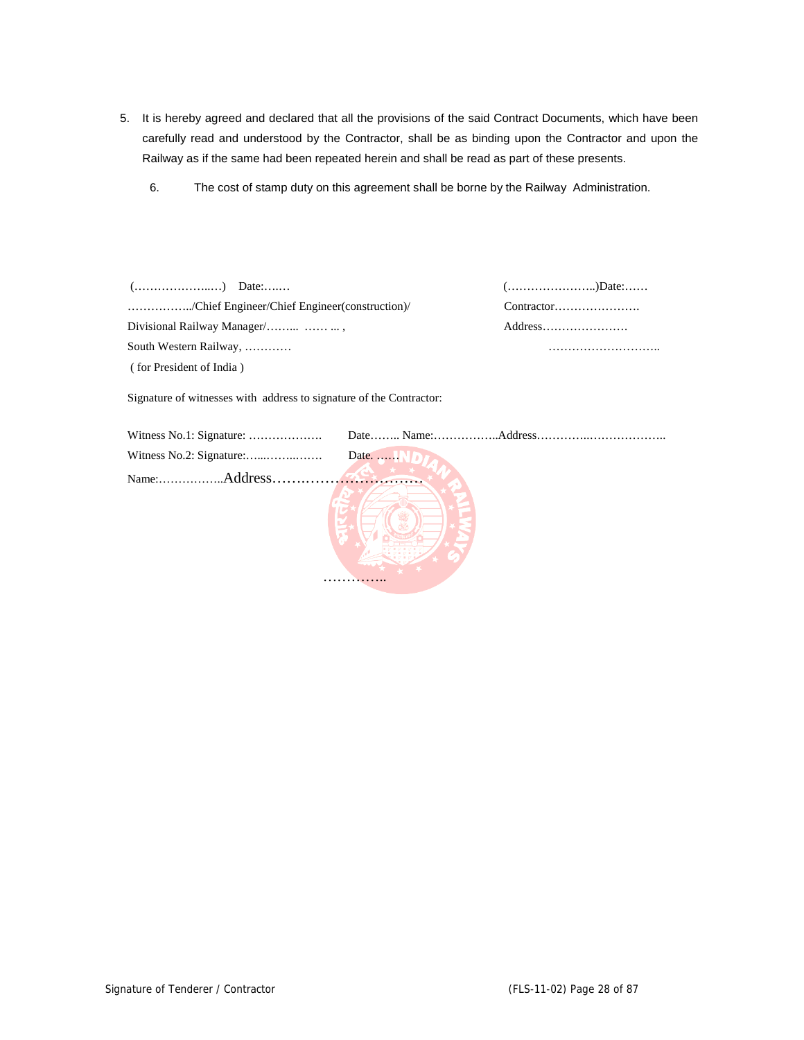5. It is hereby agreed and declared that all the provisions of the said Contract Documents, which have been carefully read and understood by the Contractor, shall be as binding upon the Contractor and upon the Railway as if the same had been repeated herein and shall be read as part of these presents.

6. The cost of stamp duty on this agreement shall be borne by the Railway Administration.

(………………...…) Date:….…

……………../Chief Engineer/Chief Engineer(construction)/

Divisional Railway Manager/……... …… ... ,

South Western Railway, …………

( for President of India )

(…………………..)Date:……

Contractor………………….

Address………………….

………………………..

Signature of witnesses with address to signature of the Contractor:

Witness No.1: Signature: ………………. Date…….. Name:……………..Address…………..………………..

Witness No.2: Signature:…...……..……. Date. ……

Name:……………..Address……..………………………

…………..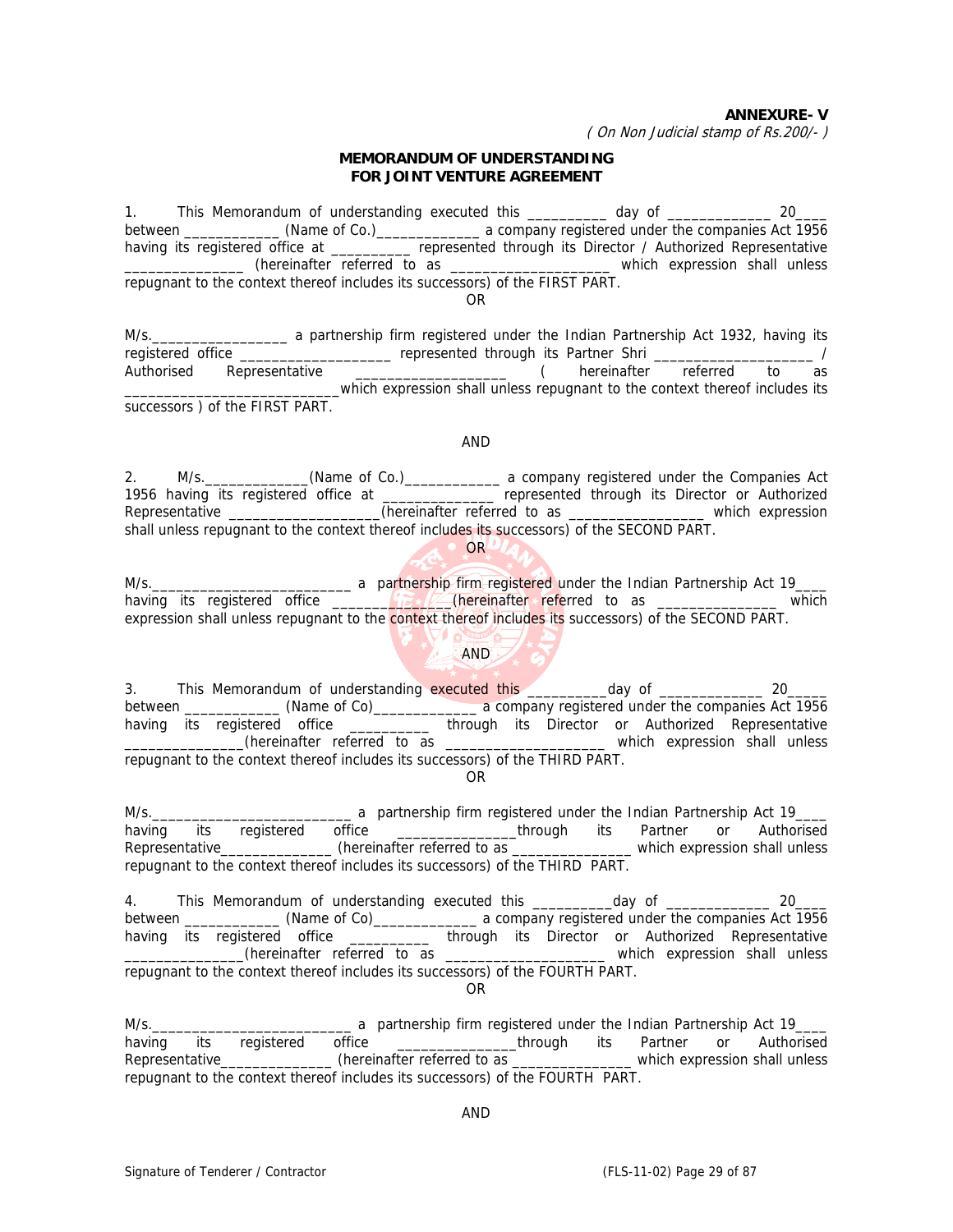**ANNEXURE- V**

*( On Non Judicial stamp of Rs.200/- )*

**MEMORANDUM OF UNDERSTANDING FOR JOINT VENTURE AGREEMENT**

1. This Memorandum of understanding executed this __________ day of _____________ 20____ between ____________ (Name of Co.)_____________ a company registered under the companies Act 1956 having its registered office at __________ represented through its Director / Authorized Representative _______________ (hereinafter referred to as ____________________ which expression shall unless repugnant to the context thereof includes its successors) of the FIRST PART.

OR

M/s._________________ a partnership firm registered under the Indian Partnership Act 1932, having its registered office ___________________ represented through its Partner Shri ____________________ / Authorised Representative __________________ ( hereinafter referred to as ___________________________which expression shall unless repugnant to the context thereof includes its successors ) of the FIRST PART.

AND

2. M/s._____________(Name of Co.)____________ a company registered under the Companies Act 1956 having its registered office at ______________ represented through its Director or Authorized Representative ___________________(hereinafter referred to as _________________ which expression shall unless repugnant to the context thereof includes its successors) of the SECOND PART.

OR

M/s.________________________ a partnership firm registered under the Indian Partnership Act 19____ having its registered office _______________(hereinafter referred to as _______________ which expression shall unless repugnant to the context thereof includes its successors) of the SECOND PART.

AND

3. This Memorandum of understanding executed this __________day of _____________ 20_____ between ____________ (Name of Co)_____________ a company registered under the companies Act 1956 having its registered office __________ through its Director or Authorized Representative _______________(hereinafter referred to as ____________________ which expression shall unless repugnant to the context thereof includes its successors) of the THIRD PART.

OR

M/s.________________________ a partnership firm registered under the Indian Partnership Act 19____ having its registered office _______________through its Partner or Authorised Representative______________ (hereinafter referred to as _______________ which expression shall unless repugnant to the context thereof includes its successors) of the THIRD PART.

4. This Memorandum of understanding executed this __________day of _____________ 20____ between ____________ (Name of Co)_____________ a company registered under the companies Act 1956 having its registered office __________ through its Director or Authorized Representative _______________(hereinafter referred to as ____________________ which expression shall unless repugnant to the context thereof includes its successors) of the FOURTH PART.

OR

M/s.________________________ a partnership firm registered under the Indian Partnership Act 19____ having its registered office _______________through its Partner or Authorised Representative______________ (hereinafter referred to as _______________ which expression shall unless repugnant to the context thereof includes its successors) of the FOURTH PART.

AND

Signature of Tenderer / Contractor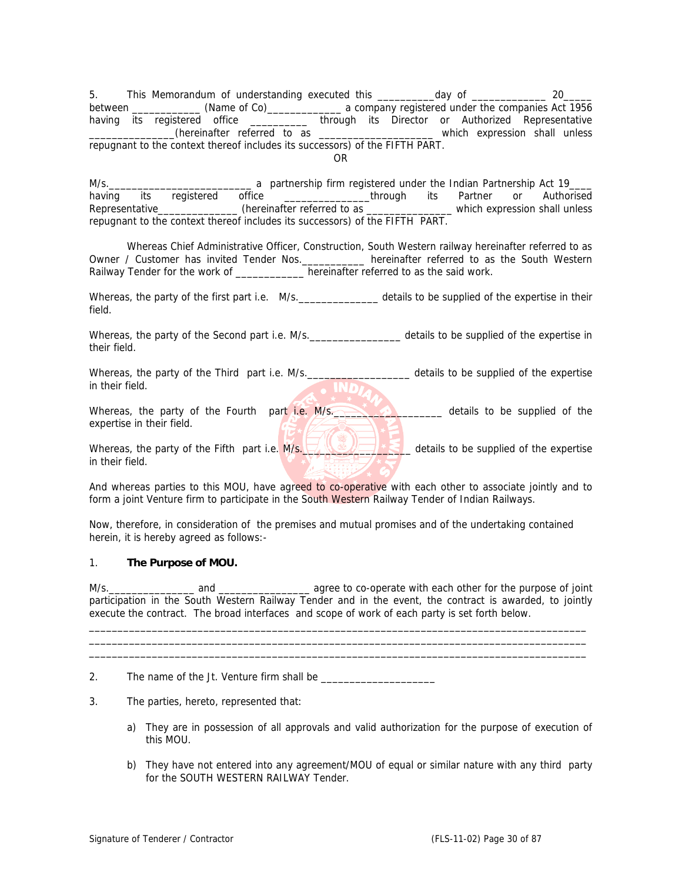5. This Memorandum of understanding executed this __________day of _____________ 20_____ between ____________ (Name of Co)_____________ a company registered under the companies Act 1956 having its registered office __________ through its Director or Authorized Representative _______________(hereinafter referred to as ____________________ which expression shall unless repugnant to the context thereof includes its successors) of the FIFTH PART.

OR

M/s._________________________ a partnership firm registered under the Indian Partnership Act 19____ having its registered office _______________through its Partner or Authorised Representative______________ (hereinafter referred to as _______________ which expression shall unless repugnant to the context thereof includes its successors) of the FIFTH PART.

Whereas Chief Administrative Officer, Construction, South Western railway hereinafter referred to as Owner / Customer has invited Tender Nos.___________ hereinafter referred to as the South Western Railway Tender for the work of ____________ hereinafter referred to as the said work.

Whereas, the party of the first part i.e. M/s.______________ details to be supplied of the expertise in their field.

Whereas, the party of the Second part i.e. M/s.________________ details to be supplied of the expertise in their field.

Whereas, the party of the Third part i.e. M/s.__________________ details to be supplied of the expertise in their field.

Whereas, the party of the Fourth part i.e. M/s.___________________ details to be supplied of the expertise in their field.

Whereas, the party of the Fifth part i.e. M/s.__________________ details to be supplied of the expertise in their field.

And whereas parties to this MOU, have agreed to co-operative with each other to associate jointly and to form a joint Venture firm to participate in the South Western Railway Tender of Indian Railways.

Now, therefore, in consideration of the premises and mutual promises and of the undertaking contained herein, it is hereby agreed as follows:-

1. **The Purpose of MOU.**

M/s._______________ and ________________ agree to co-operate with each other for the purpose of joint participation in the South Western Railway Tender and in the event, the contract is awarded, to jointly execute the contract. The broad interfaces and scope of work of each party is set forth below.

_____________________________________________________________________________________________
_____________________________________________________________________________________________
_____________________________________________________________________________________________

2. The name of the Jt. Venture firm shall be ____________________

3. The parties, hereto, represented that:

   a) They are in possession of all approvals and valid authorization for the purpose of execution of this MOU.

   b) They have not entered into any agreement/MOU of equal or similar nature with any third party for the SOUTH WESTERN RAILWAY Tender.

Signature of Tenderer / Contractor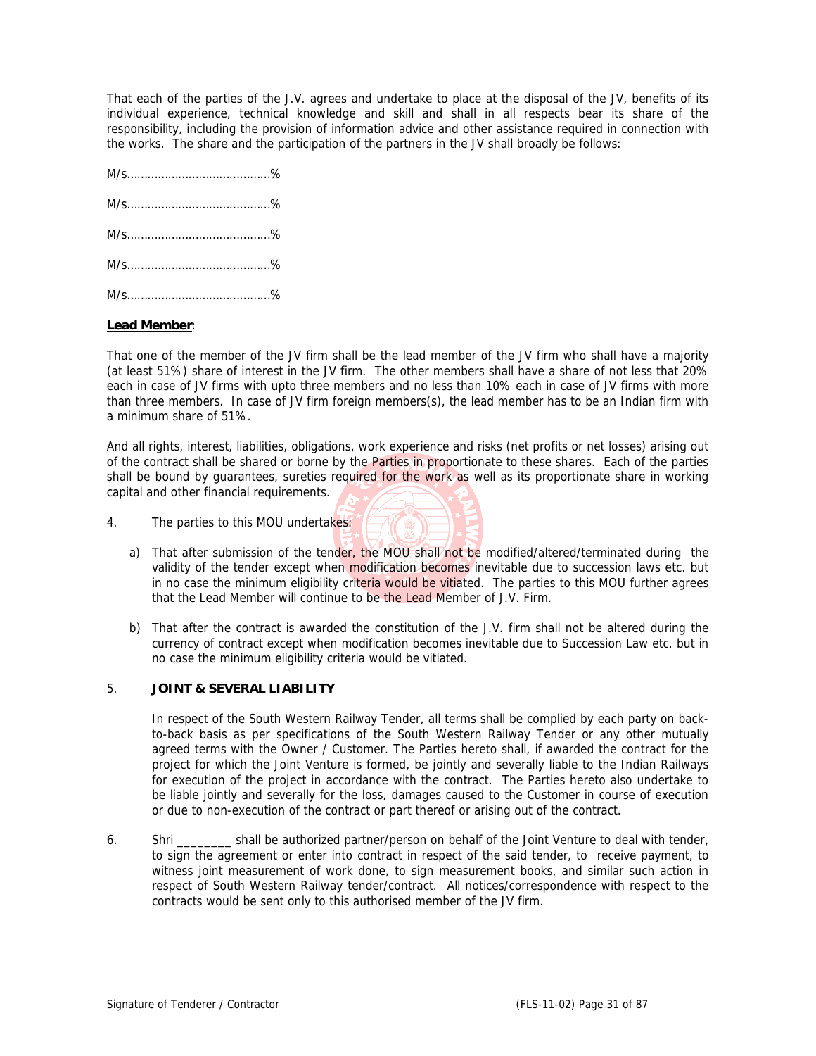That each of the parties of the J.V. agrees and undertake to place at the disposal of the JV, benefits of its individual experience, technical knowledge and skill and shall in all respects bear its share of the responsibility, including the provision of information advice and other assistance required in connection with the works. The share and the participation of the partners in the JV shall broadly be follows:

M/s.........................................%

M/s.........................................%

M/s.........................................%

M/s.........................................%

M/s.........................................%

**Lead Member**:

That one of the member of the JV firm shall be the lead member of the JV firm who shall have a majority (at least 51%) share of interest in the JV firm. The other members shall have a share of not less that 20% each in case of JV firms with upto three members and no less than 10% each in case of JV firms with more than three members. In case of JV firm foreign members(s), the lead member has to be an Indian firm with a minimum share of 51%.

And all rights, interest, liabilities, obligations, work experience and risks (net profits or net losses) arising out of the contract shall be shared or borne by the Parties in proportionate to these shares. Each of the parties shall be bound by guarantees, sureties required for the work as well as its proportionate share in working capital and other financial requirements.

4. The parties to this MOU undertakes:

   a) That after submission of the tender, the MOU shall not be modified/altered/terminated during the validity of the tender except when modification becomes inevitable due to succession laws etc. but in no case the minimum eligibility criteria would be vitiated. The parties to this MOU further agrees that the Lead Member will continue to be the Lead Member of J.V. Firm.

   b) That after the contract is awarded the constitution of the J.V. firm shall not be altered during the currency of contract except when modification becomes inevitable due to Succession Law etc. but in no case the minimum eligibility criteria would be vitiated.

5. **JOINT & SEVERAL LIABILITY**

   In respect of the South Western Railway Tender, all terms shall be complied by each party on back-to-back basis as per specifications of the South Western Railway Tender or any other mutually agreed terms with the Owner / Customer. The Parties hereto shall, if awarded the contract for the project for which the Joint Venture is formed, be jointly and severally liable to the Indian Railways for execution of the project in accordance with the contract. The Parties hereto also undertake to be liable jointly and severally for the loss, damages caused to the Customer in course of execution or due to non-execution of the contract or part thereof or arising out of the contract.

6. Shri ________ shall be authorized partner/person on behalf of the Joint Venture to deal with tender, to sign the agreement or enter into contract in respect of the said tender, to receive payment, to witness joint measurement of work done, to sign measurement books, and similar such action in respect of South Western Railway tender/contract. All notices/correspondence with respect to the contracts would be sent only to this authorised member of the JV firm.

Signature of Tenderer / Contractor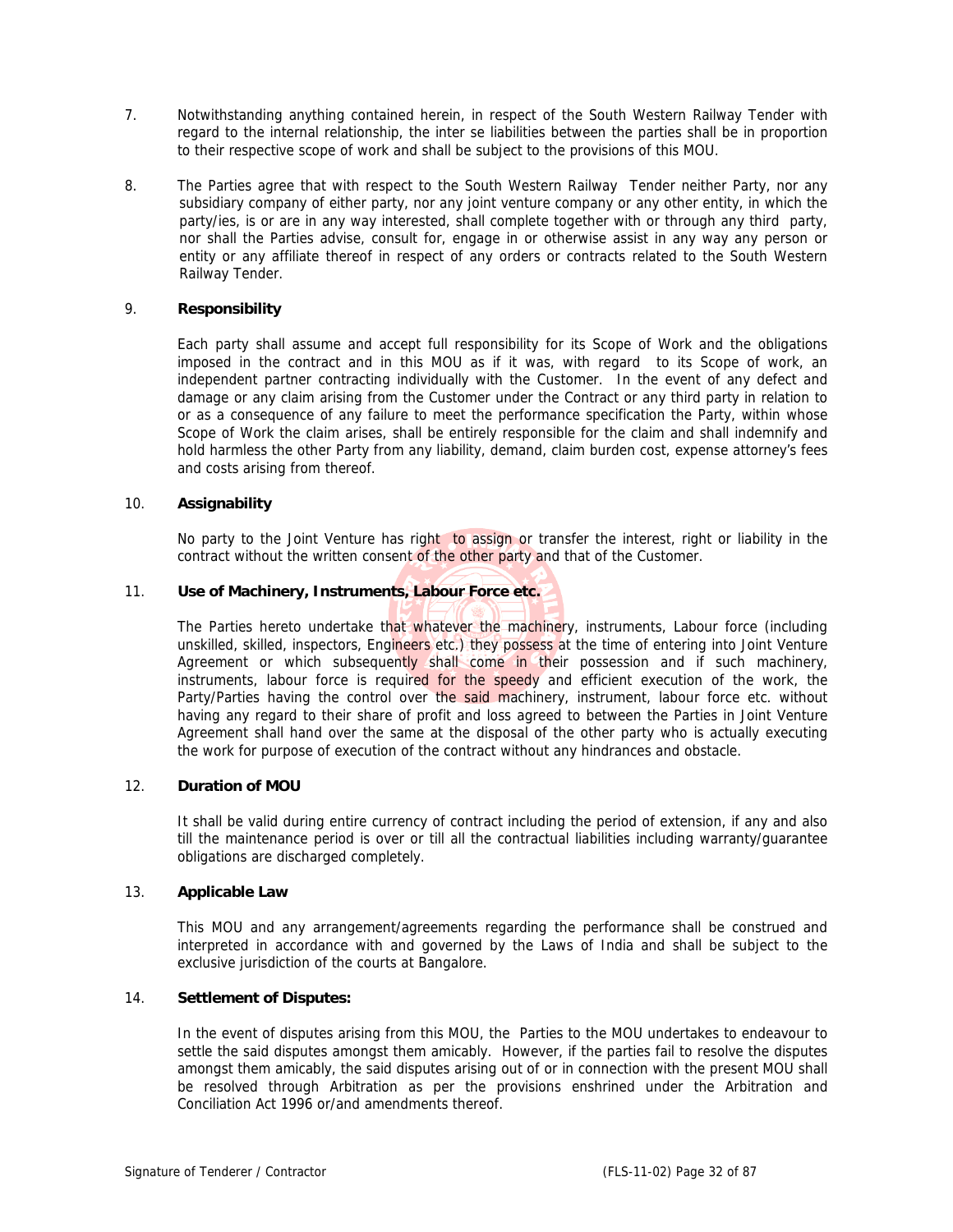7. Notwithstanding anything contained herein, in respect of the South Western Railway Tender with regard to the internal relationship, the inter se liabilities between the parties shall be in proportion to their respective scope of work and shall be subject to the provisions of this MOU.

8. The Parties agree that with respect to the South Western Railway Tender neither Party, nor any subsidiary company of either party, nor any joint venture company or any other entity, in which the party/ies, is or are in any way interested, shall complete together with or through any third party, nor shall the Parties advise, consult for, engage in or otherwise assist in any way any person or entity or any affiliate thereof in respect of any orders or contracts related to the South Western Railway Tender.

9. **Responsibility**

   Each party shall assume and accept full responsibility for its Scope of Work and the obligations imposed in the contract and in this MOU as if it was, with regard to its Scope of work, an independent partner contracting individually with the Customer. In the event of any defect and damage or any claim arising from the Customer under the Contract or any third party in relation to or as a consequence of any failure to meet the performance specification the Party, within whose Scope of Work the claim arises, shall be entirely responsible for the claim and shall indemnify and hold harmless the other Party from any liability, demand, claim burden cost, expense attorney's fees and costs arising from thereof.

10. **Assignability**

    No party to the Joint Venture has right to assign or transfer the interest, right or liability in the contract without the written consent of the other party and that of the Customer.

11. **Use of Machinery, Instruments, Labour Force etc.**

    The Parties hereto undertake that whatever the machinery, instruments, Labour force (including unskilled, skilled, inspectors, Engineers etc.) they possess at the time of entering into Joint Venture Agreement or which subsequently shall come in their possession and if such machinery, instruments, labour force is required for the speedy and efficient execution of the work, the Party/Parties having the control over the said machinery, instrument, labour force etc. without having any regard to their share of profit and loss agreed to between the Parties in Joint Venture Agreement shall hand over the same at the disposal of the other party who is actually executing the work for purpose of execution of the contract without any hindrances and obstacle.

12. **Duration of MOU**

    It shall be valid during entire currency of contract including the period of extension, if any and also till the maintenance period is over or till all the contractual liabilities including warranty/guarantee obligations are discharged completely.

13. **Applicable Law**

    This MOU and any arrangement/agreements regarding the performance shall be construed and interpreted in accordance with and governed by the Laws of India and shall be subject to the exclusive jurisdiction of the courts at Bangalore.

14. **Settlement of Disputes:**

    In the event of disputes arising from this MOU, the Parties to the MOU undertakes to endeavour to settle the said disputes amongst them amicably. However, if the parties fail to resolve the disputes amongst them amicably, the said disputes arising out of or in connection with the present MOU shall be resolved through Arbitration as per the provisions enshrined under the Arbitration and Conciliation Act 1996 or/and amendments thereof.

Signature of Tenderer / Contractor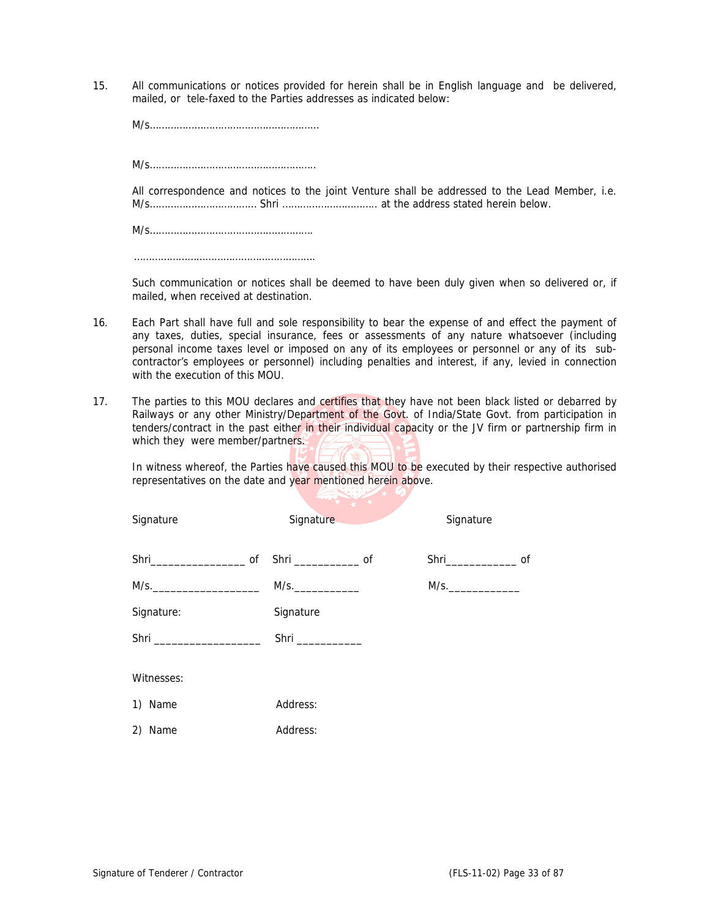15. All communications or notices provided for herein shall be in English language and be delivered, mailed, or tele-faxed to the Parties addresses as indicated below:

    M/s…………………………………………………

    M/s…………………………………………………

    All correspondence and notices to the joint Venture shall be addressed to the Lead Member, i.e. M/s……………………………. Shri …………………………. at the address stated herein below.

    M/s…………………………………………………

    ……………………………………………………

    Such communication or notices shall be deemed to have been duly given when so delivered or, if mailed, when received at destination.

16. Each Part shall have full and sole responsibility to bear the expense of and effect the payment of any taxes, duties, special insurance, fees or assessments of any nature whatsoever (including personal income taxes level or imposed on any of its employees or personnel or any of its sub-contractor's employees or personnel) including penalties and interest, if any, levied in connection with the execution of this MOU.

17. The parties to this MOU declares and certifies that they have not been black listed or debarred by Railways or any other Ministry/Department of the Govt. of India/State Govt. from participation in tenders/contract in the past either in their individual capacity or the JV firm or partnership firm in which they were member/partners.

    In witness whereof, the Parties have caused this MOU to be executed by their respective authorised representatives on the date and year mentioned herein above.

| | | |
|---|---|---|
| Signature | Signature | Signature |
| Shri________________ of | Shri ___________ of | Shri____________ of |
| M/s.__________________ | M/s.___________ | M/s.____________ |
| Signature: | Signature | |
| Shri __________________ | Shri ___________ | |

Witnesses:

1) Name Address:

2) Name Address:

Signature of Tenderer / Contractor (FLS-11-02)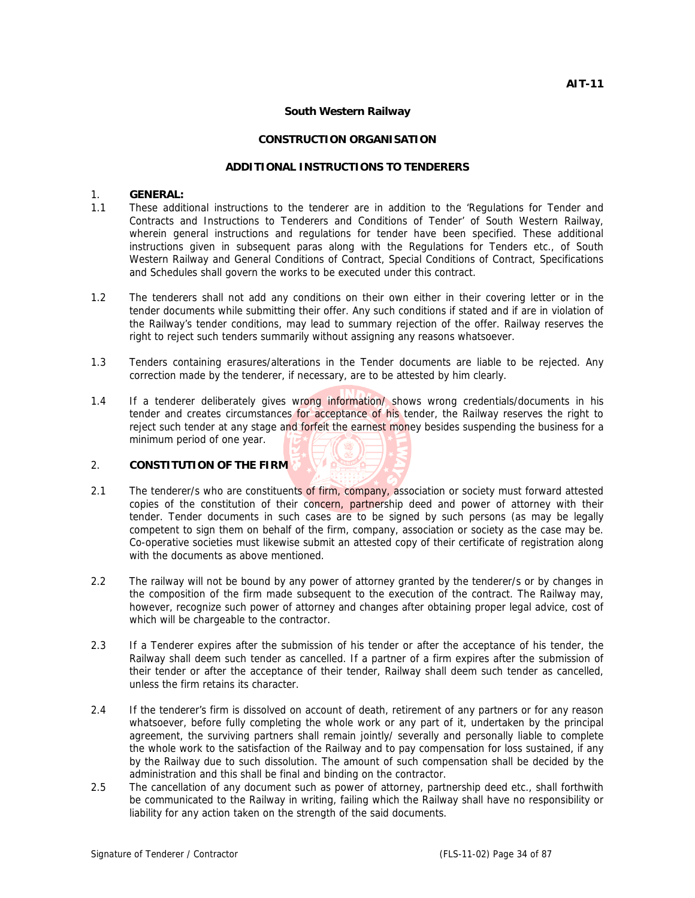AIT-11

**South Western Railway**

**CONSTRUCTION ORGANISATION**

**ADDITIONAL INSTRUCTIONS TO TENDERERS**

1. **GENERAL:**

1.1 These additional instructions to the tenderer are in addition to the 'Regulations for Tender and Contracts and Instructions to Tenderers and Conditions of Tender' of South Western Railway, wherein general instructions and regulations for tender have been specified. These additional instructions given in subsequent paras along with the Regulations for Tenders etc., of South Western Railway and General Conditions of Contract, Special Conditions of Contract, Specifications and Schedules shall govern the works to be executed under this contract.

1.2 The tenderers shall not add any conditions on their own either in their covering letter or in the tender documents while submitting their offer. Any such conditions if stated and if are in violation of the Railway's tender conditions, may lead to summary rejection of the offer. Railway reserves the right to reject such tenders summarily without assigning any reasons whatsoever.

1.3 Tenders containing erasures/alterations in the Tender documents are liable to be rejected. Any correction made by the tenderer, if necessary, are to be attested by him clearly.

1.4 If a tenderer deliberately gives wrong information/ shows wrong credentials/documents in his tender and creates circumstances for acceptance of his tender, the Railway reserves the right to reject such tender at any stage and forfeit the earnest money besides suspending the business for a minimum period of one year.

2. **CONSTITUTION OF THE FIRM**

2.1 The tenderer/s who are constituents of firm, company, association or society must forward attested copies of the constitution of their concern, partnership deed and power of attorney with their tender. Tender documents in such cases are to be signed by such persons (as may be legally competent to sign them on behalf of the firm, company, association or society as the case may be. Co-operative societies must likewise submit an attested copy of their certificate of registration along with the documents as above mentioned.

2.2 The railway will not be bound by any power of attorney granted by the tenderer/s or by changes in the composition of the firm made subsequent to the execution of the contract. The Railway may, however, recognize such power of attorney and changes after obtaining proper legal advice, cost of which will be chargeable to the contractor.

2.3 If a Tenderer expires after the submission of his tender or after the acceptance of his tender, the Railway shall deem such tender as cancelled. If a partner of a firm expires after the submission of their tender or after the acceptance of their tender, Railway shall deem such tender as cancelled, unless the firm retains its character.

2.4 If the tenderer's firm is dissolved on account of death, retirement of any partners or for any reason whatsoever, before fully completing the whole work or any part of it, undertaken by the principal agreement, the surviving partners shall remain jointly/ severally and personally liable to complete the whole work to the satisfaction of the Railway and to pay compensation for loss sustained, if any by the Railway due to such dissolution. The amount of such compensation shall be decided by the administration and this shall be final and binding on the contractor.

2.5 The cancellation of any document such as power of attorney, partnership deed etc., shall forthwith be communicated to the Railway in writing, failing which the Railway shall have no responsibility or liability for any action taken on the strength of the said documents.

Signature of Tenderer / Contractor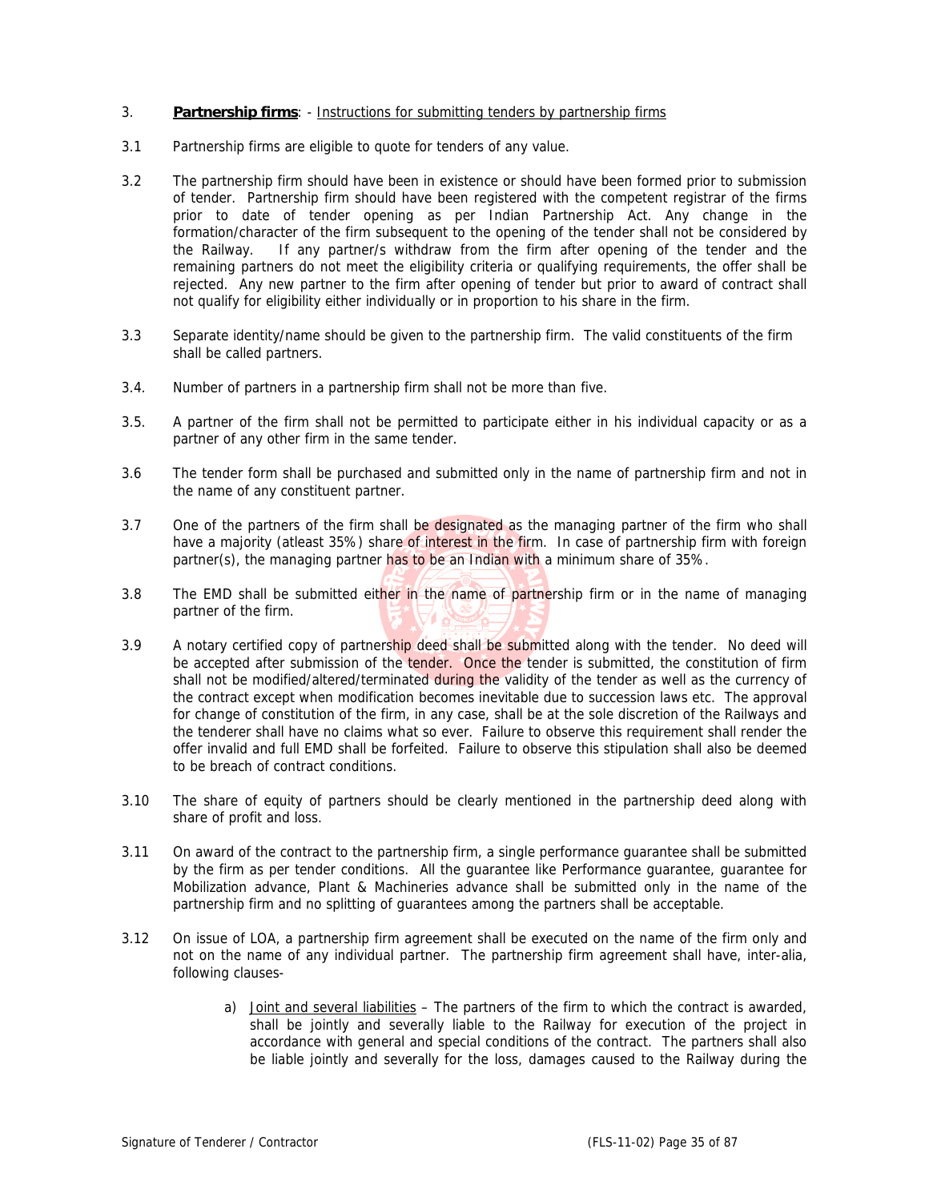3. **Partnership firms**: - Instructions for submitting tenders by partnership firms

3.1 Partnership firms are eligible to quote for tenders of any value.

3.2 The partnership firm should have been in existence or should have been formed prior to submission of tender. Partnership firm should have been registered with the competent registrar of the firms prior to date of tender opening as per Indian Partnership Act. Any change in the formation/character of the firm subsequent to the opening of the tender shall not be considered by the Railway. If any partner/s withdraw from the firm after opening of the tender and the remaining partners do not meet the eligibility criteria or qualifying requirements, the offer shall be rejected. Any new partner to the firm after opening of tender but prior to award of contract shall not qualify for eligibility either individually or in proportion to his share in the firm.

3.3 Separate identity/name should be given to the partnership firm. The valid constituents of the firm shall be called partners.

3.4. Number of partners in a partnership firm shall not be more than five.

3.5. A partner of the firm shall not be permitted to participate either in his individual capacity or as a partner of any other firm in the same tender.

3.6 The tender form shall be purchased and submitted only in the name of partnership firm and not in the name of any constituent partner.

3.7 One of the partners of the firm shall be designated as the managing partner of the firm who shall have a majority (atleast 35%) share of interest in the firm. In case of partnership firm with foreign partner(s), the managing partner has to be an Indian with a minimum share of 35%.

3.8 The EMD shall be submitted either in the name of partnership firm or in the name of managing partner of the firm.

3.9 A notary certified copy of partnership deed shall be submitted along with the tender. No deed will be accepted after submission of the tender. Once the tender is submitted, the constitution of firm shall not be modified/altered/terminated during the validity of the tender as well as the currency of the contract except when modification becomes inevitable due to succession laws etc. The approval for change of constitution of the firm, in any case, shall be at the sole discretion of the Railways and the tenderer shall have no claims what so ever. Failure to observe this requirement shall render the offer invalid and full EMD shall be forfeited. Failure to observe this stipulation shall also be deemed to be breach of contract conditions.

3.10 The share of equity of partners should be clearly mentioned in the partnership deed along with share of profit and loss.

3.11 On award of the contract to the partnership firm, a single performance guarantee shall be submitted by the firm as per tender conditions. All the guarantee like Performance guarantee, guarantee for Mobilization advance, Plant & Machineries advance shall be submitted only in the name of the partnership firm and no splitting of guarantees among the partners shall be acceptable.

3.12 On issue of LOA, a partnership firm agreement shall be executed on the name of the firm only and not on the name of any individual partner. The partnership firm agreement shall have, inter-alia, following clauses-

a) Joint and several liabilities – The partners of the firm to which the contract is awarded, shall be jointly and severally liable to the Railway for execution of the project in accordance with general and special conditions of the contract. The partners shall also be liable jointly and severally for the loss, damages caused to the Railway during the

Signature of Tenderer / Contractor (FLS-11-02)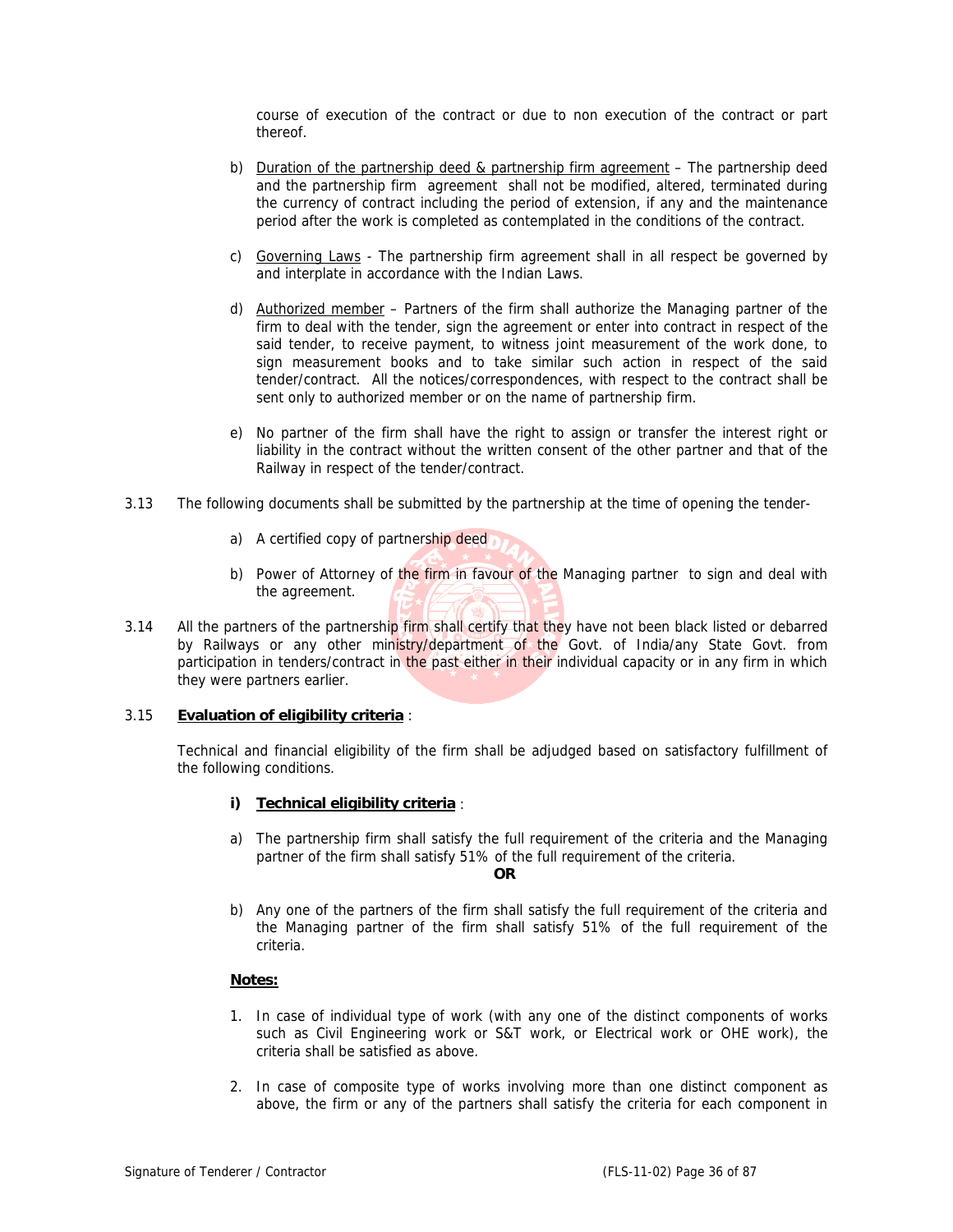course of execution of the contract or due to non execution of the contract or part thereof.

b) Duration of the partnership deed & partnership firm agreement – The partnership deed and the partnership firm agreement shall not be modified, altered, terminated during the currency of contract including the period of extension, if any and the maintenance period after the work is completed as contemplated in the conditions of the contract.

c) Governing Laws - The partnership firm agreement shall in all respect be governed by and interplate in accordance with the Indian Laws.

d) Authorized member – Partners of the firm shall authorize the Managing partner of the firm to deal with the tender, sign the agreement or enter into contract in respect of the said tender, to receive payment, to witness joint measurement of the work done, to sign measurement books and to take similar such action in respect of the said tender/contract. All the notices/correspondences, with respect to the contract shall be sent only to authorized member or on the name of partnership firm.

e) No partner of the firm shall have the right to assign or transfer the interest right or liability in the contract without the written consent of the other partner and that of the Railway in respect of the tender/contract.

3.13 The following documents shall be submitted by the partnership at the time of opening the tender-

a) A certified copy of partnership deed

b) Power of Attorney of the firm in favour of the Managing partner to sign and deal with the agreement.

3.14 All the partners of the partnership firm shall certify that they have not been black listed or debarred by Railways or any other ministry/department of the Govt. of India/any State Govt. from participation in tenders/contract in the past either in their individual capacity or in any firm in which they were partners earlier.

3.15 **Evaluation of eligibility criteria** :

Technical and financial eligibility of the firm shall be adjudged based on satisfactory fulfillment of the following conditions.

**i) Technical eligibility criteria** :

a) The partnership firm shall satisfy the full requirement of the criteria and the Managing partner of the firm shall satisfy 51% of the full requirement of the criteria.

**OR**

b) Any one of the partners of the firm shall satisfy the full requirement of the criteria and the Managing partner of the firm shall satisfy 51% of the full requirement of the criteria.

**Notes:**

1. In case of individual type of work (with any one of the distinct components of works such as Civil Engineering work or S&T work, or Electrical work or OHE work), the criteria shall be satisfied as above.

2. In case of composite type of works involving more than one distinct component as above, the firm or any of the partners shall satisfy the criteria for each component in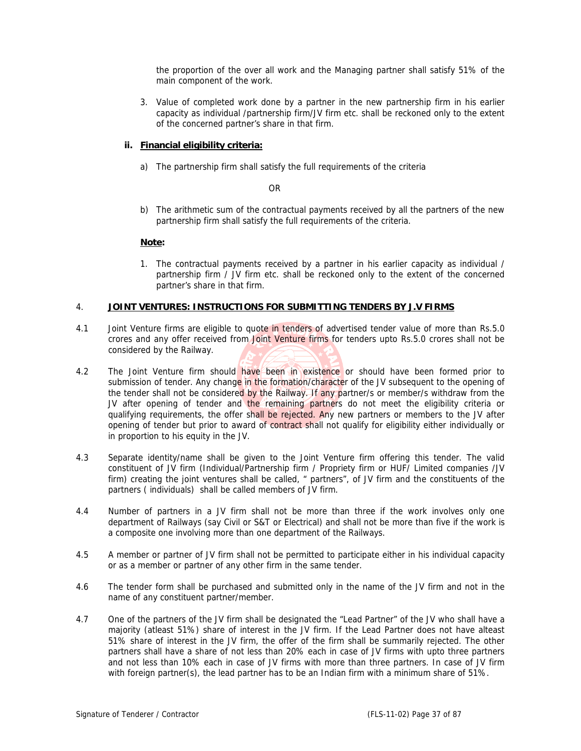the proportion of the over all work and the Managing partner shall satisfy 51% of the main component of the work.

3. Value of completed work done by a partner in the new partnership firm in his earlier capacity as individual /partnership firm/JV firm etc. shall be reckoned only to the extent of the concerned partner's share in that firm.

**ii. <u>Financial eligibility criteria:</u>**

a) The partnership firm shall satisfy the full requirements of the criteria

OR

b) The arithmetic sum of the contractual payments received by all the partners of the new partnership firm shall satisfy the full requirements of the criteria.

**<u>Note</u>:**

1. The contractual payments received by a partner in his earlier capacity as individual / partnership firm / JV firm etc. shall be reckoned only to the extent of the concerned partner's share in that firm.

### 4. <u>JOINT VENTURES: INSTRUCTIONS FOR SUBMITTING TENDERS BY J.V FIRMS</u>

4.1 Joint Venture firms are eligible to quote in tenders of advertised tender value of more than Rs.5.0 crores and any offer received from Joint Venture firms for tenders upto Rs.5.0 crores shall not be considered by the Railway.

4.2 The Joint Venture firm should have been in existence or should have been formed prior to submission of tender. Any change in the formation/character of the JV subsequent to the opening of the tender shall not be considered by the Railway. If any partner/s or member/s withdraw from the JV after opening of tender and the remaining partners do not meet the eligibility criteria or qualifying requirements, the offer shall be rejected. Any new partners or members to the JV after opening of tender but prior to award of contract shall not qualify for eligibility either individually or in proportion to his equity in the JV.

4.3 Separate identity/name shall be given to the Joint Venture firm offering this tender. The valid constituent of JV firm (Individual/Partnership firm / Propriety firm or HUF/ Limited companies /JV firm) creating the joint ventures shall be called, " partners", of JV firm and the constituents of the partners ( individuals) shall be called members of JV firm.

4.4 Number of partners in a JV firm shall not be more than three if the work involves only one department of Railways (say Civil or S&T or Electrical) and shall not be more than five if the work is a composite one involving more than one department of the Railways.

4.5 A member or partner of JV firm shall not be permitted to participate either in his individual capacity or as a member or partner of any other firm in the same tender.

4.6 The tender form shall be purchased and submitted only in the name of the JV firm and not in the name of any constituent partner/member.

4.7 One of the partners of the JV firm shall be designated the "Lead Partner" of the JV who shall have a majority (atleast 51%) share of interest in the JV firm. If the Lead Partner does not have atleast 51% share of interest in the JV firm, the offer of the firm shall be summarily rejected. The other partners shall have a share of not less than 20% each in case of JV firms with upto three partners and not less than 10% each in case of JV firms with more than three partners. In case of JV firm with foreign partner(s), the lead partner has to be an Indian firm with a minimum share of 51%.

Signature of Tenderer / Contractor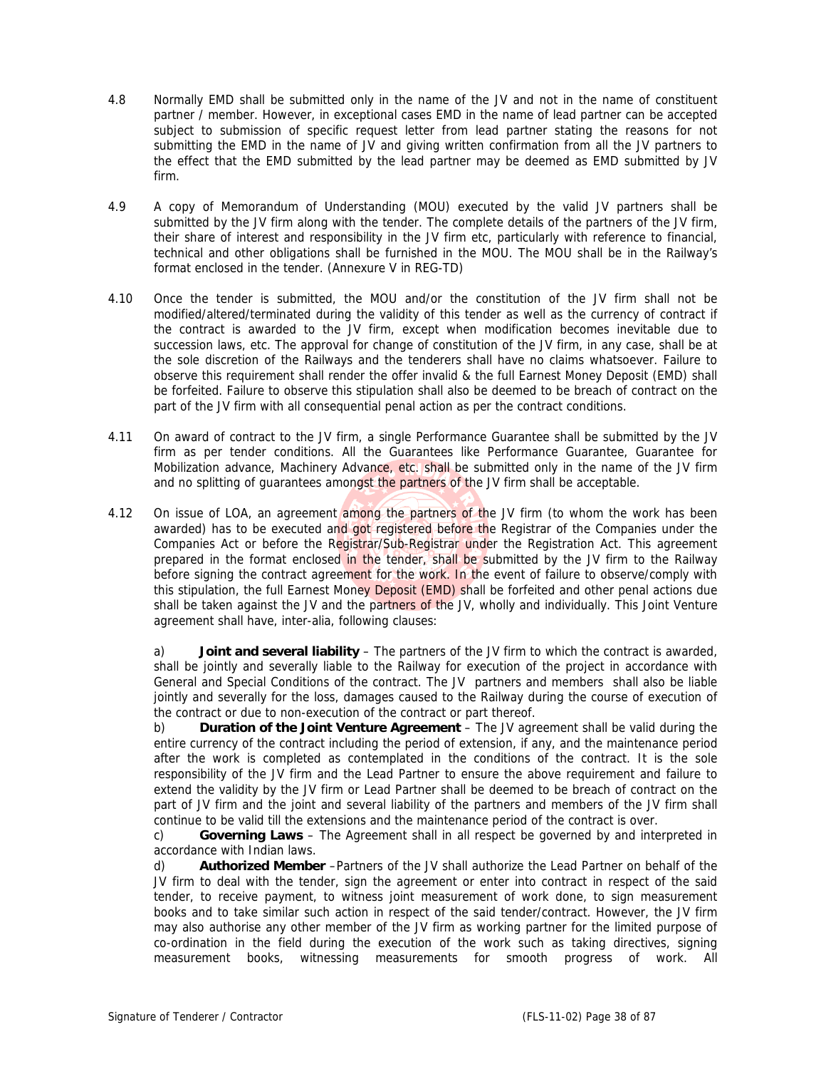4.8 Normally EMD shall be submitted only in the name of the JV and not in the name of constituent partner / member. However, in exceptional cases EMD in the name of lead partner can be accepted subject to submission of specific request letter from lead partner stating the reasons for not submitting the EMD in the name of JV and giving written confirmation from all the JV partners to the effect that the EMD submitted by the lead partner may be deemed as EMD submitted by JV firm.

4.9 A copy of Memorandum of Understanding (MOU) executed by the valid JV partners shall be submitted by the JV firm along with the tender. The complete details of the partners of the JV firm, their share of interest and responsibility in the JV firm etc, particularly with reference to financial, technical and other obligations shall be furnished in the MOU. The MOU shall be in the Railway's format enclosed in the tender. (Annexure V in REG-TD)

4.10 Once the tender is submitted, the MOU and/or the constitution of the JV firm shall not be modified/altered/terminated during the validity of this tender as well as the currency of contract if the contract is awarded to the JV firm, except when modification becomes inevitable due to succession laws, etc. The approval for change of constitution of the JV firm, in any case, shall be at the sole discretion of the Railways and the tenderers shall have no claims whatsoever. Failure to observe this requirement shall render the offer invalid & the full Earnest Money Deposit (EMD) shall be forfeited. Failure to observe this stipulation shall also be deemed to be breach of contract on the part of the JV firm with all consequential penal action as per the contract conditions.

4.11 On award of contract to the JV firm, a single Performance Guarantee shall be submitted by the JV firm as per tender conditions. All the Guarantees like Performance Guarantee, Guarantee for Mobilization advance, Machinery Advance, etc. shall be submitted only in the name of the JV firm and no splitting of guarantees amongst the partners of the JV firm shall be acceptable.

4.12 On issue of LOA, an agreement among the partners of the JV firm (to whom the work has been awarded) has to be executed and got registered before the Registrar of the Companies under the Companies Act or before the Registrar/Sub-Registrar under the Registration Act. This agreement prepared in the format enclosed in the tender, shall be submitted by the JV firm to the Railway before signing the contract agreement for the work. In the event of failure to observe/comply with this stipulation, the full Earnest Money Deposit (EMD) shall be forfeited and other penal actions due shall be taken against the JV and the partners of the JV, wholly and individually. This Joint Venture agreement shall have, inter-alia, following clauses:

a) **Joint and several liability** – The partners of the JV firm to which the contract is awarded, shall be jointly and severally liable to the Railway for execution of the project in accordance with General and Special Conditions of the contract. The JV partners and members shall also be liable jointly and severally for the loss, damages caused to the Railway during the course of execution of the contract or due to non-execution of the contract or part thereof.

b) **Duration of the Joint Venture Agreement** – The JV agreement shall be valid during the entire currency of the contract including the period of extension, if any, and the maintenance period after the work is completed as contemplated in the conditions of the contract. It is the sole responsibility of the JV firm and the Lead Partner to ensure the above requirement and failure to extend the validity by the JV firm or Lead Partner shall be deemed to be breach of contract on the part of JV firm and the joint and several liability of the partners and members of the JV firm shall continue to be valid till the extensions and the maintenance period of the contract is over.

c) **Governing Laws** – The Agreement shall in all respect be governed by and interpreted in accordance with Indian laws.

d) **Authorized Member** –Partners of the JV shall authorize the Lead Partner on behalf of the JV firm to deal with the tender, sign the agreement or enter into contract in respect of the said tender, to receive payment, to witness joint measurement of work done, to sign measurement books and to take similar such action in respect of the said tender/contract. However, the JV firm may also authorise any other member of the JV firm as working partner for the limited purpose of co-ordination in the field during the execution of the work such as taking directives, signing measurement books, witnessing measurements for smooth progress of work. All

Signature of Tenderer / Contractor (FLS-11-02)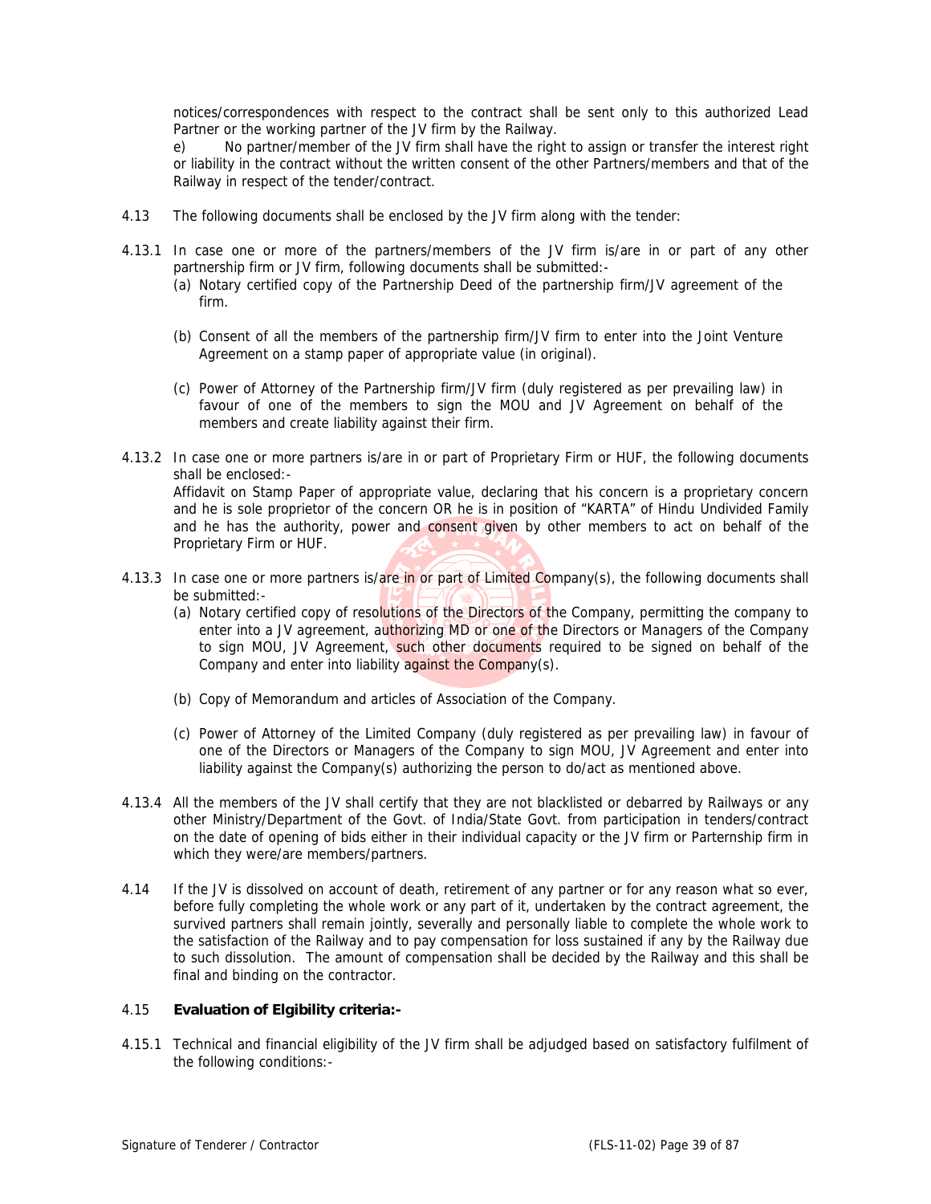notices/correspondences with respect to the contract shall be sent only to this authorized Lead Partner or the working partner of the JV firm by the Railway.

e) No partner/member of the JV firm shall have the right to assign or transfer the interest right or liability in the contract without the written consent of the other Partners/members and that of the Railway in respect of the tender/contract.

4.13 The following documents shall be enclosed by the JV firm along with the tender:

4.13.1 In case one or more of the partners/members of the JV firm is/are in or part of any other partnership firm or JV firm, following documents shall be submitted:-

(a) Notary certified copy of the Partnership Deed of the partnership firm/JV agreement of the firm.

(b) Consent of all the members of the partnership firm/JV firm to enter into the Joint Venture Agreement on a stamp paper of appropriate value (in original).

(c) Power of Attorney of the Partnership firm/JV firm (duly registered as per prevailing law) in favour of one of the members to sign the MOU and JV Agreement on behalf of the members and create liability against their firm.

4.13.2 In case one or more partners is/are in or part of Proprietary Firm or HUF, the following documents shall be enclosed:-
Affidavit on Stamp Paper of appropriate value, declaring that his concern is a proprietary concern and he is sole proprietor of the concern OR he is in position of "KARTA" of Hindu Undivided Family and he has the authority, power and consent given by other members to act on behalf of the Proprietary Firm or HUF.

4.13.3 In case one or more partners is/are in or part of Limited Company(s), the following documents shall be submitted:-

(a) Notary certified copy of resolutions of the Directors of the Company, permitting the company to enter into a JV agreement, authorizing MD or one of the Directors or Managers of the Company to sign MOU, JV Agreement, such other documents required to be signed on behalf of the Company and enter into liability against the Company(s).

(b) Copy of Memorandum and articles of Association of the Company.

(c) Power of Attorney of the Limited Company (duly registered as per prevailing law) in favour of one of the Directors or Managers of the Company to sign MOU, JV Agreement and enter into liability against the Company(s) authorizing the person to do/act as mentioned above.

4.13.4 All the members of the JV shall certify that they are not blacklisted or debarred by Railways or any other Ministry/Department of the Govt. of India/State Govt. from participation in tenders/contract on the date of opening of bids either in their individual capacity or the JV firm or Parternship firm in which they were/are members/partners.

4.14 If the JV is dissolved on account of death, retirement of any partner or for any reason what so ever, before fully completing the whole work or any part of it, undertaken by the contract agreement, the survived partners shall remain jointly, severally and personally liable to complete the whole work to the satisfaction of the Railway and to pay compensation for loss sustained if any by the Railway due to such dissolution. The amount of compensation shall be decided by the Railway and this shall be final and binding on the contractor.

4.15 **Evaluation of Elgibility criteria:-**

4.15.1 Technical and financial eligibility of the JV firm shall be adjudged based on satisfactory fulfilment of the following conditions:-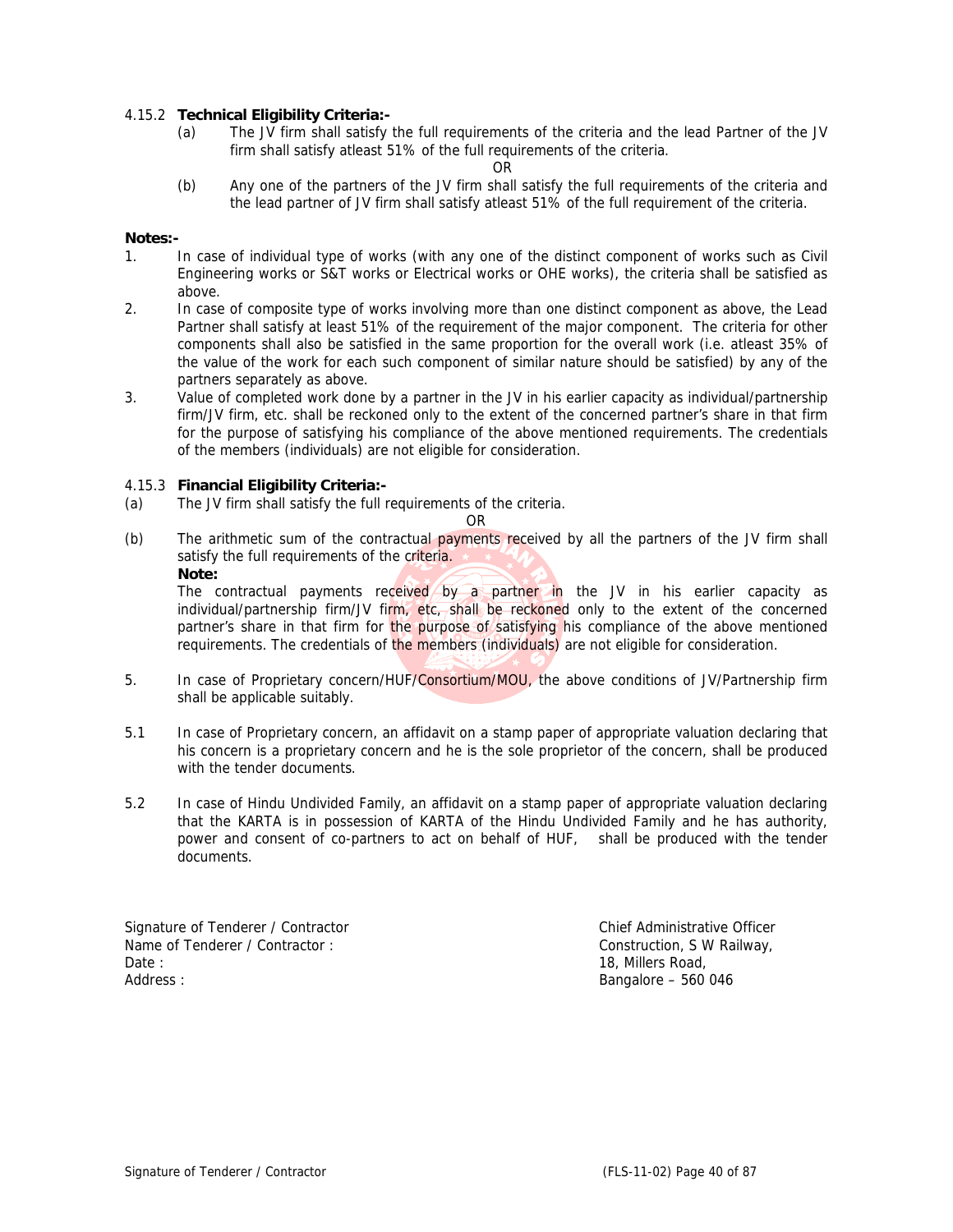4.15.2 **Technical Eligibility Criteria:-**

(a) The JV firm shall satisfy the full requirements of the criteria and the lead Partner of the JV firm shall satisfy atleast 51% of the full requirements of the criteria.

OR

(b) Any one of the partners of the JV firm shall satisfy the full requirements of the criteria and the lead partner of JV firm shall satisfy atleast 51% of the full requirement of the criteria.

**Notes:-**

1. In case of individual type of works (with any one of the distinct component of works such as Civil Engineering works or S&T works or Electrical works or OHE works), the criteria shall be satisfied as above.
2. In case of composite type of works involving more than one distinct component as above, the Lead Partner shall satisfy at least 51% of the requirement of the major component. The criteria for other components shall also be satisfied in the same proportion for the overall work (i.e. atleast 35% of the value of the work for each such component of similar nature should be satisfied) by any of the partners separately as above.
3. Value of completed work done by a partner in the JV in his earlier capacity as individual/partnership firm/JV firm, etc. shall be reckoned only to the extent of the concerned partner's share in that firm for the purpose of satisfying his compliance of the above mentioned requirements. The credentials of the members (individuals) are not eligible for consideration.

4.15.3 **Financial Eligibility Criteria:-**

(a) The JV firm shall satisfy the full requirements of the criteria.

OR

(b) The arithmetic sum of the contractual payments received by all the partners of the JV firm shall satisfy the full requirements of the criteria.

**Note:**

The contractual payments received by a partner in the JV in his earlier capacity as individual/partnership firm/JV firm, etc, shall be reckoned only to the extent of the concerned partner's share in that firm for the purpose of satisfying his compliance of the above mentioned requirements. The credentials of the members (individuals) are not eligible for consideration.

5. In case of Proprietary concern/HUF/Consortium/MOU, the above conditions of JV/Partnership firm shall be applicable suitably.

5.1 In case of Proprietary concern, an affidavit on a stamp paper of appropriate valuation declaring that his concern is a proprietary concern and he is the sole proprietor of the concern, shall be produced with the tender documents.

5.2 In case of Hindu Undivided Family, an affidavit on a stamp paper of appropriate valuation declaring that the KARTA is in possession of KARTA of the Hindu Undivided Family and he has authority, power and consent of co-partners to act on behalf of HUF, shall be produced with the tender documents.

Signature of Tenderer / Contractor
Name of Tenderer / Contractor :
Date :
Address :

Chief Administrative Officer
Construction, S W Railway,
18, Millers Road,
Bangalore – 560 046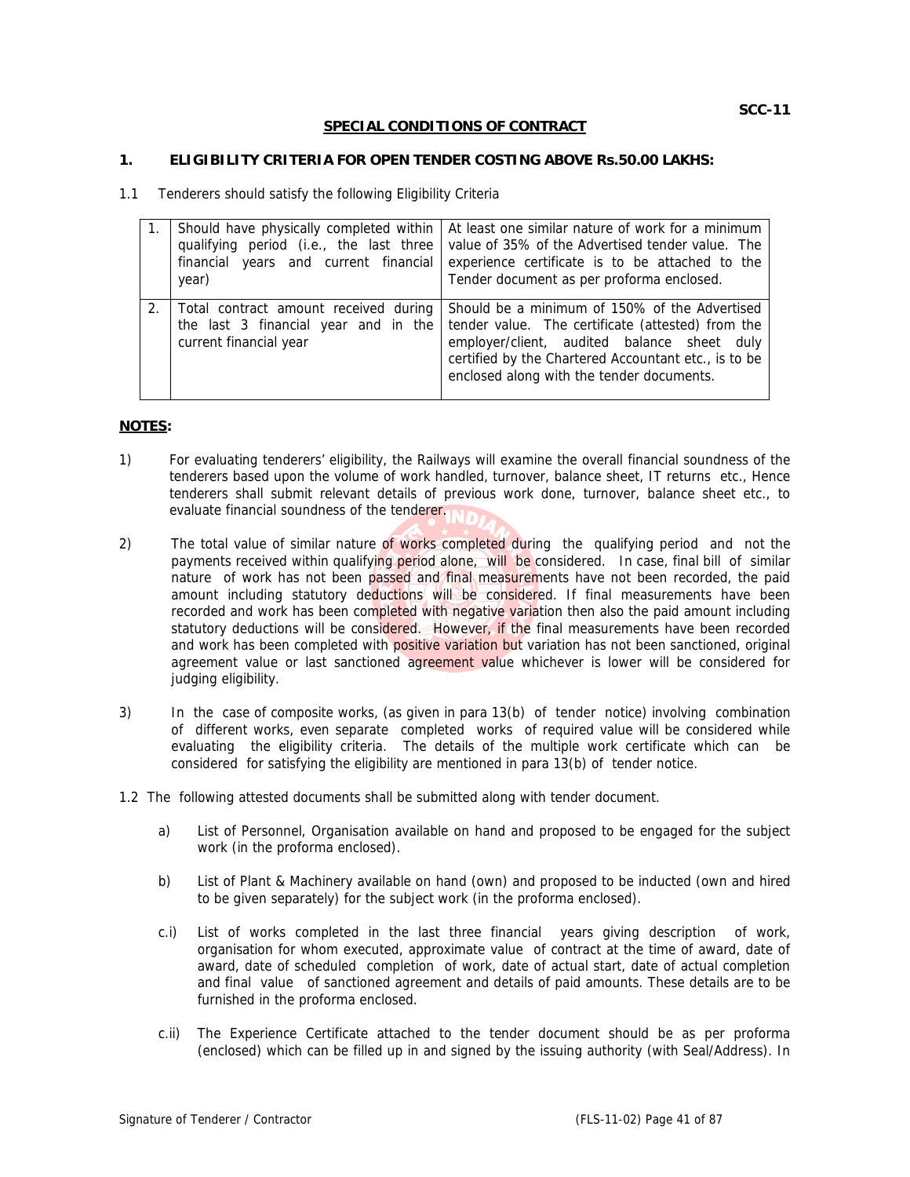SCC-11

## SPECIAL CONDITIONS OF CONTRACT

### 1. ELIGIBILITY CRITERIA FOR OPEN TENDER COSTING ABOVE Rs.50.00 LAKHS:

1.1 Tenderers should satisfy the following Eligibility Criteria

| | | |
|---|---|---|
| 1. | Should have physically completed within qualifying period (i.e., the last three financial years and current financial year) | At least one similar nature of work for a minimum value of 35% of the Advertised tender value. The experience certificate is to be attached to the Tender document as per proforma enclosed. |
| 2. | Total contract amount received during the last 3 financial year and in the current financial year | Should be a minimum of 150% of the Advertised tender value. The certificate (attested) from the employer/client, audited balance sheet duly certified by the Chartered Accountant etc., is to be enclosed along with the tender documents. |

**NOTES:**

1) For evaluating tenderers' eligibility, the Railways will examine the overall financial soundness of the tenderers based upon the volume of work handled, turnover, balance sheet, IT returns etc., Hence tenderers shall submit relevant details of previous work done, turnover, balance sheet etc., to evaluate financial soundness of the tenderer.

2) The total value of similar nature of works completed during the qualifying period and not the payments received within qualifying period alone, will be considered. In case, final bill of similar nature of work has not been passed and final measurements have not been recorded, the paid amount including statutory deductions will be considered. If final measurements have been recorded and work has been completed with negative variation then also the paid amount including statutory deductions will be considered. However, if the final measurements have been recorded and work has been completed with positive variation but variation has not been sanctioned, original agreement value or last sanctioned agreement value whichever is lower will be considered for judging eligibility.

3) In the case of composite works, (as given in para 13(b) of tender notice) involving combination of different works, even separate completed works of required value will be considered while evaluating the eligibility criteria. The details of the multiple work certificate which can be considered for satisfying the eligibility are mentioned in para 13(b) of tender notice.

1.2 The following attested documents shall be submitted along with tender document.

a) List of Personnel, Organisation available on hand and proposed to be engaged for the subject work (in the proforma enclosed).

b) List of Plant & Machinery available on hand (own) and proposed to be inducted (own and hired to be given separately) for the subject work (in the proforma enclosed).

c.i) List of works completed in the last three financial years giving description of work, organisation for whom executed, approximate value of contract at the time of award, date of award, date of scheduled completion of work, date of actual start, date of actual completion and final value of sanctioned agreement and details of paid amounts. These details are to be furnished in the proforma enclosed.

c.ii) The Experience Certificate attached to the tender document should be as per proforma (enclosed) which can be filled up in and signed by the issuing authority (with Seal/Address). In

Signature of Tenderer / Contractor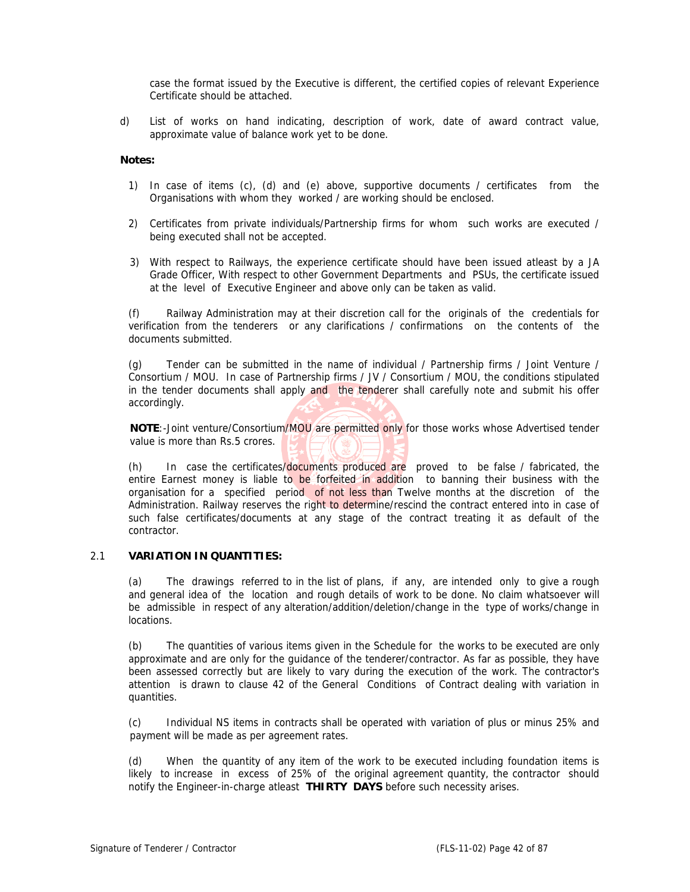case the format issued by the Executive is different, the certified copies of relevant Experience Certificate should be attached.

d) List of works on hand indicating, description of work, date of award contract value, approximate value of balance work yet to be done.

**Notes:**

1) In case of items (c), (d) and (e) above, supportive documents / certificates from the Organisations with whom they worked / are working should be enclosed.

2) Certificates from private individuals/Partnership firms for whom such works are executed / being executed shall not be accepted.

3) With respect to Railways, the experience certificate should have been issued atleast by a JA Grade Officer, With respect to other Government Departments and PSUs, the certificate issued at the level of Executive Engineer and above only can be taken as valid.

(f) Railway Administration may at their discretion call for the originals of the credentials for verification from the tenderers or any clarifications / confirmations on the contents of the documents submitted.

(g) Tender can be submitted in the name of individual / Partnership firms / Joint Venture / Consortium / MOU. In case of Partnership firms / JV / Consortium / MOU, the conditions stipulated in the tender documents shall apply and the tenderer shall carefully note and submit his offer accordingly.

**NOTE**:-Joint venture/Consortium/MOU are permitted only for those works whose Advertised tender value is more than Rs.5 crores.

(h) In case the certificates/documents produced are proved to be false / fabricated, the entire Earnest money is liable to be forfeited in addition to banning their business with the organisation for a specified period of not less than Twelve months at the discretion of the Administration. Railway reserves the right to determine/rescind the contract entered into in case of such false certificates/documents at any stage of the contract treating it as default of the contractor.

## 2.1 VARIATION IN QUANTITIES:

(a) The drawings referred to in the list of plans, if any, are intended only to give a rough and general idea of the location and rough details of work to be done. No claim whatsoever will be admissible in respect of any alteration/addition/deletion/change in the type of works/change in locations.

(b) The quantities of various items given in the Schedule for the works to be executed are only approximate and are only for the guidance of the tenderer/contractor. As far as possible, they have been assessed correctly but are likely to vary during the execution of the work. The contractor's attention is drawn to clause 42 of the General Conditions of Contract dealing with variation in quantities.

(c) Individual NS items in contracts shall be operated with variation of plus or minus 25% and payment will be made as per agreement rates.

(d) When the quantity of any item of the work to be executed including foundation items is likely to increase in excess of 25% of the original agreement quantity, the contractor should notify the Engineer-in-charge atleast **THIRTY DAYS** before such necessity arises.

Signature of Tenderer / Contractor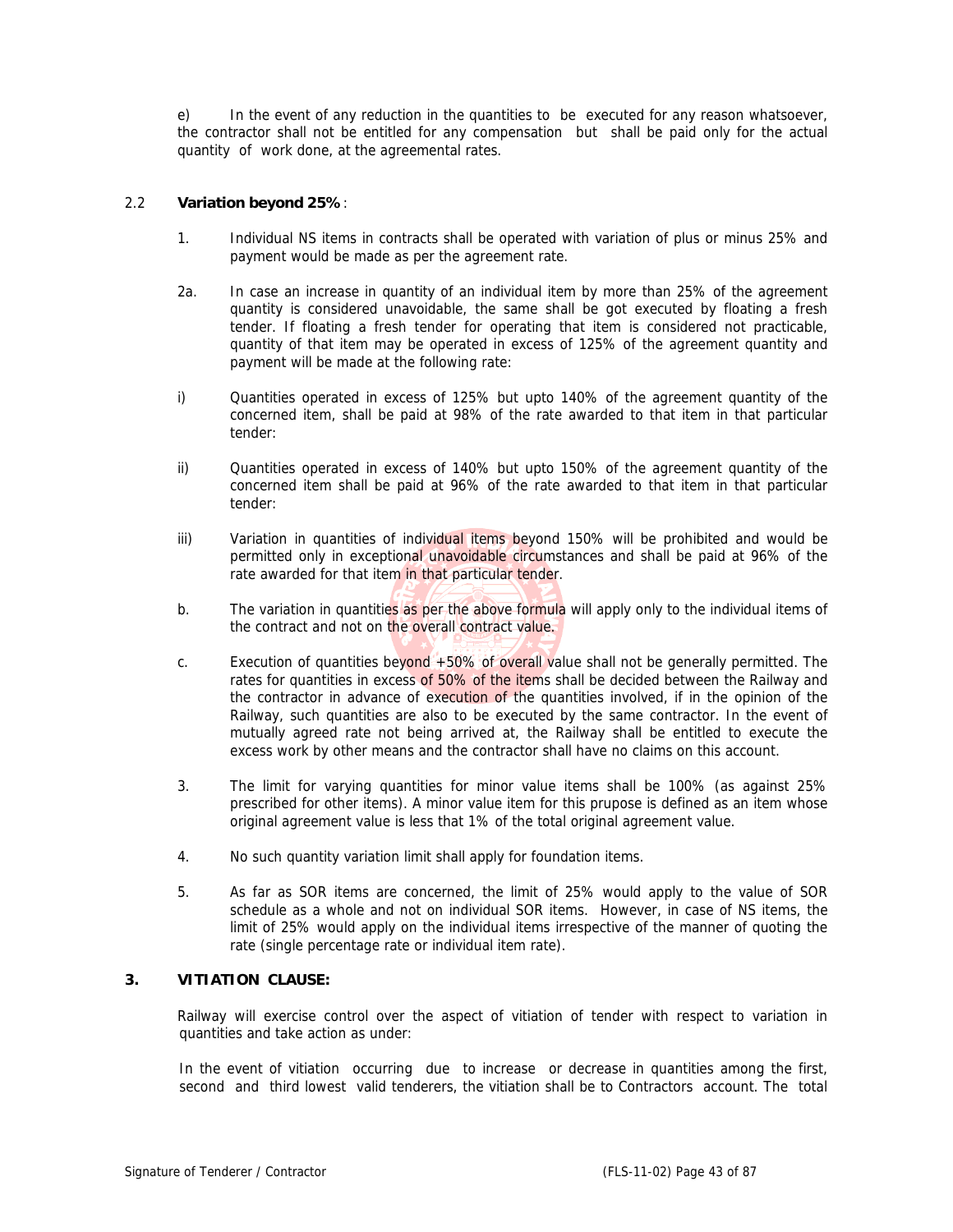e) In the event of any reduction in the quantities to be executed for any reason whatsoever, the contractor shall not be entitled for any compensation but shall be paid only for the actual quantity of work done, at the agreemental rates.

2.2 **Variation beyond 25%** :

1. Individual NS items in contracts shall be operated with variation of plus or minus 25% and payment would be made as per the agreement rate.

2a. In case an increase in quantity of an individual item by more than 25% of the agreement quantity is considered unavoidable, the same shall be got executed by floating a fresh tender. If floating a fresh tender for operating that item is considered not practicable, quantity of that item may be operated in excess of 125% of the agreement quantity and payment will be made at the following rate:

i) Quantities operated in excess of 125% but upto 140% of the agreement quantity of the concerned item, shall be paid at 98% of the rate awarded to that item in that particular tender:

ii) Quantities operated in excess of 140% but upto 150% of the agreement quantity of the concerned item shall be paid at 96% of the rate awarded to that item in that particular tender:

iii) Variation in quantities of individual items beyond 150% will be prohibited and would be permitted only in exceptional unavoidable circumstances and shall be paid at 96% of the rate awarded for that item in that particular tender.

b. The variation in quantities as per the above formula will apply only to the individual items of the contract and not on the overall contract value.

c. Execution of quantities beyond +50% of overall value shall not be generally permitted. The rates for quantities in excess of 50% of the items shall be decided between the Railway and the contractor in advance of execution of the quantities involved, if in the opinion of the Railway, such quantities are also to be executed by the same contractor. In the event of mutually agreed rate not being arrived at, the Railway shall be entitled to execute the excess work by other means and the contractor shall have no claims on this account.

3. The limit for varying quantities for minor value items shall be 100% (as against 25% prescribed for other items). A minor value item for this prupose is defined as an item whose original agreement value is less that 1% of the total original agreement value.

4. No such quantity variation limit shall apply for foundation items.

5. As far as SOR items are concerned, the limit of 25% would apply to the value of SOR schedule as a whole and not on individual SOR items. However, in case of NS items, the limit of 25% would apply on the individual items irrespective of the manner of quoting the rate (single percentage rate or individual item rate).

## 3. VITIATION CLAUSE:

Railway will exercise control over the aspect of vitiation of tender with respect to variation in quantities and take action as under:

In the event of vitiation occurring due to increase or decrease in quantities among the first, second and third lowest valid tenderers, the vitiation shall be to Contractors account. The total

Signature of Tenderer / Contractor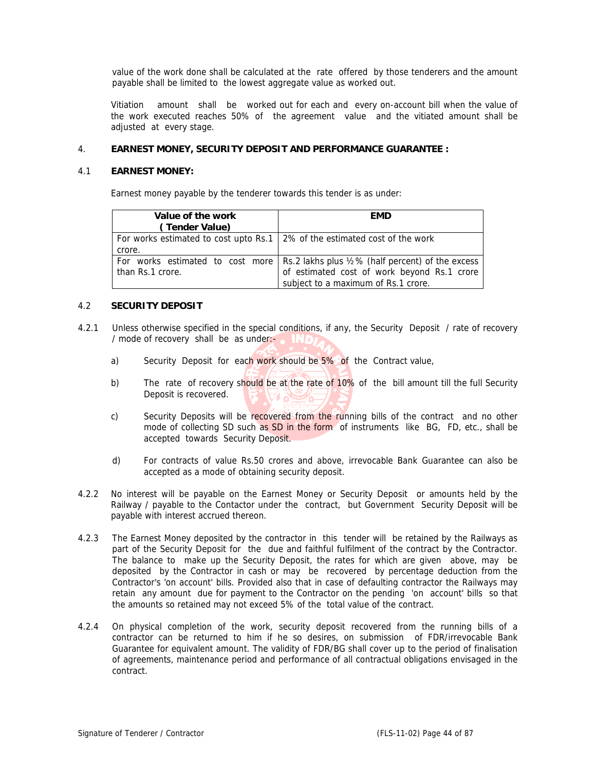value of the work done shall be calculated at the rate offered by those tenderers and the amount payable shall be limited to the lowest aggregate value as worked out.

Vitiation amount shall be worked out for each and every on-account bill when the value of the work executed reaches 50% of the agreement value and the vitiated amount shall be adjusted at every stage.

## 4. EARNEST MONEY, SECURITY DEPOSIT AND PERFORMANCE GUARANTEE :

### 4.1 EARNEST MONEY:

Earnest money payable by the tenderer towards this tender is as under:

| Value of the work ( Tender Value) | EMD |
|---|---|
| For works estimated to cost upto Rs.1 crore. | 2% of the estimated cost of the work |
| For works estimated to cost more than Rs.1 crore. | Rs.2 lakhs plus ½% (half percent) of the excess of estimated cost of work beyond Rs.1 crore subject to a maximum of Rs.1 crore. |

### 4.2 SECURITY DEPOSIT

4.2.1 Unless otherwise specified in the special conditions, if any, the Security Deposit / rate of recovery / mode of recovery shall be as under:-

a) Security Deposit for each work should be 5% of the Contract value,

b) The rate of recovery should be at the rate of 10% of the bill amount till the full Security Deposit is recovered.

c) Security Deposits will be recovered from the running bills of the contract and no other mode of collecting SD such as SD in the form of instruments like BG, FD, etc., shall be accepted towards Security Deposit.

d) For contracts of value Rs.50 crores and above, irrevocable Bank Guarantee can also be accepted as a mode of obtaining security deposit.

4.2.2 No interest will be payable on the Earnest Money or Security Deposit or amounts held by the Railway / payable to the Contactor under the contract, but Government Security Deposit will be payable with interest accrued thereon.

4.2.3 The Earnest Money deposited by the contractor in this tender will be retained by the Railways as part of the Security Deposit for the due and faithful fulfilment of the contract by the Contractor. The balance to make up the Security Deposit, the rates for which are given above, may be deposited by the Contractor in cash or may be recovered by percentage deduction from the Contractor's 'on account' bills. Provided also that in case of defaulting contractor the Railways may retain any amount due for payment to the Contractor on the pending 'on account' bills so that the amounts so retained may not exceed 5% of the total value of the contract.

4.2.4 On physical completion of the work, security deposit recovered from the running bills of a contractor can be returned to him if he so desires, on submission of FDR/irrevocable Bank Guarantee for equivalent amount. The validity of FDR/BG shall cover up to the period of finalisation of agreements, maintenance period and performance of all contractual obligations envisaged in the contract.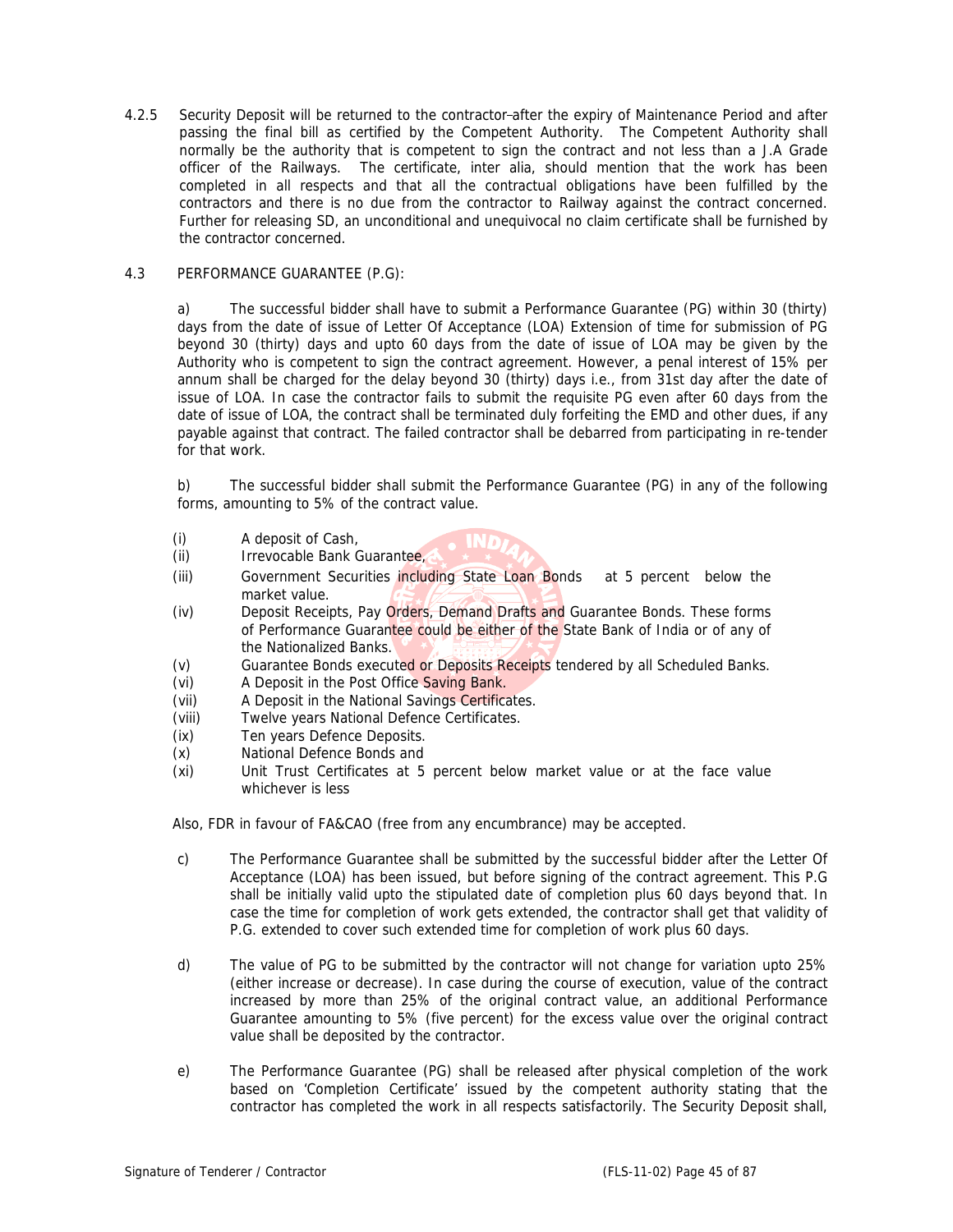4.2.5 Security Deposit will be returned to the contractor–after the expiry of Maintenance Period and after passing the final bill as certified by the Competent Authority. The Competent Authority shall normally be the authority that is competent to sign the contract and not less than a J.A Grade officer of the Railways. The certificate, inter alia, should mention that the work has been completed in all respects and that all the contractual obligations have been fulfilled by the contractors and there is no due from the contractor to Railway against the contract concerned. Further for releasing SD, an unconditional and unequivocal no claim certificate shall be furnished by the contractor concerned.

4.3 PERFORMANCE GUARANTEE (P.G):

a) The successful bidder shall have to submit a Performance Guarantee (PG) within 30 (thirty) days from the date of issue of Letter Of Acceptance (LOA) Extension of time for submission of PG beyond 30 (thirty) days and upto 60 days from the date of issue of LOA may be given by the Authority who is competent to sign the contract agreement. However, a penal interest of 15% per annum shall be charged for the delay beyond 30 (thirty) days i.e., from 31st day after the date of issue of LOA. In case the contractor fails to submit the requisite PG even after 60 days from the date of issue of LOA, the contract shall be terminated duly forfeiting the EMD and other dues, if any payable against that contract. The failed contractor shall be debarred from participating in re-tender for that work.

b) The successful bidder shall submit the Performance Guarantee (PG) in any of the following forms, amounting to 5% of the contract value.

(i) A deposit of Cash,
(ii) Irrevocable Bank Guarantee,
(iii) Government Securities including State Loan Bonds at 5 percent below the market value.
(iv) Deposit Receipts, Pay Orders, Demand Drafts and Guarantee Bonds. These forms of Performance Guarantee could be either of the State Bank of India or of any of the Nationalized Banks.
(v) Guarantee Bonds executed or Deposits Receipts tendered by all Scheduled Banks.
(vi) A Deposit in the Post Office Saving Bank.
(vii) A Deposit in the National Savings Certificates.
(viii) Twelve years National Defence Certificates.
(ix) Ten years Defence Deposits.
(x) National Defence Bonds and
(xi) Unit Trust Certificates at 5 percent below market value or at the face value whichever is less

Also, FDR in favour of FA&CAO (free from any encumbrance) may be accepted.

c) The Performance Guarantee shall be submitted by the successful bidder after the Letter Of Acceptance (LOA) has been issued, but before signing of the contract agreement. This P.G shall be initially valid upto the stipulated date of completion plus 60 days beyond that. In case the time for completion of work gets extended, the contractor shall get that validity of P.G. extended to cover such extended time for completion of work plus 60 days.

d) The value of PG to be submitted by the contractor will not change for variation upto 25% (either increase or decrease). In case during the course of execution, value of the contract increased by more than 25% of the original contract value, an additional Performance Guarantee amounting to 5% (five percent) for the excess value over the original contract value shall be deposited by the contractor.

e) The Performance Guarantee (PG) shall be released after physical completion of the work based on 'Completion Certificate' issued by the competent authority stating that the contractor has completed the work in all respects satisfactorily. The Security Deposit shall,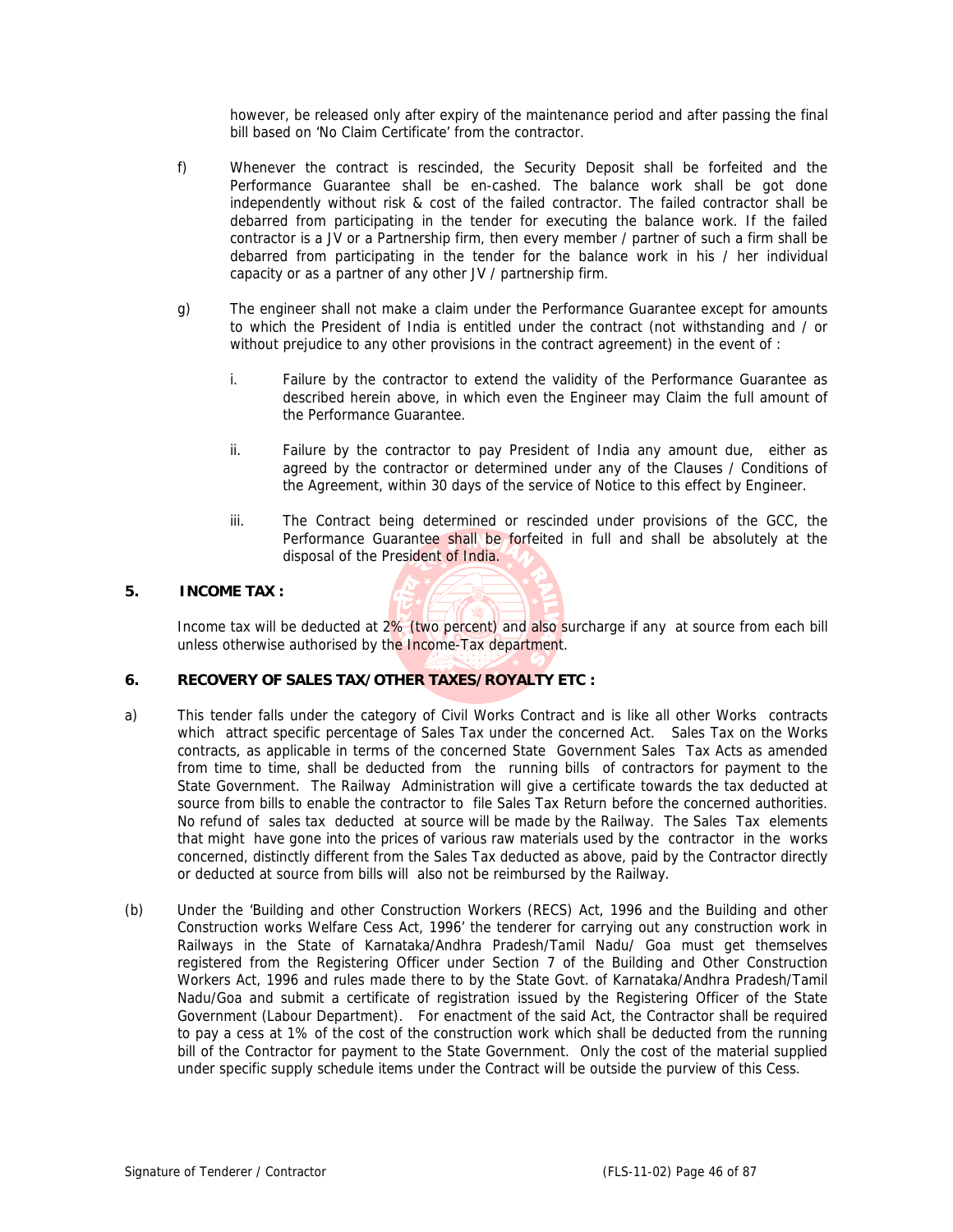however, be released only after expiry of the maintenance period and after passing the final bill based on 'No Claim Certificate' from the contractor.

f) Whenever the contract is rescinded, the Security Deposit shall be forfeited and the Performance Guarantee shall be en-cashed. The balance work shall be got done independently without risk & cost of the failed contractor. The failed contractor shall be debarred from participating in the tender for executing the balance work. If the failed contractor is a JV or a Partnership firm, then every member / partner of such a firm shall be debarred from participating in the tender for the balance work in his / her individual capacity or as a partner of any other JV / partnership firm.

g) The engineer shall not make a claim under the Performance Guarantee except for amounts to which the President of India is entitled under the contract (not withstanding and / or without prejudice to any other provisions in the contract agreement) in the event of :

   i. Failure by the contractor to extend the validity of the Performance Guarantee as described herein above, in which even the Engineer may Claim the full amount of the Performance Guarantee.

   ii. Failure by the contractor to pay President of India any amount due, either as agreed by the contractor or determined under any of the Clauses / Conditions of the Agreement, within 30 days of the service of Notice to this effect by Engineer.

   iii. The Contract being determined or rescinded under provisions of the GCC, the Performance Guarantee shall be forfeited in full and shall be absolutely at the disposal of the President of India.

**5. INCOME TAX :**

Income tax will be deducted at 2% (two percent) and also surcharge if any at source from each bill unless otherwise authorised by the Income-Tax department.

**6. RECOVERY OF SALES TAX/OTHER TAXES/ROYALTY ETC :**

a) This tender falls under the category of Civil Works Contract and is like all other Works contracts which attract specific percentage of Sales Tax under the concerned Act. Sales Tax on the Works contracts, as applicable in terms of the concerned State Government Sales Tax Acts as amended from time to time, shall be deducted from the running bills of contractors for payment to the State Government. The Railway Administration will give a certificate towards the tax deducted at source from bills to enable the contractor to file Sales Tax Return before the concerned authorities. No refund of sales tax deducted at source will be made by the Railway. The Sales Tax elements that might have gone into the prices of various raw materials used by the contractor in the works concerned, distinctly different from the Sales Tax deducted as above, paid by the Contractor directly or deducted at source from bills will also not be reimbursed by the Railway.

(b) Under the 'Building and other Construction Workers (RECS) Act, 1996 and the Building and other Construction works Welfare Cess Act, 1996' the tenderer for carrying out any construction work in Railways in the State of Karnataka/Andhra Pradesh/Tamil Nadu/ Goa must get themselves registered from the Registering Officer under Section 7 of the Building and Other Construction Workers Act, 1996 and rules made there to by the State Govt. of Karnataka/Andhra Pradesh/Tamil Nadu/Goa and submit a certificate of registration issued by the Registering Officer of the State Government (Labour Department). For enactment of the said Act, the Contractor shall be required to pay a cess at 1% of the cost of the construction work which shall be deducted from the running bill of the Contractor for payment to the State Government. Only the cost of the material supplied under specific supply schedule items under the Contract will be outside the purview of this Cess.

Signature of Tenderer / Contractor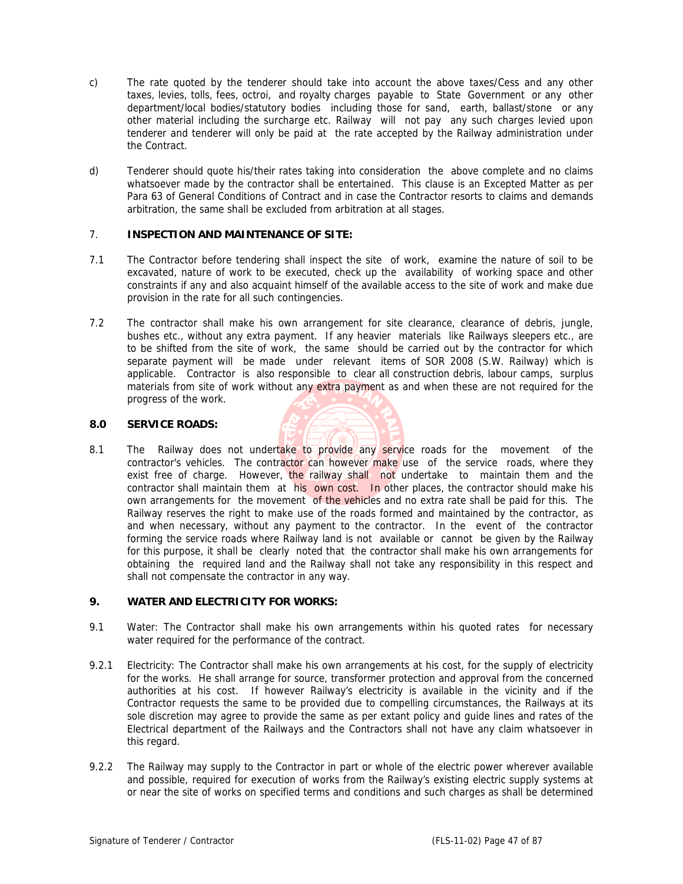c) The rate quoted by the tenderer should take into account the above taxes/Cess and any other taxes, levies, tolls, fees, octroi, and royalty charges payable to State Government or any other department/local bodies/statutory bodies including those for sand, earth, ballast/stone or any other material including the surcharge etc. Railway will not pay any such charges levied upon tenderer and tenderer will only be paid at the rate accepted by the Railway administration under the Contract.

d) Tenderer should quote his/their rates taking into consideration the above complete and no claims whatsoever made by the contractor shall be entertained. This clause is an Excepted Matter as per Para 63 of General Conditions of Contract and in case the Contractor resorts to claims and demands arbitration, the same shall be excluded from arbitration at all stages.

7. **INSPECTION AND MAINTENANCE OF SITE:**

7.1 The Contractor before tendering shall inspect the site of work, examine the nature of soil to be excavated, nature of work to be executed, check up the availability of working space and other constraints if any and also acquaint himself of the available access to the site of work and make due provision in the rate for all such contingencies.

7.2 The contractor shall make his own arrangement for site clearance, clearance of debris, jungle, bushes etc., without any extra payment. If any heavier materials like Railways sleepers etc., are to be shifted from the site of work, the same should be carried out by the contractor for which separate payment will be made under relevant items of SOR 2008 (S.W. Railway) which is applicable. Contractor is also responsible to clear all construction debris, labour camps, surplus materials from site of work without any extra payment as and when these are not required for the progress of the work.

**8.0 SERVICE ROADS:**

8.1 The Railway does not undertake to provide any service roads for the movement of the contractor's vehicles. The contractor can however make use of the service roads, where they exist free of charge. However, the railway shall not undertake to maintain them and the contractor shall maintain them at his own cost. In other places, the contractor should make his own arrangements for the movement of the vehicles and no extra rate shall be paid for this. The Railway reserves the right to make use of the roads formed and maintained by the contractor, as and when necessary, without any payment to the contractor. In the event of the contractor forming the service roads where Railway land is not available or cannot be given by the Railway for this purpose, it shall be clearly noted that the contractor shall make his own arrangements for obtaining the required land and the Railway shall not take any responsibility in this respect and shall not compensate the contractor in any way.

**9. WATER AND ELECTRICITY FOR WORKS:**

9.1 Water: The Contractor shall make his own arrangements within his quoted rates for necessary water required for the performance of the contract.

9.2.1 Electricity: The Contractor shall make his own arrangements at his cost, for the supply of electricity for the works. He shall arrange for source, transformer protection and approval from the concerned authorities at his cost. If however Railway's electricity is available in the vicinity and if the Contractor requests the same to be provided due to compelling circumstances, the Railways at its sole discretion may agree to provide the same as per extant policy and guide lines and rates of the Electrical department of the Railways and the Contractors shall not have any claim whatsoever in this regard.

9.2.2 The Railway may supply to the Contractor in part or whole of the electric power wherever available and possible, required for execution of works from the Railway's existing electric supply systems at or near the site of works on specified terms and conditions and such charges as shall be determined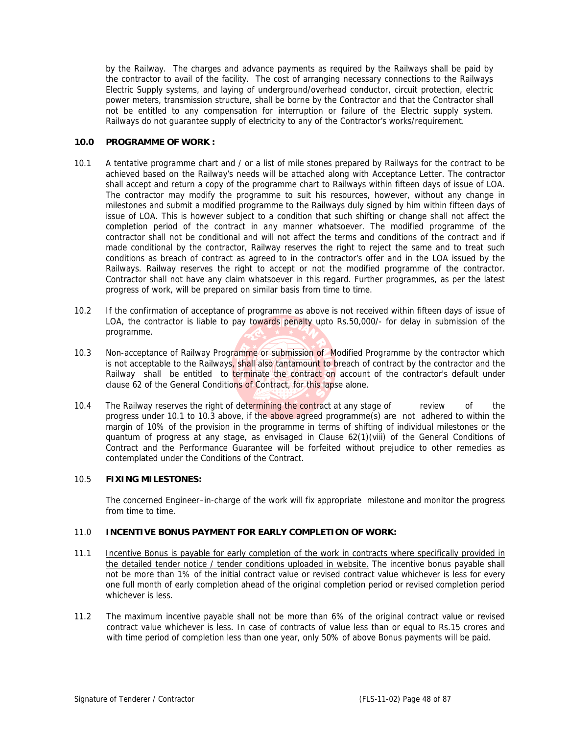by the Railway. The charges and advance payments as required by the Railways shall be paid by the contractor to avail of the facility. The cost of arranging necessary connections to the Railways Electric Supply systems, and laying of underground/overhead conductor, circuit protection, electric power meters, transmission structure, shall be borne by the Contractor and that the Contractor shall not be entitled to any compensation for interruption or failure of the Electric supply system. Railways do not guarantee supply of electricity to any of the Contractor's works/requirement.

**10.0 PROGRAMME OF WORK :**

10.1 A tentative programme chart and / or a list of mile stones prepared by Railways for the contract to be achieved based on the Railway's needs will be attached along with Acceptance Letter. The contractor shall accept and return a copy of the programme chart to Railways within fifteen days of issue of LOA. The contractor may modify the programme to suit his resources, however, without any change in milestones and submit a modified programme to the Railways duly signed by him within fifteen days of issue of LOA. This is however subject to a condition that such shifting or change shall not affect the completion period of the contract in any manner whatsoever. The modified programme of the contractor shall not be conditional and will not affect the terms and conditions of the contract and if made conditional by the contractor, Railway reserves the right to reject the same and to treat such conditions as breach of contract as agreed to in the contractor's offer and in the LOA issued by the Railways. Railway reserves the right to accept or not the modified programme of the contractor. Contractor shall not have any claim whatsoever in this regard. Further programmes, as per the latest progress of work, will be prepared on similar basis from time to time.

10.2 If the confirmation of acceptance of programme as above is not received within fifteen days of issue of LOA, the contractor is liable to pay towards penalty upto Rs.50,000/- for delay in submission of the programme.

10.3 Non-acceptance of Railway Programme or submission of Modified Programme by the contractor which is not acceptable to the Railways, shall also tantamount to breach of contract by the contractor and the Railway shall be entitled to terminate the contract on account of the contractor's default under clause 62 of the General Conditions of Contract, for this lapse alone.

10.4 The Railway reserves the right of determining the contract at any stage of review of the progress under 10.1 to 10.3 above, if the above agreed programme(s) are not adhered to within the margin of 10% of the provision in the programme in terms of shifting of individual milestones or the quantum of progress at any stage, as envisaged in Clause 62(1)(viii) of the General Conditions of Contract and the Performance Guarantee will be forfeited without prejudice to other remedies as contemplated under the Conditions of the Contract.

10.5 **FIXING MILESTONES:**

The concerned Engineer–in-charge of the work will fix appropriate milestone and monitor the progress from time to time.

11.0 **INCENTIVE BONUS PAYMENT FOR EARLY COMPLETION OF WORK:**

11.1 <u>Incentive Bonus is payable for early completion of the work in contracts where specifically provided in the detailed tender notice / tender conditions uploaded in website.</u> The incentive bonus payable shall not be more than 1% of the initial contract value or revised contract value whichever is less for every one full month of early completion ahead of the original completion period or revised completion period whichever is less.

11.2 The maximum incentive payable shall not be more than 6% of the original contract value or revised contract value whichever is less. In case of contracts of value less than or equal to Rs.15 crores and with time period of completion less than one year, only 50% of above Bonus payments will be paid.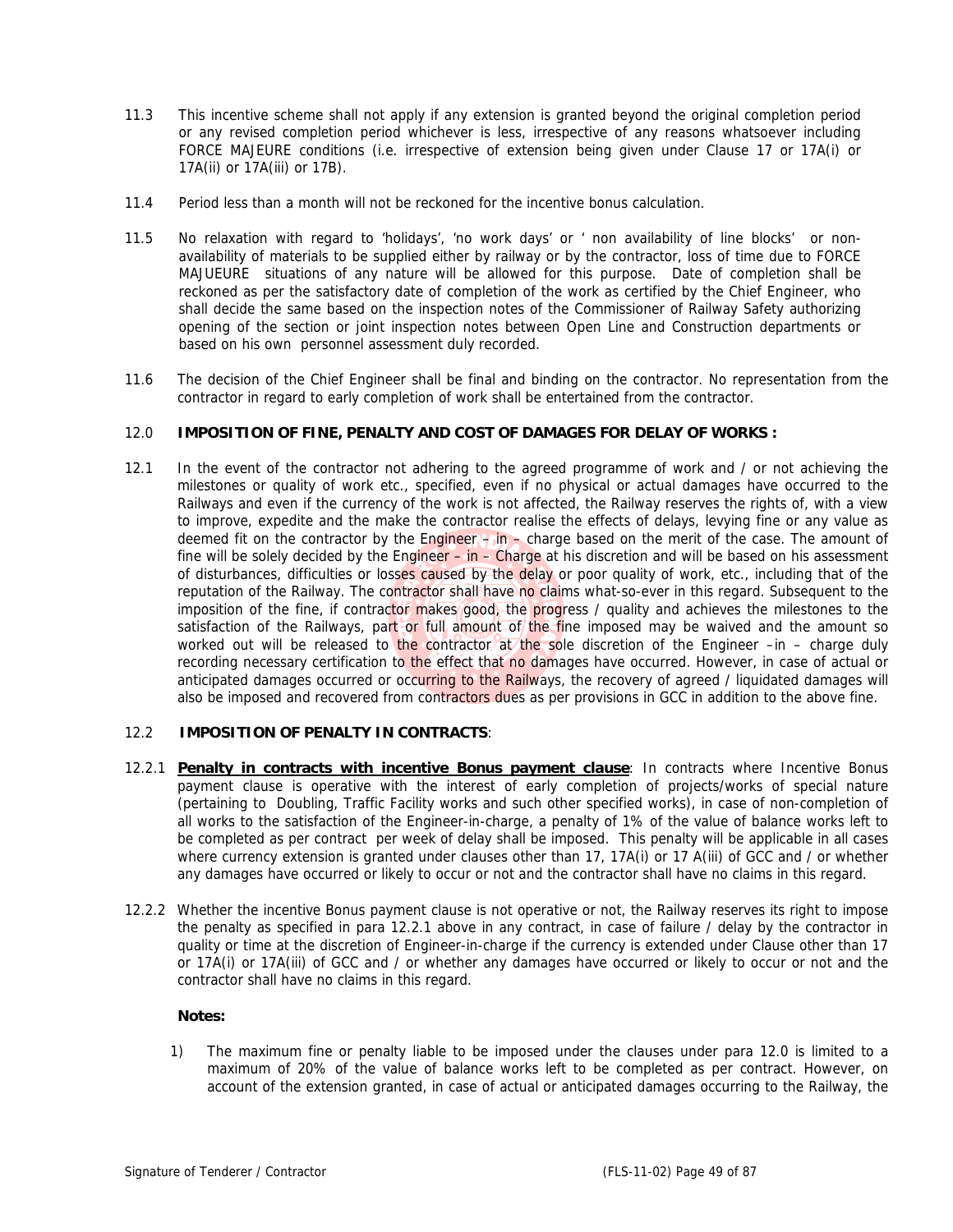11.3 This incentive scheme shall not apply if any extension is granted beyond the original completion period or any revised completion period whichever is less, irrespective of any reasons whatsoever including FORCE MAJEURE conditions (i.e. irrespective of extension being given under Clause 17 or 17A(i) or 17A(ii) or 17A(iii) or 17B).

11.4 Period less than a month will not be reckoned for the incentive bonus calculation.

11.5 No relaxation with regard to 'holidays', 'no work days' or ' non availability of line blocks' or non-availability of materials to be supplied either by railway or by the contractor, loss of time due to FORCE MAJUEURE situations of any nature will be allowed for this purpose. Date of completion shall be reckoned as per the satisfactory date of completion of the work as certified by the Chief Engineer, who shall decide the same based on the inspection notes of the Commissioner of Railway Safety authorizing opening of the section or joint inspection notes between Open Line and Construction departments or based on his own personnel assessment duly recorded.

11.6 The decision of the Chief Engineer shall be final and binding on the contractor. No representation from the contractor in regard to early completion of work shall be entertained from the contractor.

## 12.0 IMPOSITION OF FINE, PENALTY AND COST OF DAMAGES FOR DELAY OF WORKS :

12.1 In the event of the contractor not adhering to the agreed programme of work and / or not achieving the milestones or quality of work etc., specified, even if no physical or actual damages have occurred to the Railways and even if the currency of the work is not affected, the Railway reserves the rights of, with a view to improve, expedite and the make the contractor realise the effects of delays, levying fine or any value as deemed fit on the contractor by the Engineer – in – charge based on the merit of the case. The amount of fine will be solely decided by the Engineer – in – Charge at his discretion and will be based on his assessment of disturbances, difficulties or losses caused by the delay or poor quality of work, etc., including that of the reputation of the Railway. The contractor shall have no claims what-so-ever in this regard. Subsequent to the imposition of the fine, if contractor makes good, the progress / quality and achieves the milestones to the satisfaction of the Railways, part or full amount of the fine imposed may be waived and the amount so worked out will be released to the contractor at the sole discretion of the Engineer –in – charge duly recording necessary certification to the effect that no damages have occurred. However, in case of actual or anticipated damages occurred or occurring to the Railways, the recovery of agreed / liquidated damages will also be imposed and recovered from contractors dues as per provisions in GCC in addition to the above fine.

### 12.2 IMPOSITION OF PENALTY IN CONTRACTS:

12.2.1 **Penalty in contracts with incentive Bonus payment clause**: In contracts where Incentive Bonus payment clause is operative with the interest of early completion of projects/works of special nature (pertaining to Doubling, Traffic Facility works and such other specified works), in case of non-completion of all works to the satisfaction of the Engineer-in-charge, a penalty of 1% of the value of balance works left to be completed as per contract per week of delay shall be imposed. This penalty will be applicable in all cases where currency extension is granted under clauses other than 17, 17A(i) or 17 A(iii) of GCC and / or whether any damages have occurred or likely to occur or not and the contractor shall have no claims in this regard.

12.2.2 Whether the incentive Bonus payment clause is not operative or not, the Railway reserves its right to impose the penalty as specified in para 12.2.1 above in any contract, in case of failure / delay by the contractor in quality or time at the discretion of Engineer-in-charge if the currency is extended under Clause other than 17 or 17A(i) or 17A(iii) of GCC and / or whether any damages have occurred or likely to occur or not and the contractor shall have no claims in this regard.

**Notes:**

1) The maximum fine or penalty liable to be imposed under the clauses under para 12.0 is limited to a maximum of 20% of the value of balance works left to be completed as per contract. However, on account of the extension granted, in case of actual or anticipated damages occurring to the Railway, the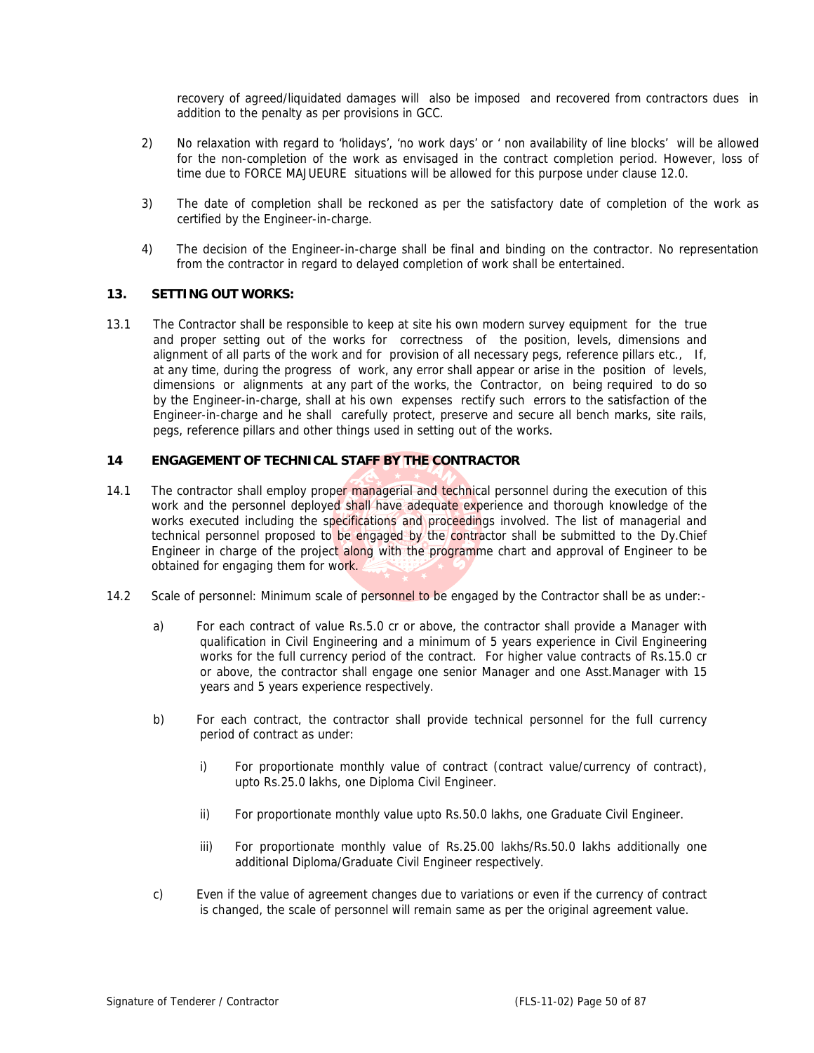recovery of agreed/liquidated damages will also be imposed and recovered from contractors dues in addition to the penalty as per provisions in GCC.

2) No relaxation with regard to 'holidays', 'no work days' or ' non availability of line blocks' will be allowed for the non-completion of the work as envisaged in the contract completion period. However, loss of time due to FORCE MAJUEURE situations will be allowed for this purpose under clause 12.0.

3) The date of completion shall be reckoned as per the satisfactory date of completion of the work as certified by the Engineer-in-charge.

4) The decision of the Engineer-in-charge shall be final and binding on the contractor. No representation from the contractor in regard to delayed completion of work shall be entertained.

## 13. SETTING OUT WORKS:

13.1 The Contractor shall be responsible to keep at site his own modern survey equipment for the true and proper setting out of the works for correctness of the position, levels, dimensions and alignment of all parts of the work and for provision of all necessary pegs, reference pillars etc., If, at any time, during the progress of work, any error shall appear or arise in the position of levels, dimensions or alignments at any part of the works, the Contractor, on being required to do so by the Engineer-in-charge, shall at his own expenses rectify such errors to the satisfaction of the Engineer-in-charge and he shall carefully protect, preserve and secure all bench marks, site rails, pegs, reference pillars and other things used in setting out of the works.

## 14 ENGAGEMENT OF TECHNICAL STAFF BY THE CONTRACTOR

14.1 The contractor shall employ proper managerial and technical personnel during the execution of this work and the personnel deployed shall have adequate experience and thorough knowledge of the works executed including the specifications and proceedings involved. The list of managerial and technical personnel proposed to be engaged by the contractor shall be submitted to the Dy.Chief Engineer in charge of the project along with the programme chart and approval of Engineer to be obtained for engaging them for work.

14.2 Scale of personnel: Minimum scale of personnel to be engaged by the Contractor shall be as under:-

a) For each contract of value Rs.5.0 cr or above, the contractor shall provide a Manager with qualification in Civil Engineering and a minimum of 5 years experience in Civil Engineering works for the full currency period of the contract. For higher value contracts of Rs.15.0 cr or above, the contractor shall engage one senior Manager and one Asst.Manager with 15 years and 5 years experience respectively.

b) For each contract, the contractor shall provide technical personnel for the full currency period of contract as under:

   i) For proportionate monthly value of contract (contract value/currency of contract), upto Rs.25.0 lakhs, one Diploma Civil Engineer.

   ii) For proportionate monthly value upto Rs.50.0 lakhs, one Graduate Civil Engineer.

   iii) For proportionate monthly value of Rs.25.00 lakhs/Rs.50.0 lakhs additionally one additional Diploma/Graduate Civil Engineer respectively.

c) Even if the value of agreement changes due to variations or even if the currency of contract is changed, the scale of personnel will remain same as per the original agreement value.

Signature of Tenderer / Contractor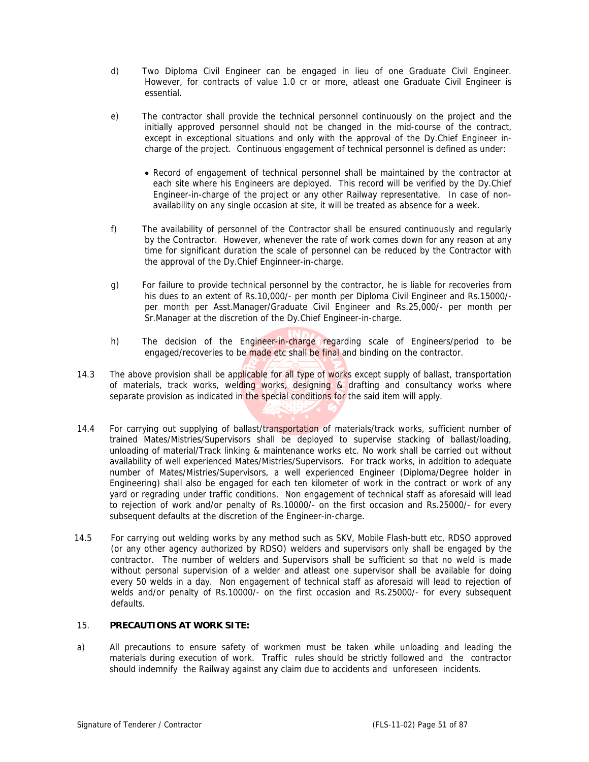d) Two Diploma Civil Engineer can be engaged in lieu of one Graduate Civil Engineer. However, for contracts of value 1.0 cr or more, atleast one Graduate Civil Engineer is essential.

e) The contractor shall provide the technical personnel continuously on the project and the initially approved personnel should not be changed in the mid-course of the contract, except in exceptional situations and only with the approval of the Dy.Chief Engineer in-charge of the project. Continuous engagement of technical personnel is defined as under:

- Record of engagement of technical personnel shall be maintained by the contractor at each site where his Engineers are deployed. This record will be verified by the Dy.Chief Engineer-in-charge of the project or any other Railway representative. In case of non-availability on any single occasion at site, it will be treated as absence for a week.

f) The availability of personnel of the Contractor shall be ensured continuously and regularly by the Contractor. However, whenever the rate of work comes down for any reason at any time for significant duration the scale of personnel can be reduced by the Contractor with the approval of the Dy.Chief Enginneer-in-charge.

g) For failure to provide technical personnel by the contractor, he is liable for recoveries from his dues to an extent of Rs.10,000/- per month per Diploma Civil Engineer and Rs.15000/- per month per Asst.Manager/Graduate Civil Engineer and Rs.25,000/- per month per Sr.Manager at the discretion of the Dy.Chief Engineer-in-charge.

h) The decision of the Engineer-in-charge regarding scale of Engineers/period to be engaged/recoveries to be made etc shall be final and binding on the contractor.

14.3 The above provision shall be applicable for all type of works except supply of ballast, transportation of materials, track works, welding works, designing & drafting and consultancy works where separate provision as indicated in the special conditions for the said item will apply.

14.4 For carrying out supplying of ballast/transportation of materials/track works, sufficient number of trained Mates/Mistries/Supervisors shall be deployed to supervise stacking of ballast/loading, unloading of material/Track linking & maintenance works etc. No work shall be carried out without availability of well experienced Mates/Mistries/Supervisors. For track works, in addition to adequate number of Mates/Mistries/Supervisors, a well experienced Engineer (Diploma/Degree holder in Engineering) shall also be engaged for each ten kilometer of work in the contract or work of any yard or regrading under traffic conditions. Non engagement of technical staff as aforesaid will lead to rejection of work and/or penalty of Rs.10000/- on the first occasion and Rs.25000/- for every subsequent defaults at the discretion of the Engineer-in-charge.

14.5 For carrying out welding works by any method such as SKV, Mobile Flash-butt etc, RDSO approved (or any other agency authorized by RDSO) welders and supervisors only shall be engaged by the contractor. The number of welders and Supervisors shall be sufficient so that no weld is made without personal supervision of a welder and atleast one supervisor shall be available for doing every 50 welds in a day. Non engagement of technical staff as aforesaid will lead to rejection of welds and/or penalty of Rs.10000/- on the first occasion and Rs.25000/- for every subsequent defaults.

## 15. PRECAUTIONS AT WORK SITE:

a) All precautions to ensure safety of workmen must be taken while unloading and leading the materials during execution of work. Traffic rules should be strictly followed and the contractor should indemnify the Railway against any claim due to accidents and unforeseen incidents.

Signature of Tenderer / Contractor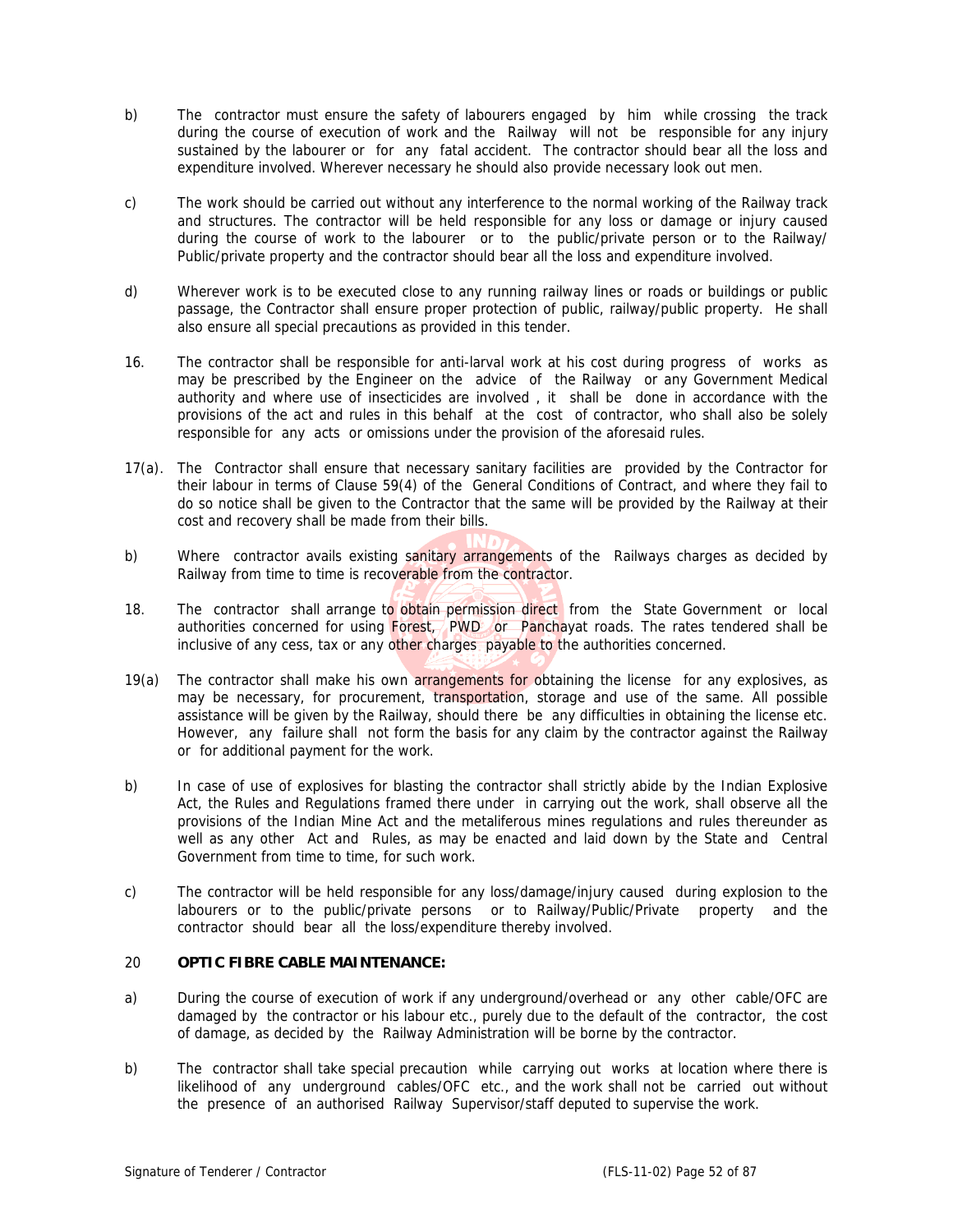b) The contractor must ensure the safety of labourers engaged by him while crossing the track during the course of execution of work and the Railway will not be responsible for any injury sustained by the labourer or for any fatal accident. The contractor should bear all the loss and expenditure involved. Wherever necessary he should also provide necessary look out men.

c) The work should be carried out without any interference to the normal working of the Railway track and structures. The contractor will be held responsible for any loss or damage or injury caused during the course of work to the labourer or to the public/private person or to the Railway/ Public/private property and the contractor should bear all the loss and expenditure involved.

d) Wherever work is to be executed close to any running railway lines or roads or buildings or public passage, the Contractor shall ensure proper protection of public, railway/public property. He shall also ensure all special precautions as provided in this tender.

16. The contractor shall be responsible for anti-larval work at his cost during progress of works as may be prescribed by the Engineer on the advice of the Railway or any Government Medical authority and where use of insecticides are involved , it shall be done in accordance with the provisions of the act and rules in this behalf at the cost of contractor, who shall also be solely responsible for any acts or omissions under the provision of the aforesaid rules.

17(a). The Contractor shall ensure that necessary sanitary facilities are provided by the Contractor for their labour in terms of Clause 59(4) of the General Conditions of Contract, and where they fail to do so notice shall be given to the Contractor that the same will be provided by the Railway at their cost and recovery shall be made from their bills.

b) Where contractor avails existing sanitary arrangements of the Railways charges as decided by Railway from time to time is recoverable from the contractor.

18. The contractor shall arrange to obtain permission direct from the State Government or local authorities concerned for using Forest, PWD or Panchayat roads. The rates tendered shall be inclusive of any cess, tax or any other charges payable to the authorities concerned.

19(a) The contractor shall make his own arrangements for obtaining the license for any explosives, as may be necessary, for procurement, transportation, storage and use of the same. All possible assistance will be given by the Railway, should there be any difficulties in obtaining the license etc. However, any failure shall not form the basis for any claim by the contractor against the Railway or for additional payment for the work.

b) In case of use of explosives for blasting the contractor shall strictly abide by the Indian Explosive Act, the Rules and Regulations framed there under in carrying out the work, shall observe all the provisions of the Indian Mine Act and the metaliferous mines regulations and rules thereunder as well as any other Act and Rules, as may be enacted and laid down by the State and Central Government from time to time, for such work.

c) The contractor will be held responsible for any loss/damage/injury caused during explosion to the labourers or to the public/private persons or to Railway/Public/Private property and the contractor should bear all the loss/expenditure thereby involved.

20 **OPTIC FIBRE CABLE MAINTENANCE:**

a) During the course of execution of work if any underground/overhead or any other cable/OFC are damaged by the contractor or his labour etc., purely due to the default of the contractor, the cost of damage, as decided by the Railway Administration will be borne by the contractor.

b) The contractor shall take special precaution while carrying out works at location where there is likelihood of any underground cables/OFC etc., and the work shall not be carried out without the presence of an authorised Railway Supervisor/staff deputed to supervise the work.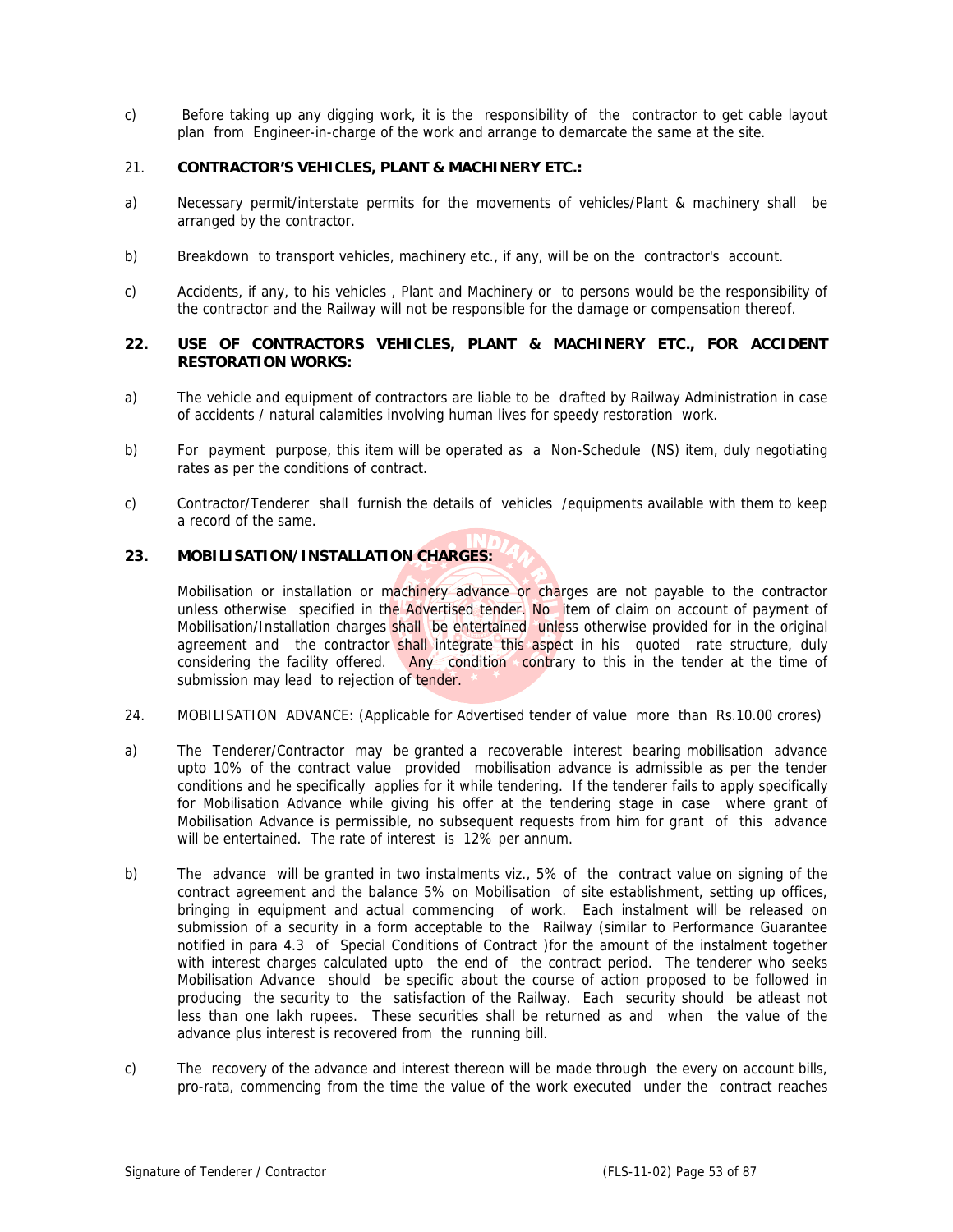c) Before taking up any digging work, it is the responsibility of the contractor to get cable layout plan from Engineer-in-charge of the work and arrange to demarcate the same at the site.

21. **CONTRACTOR'S VEHICLES, PLANT & MACHINERY ETC.:**

a) Necessary permit/interstate permits for the movements of vehicles/Plant & machinery shall be arranged by the contractor.

b) Breakdown to transport vehicles, machinery etc., if any, will be on the contractor's account.

c) Accidents, if any, to his vehicles , Plant and Machinery or to persons would be the responsibility of the contractor and the Railway will not be responsible for the damage or compensation thereof.

**22. USE OF CONTRACTORS VEHICLES, PLANT & MACHINERY ETC., FOR ACCIDENT RESTORATION WORKS:**

a) The vehicle and equipment of contractors are liable to be drafted by Railway Administration in case of accidents / natural calamities involving human lives for speedy restoration work.

b) For payment purpose, this item will be operated as a Non-Schedule (NS) item, duly negotiating rates as per the conditions of contract.

c) Contractor/Tenderer shall furnish the details of vehicles /equipments available with them to keep a record of the same.

**23. MOBILISATION/INSTALLATION CHARGES:**

Mobilisation or installation or machinery advance or charges are not payable to the contractor unless otherwise specified in the Advertised tender. No item of claim on account of payment of Mobilisation/Installation charges shall be entertained unless otherwise provided for in the original agreement and the contractor shall integrate this aspect in his quoted rate structure, duly considering the facility offered. Any condition contrary to this in the tender at the time of submission may lead to rejection of tender.

24. MOBILISATION ADVANCE: (Applicable for Advertised tender of value more than Rs.10.00 crores)

a) The Tenderer/Contractor may be granted a recoverable interest bearing mobilisation advance upto 10% of the contract value provided mobilisation advance is admissible as per the tender conditions and he specifically applies for it while tendering. If the tenderer fails to apply specifically for Mobilisation Advance while giving his offer at the tendering stage in case where grant of Mobilisation Advance is permissible, no subsequent requests from him for grant of this advance will be entertained. The rate of interest is 12% per annum.

b) The advance will be granted in two instalments viz., 5% of the contract value on signing of the contract agreement and the balance 5% on Mobilisation of site establishment, setting up offices, bringing in equipment and actual commencing of work. Each instalment will be released on submission of a security in a form acceptable to the Railway (similar to Performance Guarantee notified in para 4.3 of Special Conditions of Contract )for the amount of the instalment together with interest charges calculated upto the end of the contract period. The tenderer who seeks Mobilisation Advance should be specific about the course of action proposed to be followed in producing the security to the satisfaction of the Railway. Each security should be atleast not less than one lakh rupees. These securities shall be returned as and when the value of the advance plus interest is recovered from the running bill.

c) The recovery of the advance and interest thereon will be made through the every on account bills, pro-rata, commencing from the time the value of the work executed under the contract reaches

Signature of Tenderer / Contractor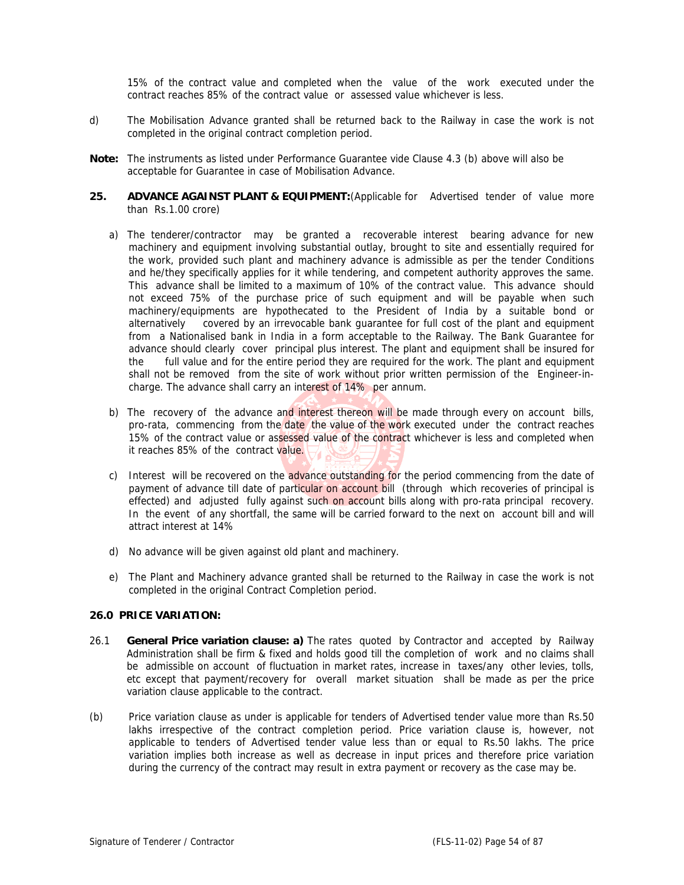15% of the contract value and completed when the value of the work executed under the contract reaches 85% of the contract value or assessed value whichever is less.

d) The Mobilisation Advance granted shall be returned back to the Railway in case the work is not completed in the original contract completion period.

**Note:** The instruments as listed under Performance Guarantee vide Clause 4.3 (b) above will also be acceptable for Guarantee in case of Mobilisation Advance.

**25. ADVANCE AGAINST PLANT & EQUIPMENT:**(Applicable for Advertised tender of value more than Rs.1.00 crore)

a) The tenderer/contractor may be granted a recoverable interest bearing advance for new machinery and equipment involving substantial outlay, brought to site and essentially required for the work, provided such plant and machinery advance is admissible as per the tender Conditions and he/they specifically applies for it while tendering, and competent authority approves the same. This advance shall be limited to a maximum of 10% of the contract value. This advance should not exceed 75% of the purchase price of such equipment and will be payable when such machinery/equipments are hypothecated to the President of India by a suitable bond or alternatively covered by an irrevocable bank guarantee for full cost of the plant and equipment from a Nationalised bank in India in a form acceptable to the Railway. The Bank Guarantee for advance should clearly cover principal plus interest. The plant and equipment shall be insured for the full value and for the entire period they are required for the work. The plant and equipment shall not be removed from the site of work without prior written permission of the Engineer-in-charge. The advance shall carry an interest of 14% per annum.

b) The recovery of the advance and interest thereon will be made through every on account bills, pro-rata, commencing from the date the value of the work executed under the contract reaches 15% of the contract value or assessed value of the contract whichever is less and completed when it reaches 85% of the contract value.

c) Interest will be recovered on the advance outstanding for the period commencing from the date of payment of advance till date of particular on account bill (through which recoveries of principal is effected) and adjusted fully against such on account bills along with pro-rata principal recovery. In the event of any shortfall, the same will be carried forward to the next on account bill and will attract interest at 14%

d) No advance will be given against old plant and machinery.

e) The Plant and Machinery advance granted shall be returned to the Railway in case the work is not completed in the original Contract Completion period.

**26.0 PRICE VARIATION:**

26.1 **General Price variation clause: a)** The rates quoted by Contractor and accepted by Railway Administration shall be firm & fixed and holds good till the completion of work and no claims shall be admissible on account of fluctuation in market rates, increase in taxes/any other levies, tolls, etc except that payment/recovery for overall market situation shall be made as per the price variation clause applicable to the contract.

(b) Price variation clause as under is applicable for tenders of Advertised tender value more than Rs.50 lakhs irrespective of the contract completion period. Price variation clause is, however, not applicable to tenders of Advertised tender value less than or equal to Rs.50 lakhs. The price variation implies both increase as well as decrease in input prices and therefore price variation during the currency of the contract may result in extra payment or recovery as the case may be.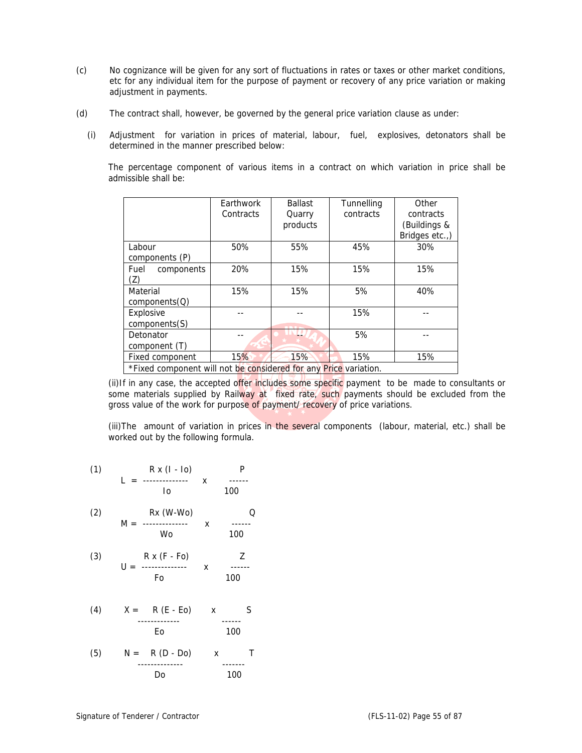(c) No cognizance will be given for any sort of fluctuations in rates or taxes or other market conditions, etc for any individual item for the purpose of payment or recovery of any price variation or making adjustment in payments.

(d) The contract shall, however, be governed by the general price variation clause as under:

(i) Adjustment for variation in prices of material, labour, fuel, explosives, detonators shall be determined in the manner prescribed below:

The percentage component of various items in a contract on which variation in price shall be admissible shall be:

| | Earthwork Contracts | Ballast Quarry products | Tunnelling contracts | Other contracts (Buildings & Bridges etc.,) |
|---|---|---|---|---|
| Labour components (P) | 50% | 55% | 45% | 30% |
| Fuel components (Z) | 20% | 15% | 15% | 15% |
| Material components(Q) | 15% | 15% | 5% | 40% |
| Explosive components(S) | -- | -- | 15% | -- |
| Detonator component (T) | -- | -- | 5% | -- |
| Fixed component | 15% | 15% | 15% | 15% |
| *Fixed component will not be considered for any Price variation. | | | | |

(ii)If in any case, the accepted offer includes some specific payment to be made to consultants or some materials supplied by Railway at fixed rate, such payments should be excluded from the gross value of the work for purpose of payment/ recovery of price variations.

(iii)The amount of variation in prices in the several components (labour, material, etc.) shall be worked out by the following formula.

(1) $$L = \frac{R \times (I - Io)}{Io} \times \frac{P}{100}$$

(2) $$M = \frac{R \times (W - Wo)}{Wo} \times \frac{Q}{100}$$

(3) $$U = \frac{R \times (F - Fo)}{Fo} \times \frac{Z}{100}$$

(4) $$X = \frac{R\,(E - Eo)}{Eo} \times \frac{S}{100}$$

(5) $$N = \frac{R\,(D - Do)}{Do} \times \frac{T}{100}$$

Signature of Tenderer / Contractor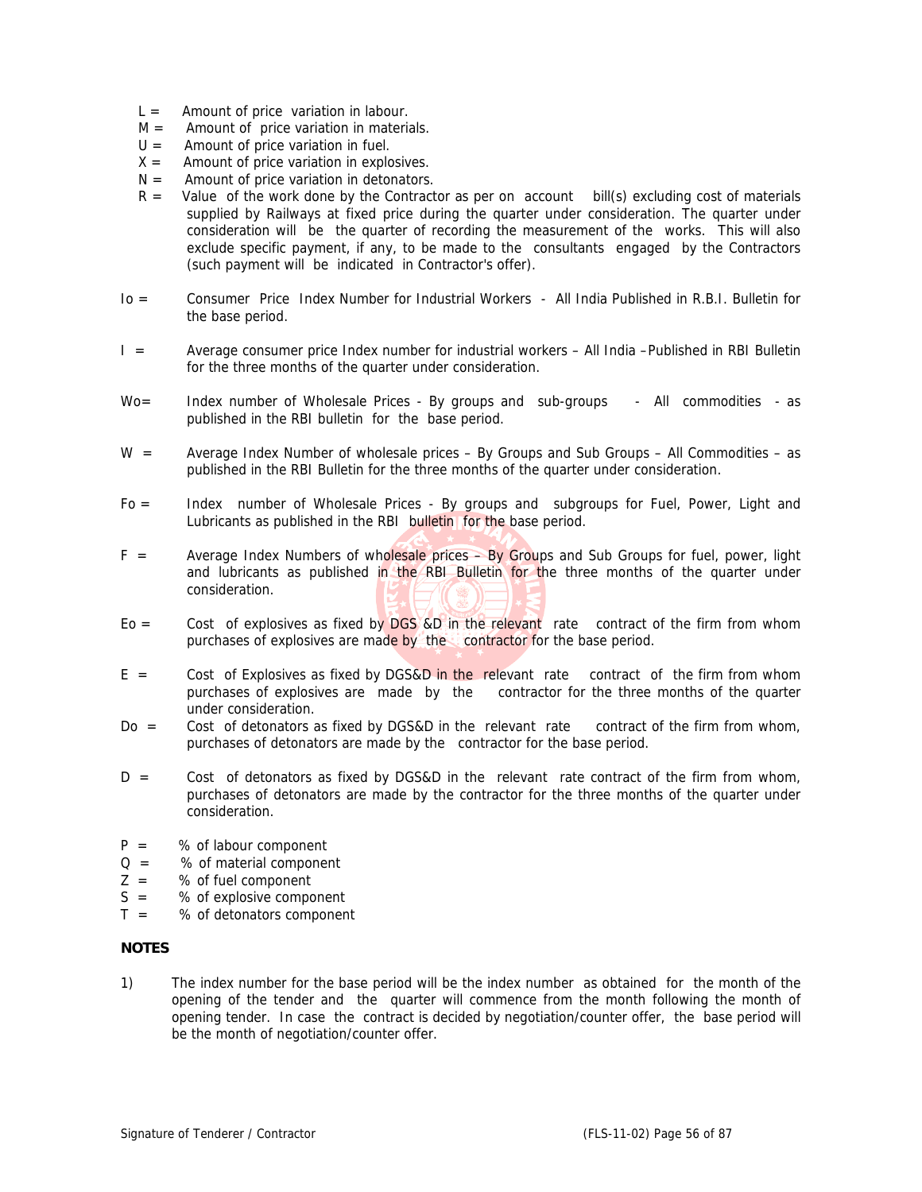L = Amount of price variation in labour.

M = Amount of price variation in materials.

U = Amount of price variation in fuel.

X = Amount of price variation in explosives.

N = Amount of price variation in detonators.

R = Value of the work done by the Contractor as per on account bill(s) excluding cost of materials supplied by Railways at fixed price during the quarter under consideration. The quarter under consideration will be the quarter of recording the measurement of the works. This will also exclude specific payment, if any, to be made to the consultants engaged by the Contractors (such payment will be indicated in Contractor's offer).

Io = Consumer Price Index Number for Industrial Workers - All India Published in R.B.I. Bulletin for the base period.

I = Average consumer price Index number for industrial workers – All India –Published in RBI Bulletin for the three months of the quarter under consideration.

Wo= Index number of Wholesale Prices - By groups and sub-groups - All commodities - as published in the RBI bulletin for the base period.

W = Average Index Number of wholesale prices – By Groups and Sub Groups – All Commodities – as published in the RBI Bulletin for the three months of the quarter under consideration.

Fo = Index number of Wholesale Prices - By groups and subgroups for Fuel, Power, Light and Lubricants as published in the RBI bulletin for the base period.

F = Average Index Numbers of wholesale prices – By Groups and Sub Groups for fuel, power, light and lubricants as published in the RBI Bulletin for the three months of the quarter under consideration.

Eo = Cost of explosives as fixed by DGS &D in the relevant rate contract of the firm from whom purchases of explosives are made by the contractor for the base period.

E = Cost of Explosives as fixed by DGS&D in the relevant rate contract of the firm from whom purchases of explosives are made by the contractor for the three months of the quarter under consideration.

Do = Cost of detonators as fixed by DGS&D in the relevant rate contract of the firm from whom, purchases of detonators are made by the contractor for the base period.

D = Cost of detonators as fixed by DGS&D in the relevant rate contract of the firm from whom, purchases of detonators are made by the contractor for the three months of the quarter under consideration.

P = % of labour component

Q = % of material component

Z = % of fuel component

S = % of explosive component

T = % of detonators component

**NOTES**

1) The index number for the base period will be the index number as obtained for the month of the opening of the tender and the quarter will commence from the month following the month of opening tender. In case the contract is decided by negotiation/counter offer, the base period will be the month of negotiation/counter offer.

Signature of Tenderer / Contractor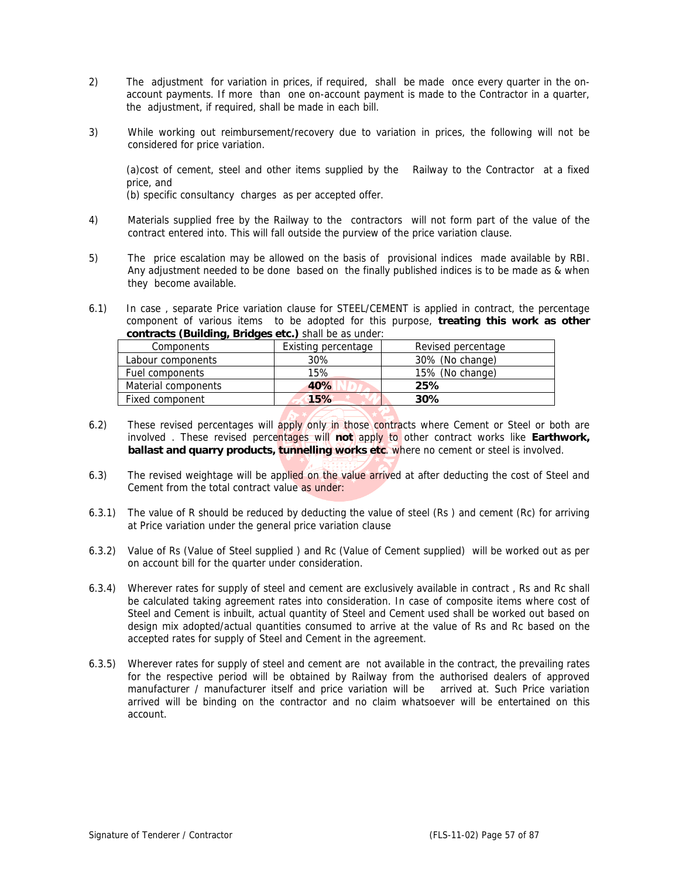2) The adjustment for variation in prices, if required, shall be made once every quarter in the on-account payments. If more than one on-account payment is made to the Contractor in a quarter, the adjustment, if required, shall be made in each bill.

3) While working out reimbursement/recovery due to variation in prices, the following will not be considered for price variation.

(a)cost of cement, steel and other items supplied by the Railway to the Contractor at a fixed price, and
(b) specific consultancy charges as per accepted offer.

4) Materials supplied free by the Railway to the contractors will not form part of the value of the contract entered into. This will fall outside the purview of the price variation clause.

5) The price escalation may be allowed on the basis of provisional indices made available by RBI. Any adjustment needed to be done based on the finally published indices is to be made as & when they become available.

6.1) In case , separate Price variation clause for STEEL/CEMENT is applied in contract, the percentage component of various items to be adopted for this purpose, **treating this work as other contracts (Building, Bridges etc.)** shall be as under:

| Components | Existing percentage | Revised percentage |
|---|---|---|
| Labour components | 30% | 30% (No change) |
| Fuel components | 15% | 15% (No change) |
| Material components | **40%** | **25%** |
| Fixed component | **15%** | **30%** |

6.2) These revised percentages will apply only in those contracts where Cement or Steel or both are involved . These revised percentages will **not** apply to other contract works like **Earthwork, ballast and quarry products, tunnelling works etc**. where no cement or steel is involved.

6.3) The revised weightage will be applied on the value arrived at after deducting the cost of Steel and Cement from the total contract value as under:

6.3.1) The value of R should be reduced by deducting the value of steel (Rs ) and cement (Rc) for arriving at Price variation under the general price variation clause

6.3.2) Value of Rs (Value of Steel supplied ) and Rc (Value of Cement supplied) will be worked out as per on account bill for the quarter under consideration.

6.3.4) Wherever rates for supply of steel and cement are exclusively available in contract , Rs and Rc shall be calculated taking agreement rates into consideration. In case of composite items where cost of Steel and Cement is inbuilt, actual quantity of Steel and Cement used shall be worked out based on design mix adopted/actual quantities consumed to arrive at the value of Rs and Rc based on the accepted rates for supply of Steel and Cement in the agreement.

6.3.5) Wherever rates for supply of steel and cement are not available in the contract, the prevailing rates for the respective period will be obtained by Railway from the authorised dealers of approved manufacturer / manufacturer itself and price variation will be arrived at. Such Price variation arrived will be binding on the contractor and no claim whatsoever will be entertained on this account.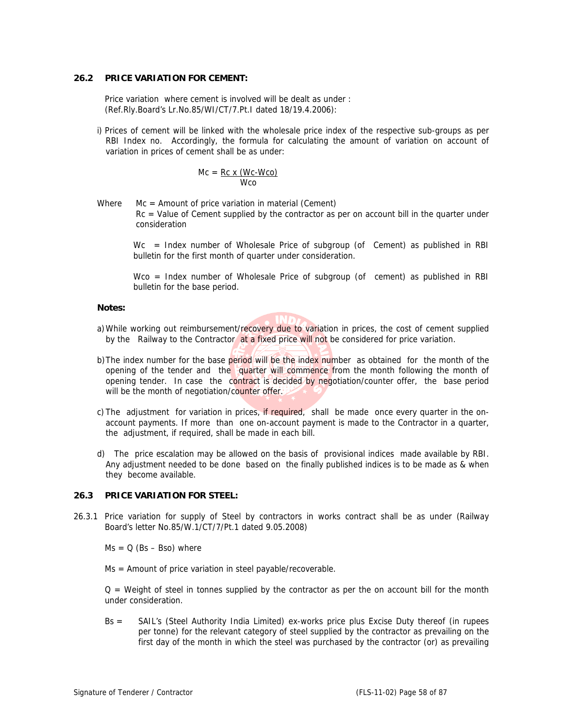### 26.2 PRICE VARIATION FOR CEMENT:

Price variation where cement is involved will be dealt as under : (Ref.Rly.Board's Lr.No.85/WI/CT/7.Pt.I dated 18/19.4.2006):

i) Prices of cement will be linked with the wholesale price index of the respective sub-groups as per RBI Index no. Accordingly, the formula for calculating the amount of variation on account of variation in prices of cement shall be as under:

$$Mc = \frac{Rc \times (Wc - Wco)}{Wco}$$

Where Mc = Amount of price variation in material (Cement)

Rc = Value of Cement supplied by the contractor as per on account bill in the quarter under consideration

Wc = Index number of Wholesale Price of subgroup (of Cement) as published in RBI bulletin for the first month of quarter under consideration.

Wco = Index number of Wholesale Price of subgroup (of cement) as published in RBI bulletin for the base period.

**Notes:**

a) While working out reimbursement/recovery due to variation in prices, the cost of cement supplied by the Railway to the Contractor at a fixed price will not be considered for price variation.

b) The index number for the base period will be the index number as obtained for the month of the opening of the tender and the quarter will commence from the month following the month of opening tender. In case the contract is decided by negotiation/counter offer, the base period will be the month of negotiation/counter offer.

c) The adjustment for variation in prices, if required, shall be made once every quarter in the on-account payments. If more than one on-account payment is made to the Contractor in a quarter, the adjustment, if required, shall be made in each bill.

d) The price escalation may be allowed on the basis of provisional indices made available by RBI. Any adjustment needed to be done based on the finally published indices is to be made as & when they become available.

### 26.3 PRICE VARIATION FOR STEEL:

26.3.1 Price variation for supply of Steel by contractors in works contract shall be as under (Railway Board's letter No.85/W.1/CT/7/Pt.1 dated 9.05.2008)

$Ms = Q\ (Bs – Bso)$ where

Ms = Amount of price variation in steel payable/recoverable.

Q = Weight of steel in tonnes supplied by the contractor as per the on account bill for the month under consideration.

Bs = SAIL's (Steel Authority India Limited) ex-works price plus Excise Duty thereof (in rupees per tonne) for the relevant category of steel supplied by the contractor as prevailing on the first day of the month in which the steel was purchased by the contractor (or) as prevailing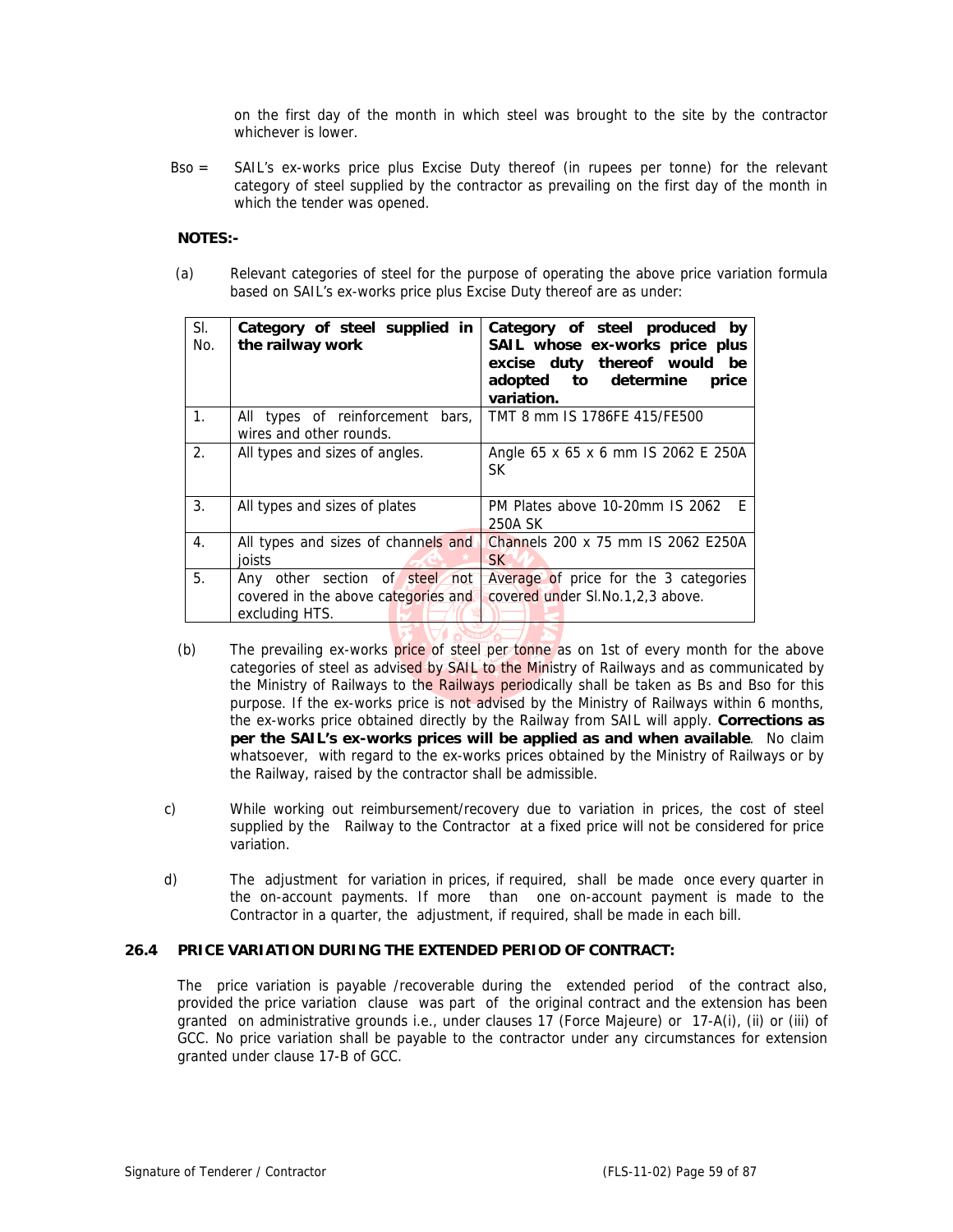on the first day of the month in which steel was brought to the site by the contractor whichever is lower.

Bso = SAIL's ex-works price plus Excise Duty thereof (in rupees per tonne) for the relevant category of steel supplied by the contractor as prevailing on the first day of the month in which the tender was opened.

**NOTES:-**

(a) Relevant categories of steel for the purpose of operating the above price variation formula based on SAIL's ex-works price plus Excise Duty thereof are as under:

| Sl. No. | Category of steel supplied in the railway work | Category of steel produced by SAIL whose ex-works price plus excise duty thereof would be adopted to determine price variation. |
|---|---|---|
| 1. | All types of reinforcement bars, wires and other rounds. | TMT 8 mm IS 1786FE 415/FE500 |
| 2. | All types and sizes of angles. | Angle 65 x 65 x 6 mm IS 2062 E 250A SK |
| 3. | All types and sizes of plates | PM Plates above 10-20mm IS 2062 E 250A SK |
| 4. | All types and sizes of channels and joists | Channels 200 x 75 mm IS 2062 E250A SK |
| 5. | Any other section of steel not covered in the above categories and excluding HTS. | Average of price for the 3 categories covered under Sl.No.1,2,3 above. |

(b) The prevailing ex-works price of steel per tonne as on 1st of every month for the above categories of steel as advised by SAIL to the Ministry of Railways and as communicated by the Ministry of Railways to the Railways periodically shall be taken as Bs and Bso for this purpose. If the ex-works price is not advised by the Ministry of Railways within 6 months, the ex-works price obtained directly by the Railway from SAIL will apply. **Corrections as per the SAIL's ex-works prices will be applied as and when available**. No claim whatsoever, with regard to the ex-works prices obtained by the Ministry of Railways or by the Railway, raised by the contractor shall be admissible.

c) While working out reimbursement/recovery due to variation in prices, the cost of steel supplied by the Railway to the Contractor at a fixed price will not be considered for price variation.

d) The adjustment for variation in prices, if required, shall be made once every quarter in the on-account payments. If more than one on-account payment is made to the Contractor in a quarter, the adjustment, if required, shall be made in each bill.

### 26.4 PRICE VARIATION DURING THE EXTENDED PERIOD OF CONTRACT:

The price variation is payable /recoverable during the extended period of the contract also, provided the price variation clause was part of the original contract and the extension has been granted on administrative grounds i.e., under clauses 17 (Force Majeure) or 17-A(i), (ii) or (iii) of GCC. No price variation shall be payable to the contractor under any circumstances for extension granted under clause 17-B of GCC.

Signature of Tenderer / Contractor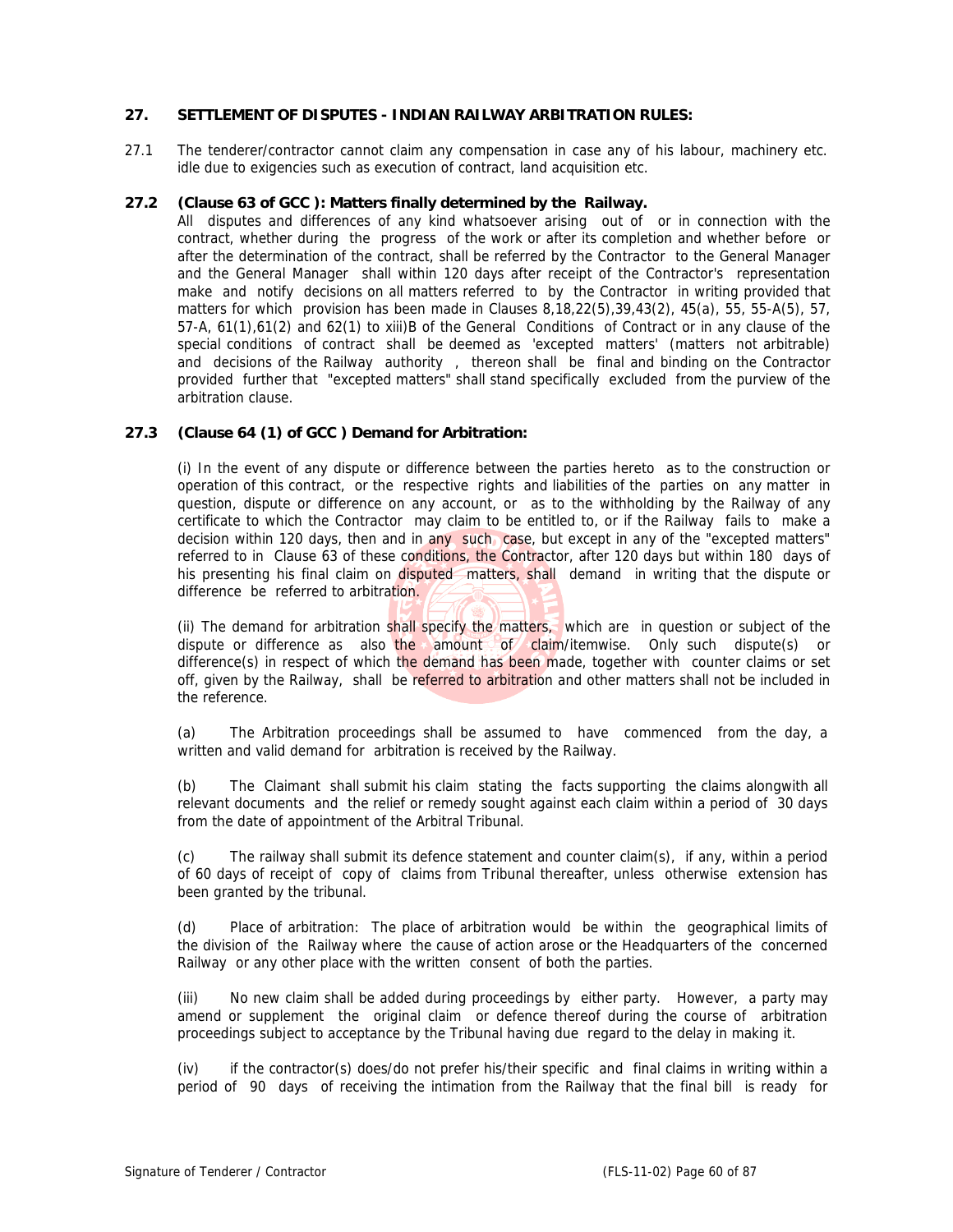## 27. SETTLEMENT OF DISPUTES - INDIAN RAILWAY ARBITRATION RULES:

27.1 The tenderer/contractor cannot claim any compensation in case any of his labour, machinery etc. idle due to exigencies such as execution of contract, land acquisition etc.

**27.2 (Clause 63 of GCC ): Matters finally determined by the Railway.**

All disputes and differences of any kind whatsoever arising out of or in connection with the contract, whether during the progress of the work or after its completion and whether before or after the determination of the contract, shall be referred by the Contractor to the General Manager and the General Manager shall within 120 days after receipt of the Contractor's representation make and notify decisions on all matters referred to by the Contractor in writing provided that matters for which provision has been made in Clauses 8,18,22(5),39,43(2), 45(a), 55, 55-A(5), 57, 57-A, 61(1),61(2) and 62(1) to xiii)B of the General Conditions of Contract or in any clause of the special conditions of contract shall be deemed as 'excepted matters' (matters not arbitrable) and decisions of the Railway authority , thereon shall be final and binding on the Contractor provided further that "excepted matters" shall stand specifically excluded from the purview of the arbitration clause.

**27.3 (Clause 64 (1) of GCC ) Demand for Arbitration:**

(i) In the event of any dispute or difference between the parties hereto as to the construction or operation of this contract, or the respective rights and liabilities of the parties on any matter in question, dispute or difference on any account, or as to the withholding by the Railway of any certificate to which the Contractor may claim to be entitled to, or if the Railway fails to make a decision within 120 days, then and in any such case, but except in any of the "excepted matters" referred to in Clause 63 of these conditions, the Contractor, after 120 days but within 180 days of his presenting his final claim on disputed matters, shall demand in writing that the dispute or difference be referred to arbitration.

(ii) The demand for arbitration shall specify the matters, which are in question or subject of the dispute or difference as also the amount of claim/itemwise. Only such dispute(s) or difference(s) in respect of which the demand has been made, together with counter claims or set off, given by the Railway, shall be referred to arbitration and other matters shall not be included in the reference.

(a) The Arbitration proceedings shall be assumed to have commenced from the day, a written and valid demand for arbitration is received by the Railway.

(b) The Claimant shall submit his claim stating the facts supporting the claims alongwith all relevant documents and the relief or remedy sought against each claim within a period of 30 days from the date of appointment of the Arbitral Tribunal.

(c) The railway shall submit its defence statement and counter claim(s), if any, within a period of 60 days of receipt of copy of claims from Tribunal thereafter, unless otherwise extension has been granted by the tribunal.

(d) Place of arbitration: The place of arbitration would be within the geographical limits of the division of the Railway where the cause of action arose or the Headquarters of the concerned Railway or any other place with the written consent of both the parties.

(iii) No new claim shall be added during proceedings by either party. However, a party may amend or supplement the original claim or defence thereof during the course of arbitration proceedings subject to acceptance by the Tribunal having due regard to the delay in making it.

(iv) if the contractor(s) does/do not prefer his/their specific and final claims in writing within a period of 90 days of receiving the intimation from the Railway that the final bill is ready for

Signature of Tenderer / Contractor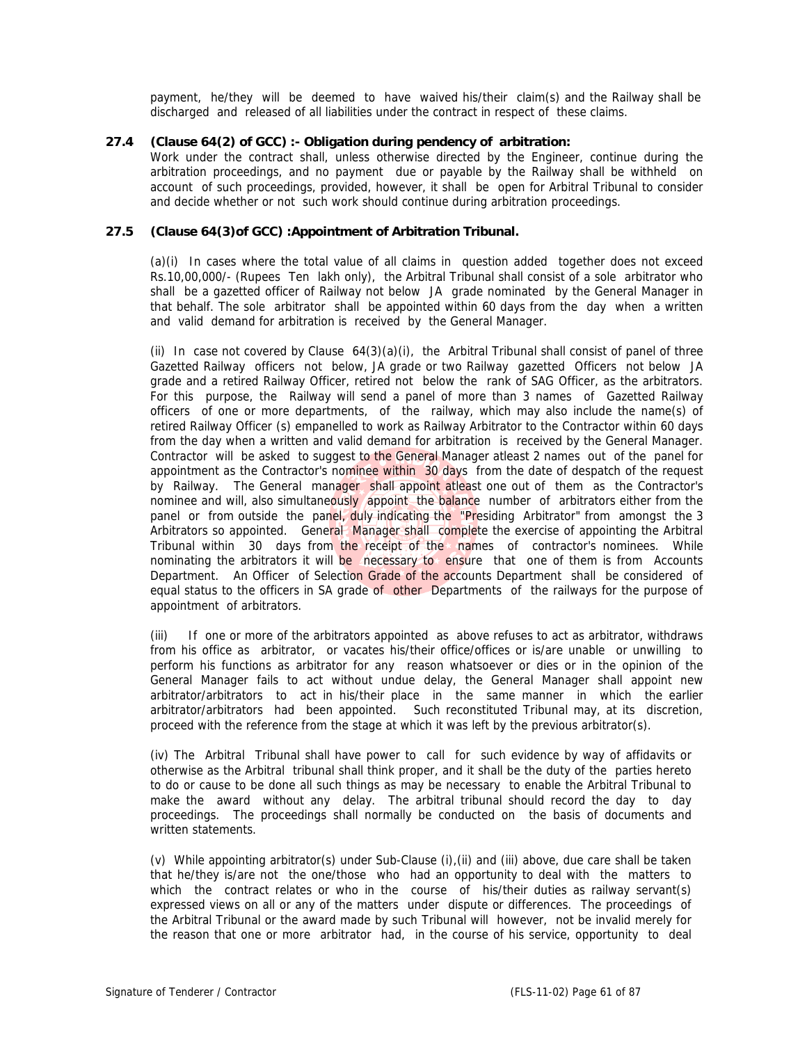payment, he/they will be deemed to have waived his/their claim(s) and the Railway shall be discharged and released of all liabilities under the contract in respect of these claims.

**27.4 (Clause 64(2) of GCC) :- Obligation during pendency of arbitration:**

Work under the contract shall, unless otherwise directed by the Engineer, continue during the arbitration proceedings, and no payment due or payable by the Railway shall be withheld on account of such proceedings, provided, however, it shall be open for Arbitral Tribunal to consider and decide whether or not such work should continue during arbitration proceedings.

**27.5 (Clause 64(3)of GCC) :Appointment of Arbitration Tribunal.**

(a)(i) In cases where the total value of all claims in question added together does not exceed Rs.10,00,000/- (Rupees Ten lakh only), the Arbitral Tribunal shall consist of a sole arbitrator who shall be a gazetted officer of Railway not below JA grade nominated by the General Manager in that behalf. The sole arbitrator shall be appointed within 60 days from the day when a written and valid demand for arbitration is received by the General Manager.

(ii) In case not covered by Clause 64(3)(a)(i), the Arbitral Tribunal shall consist of panel of three Gazetted Railway officers not below, JA grade or two Railway gazetted Officers not below JA grade and a retired Railway Officer, retired not below the rank of SAG Officer, as the arbitrators. For this purpose, the Railway will send a panel of more than 3 names of Gazetted Railway officers of one or more departments, of the railway, which may also include the name(s) of retired Railway Officer (s) empanelled to work as Railway Arbitrator to the Contractor within 60 days from the day when a written and valid demand for arbitration is received by the General Manager. Contractor will be asked to suggest to the General Manager atleast 2 names out of the panel for appointment as the Contractor's nominee within 30 days from the date of despatch of the request by Railway. The General manager shall appoint atleast one out of them as the Contractor's nominee and will, also simultaneously appoint the balance number of arbitrators either from the panel or from outside the panel, duly indicating the "Presiding Arbitrator" from amongst the 3 Arbitrators so appointed. General Manager shall complete the exercise of appointing the Arbitral Tribunal within 30 days from the receipt of the names of contractor's nominees. While nominating the arbitrators it will be necessary to ensure that one of them is from Accounts Department. An Officer of Selection Grade of the accounts Department shall be considered of equal status to the officers in SA grade of other Departments of the railways for the purpose of appointment of arbitrators.

(iii) If one or more of the arbitrators appointed as above refuses to act as arbitrator, withdraws from his office as arbitrator, or vacates his/their office/offices or is/are unable or unwilling to perform his functions as arbitrator for any reason whatsoever or dies or in the opinion of the General Manager fails to act without undue delay, the General Manager shall appoint new arbitrator/arbitrators to act in his/their place in the same manner in which the earlier arbitrator/arbitrators had been appointed. Such reconstituted Tribunal may, at its discretion, proceed with the reference from the stage at which it was left by the previous arbitrator(s).

(iv) The Arbitral Tribunal shall have power to call for such evidence by way of affidavits or otherwise as the Arbitral tribunal shall think proper, and it shall be the duty of the parties hereto to do or cause to be done all such things as may be necessary to enable the Arbitral Tribunal to make the award without any delay. The arbitral tribunal should record the day to day proceedings. The proceedings shall normally be conducted on the basis of documents and written statements.

(v) While appointing arbitrator(s) under Sub-Clause (i),(ii) and (iii) above, due care shall be taken that he/they is/are not the one/those who had an opportunity to deal with the matters to which the contract relates or who in the course of his/their duties as railway servant(s) expressed views on all or any of the matters under dispute or differences. The proceedings of the Arbitral Tribunal or the award made by such Tribunal will however, not be invalid merely for the reason that one or more arbitrator had, in the course of his service, opportunity to deal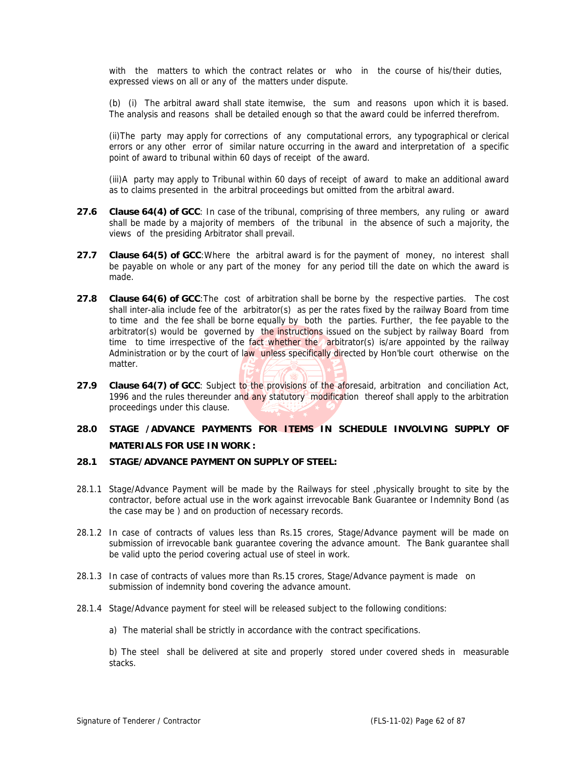with the matters to which the contract relates or who in the course of his/their duties, expressed views on all or any of the matters under dispute.

(b) (i) The arbitral award shall state itemwise, the sum and reasons upon which it is based. The analysis and reasons shall be detailed enough so that the award could be inferred therefrom.

(ii)The party may apply for corrections of any computational errors, any typographical or clerical errors or any other error of similar nature occurring in the award and interpretation of a specific point of award to tribunal within 60 days of receipt of the award.

(iii)A party may apply to Tribunal within 60 days of receipt of award to make an additional award as to claims presented in the arbitral proceedings but omitted from the arbitral award.

**27.6 Clause 64(4) of GCC**: In case of the tribunal, comprising of three members, any ruling or award shall be made by a majority of members of the tribunal in the absence of such a majority, the views of the presiding Arbitrator shall prevail.

**27.7 Clause 64(5) of GCC**:Where the arbitral award is for the payment of money, no interest shall be payable on whole or any part of the money for any period till the date on which the award is made.

**27.8 Clause 64(6) of GCC**:The cost of arbitration shall be borne by the respective parties. The cost shall inter-alia include fee of the arbitrator(s) as per the rates fixed by the railway Board from time to time and the fee shall be borne equally by both the parties. Further, the fee payable to the arbitrator(s) would be governed by the instructions issued on the subject by railway Board from time to time irrespective of the fact whether the arbitrator(s) is/are appointed by the railway Administration or by the court of law unless specifically directed by Hon'ble court otherwise on the matter.

**27.9 Clause 64(7) of GCC**: Subject to the provisions of the aforesaid, arbitration and conciliation Act, 1996 and the rules thereunder and any statutory modification thereof shall apply to the arbitration proceedings under this clause.

## 28.0 STAGE /ADVANCE PAYMENTS FOR ITEMS IN SCHEDULE INVOLVING SUPPLY OF MATERIALS FOR USE IN WORK :

### 28.1 STAGE/ADVANCE PAYMENT ON SUPPLY OF STEEL:

28.1.1 Stage/Advance Payment will be made by the Railways for steel ,physically brought to site by the contractor, before actual use in the work against irrevocable Bank Guarantee or Indemnity Bond (as the case may be ) and on production of necessary records.

28.1.2 In case of contracts of values less than Rs.15 crores, Stage/Advance payment will be made on submission of irrevocable bank guarantee covering the advance amount. The Bank guarantee shall be valid upto the period covering actual use of steel in work.

28.1.3 In case of contracts of values more than Rs.15 crores, Stage/Advance payment is made on submission of indemnity bond covering the advance amount.

28.1.4 Stage/Advance payment for steel will be released subject to the following conditions:

a) The material shall be strictly in accordance with the contract specifications.

b) The steel shall be delivered at site and properly stored under covered sheds in measurable stacks.

Signature of Tenderer / Contractor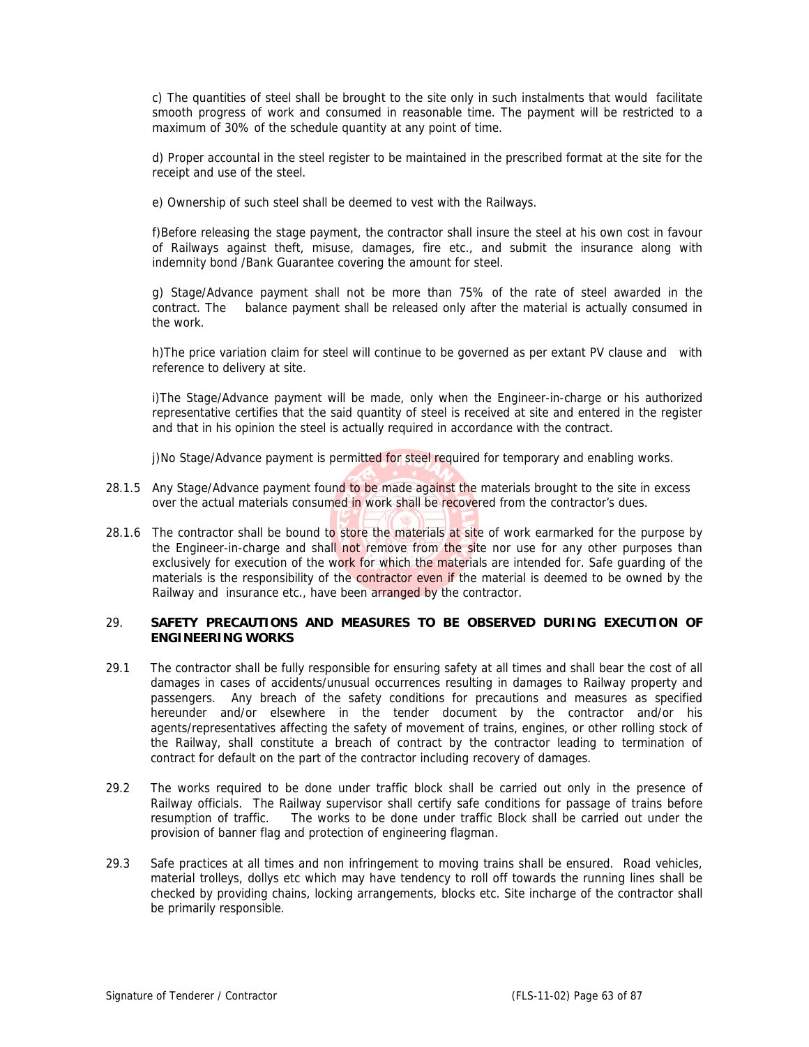c) The quantities of steel shall be brought to the site only in such instalments that would facilitate smooth progress of work and consumed in reasonable time. The payment will be restricted to a maximum of 30% of the schedule quantity at any point of time.

d) Proper accountal in the steel register to be maintained in the prescribed format at the site for the receipt and use of the steel.

e) Ownership of such steel shall be deemed to vest with the Railways.

f)Before releasing the stage payment, the contractor shall insure the steel at his own cost in favour of Railways against theft, misuse, damages, fire etc., and submit the insurance along with indemnity bond /Bank Guarantee covering the amount for steel.

g) Stage/Advance payment shall not be more than 75% of the rate of steel awarded in the contract. The balance payment shall be released only after the material is actually consumed in the work.

h)The price variation claim for steel will continue to be governed as per extant PV clause and with reference to delivery at site.

i)The Stage/Advance payment will be made, only when the Engineer-in-charge or his authorized representative certifies that the said quantity of steel is received at site and entered in the register and that in his opinion the steel is actually required in accordance with the contract.

j)No Stage/Advance payment is permitted for steel required for temporary and enabling works.

28.1.5 Any Stage/Advance payment found to be made against the materials brought to the site in excess over the actual materials consumed in work shall be recovered from the contractor's dues.

28.1.6 The contractor shall be bound to store the materials at site of work earmarked for the purpose by the Engineer-in-charge and shall not remove from the site nor use for any other purposes than exclusively for execution of the work for which the materials are intended for. Safe guarding of the materials is the responsibility of the contractor even if the material is deemed to be owned by the Railway and insurance etc., have been arranged by the contractor.

## 29. SAFETY PRECAUTIONS AND MEASURES TO BE OBSERVED DURING EXECUTION OF ENGINEERING WORKS

29.1 The contractor shall be fully responsible for ensuring safety at all times and shall bear the cost of all damages in cases of accidents/unusual occurrences resulting in damages to Railway property and passengers. Any breach of the safety conditions for precautions and measures as specified hereunder and/or elsewhere in the tender document by the contractor and/or his agents/representatives affecting the safety of movement of trains, engines, or other rolling stock of the Railway, shall constitute a breach of contract by the contractor leading to termination of contract for default on the part of the contractor including recovery of damages.

29.2 The works required to be done under traffic block shall be carried out only in the presence of Railway officials. The Railway supervisor shall certify safe conditions for passage of trains before resumption of traffic. The works to be done under traffic Block shall be carried out under the provision of banner flag and protection of engineering flagman.

29.3 Safe practices at all times and non infringement to moving trains shall be ensured. Road vehicles, material trolleys, dollys etc which may have tendency to roll off towards the running lines shall be checked by providing chains, locking arrangements, blocks etc. Site incharge of the contractor shall be primarily responsible.

Signature of Tenderer / Contractor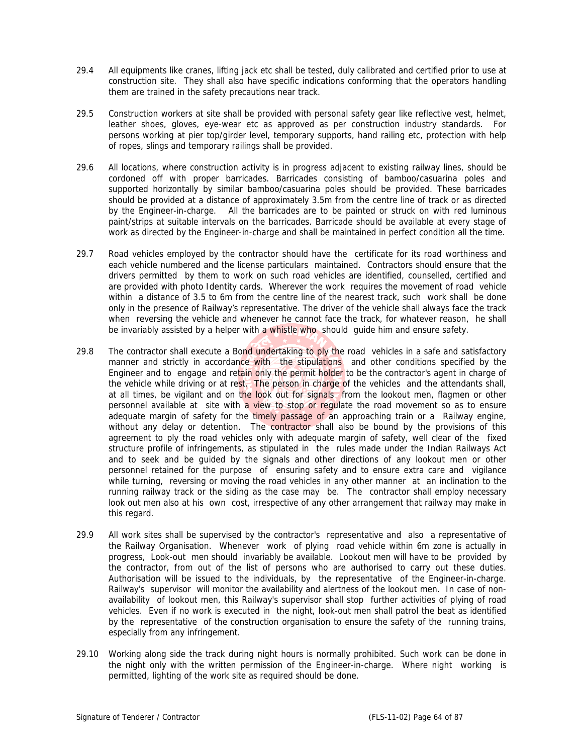29.4 All equipments like cranes, lifting jack etc shall be tested, duly calibrated and certified prior to use at construction site. They shall also have specific indications conforming that the operators handling them are trained in the safety precautions near track.

29.5 Construction workers at site shall be provided with personal safety gear like reflective vest, helmet, leather shoes, gloves, eye-wear etc as approved as per construction industry standards. For persons working at pier top/girder level, temporary supports, hand railing etc, protection with help of ropes, slings and temporary railings shall be provided.

29.6 All locations, where construction activity is in progress adjacent to existing railway lines, should be cordoned off with proper barricades. Barricades consisting of bamboo/casuarina poles and supported horizontally by similar bamboo/casuarina poles should be provided. These barricades should be provided at a distance of approximately 3.5m from the centre line of track or as directed by the Engineer-in-charge. All the barricades are to be painted or struck on with red luminous paint/strips at suitable intervals on the barricades. Barricade should be available at every stage of work as directed by the Engineer-in-charge and shall be maintained in perfect condition all the time.

29.7 Road vehicles employed by the contractor should have the certificate for its road worthiness and each vehicle numbered and the license particulars maintained. Contractors should ensure that the drivers permitted by them to work on such road vehicles are identified, counselled, certified and are provided with photo Identity cards. Wherever the work requires the movement of road vehicle within a distance of 3.5 to 6m from the centre line of the nearest track, such work shall be done only in the presence of Railway's representative. The driver of the vehicle shall always face the track when reversing the vehicle and whenever he cannot face the track, for whatever reason, he shall be invariably assisted by a helper with a whistle who should guide him and ensure safety.

29.8 The contractor shall execute a Bond undertaking to ply the road vehicles in a safe and satisfactory manner and strictly in accordance with the stipulations and other conditions specified by the Engineer and to engage and retain only the permit holder to be the contractor's agent in charge of the vehicle while driving or at rest. The person in charge of the vehicles and the attendants shall, at all times, be vigilant and on the look out for signals from the lookout men, flagmen or other personnel available at site with a view to stop or regulate the road movement so as to ensure adequate margin of safety for the timely passage of an approaching train or a Railway engine, without any delay or detention. The contractor shall also be bound by the provisions of this agreement to ply the road vehicles only with adequate margin of safety, well clear of the fixed structure profile of infringements, as stipulated in the rules made under the Indian Railways Act and to seek and be guided by the signals and other directions of any lookout men or other personnel retained for the purpose of ensuring safety and to ensure extra care and vigilance while turning, reversing or moving the road vehicles in any other manner at an inclination to the running railway track or the siding as the case may be. The contractor shall employ necessary look out men also at his own cost, irrespective of any other arrangement that railway may make in this regard.

29.9 All work sites shall be supervised by the contractor's representative and also a representative of the Railway Organisation. Whenever work of plying road vehicle within 6m zone is actually in progress, Look-out men should invariably be available. Lookout men will have to be provided by the contractor, from out of the list of persons who are authorised to carry out these duties. Authorisation will be issued to the individuals, by the representative of the Engineer-in-charge. Railway's supervisor will monitor the availability and alertness of the lookout men. In case of non-availability of lookout men, this Railway's supervisor shall stop further activities of plying of road vehicles. Even if no work is executed in the night, look-out men shall patrol the beat as identified by the representative of the construction organisation to ensure the safety of the running trains, especially from any infringement.

29.10 Working along side the track during night hours is normally prohibited. Such work can be done in the night only with the written permission of the Engineer-in-charge. Where night working is permitted, lighting of the work site as required should be done.

Signature of Tenderer / Contractor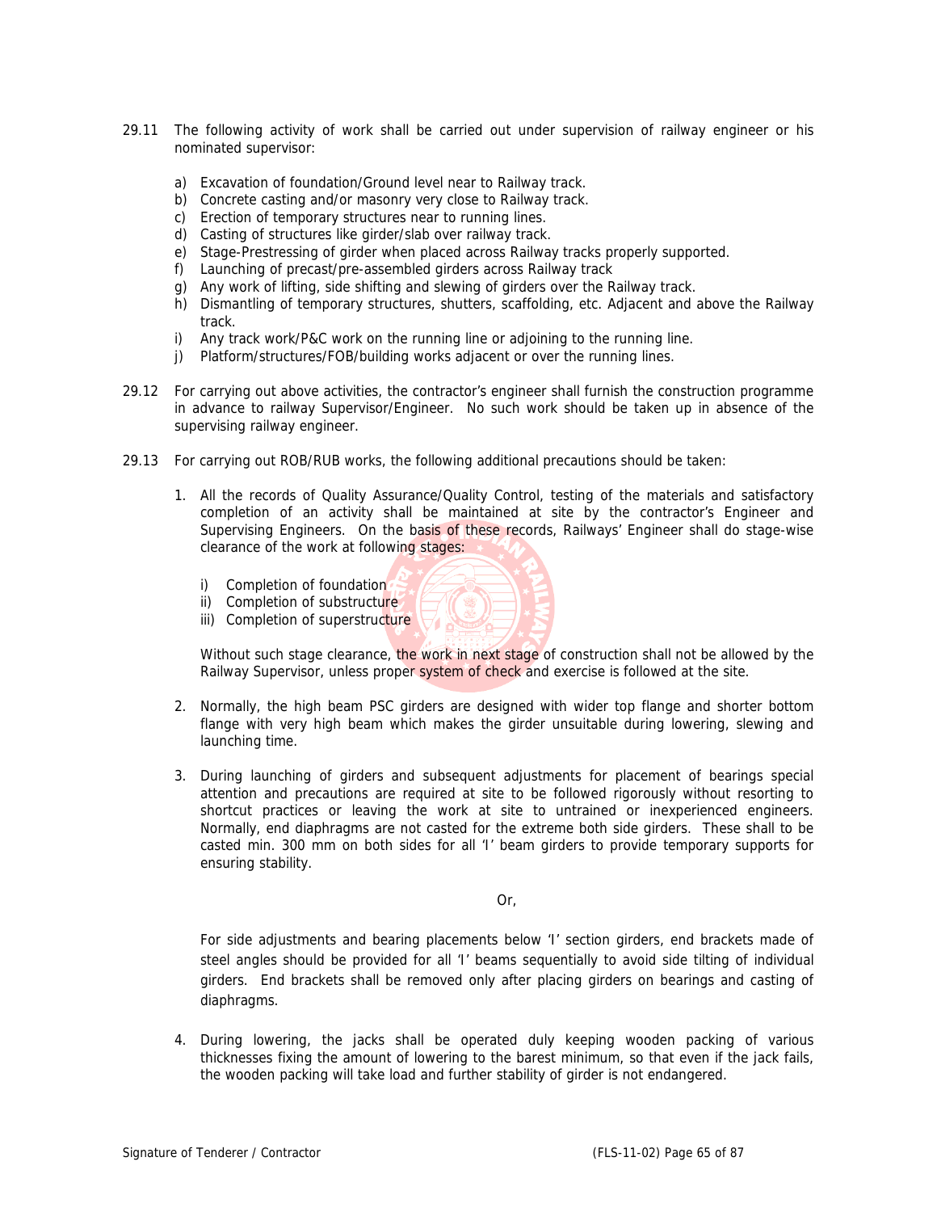29.11 The following activity of work shall be carried out under supervision of railway engineer or his nominated supervisor:

a) Excavation of foundation/Ground level near to Railway track.
b) Concrete casting and/or masonry very close to Railway track.
c) Erection of temporary structures near to running lines.
d) Casting of structures like girder/slab over railway track.
e) Stage-Prestressing of girder when placed across Railway tracks properly supported.
f) Launching of precast/pre-assembled girders across Railway track
g) Any work of lifting, side shifting and slewing of girders over the Railway track.
h) Dismantling of temporary structures, shutters, scaffolding, etc. Adjacent and above the Railway track.
i) Any track work/P&C work on the running line or adjoining to the running line.
j) Platform/structures/FOB/building works adjacent or over the running lines.

29.12 For carrying out above activities, the contractor's engineer shall furnish the construction programme in advance to railway Supervisor/Engineer. No such work should be taken up in absence of the supervising railway engineer.

29.13 For carrying out ROB/RUB works, the following additional precautions should be taken:

1. All the records of Quality Assurance/Quality Control, testing of the materials and satisfactory completion of an activity shall be maintained at site by the contractor's Engineer and Supervising Engineers. On the basis of these records, Railways' Engineer shall do stage-wise clearance of the work at following stages:

   i) Completion of foundation
   ii) Completion of substructure
   iii) Completion of superstructure

   Without such stage clearance, the work in next stage of construction shall not be allowed by the Railway Supervisor, unless proper system of check and exercise is followed at the site.

2. Normally, the high beam PSC girders are designed with wider top flange and shorter bottom flange with very high beam which makes the girder unsuitable during lowering, slewing and launching time.

3. During launching of girders and subsequent adjustments for placement of bearings special attention and precautions are required at site to be followed rigorously without resorting to shortcut practices or leaving the work at site to untrained or inexperienced engineers. Normally, end diaphragms are not casted for the extreme both side girders. These shall to be casted min. 300 mm on both sides for all 'I' beam girders to provide temporary supports for ensuring stability.

   Or,

   For side adjustments and bearing placements below 'I' section girders, end brackets made of steel angles should be provided for all 'I' beams sequentially to avoid side tilting of individual girders. End brackets shall be removed only after placing girders on bearings and casting of diaphragms.

4. During lowering, the jacks shall be operated duly keeping wooden packing of various thicknesses fixing the amount of lowering to the barest minimum, so that even if the jack fails, the wooden packing will take load and further stability of girder is not endangered.

Signature of Tenderer / Contractor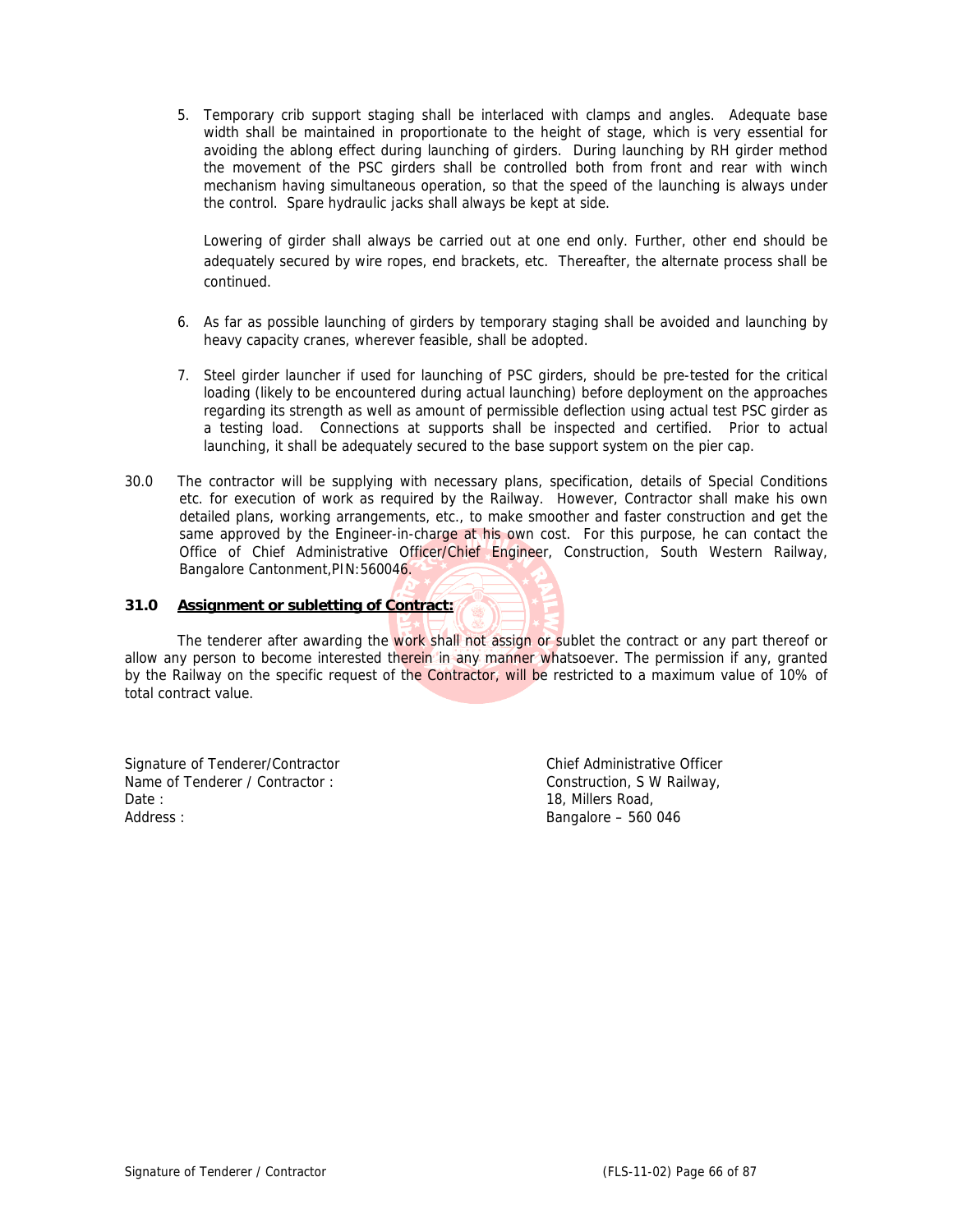5. Temporary crib support staging shall be interlaced with clamps and angles. Adequate base width shall be maintained in proportionate to the height of stage, which is very essential for avoiding the ablong effect during launching of girders. During launching by RH girder method the movement of the PSC girders shall be controlled both from front and rear with winch mechanism having simultaneous operation, so that the speed of the launching is always under the control. Spare hydraulic jacks shall always be kept at side.

   Lowering of girder shall always be carried out at one end only. Further, other end should be adequately secured by wire ropes, end brackets, etc. Thereafter, the alternate process shall be continued.

6. As far as possible launching of girders by temporary staging shall be avoided and launching by heavy capacity cranes, wherever feasible, shall be adopted.

7. Steel girder launcher if used for launching of PSC girders, should be pre-tested for the critical loading (likely to be encountered during actual launching) before deployment on the approaches regarding its strength as well as amount of permissible deflection using actual test PSC girder as a testing load. Connections at supports shall be inspected and certified. Prior to actual launching, it shall be adequately secured to the base support system on the pier cap.

30.0 The contractor will be supplying with necessary plans, specification, details of Special Conditions etc. for execution of work as required by the Railway. However, Contractor shall make his own detailed plans, working arrangements, etc., to make smoother and faster construction and get the same approved by the Engineer-in-charge at his own cost. For this purpose, he can contact the Office of Chief Administrative Officer/Chief Engineer, Construction, South Western Railway, Bangalore Cantonment,PIN:560046.

**31.0 Assignment or subletting of Contract:**

The tenderer after awarding the work shall not assign or sublet the contract or any part thereof or allow any person to become interested therein in any manner whatsoever. The permission if any, granted by the Railway on the specific request of the Contractor, will be restricted to a maximum value of 10% of total contract value.

Signature of Tenderer/Contractor
Name of Tenderer / Contractor :
Date :
Address :

Chief Administrative Officer
Construction, S W Railway,
18, Millers Road,
Bangalore – 560 046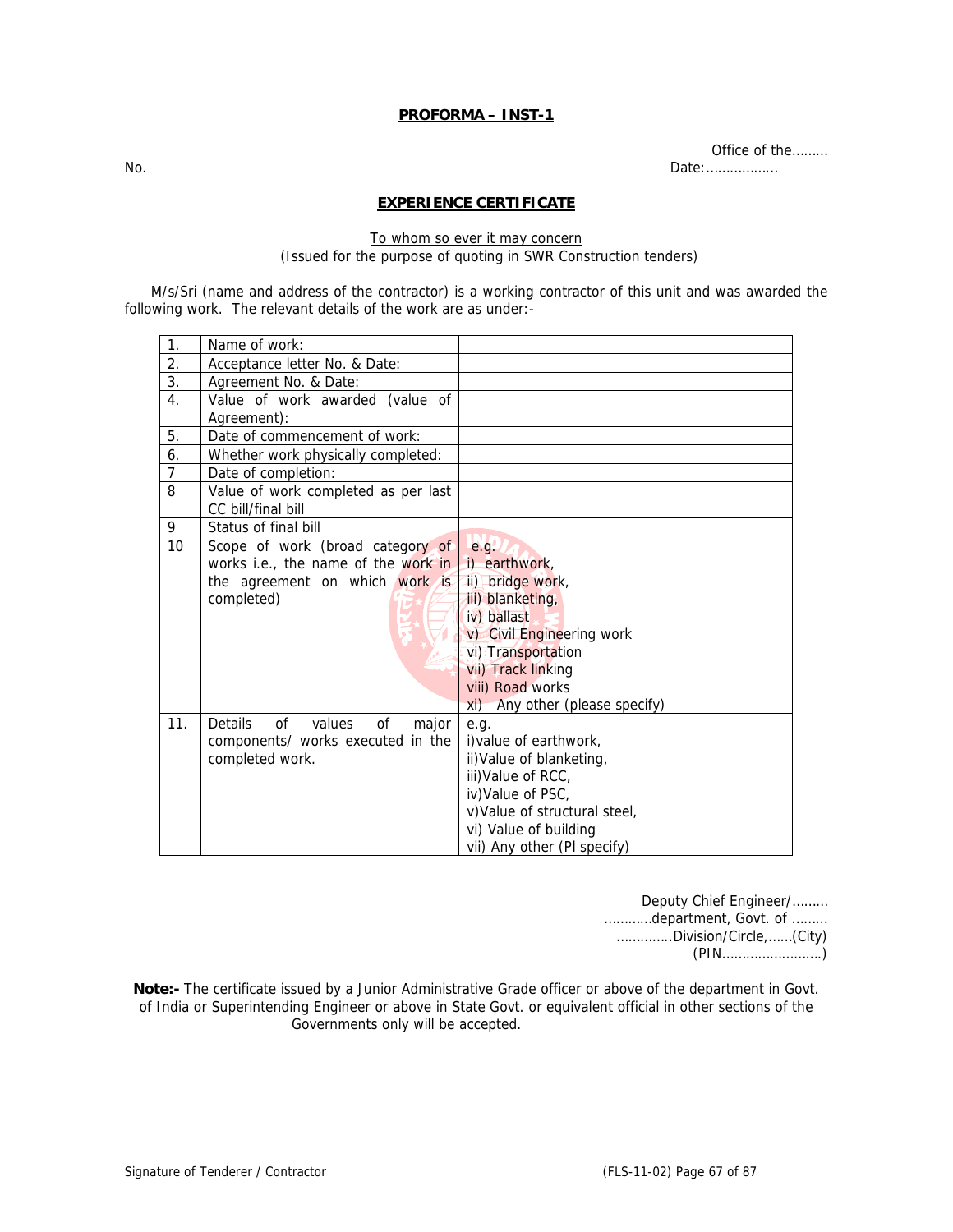**PROFORMA – INST-1**

Office of the.........

No. Date:..................

**EXPERIENCE CERTIFICATE**

To whom so ever it may concern

(Issued for the purpose of quoting in SWR Construction tenders)

M/s/Sri (name and address of the contractor) is a working contractor of this unit and was awarded the following work. The relevant details of the work are as under:-

| | | |
|---|---|---|
| 1. | Name of work: | |
| 2. | Acceptance letter No. & Date: | |
| 3. | Agreement No. & Date: | |
| 4. | Value of work awarded (value of Agreement): | |
| 5. | Date of commencement of work: | |
| 6. | Whether work physically completed: | |
| 7 | Date of completion: | |
| 8 | Value of work completed as per last CC bill/final bill | |
| 9 | Status of final bill | |
| 10 | Scope of work (broad category of works i.e., the name of the work in the agreement on which work is completed) | e.g.<br>i) earthwork,<br>ii) bridge work,<br>iii) blanketing,<br>iv) ballast<br>v) Civil Engineering work<br>vi) Transportation<br>vii) Track linking<br>viii) Road works<br>xi) Any other (please specify) |
| 11. | Details of values of major components/ works executed in the completed work. | e.g.<br>i)value of earthwork,<br>ii)Value of blanketing,<br>iii)Value of RCC,<br>iv)Value of PSC,<br>v)Value of structural steel,<br>vi) Value of building<br>vii) Any other (Pl specify) |

Deputy Chief Engineer/.........
...........department, Govt. of .........
.............Division/Circle,......(City)
(PIN.........................)

**Note:-** The certificate issued by a Junior Administrative Grade officer or above of the department in Govt. of India or Superintending Engineer or above in State Govt. or equivalent official in other sections of the Governments only will be accepted.

Signature of Tenderer / Contractor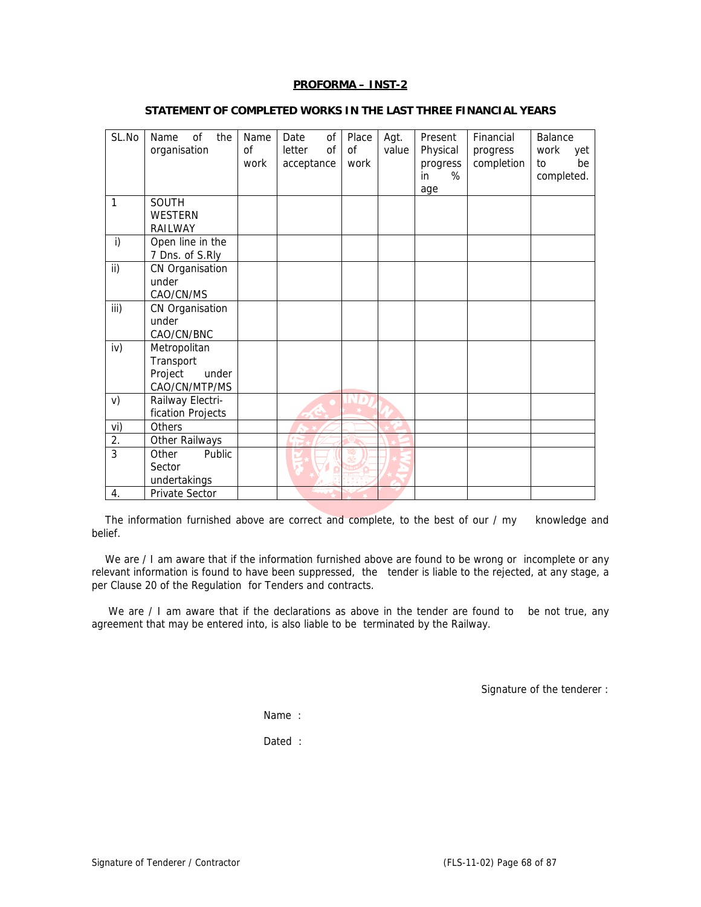**PROFORMA – INST-2**

**STATEMENT OF COMPLETED WORKS IN THE LAST THREE FINANCIAL YEARS**

| SL.No | Name of the organisation | Name of work | Date of letter of acceptance | Place of work | Agt. value | Present Physical progress in % age | Financial progress completion | Balance work yet to be completed. |
|---|---|---|---|---|---|---|---|---|
| 1 | SOUTH WESTERN RAILWAY | | | | | | | |
| i) | Open line in the 7 Dns. of S.Rly | | | | | | | |
| ii) | CN Organisation under CAO/CN/MS | | | | | | | |
| iii) | CN Organisation under CAO/CN/BNC | | | | | | | |
| iv) | Metropolitan Transport Project under CAO/CN/MTP/MS | | | | | | | |
| v) | Railway Electri-fication Projects | | | | | | | |
| vi) | Others | | | | | | | |
| 2. | Other Railways | | | | | | | |
| 3 | Other Public Sector undertakings | | | | | | | |
| 4. | Private Sector | | | | | | | |

The information furnished above are correct and complete, to the best of our / my knowledge and belief.

We are / I am aware that if the information furnished above are found to be wrong or incomplete or any relevant information is found to have been suppressed, the tender is liable to the rejected, at any stage, a per Clause 20 of the Regulation for Tenders and contracts.

We are / I am aware that if the declarations as above in the tender are found to be not true, any agreement that may be entered into, is also liable to be terminated by the Railway.

Signature of the tenderer :

Name :

Dated :

Signature of Tenderer / Contractor

(FLS-11-02)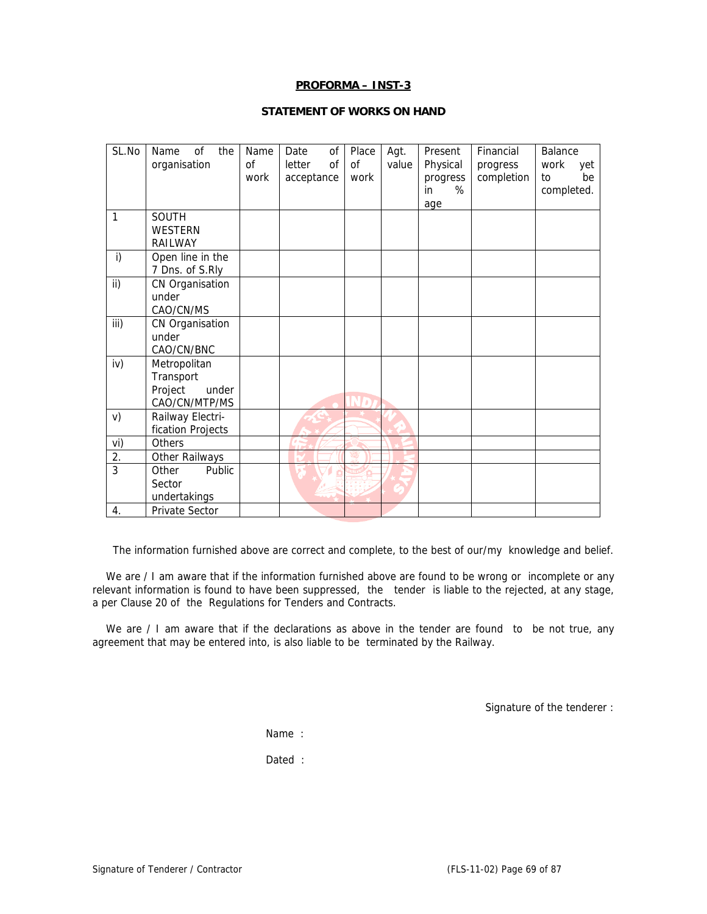**PROFORMA – INST-3**

**STATEMENT OF WORKS ON HAND**

| SL.No | Name of the organisation | Name of work | Date of letter of acceptance | Place of work | Agt. value | Present Physical progress in % age | Financial progress completion | Balance work yet to be completed. |
|---|---|---|---|---|---|---|---|---|
| 1 | SOUTH WESTERN RAILWAY | | | | | | | |
| i) | Open line in the 7 Dns. of S.Rly | | | | | | | |
| ii) | CN Organisation under CAO/CN/MS | | | | | | | |
| iii) | CN Organisation under CAO/CN/BNC | | | | | | | |
| iv) | Metropolitan Transport Project under CAO/CN/MTP/MS | | | | | | | |
| v) | Railway Electri-fication Projects | | | | | | | |
| vi) | Others | | | | | | | |
| 2. | Other Railways | | | | | | | |
| 3 | Other Public Sector undertakings | | | | | | | |
| 4. | Private Sector | | | | | | | |

The information furnished above are correct and complete, to the best of our/my knowledge and belief.

We are / I am aware that if the information furnished above are found to be wrong or incomplete or any relevant information is found to have been suppressed, the tender is liable to the rejected, at any stage, a per Clause 20 of the Regulations for Tenders and Contracts.

We are / I am aware that if the declarations as above in the tender are found to be not true, any agreement that may be entered into, is also liable to be terminated by the Railway.

Signature of the tenderer :

Name :

Dated :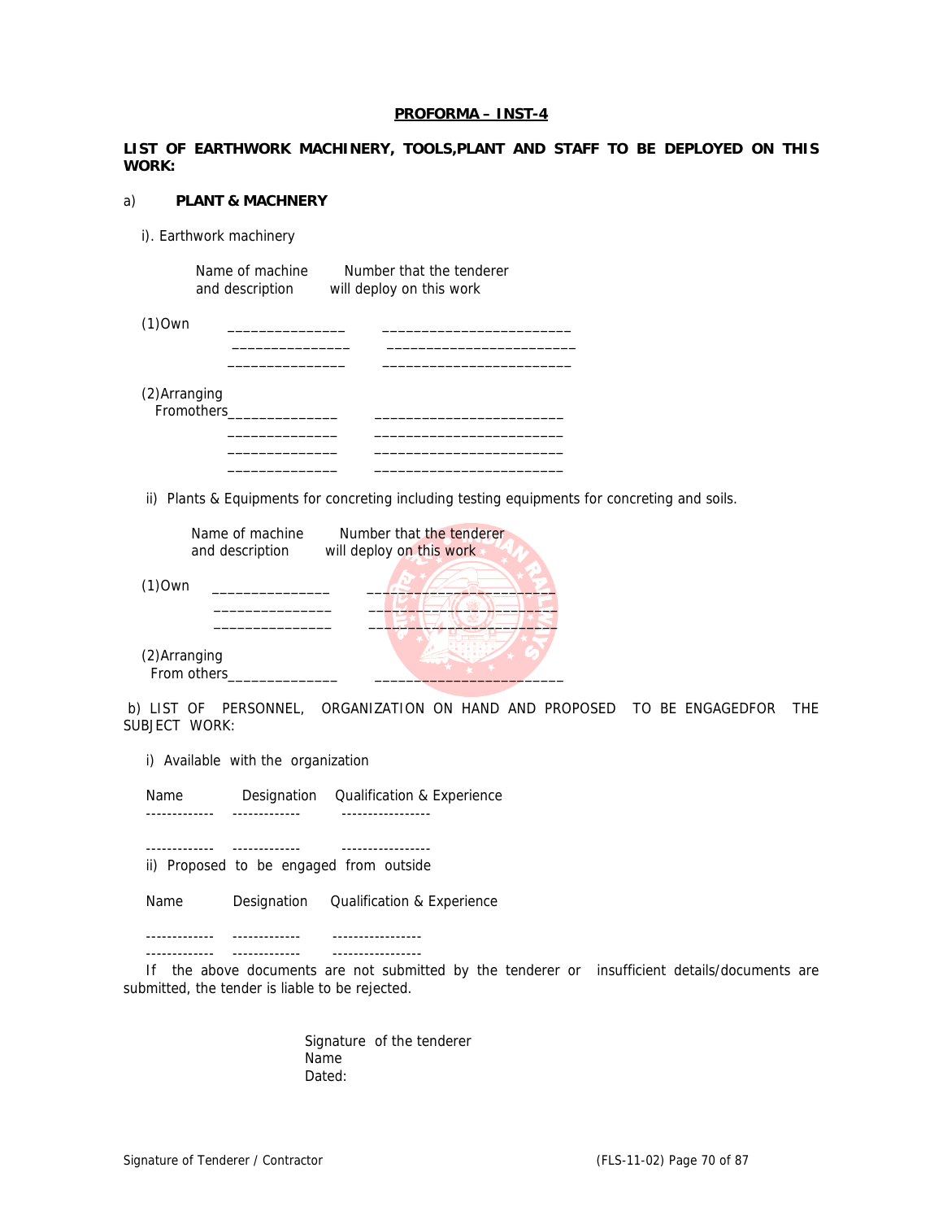## PROFORMA – INST-4

**LIST OF EARTHWORK MACHINERY, TOOLS,PLANT AND STAFF TO BE DEPLOYED ON THIS WORK:**

a) **PLANT & MACHNERY**

i). Earthwork machinery

| | Name of machine and description | Number that the tenderer will deploy on this work |
|---|---|---|
| (1)Own | _______________ | ________________________ |
| | _______________ | ________________________ |
| | _______________ | ________________________ |
| (2)Arranging Fromothers | ______________ | ________________________ |
| | ______________ | ________________________ |
| | ______________ | ________________________ |
| | ______________ | ________________________ |

ii) Plants & Equipments for concreting including testing equipments for concreting and soils.

| | Name of machine and description | Number that the tenderer will deploy on this work |
|---|---|---|
| (1)Own | _______________ | ________________________ |
| | _______________ | ________________________ |
| | _______________ | ________________________ |
| (2)Arranging From others | ______________ | ________________________ |

b) LIST OF PERSONNEL, ORGANIZATION ON HAND AND PROPOSED TO BE ENGAGEDFOR THE SUBJECT WORK:

i) Available with the organization

| Name | Designation | Qualification & Experience |
|---|---|---|
| ------------- | ------------- | ----------------- |
| ------------- | ------------- | ----------------- |

ii) Proposed to be engaged from outside

| Name | Designation | Qualification & Experience |
|---|---|---|
| ------------- | ------------- | ----------------- |
| ------------- | ------------- | ----------------- |

If the above documents are not submitted by the tenderer or insufficient details/documents are submitted, the tender is liable to be rejected.

Signature of the tenderer
Name
Dated:

Signature of Tenderer / Contractor (FLS-11-02)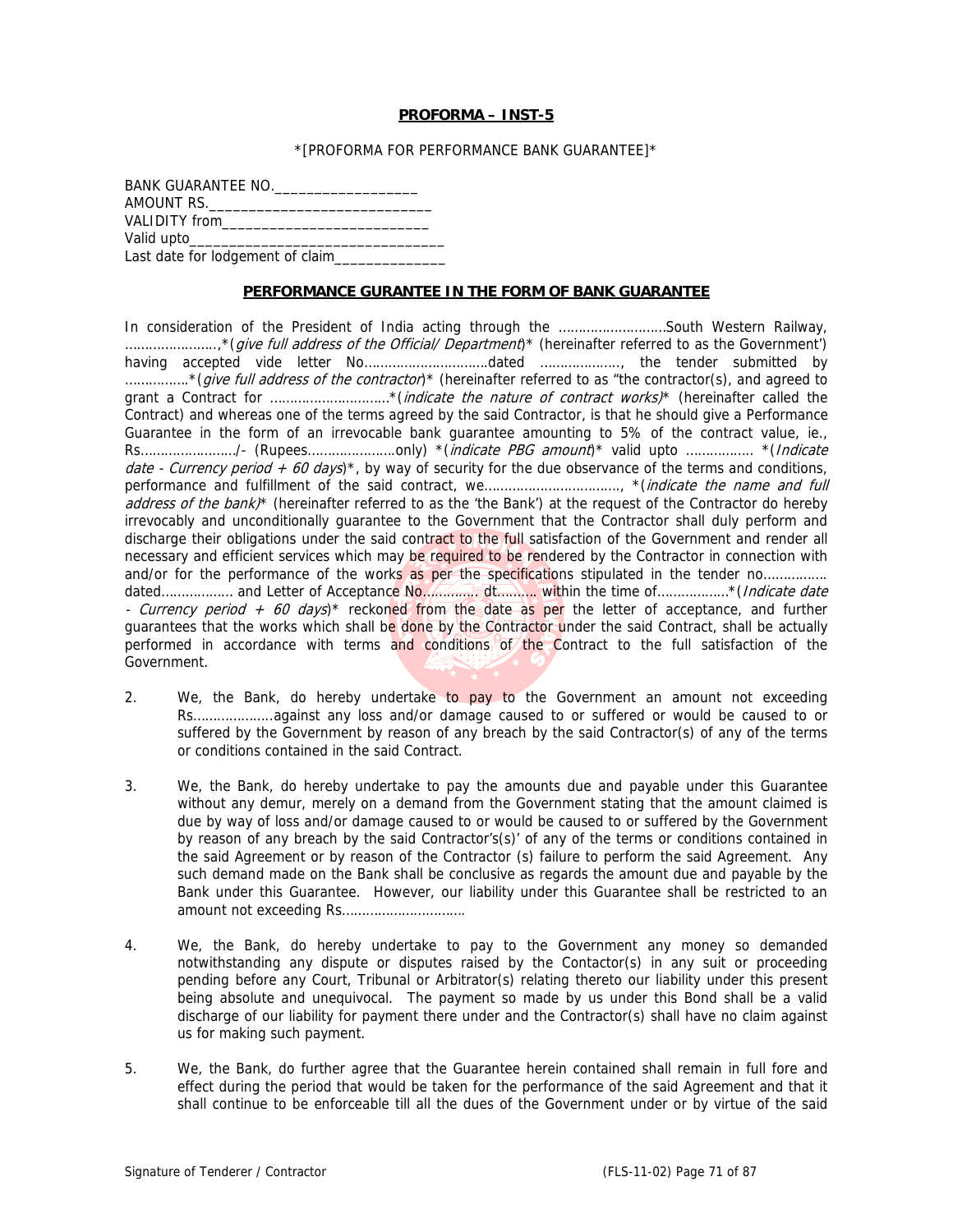**PROFORMA – INST-5**

*[PROFORMA FOR PERFORMANCE BANK GUARANTEE]*

BANK GUARANTEE NO.___________________
AMOUNT RS.____________________________
VALIDITY from__________________________
Valid upto_______________________________
Last date for lodgement of claim______________

**PERFORMANCE GURANTEE IN THE FORM OF BANK GUARANTEE**

In consideration of the President of India acting through the ………………………South Western Railway, …………………..,*(*give full address of the Official/ Department*)* (hereinafter referred to as the Government') having accepted vide letter No…………………………dated ………………., the tender submitted by ……………*(*give full address of the contractor*)* (hereinafter referred to as "the contractor(s), and agreed to grant a Contract for ………………………..*(*indicate the nature of contract works)** (hereinafter called the Contract) and whereas one of the terms agreed by the said Contractor, is that he should give a Performance Guarantee in the form of an irrevocable bank guarantee amounting to 5% of the contract value, ie., Rs……………………/- (Rupees…………………only) *(*indicate PBG amount*)* valid upto ……………. *(*Indicate date - Currency period + 60 days*)*, by way of security for the due observance of the terms and conditions, performance and fulfillment of the said contract, we……………………………., *(*indicate the name and full address of the bank)** (hereinafter referred to as the 'the Bank') at the request of the Contractor do hereby irrevocably and unconditionally guarantee to the Government that the Contractor shall duly perform and discharge their obligations under the said contract to the full satisfaction of the Government and render all necessary and efficient services which may be required to be rendered by the Contractor in connection with and/or for the performance of the works as per the specifications stipulated in the tender no……………. dated……………… and Letter of Acceptance No………… dt……… within the time of………………*(*Indicate date - Currency period + 60 days*)* reckoned from the date as per the letter of acceptance, and further guarantees that the works which shall be done by the Contractor under the said Contract, shall be actually performed in accordance with terms and conditions of the Contract to the full satisfaction of the Government.

2. We, the Bank, do hereby undertake to pay to the Government an amount not exceeding Rs……………….against any loss and/or damage caused to or suffered or would be caused to or suffered by the Government by reason of any breach by the said Contractor(s) of any of the terms or conditions contained in the said Contract.

3. We, the Bank, do hereby undertake to pay the amounts due and payable under this Guarantee without any demur, merely on a demand from the Government stating that the amount claimed is due by way of loss and/or damage caused to or would be caused to or suffered by the Government by reason of any breach by the said Contractor's(s)' of any of the terms or conditions contained in the said Agreement or by reason of the Contractor (s) failure to perform the said Agreement. Any such demand made on the Bank shall be conclusive as regards the amount due and payable by the Bank under this Guarantee. However, our liability under this Guarantee shall be restricted to an amount not exceeding Rs………………………..

4. We, the Bank, do hereby undertake to pay to the Government any money so demanded notwithstanding any dispute or disputes raised by the Contactor(s) in any suit or proceeding pending before any Court, Tribunal or Arbitrator(s) relating thereto our liability under this present being absolute and unequivocal. The payment so made by us under this Bond shall be a valid discharge of our liability for payment there under and the Contractor(s) shall have no claim against us for making such payment.

5. We, the Bank, do further agree that the Guarantee herein contained shall remain in full fore and effect during the period that would be taken for the performance of the said Agreement and that it shall continue to be enforceable till all the dues of the Government under or by virtue of the said

Signature of Tenderer / Contractor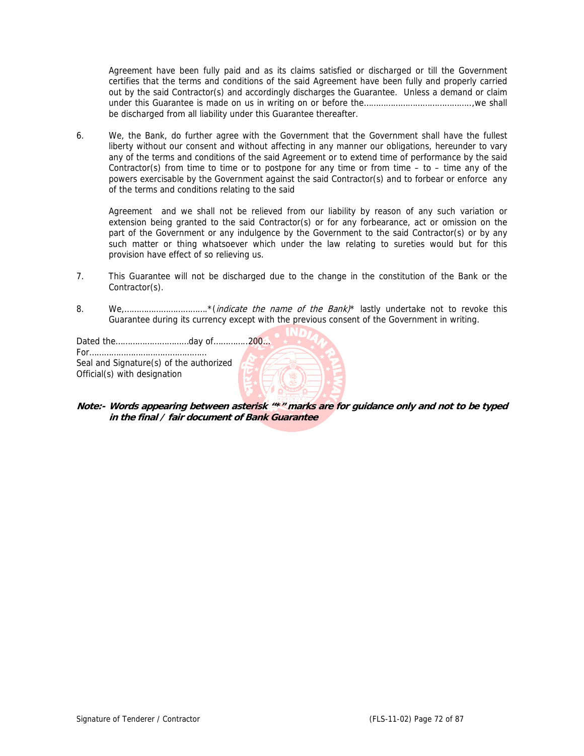Agreement have been fully paid and as its claims satisfied or discharged or till the Government certifies that the terms and conditions of the said Agreement have been fully and properly carried out by the said Contractor(s) and accordingly discharges the Guarantee. Unless a demand or claim under this Guarantee is made on us in writing on or before the……………………………………,we shall be discharged from all liability under this Guarantee thereafter.

6. We, the Bank, do further agree with the Government that the Government shall have the fullest liberty without our consent and without affecting in any manner our obligations, hereunder to vary any of the terms and conditions of the said Agreement or to extend time of performance by the said Contractor(s) from time to time or to postpone for any time or from time – to – time any of the powers exercisable by the Government against the said Contractor(s) and to forbear or enforce any of the terms and conditions relating to the said

   Agreement and we shall not be relieved from our liability by reason of any such variation or extension being granted to the said Contractor(s) or for any forbearance, act or omission on the part of the Government or any indulgence by the Government to the said Contractor(s) or by any such matter or thing whatsoever which under the law relating to sureties would but for this provision have effect of so relieving us.

7. This Guarantee will not be discharged due to the change in the constitution of the Bank or the Contractor(s).

8. We,……………………………*(*indicate the name of the Bank)*\* lastly undertake not to revoke this Guarantee during its currency except with the previous consent of the Government in writing.

Dated the…………………………day of………….200…
For…………………………………………
Seal and Signature(s) of the authorized
Official(s) with designation

***Note:- Words appearing between asterisk "*" marks are for guidance only and not to be typed in the final / fair document of Bank Guarantee***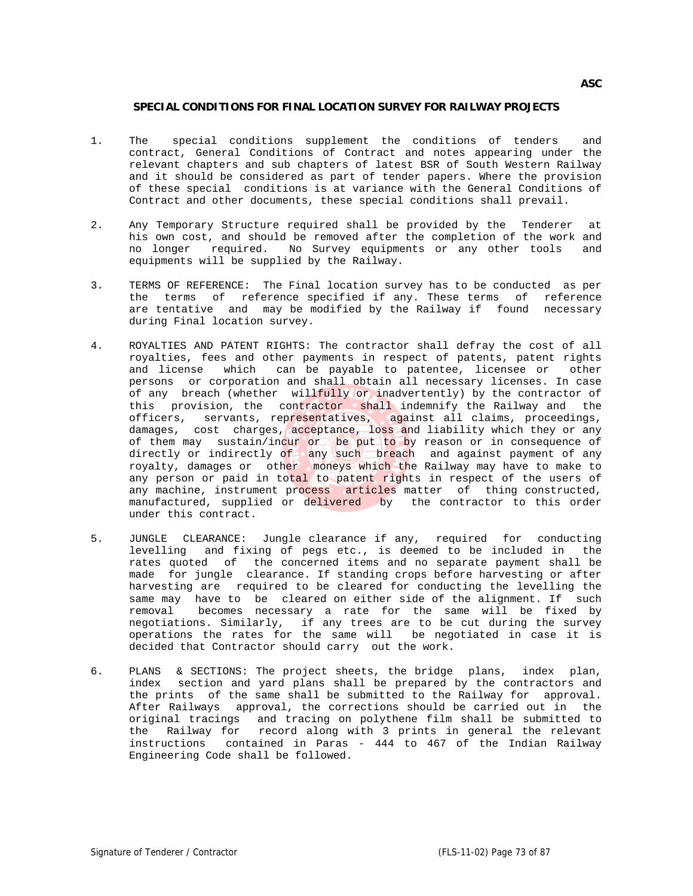**ASC**

## SPECIAL CONDITIONS FOR FINAL LOCATION SURVEY FOR RAILWAY PROJECTS

1. The special conditions supplement the conditions of tenders and contract, General Conditions of Contract and notes appearing under the relevant chapters and sub chapters of latest BSR of South Western Railway and it should be considered as part of tender papers. Where the provision of these special conditions is at variance with the General Conditions of Contract and other documents, these special conditions shall prevail.

2. Any Temporary Structure required shall be provided by the Tenderer at his own cost, and should be removed after the completion of the work and no longer required. No Survey equipments or any other tools and equipments will be supplied by the Railway.

3. TERMS OF REFERENCE: The Final location survey has to be conducted as per the terms of reference specified if any. These terms of reference are tentative and may be modified by the Railway if found necessary during Final location survey.

4. ROYALTIES AND PATENT RIGHTS: The contractor shall defray the cost of all royalties, fees and other payments in respect of patents, patent rights and license which can be payable to patentee, licensee or other persons or corporation and shall obtain all necessary licenses. In case of any breach (whether willfully or inadvertently) by the contractor of this provision, the contractor shall indemnify the Railway and the officers, servants, representatives, against all claims, proceedings, damages, cost charges, acceptance, loss and liability which they or any of them may sustain/incur or be put to by reason or in consequence of directly or indirectly of any such breach and against payment of any royalty, damages or other moneys which the Railway may have to make to any person or paid in total to patent rights in respect of the users of any machine, instrument process articles matter of thing constructed, manufactured, supplied or delivered by the contractor to this order under this contract.

5. JUNGLE CLEARANCE: Jungle clearance if any, required for conducting levelling and fixing of pegs etc., is deemed to be included in the rates quoted of the concerned items and no separate payment shall be made for jungle clearance. If standing crops before harvesting or after harvesting are required to be cleared for conducting the levelling the same may have to be cleared on either side of the alignment. If such removal becomes necessary a rate for the same will be fixed by negotiations. Similarly, if any trees are to be cut during the survey operations the rates for the same will be negotiated in case it is decided that Contractor should carry out the work.

6. PLANS & SECTIONS: The project sheets, the bridge plans, index plan, index section and yard plans shall be prepared by the contractors and the prints of the same shall be submitted to the Railway for approval. After Railways approval, the corrections should be carried out in the original tracings and tracing on polythene film shall be submitted to the Railway for record along with 3 prints in general the relevant instructions contained in Paras - 444 to 467 of the Indian Railway Engineering Code shall be followed.

Signature of Tenderer / Contractor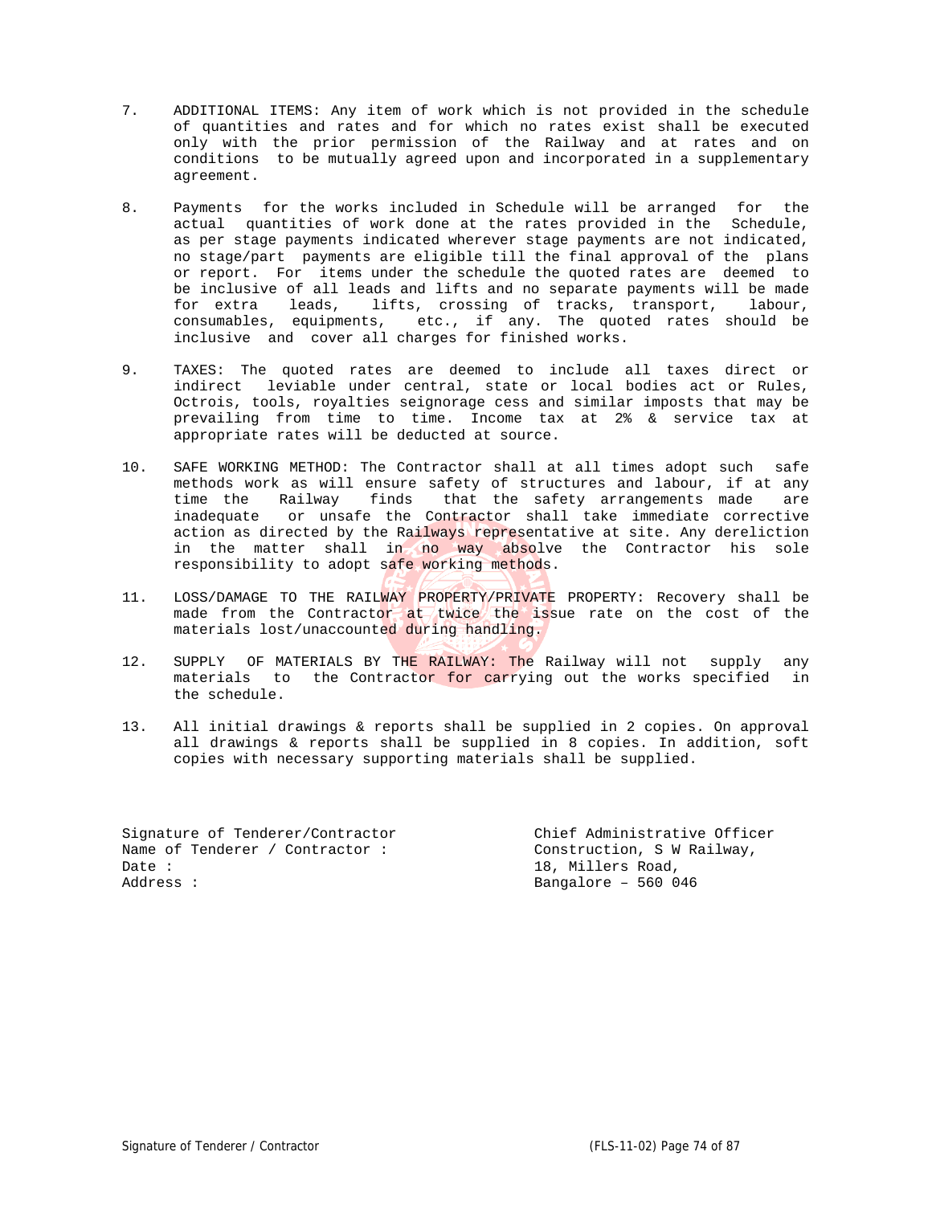7. ADDITIONAL ITEMS: Any item of work which is not provided in the schedule of quantities and rates and for which no rates exist shall be executed only with the prior permission of the Railway and at rates and on conditions to be mutually agreed upon and incorporated in a supplementary agreement.

8. Payments for the works included in Schedule will be arranged for the actual quantities of work done at the rates provided in the Schedule, as per stage payments indicated wherever stage payments are not indicated, no stage/part payments are eligible till the final approval of the plans or report. For items under the schedule the quoted rates are deemed to be inclusive of all leads and lifts and no separate payments will be made for extra leads, lifts, crossing of tracks, transport, labour, consumables, equipments, etc., if any. The quoted rates should be inclusive and cover all charges for finished works.

9. TAXES: The quoted rates are deemed to include all taxes direct or indirect leviable under central, state or local bodies act or Rules, Octrois, tools, royalties seignorage cess and similar imposts that may be prevailing from time to time. Income tax at 2% & service tax at appropriate rates will be deducted at source.

10. SAFE WORKING METHOD: The Contractor shall at all times adopt such safe methods work as will ensure safety of structures and labour, if at any time the Railway finds that the safety arrangements made are inadequate or unsafe the Contractor shall take immediate corrective action as directed by the Railways representative at site. Any dereliction in the matter shall in no way absolve the Contractor his sole responsibility to adopt safe working methods.

11. LOSS/DAMAGE TO THE RAILWAY PROPERTY/PRIVATE PROPERTY: Recovery shall be made from the Contractor at twice the issue rate on the cost of the materials lost/unaccounted during handling.

12. SUPPLY OF MATERIALS BY THE RAILWAY: The Railway will not supply any materials to the Contractor for carrying out the works specified in the schedule.

13. All initial drawings & reports shall be supplied in 2 copies. On approval all drawings & reports shall be supplied in 8 copies. In addition, soft copies with necessary supporting materials shall be supplied.

Signature of Tenderer/Contractor
Name of Tenderer / Contractor :
Date :
Address :

Chief Administrative Officer
Construction, S W Railway,
18, Millers Road,
Bangalore – 560 046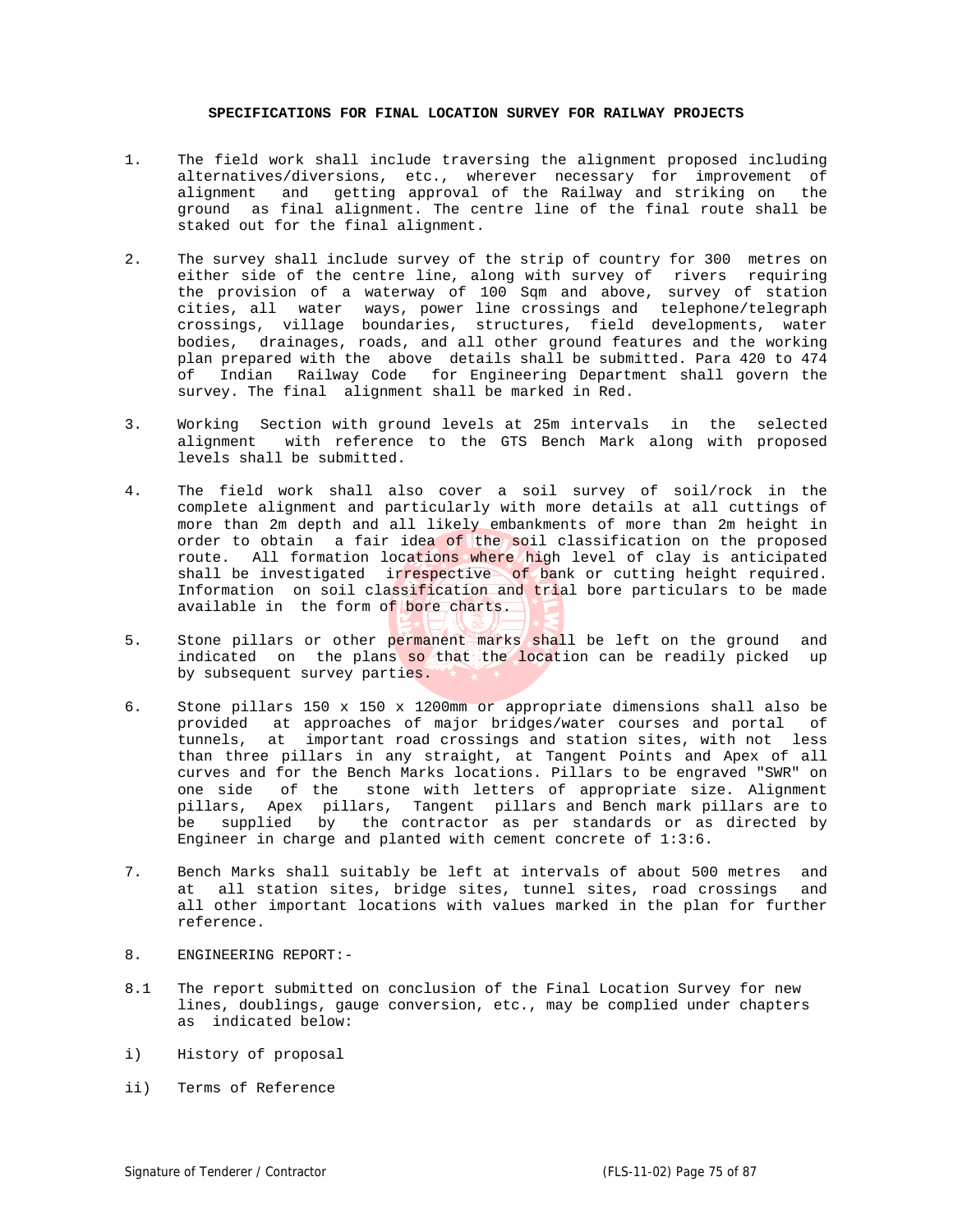## SPECIFICATIONS FOR FINAL LOCATION SURVEY FOR RAILWAY PROJECTS

1. The field work shall include traversing the alignment proposed including alternatives/diversions, etc., wherever necessary for improvement of alignment and getting approval of the Railway and striking on the ground as final alignment. The centre line of the final route shall be staked out for the final alignment.

2. The survey shall include survey of the strip of country for 300 metres on either side of the centre line, along with survey of rivers requiring the provision of a waterway of 100 Sqm and above, survey of station cities, all water ways, power line crossings and telephone/telegraph crossings, village boundaries, structures, field developments, water bodies, drainages, roads, and all other ground features and the working plan prepared with the above details shall be submitted. Para 420 to 474 of Indian Railway Code for Engineering Department shall govern the survey. The final alignment shall be marked in Red.

3. Working Section with ground levels at 25m intervals in the selected alignment with reference to the GTS Bench Mark along with proposed levels shall be submitted.

4. The field work shall also cover a soil survey of soil/rock in the complete alignment and particularly with more details at all cuttings of more than 2m depth and all likely embankments of more than 2m height in order to obtain a fair idea of the soil classification on the proposed route. All formation locations where high level of clay is anticipated shall be investigated irrespective of bank or cutting height required. Information on soil classification and trial bore particulars to be made available in the form of bore charts.

5. Stone pillars or other permanent marks shall be left on the ground and indicated on the plans so that the location can be readily picked up by subsequent survey parties.

6. Stone pillars 150 x 150 x 1200mm or appropriate dimensions shall also be provided at approaches of major bridges/water courses and portal of tunnels, at important road crossings and station sites, with not less than three pillars in any straight, at Tangent Points and Apex of all curves and for the Bench Marks locations. Pillars to be engraved "SWR" on one side of the stone with letters of appropriate size. Alignment pillars, Apex pillars, Tangent pillars and Bench mark pillars are to be supplied by the contractor as per standards or as directed by Engineer in charge and planted with cement concrete of 1:3:6.

7. Bench Marks shall suitably be left at intervals of about 500 metres and at all station sites, bridge sites, tunnel sites, road crossings and all other important locations with values marked in the plan for further reference.

8. ENGINEERING REPORT:-

8.1 The report submitted on conclusion of the Final Location Survey for new lines, doublings, gauge conversion, etc., may be complied under chapters as indicated below:

i) History of proposal

ii) Terms of Reference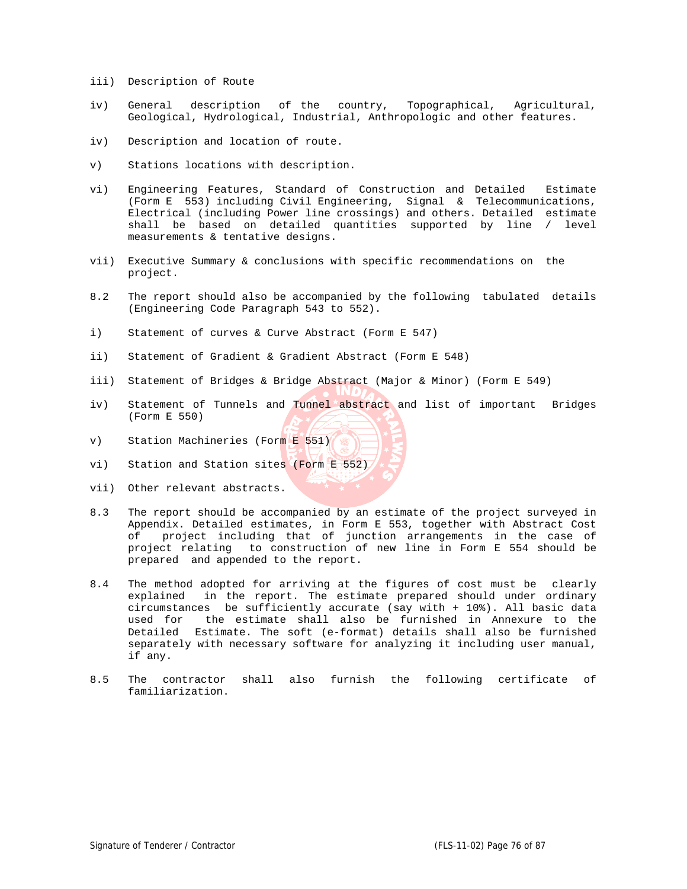iii) Description of Route

iv) General description of the country, Topographical, Agricultural, Geological, Hydrological, Industrial, Anthropologic and other features.

iv) Description and location of route.

v) Stations locations with description.

vi) Engineering Features, Standard of Construction and Detailed Estimate (Form E 553) including Civil Engineering, Signal & Telecommunications, Electrical (including Power line crossings) and others. Detailed estimate shall be based on detailed quantities supported by line / level measurements & tentative designs.

vii) Executive Summary & conclusions with specific recommendations on the project.

8.2 The report should also be accompanied by the following tabulated details (Engineering Code Paragraph 543 to 552).

i) Statement of curves & Curve Abstract (Form E 547)

ii) Statement of Gradient & Gradient Abstract (Form E 548)

iii) Statement of Bridges & Bridge Abstract (Major & Minor) (Form E 549)

iv) Statement of Tunnels and Tunnel abstract and list of important Bridges (Form E 550)

v) Station Machineries (Form E 551)

vi) Station and Station sites (Form E 552)

vii) Other relevant abstracts.

8.3 The report should be accompanied by an estimate of the project surveyed in Appendix. Detailed estimates, in Form E 553, together with Abstract Cost of project including that of junction arrangements in the case of project relating to construction of new line in Form E 554 should be prepared and appended to the report.

8.4 The method adopted for arriving at the figures of cost must be clearly explained in the report. The estimate prepared should under ordinary circumstances be sufficiently accurate (say with + 10%). All basic data used for the estimate shall also be furnished in Annexure to the Detailed Estimate. The soft (e-format) details shall also be furnished separately with necessary software for analyzing it including user manual, if any.

8.5 The contractor shall also furnish the following certificate of familiarization.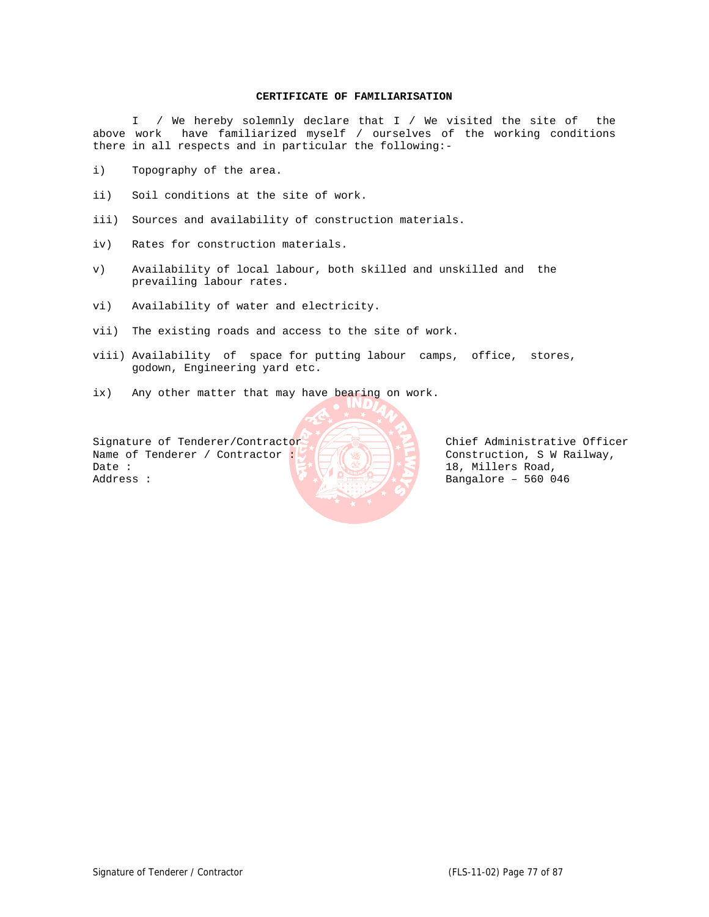## CERTIFICATE OF FAMILIARISATION

I / We hereby solemnly declare that I / We visited the site of the above work have familiarized myself / ourselves of the working conditions there in all respects and in particular the following:-

i) Topography of the area.

ii) Soil conditions at the site of work.

iii) Sources and availability of construction materials.

iv) Rates for construction materials.

v) Availability of local labour, both skilled and unskilled and the prevailing labour rates.

vi) Availability of water and electricity.

vii) The existing roads and access to the site of work.

viii) Availability of space for putting labour camps, office, stores, godown, Engineering yard etc.

ix) Any other matter that may have bearing on work.

Signature of Tenderer/Contractor
Name of Tenderer / Contractor :
Date :
Address :

Chief Administrative Officer
Construction, S W Railway,
18, Millers Road,
Bangalore – 560 046

Signature of Tenderer / Contractor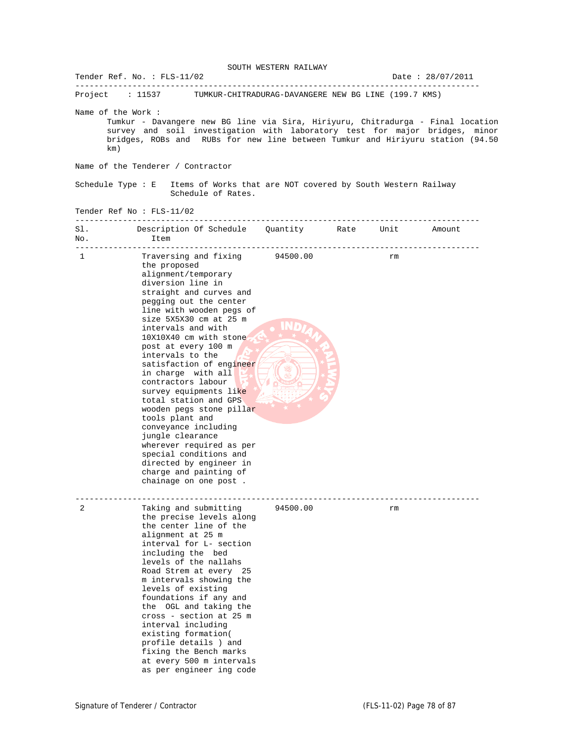SOUTH WESTERN RAILWAY

Tender Ref. No. : FLS-11/02 Date : 28/07/2011

Project : 11537 TUMKUR-CHITRADURAG-DAVANGERE NEW BG LINE (199.7 KMS)

Name of the Work :

Tumkur - Davangere new BG line via Sira, Hiriyuru, Chitradurga - Final location survey and soil investigation with laboratory test for major bridges, minor bridges, ROBs and RUBs for new line between Tumkur and Hiriyuru station (94.50 km)

Name of the Tenderer / Contractor

Schedule Type : E Items of Works that are NOT covered by South Western Railway Schedule of Rates.

Tender Ref No : FLS-11/02

| Sl. No. | Description Of Schedule Item | Quantity | Rate | Unit | Amount |
|---|---|---|---|---|---|
| 1 | Traversing and fixing the proposed alignment/temporary diversion line in straight and curves and pegging out the center line with wooden pegs of size 5X5X30 cm at 25 m intervals and with 10X10X40 cm with stone post at every 100 m intervals to the satisfaction of engineer in charge with all contractors labour survey equipments like total station and GPS wooden pegs stone pillar tools plant and conveyance including jungle clearance wherever required as per special conditions and directed by engineer in charge and painting of chainage on one post . | 94500.00 | | rm | |
| 2 | Taking and submitting the precise levels along the center line of the alignment at 25 m interval for L- section including the bed levels of the nallahs Road Strem at every 25 m intervals showing the levels of existing foundations if any and the OGL and taking the cross - section at 25 m interval including existing formation( profile details ) and fixing the Bench marks at every 500 m intervals as per engineer ing code | 94500.00 | | rm | |

Signature of Tenderer / Contractor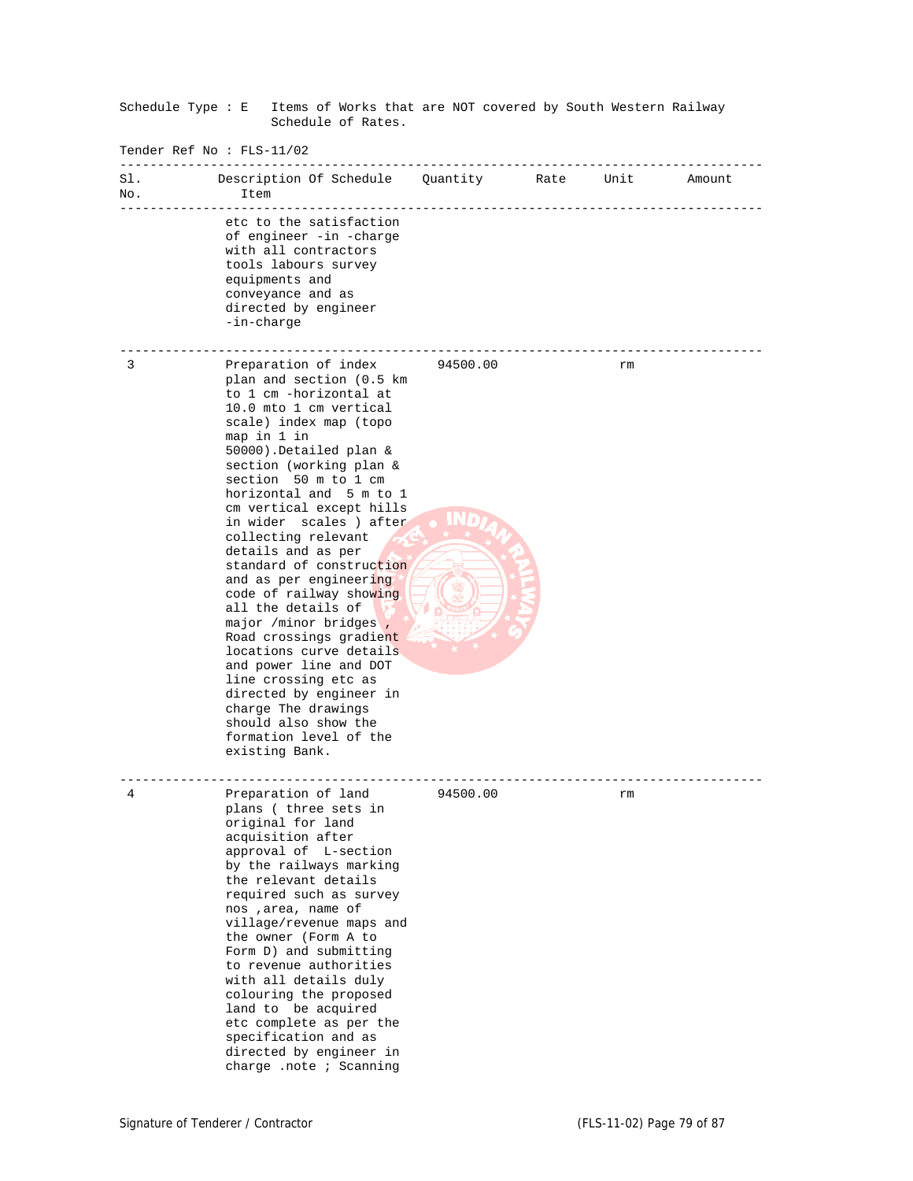Schedule Type : E Items of Works that are NOT covered by South Western Railway Schedule of Rates.

Tender Ref No : FLS-11/02

| Sl. No. | Description Of Schedule Item | Quantity | Rate | Unit | Amount |
|---|---|---|---|---|---|
| | etc to the satisfaction of engineer -in -charge with all contractors tools labours survey equipments and conveyance and as directed by engineer -in-charge | | | | |
| 3 | Preparation of index plan and section (0.5 km to 1 cm -horizontal at 10.0 mto 1 cm vertical scale) index map (topo map in 1 in 50000).Detailed plan & section (working plan & section 50 m to 1 cm horizontal and 5 m to 1 cm vertical except hills in wider scales ) after collecting relevant details and as per standard of construction and as per engineering code of railway showing all the details of major /minor bridges , Road crossings gradient locations curve details and power line and DOT line crossing etc as directed by engineer in charge The drawings should also show the formation level of the existing Bank. | 94500.00 | | rm | |
| 4 | Preparation of land plans ( three sets in original for land acquisition after approval of L-section by the railways marking the relevant details required such as survey nos ,area, name of village/revenue maps and the owner (Form A to Form D) and submitting to revenue authorities with all details duly colouring the proposed land to be acquired etc complete as per the specification and as directed by engineer in charge .note ; Scanning | 94500.00 | | rm | |

Signature of Tenderer / Contractor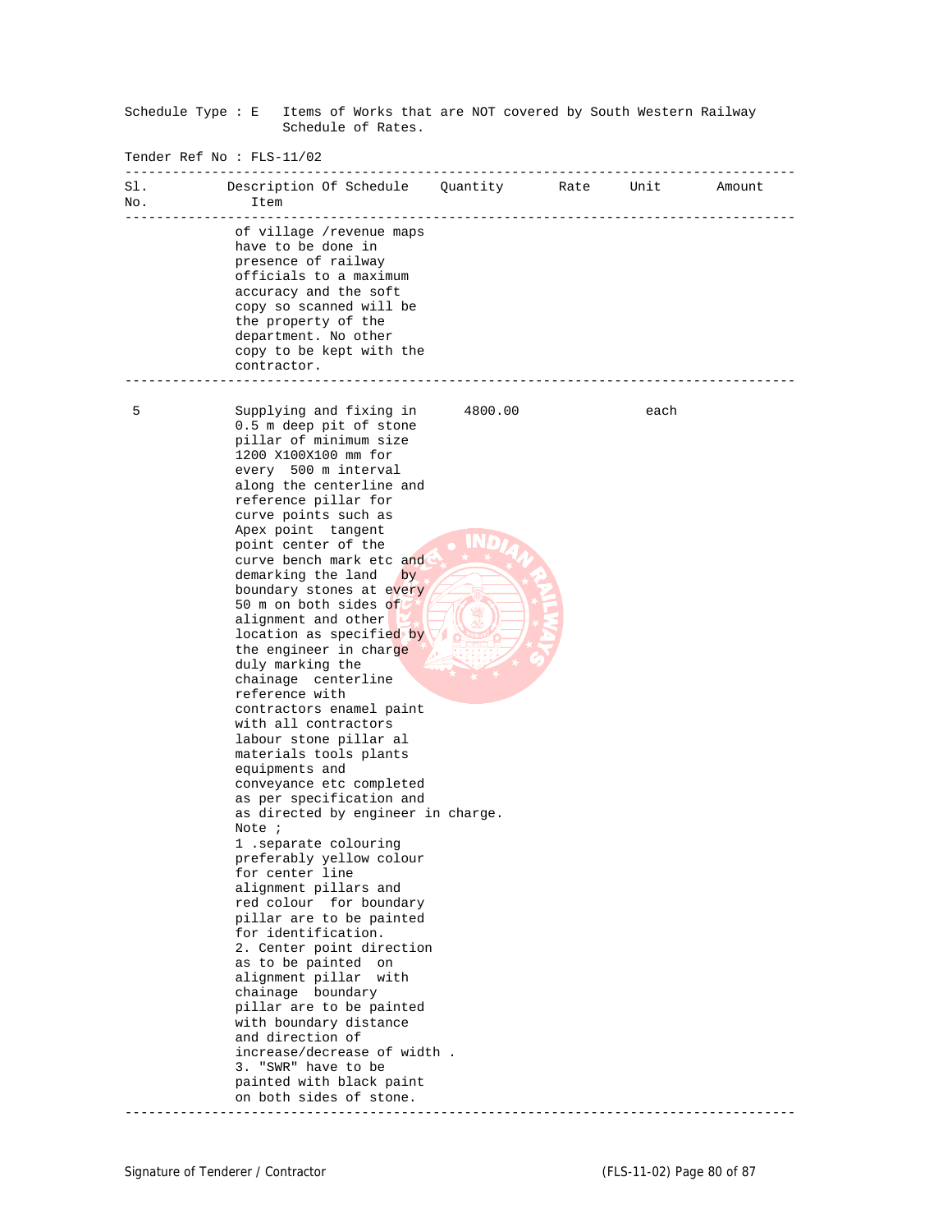Schedule Type : E Items of Works that are NOT covered by South Western Railway Schedule of Rates.

Tender Ref No : FLS-11/02

| Sl. No. | Description Of Schedule Item | Quantity | Rate | Unit | Amount |
|---|---|---|---|---|---|
| | of village /revenue maps have to be done in presence of railway officials to a maximum accuracy and the soft copy so scanned will be the property of the department. No other copy to be kept with the contractor. | | | | |
| 5 | Supplying and fixing in 0.5 m deep pit of stone pillar of minimum size 1200 X100X100 mm for every 500 m interval along the centerline and reference pillar for curve points such as Apex point tangent point center of the curve bench mark etc and demarking the land by boundary stones at every 50 m on both sides of alignment and other location as specified by the engineer in charge duly marking the chainage centerline reference with contractors enamel paint with all contractors labour stone pillar al materials tools plants equipments and conveyance etc completed as per specification and as directed by engineer in charge.<br>Note ;<br>1 .separate colouring preferably yellow colour for center line alignment pillars and red colour for boundary pillar are to be painted for identification.<br>2. Center point direction as to be painted on alignment pillar with chainage boundary pillar are to be painted with boundary distance and direction of increase/decrease of width .<br>3. "SWR" have to be painted with black paint on both sides of stone. | 4800.00 | | each | |

Signature of Tenderer / Contractor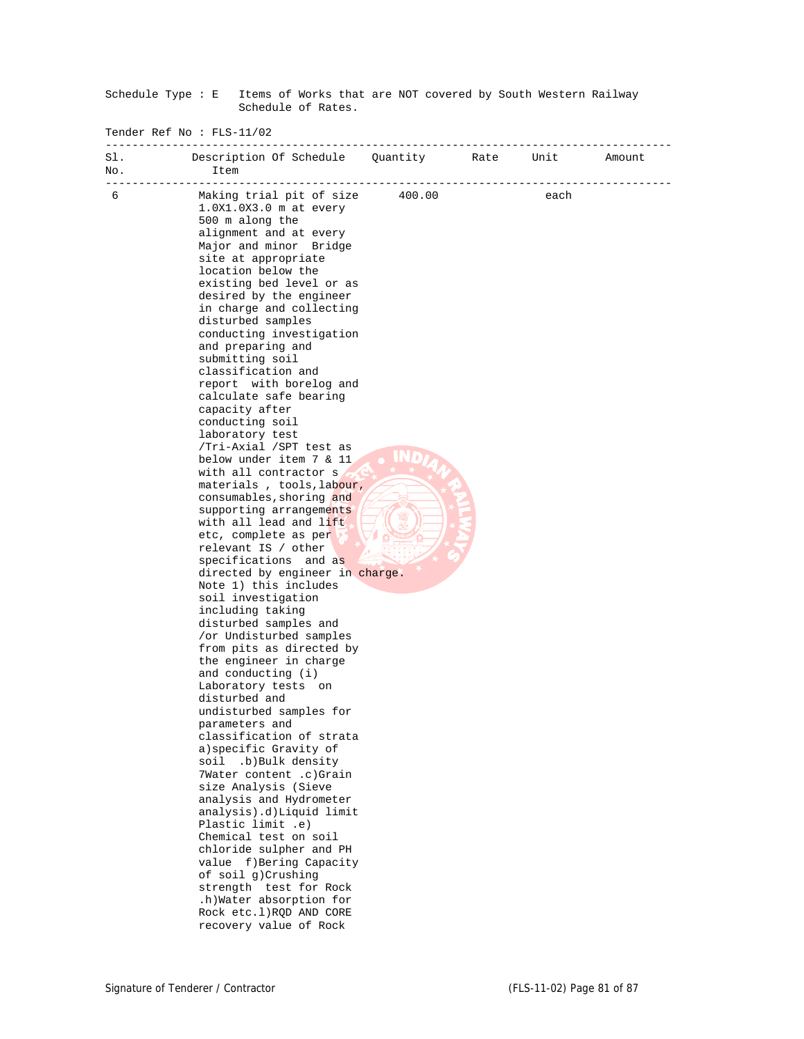Schedule Type : E Items of Works that are NOT covered by South Western Railway Schedule of Rates.

Tender Ref No : FLS-11/02

| Sl. No. | Description Of Schedule Item | Quantity | Rate | Unit | Amount |
|---|---|---|---|---|---|
| 6 | Making trial pit of size 1.0X1.0X3.0 m at every 500 m along the alignment and at every Major and minor Bridge site at appropriate location below the existing bed level or as desired by the engineer in charge and collecting disturbed samples conducting investigation and preparing and submitting soil classification and report with borelog and calculate safe bearing capacity after conducting soil laboratory test /Tri-Axial /SPT test as below under item 7 & 11 with all contractor s materials , tools,labour, consumables,shoring and supporting arrangements with all lead and lift etc, complete as per relevant IS / other specifications and as directed by engineer in charge. Note 1) this includes soil investigation including taking disturbed samples and /or Undisturbed samples from pits as directed by the engineer in charge and conducting (i) Laboratory tests on disturbed and undisturbed samples for parameters and classification of strata a)specific Gravity of soil .b)Bulk density 7Water content .c)Grain size Analysis (Sieve analysis and Hydrometer analysis).d)Liquid limit Plastic limit .e) Chemical test on soil chloride sulpher and PH value f)Bering Capacity of soil g)Crushing strength test for Rock .h)Water absorption for Rock etc.l)RQD AND CORE recovery value of Rock | 400.00 | | each | |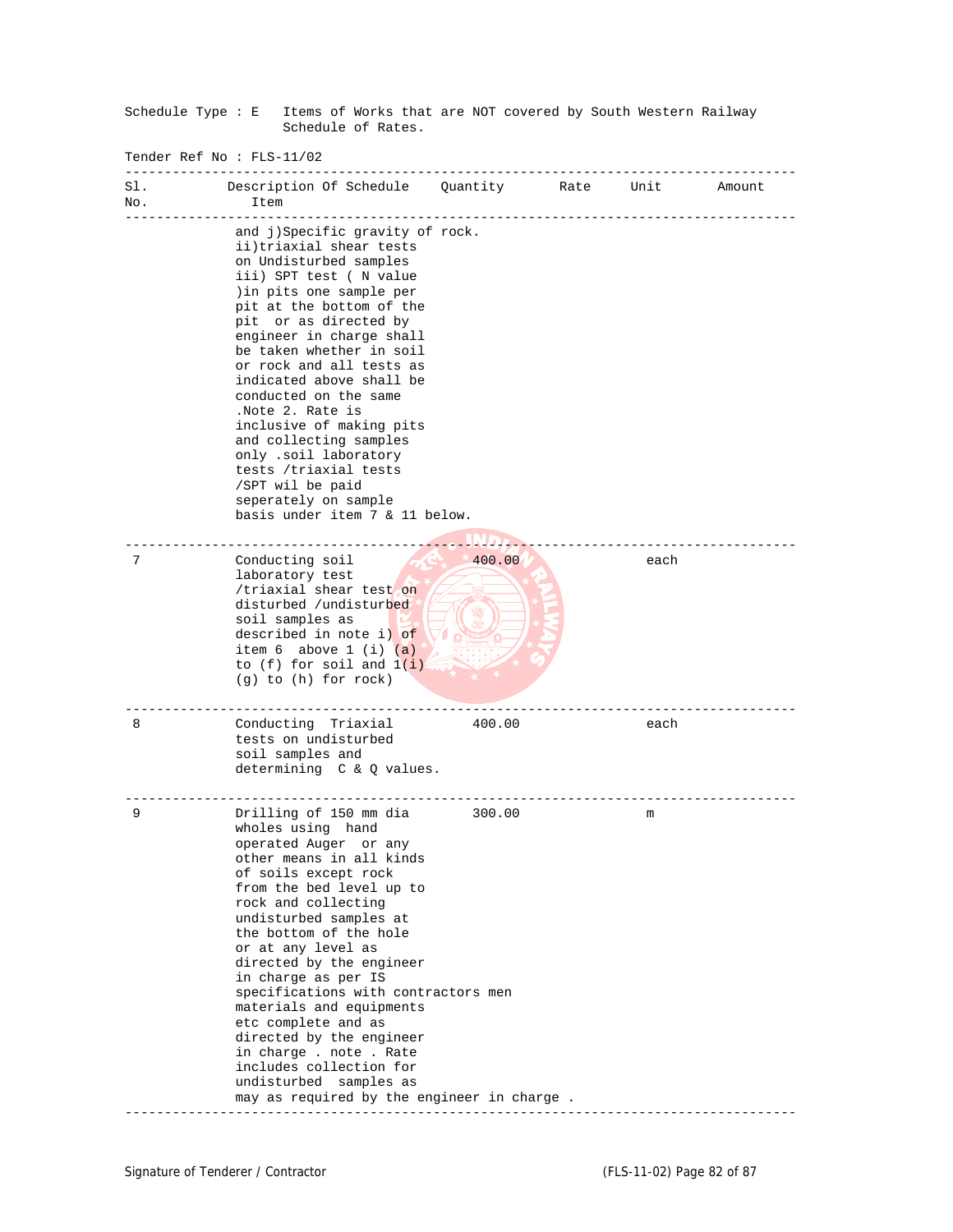Schedule Type : E   Items of Works that are NOT covered by South Western Railway Schedule of Rates.

Tender Ref No : FLS-11/02

| Sl. No. | Description Of Schedule Item | Quantity | Rate | Unit | Amount |
|---|---|---|---|---|---|
| | and j)Specific gravity of rock. ii)triaxial shear tests on Undisturbed samples iii) SPT test ( N value )in pits one sample per pit at the bottom of the pit or as directed by engineer in charge shall be taken whether in soil or rock and all tests as indicated above shall be conducted on the same .Note 2. Rate is inclusive of making pits and collecting samples only .soil laboratory tests /triaxial tests /SPT wil be paid seperately on sample basis under item 7 & 11 below. | | | | |
| 7 | Conducting soil laboratory test /triaxial shear test on disturbed /undisturbed soil samples as described in note i) of item 6 above 1 (i) (a) to (f) for soil and 1(i) (g) to (h) for rock) | 400.00 | | each | |
| 8 | Conducting Triaxial tests on undisturbed soil samples and determining C & Q values. | 400.00 | | each | |
| 9 | Drilling of 150 mm dia wholes using hand operated Auger or any other means in all kinds of soils except rock from the bed level up to rock and collecting undisturbed samples at the bottom of the hole or at any level as directed by the engineer in charge as per IS specifications with contractors men materials and equipments etc complete and as directed by the engineer in charge . note . Rate includes collection for undisturbed samples as may as required by the engineer in charge . | 300.00 | | m | |

Signature of Tenderer / Contractor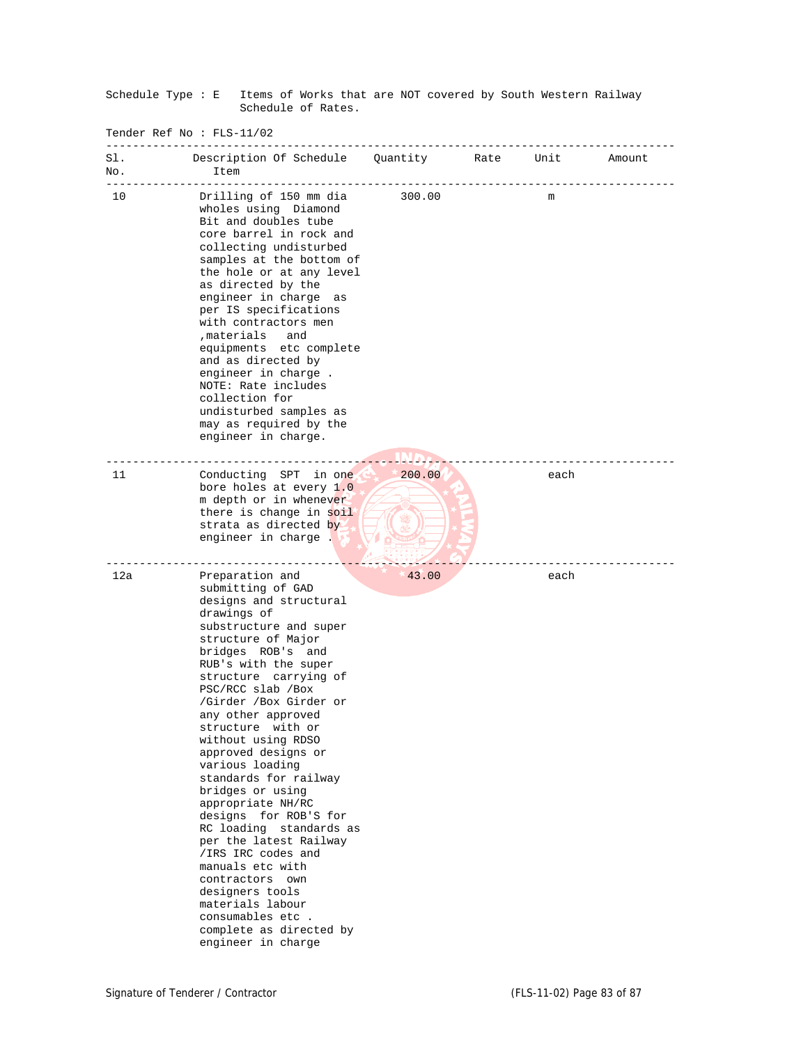Schedule Type : E Items of Works that are NOT covered by South Western Railway Schedule of Rates.

Tender Ref No : FLS-11/02

| Sl. No. | Description Of Schedule Item | Quantity | Rate | Unit | Amount |
|---|---|---|---|---|---|
| 10 | Drilling of 150 mm dia wholes using Diamond Bit and doubles tube core barrel in rock and collecting undisturbed samples at the bottom of the hole or at any level as directed by the engineer in charge as per IS specifications with contractors men ,materials and equipments etc complete and as directed by engineer in charge . NOTE: Rate includes collection for undisturbed samples as may as required by the engineer in charge. | 300.00 | | m | |
| 11 | Conducting SPT in one bore holes at every 1.0 m depth or in whenever there is change in soil strata as directed by engineer in charge . | 200.00 | | each | |
| 12a | Preparation and submitting of GAD designs and structural drawings of substructure and super structure of Major bridges ROB's and RUB's with the super structure carrying of PSC/RCC slab /Box /Girder /Box Girder or any other approved structure with or without using RDSO approved designs or various loading standards for railway bridges or using appropriate NH/RC designs for ROB'S for RC loading standards as per the latest Railway /IRS IRC codes and manuals etc with contractors own designers tools materials labour consumables etc . complete as directed by engineer in charge | 43.00 | | each | |

Signature of Tenderer / Contractor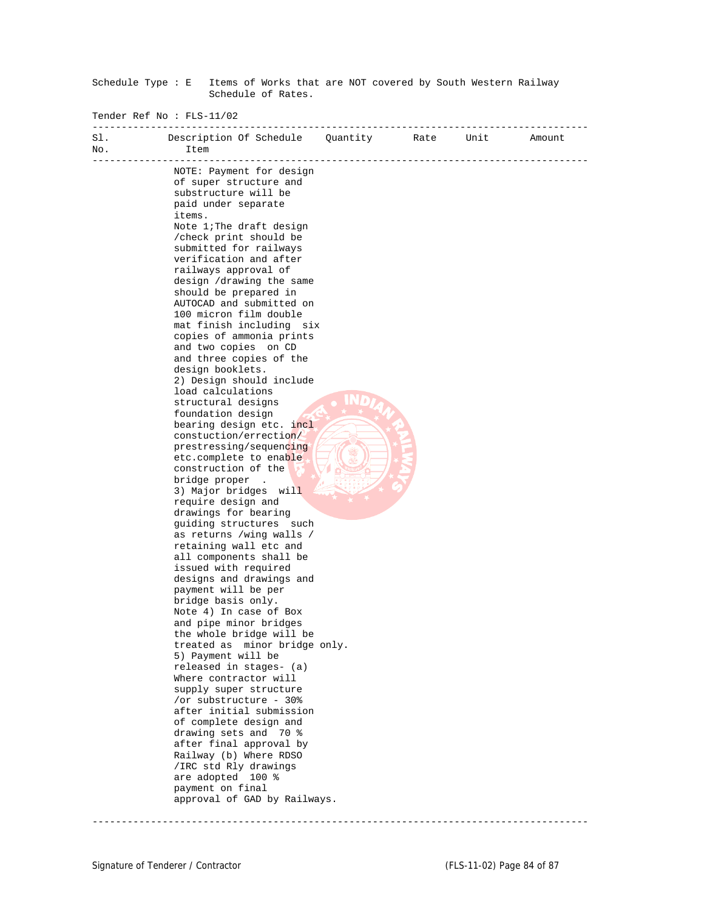Schedule Type : E Items of Works that are NOT covered by South Western Railway Schedule of Rates.

Tender Ref No : FLS-11/02

| Sl. No. | Description Of Schedule Item | Quantity | Rate | Unit | Amount |
|---|---|---|---|---|---|
| | NOTE: Payment for design of super structure and substructure will be paid under separate items. Note 1;The draft design /check print should be submitted for railways verification and after railways approval of design /drawing the same should be prepared in AUTOCAD and submitted on 100 micron film double mat finish including six copies of ammonia prints and two copies on CD and three copies of the design booklets. 2) Design should include load calculations structural designs foundation design bearing design etc. incl constuction/errection/ prestressing/sequencing etc.complete to enable construction of the bridge proper . 3) Major bridges will require design and drawings for bearing guiding structures such as returns /wing walls / retaining wall etc and all components shall be issued with required designs and drawings and payment will be per bridge basis only. Note 4) In case of Box and pipe minor bridges the whole bridge will be treated as minor bridge only. 5) Payment will be released in stages- (a) Where contractor will supply super structure /or substructure - 30% after initial submission of complete design and drawing sets and 70 % after final approval by Railway (b) Where RDSO /IRC std Rly drawings are adopted 100 % payment on final approval of GAD by Railways. | | | | |

Signature of Tenderer / Contractor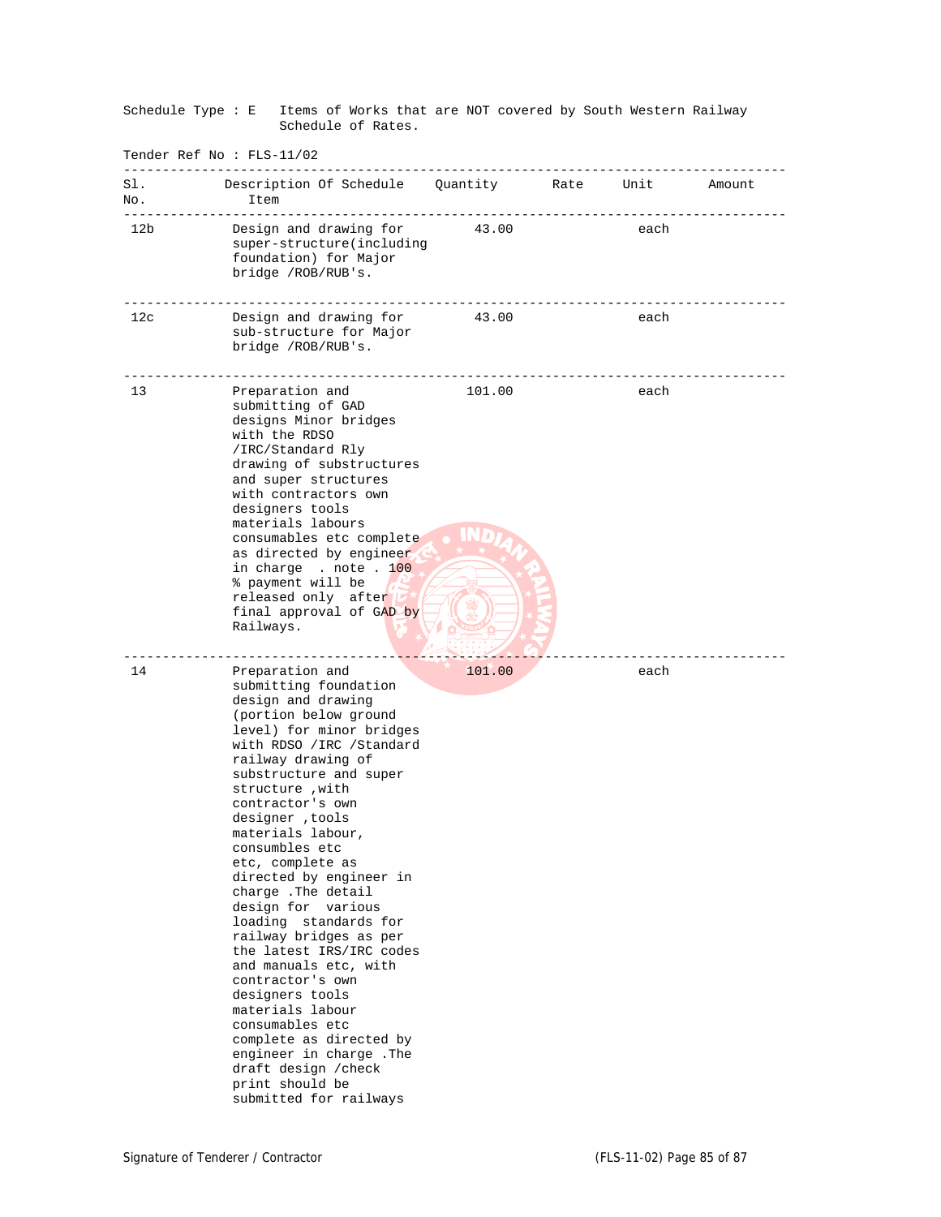Schedule Type : E    Items of Works that are NOT covered by South Western Railway Schedule of Rates.

Tender Ref No : FLS-11/02

| Sl. No. | Description Of Schedule Item | Quantity | Rate | Unit | Amount |
|---|---|---|---|---|---|
| 12b | Design and drawing for super-structure(including foundation) for Major bridge /ROB/RUB's. | 43.00 | | each | |
| 12c | Design and drawing for sub-structure for Major bridge /ROB/RUB's. | 43.00 | | each | |
| 13 | Preparation and submitting of GAD designs Minor bridges with the RDSO /IRC/Standard Rly drawing of substructures and super structures with contractors own designers tools materials labours consumables etc complete as directed by engineer in charge . note . 100 % payment will be released only after final approval of GAD by Railways. | 101.00 | | each | |
| 14 | Preparation and submitting foundation design and drawing (portion below ground level) for minor bridges with RDSO /IRC /Standard railway drawing of substructure and super structure ,with contractor's own designer ,tools materials labour, consumbles etc etc, complete as directed by engineer in charge .The detail design for various loading standards for railway bridges as per the latest IRS/IRC codes and manuals etc, with contractor's own designers tools materials labour consumables etc complete as directed by engineer in charge .The draft design /check print should be submitted for railways | 101.00 | | each | |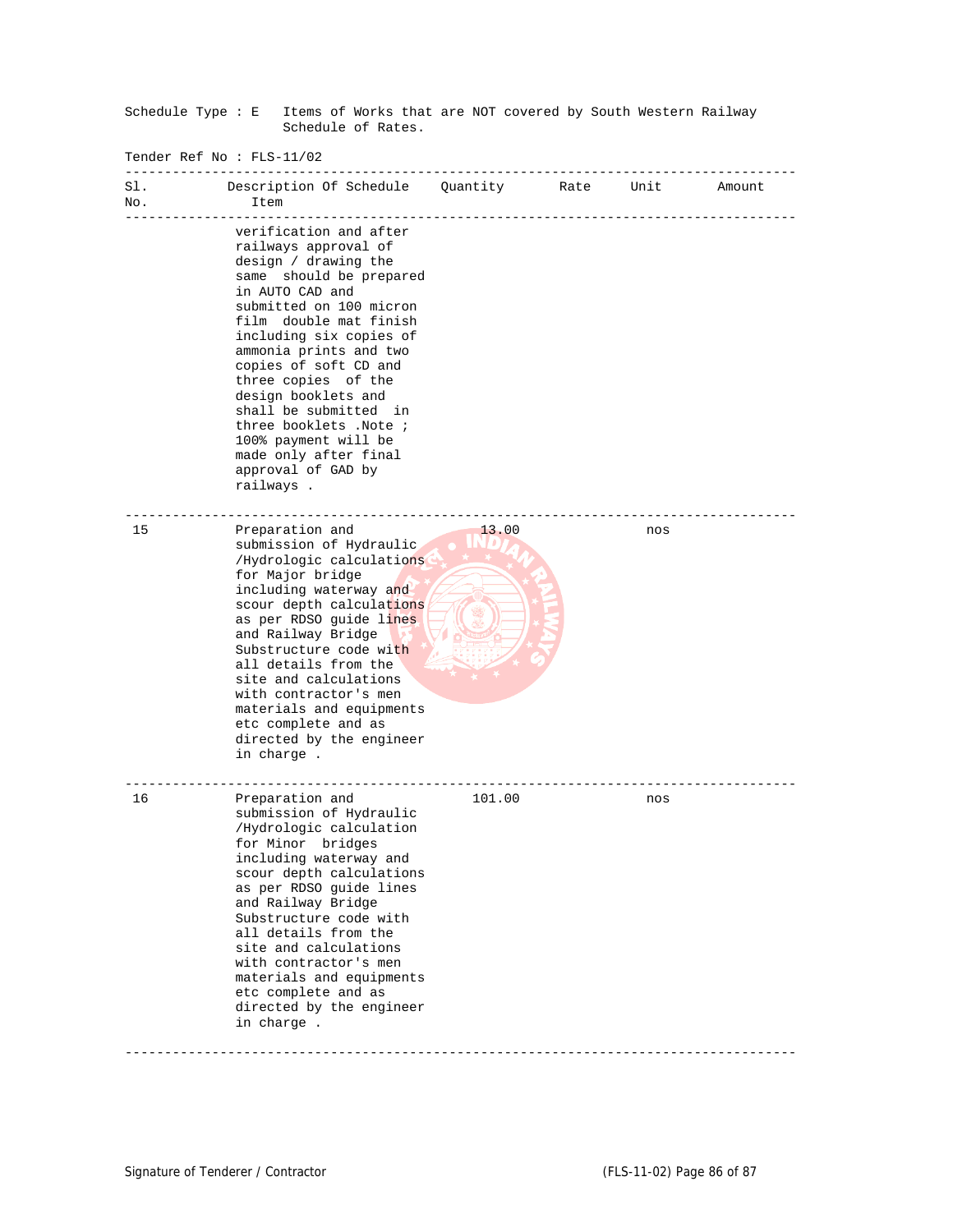Schedule Type : E Items of Works that are NOT covered by South Western Railway Schedule of Rates.

Tender Ref No : FLS-11/02

| Sl. No. | Description Of Schedule Item | Quantity | Rate | Unit | Amount |
|---|---|---|---|---|---|
| | verification and after railways approval of design / drawing the same should be prepared in AUTO CAD and submitted on 100 micron film double mat finish including six copies of ammonia prints and two copies of soft CD and three copies of the design booklets and shall be submitted in three booklets .Note ; 100% payment will be made only after final approval of GAD by railways . | | | | |
| 15 | Preparation and submission of Hydraulic /Hydrologic calculations for Major bridge including waterway and scour depth calculations as per RDSO guide lines and Railway Bridge Substructure code with all details from the site and calculations with contractor's men materials and equipments etc complete and as directed by the engineer in charge . | 13.00 | | nos | |
| 16 | Preparation and submission of Hydraulic /Hydrologic calculation for Minor bridges including waterway and scour depth calculations as per RDSO guide lines and Railway Bridge Substructure code with all details from the site and calculations with contractor's men materials and equipments etc complete and as directed by the engineer in charge . | 101.00 | | nos | |

Signature of Tenderer / Contractor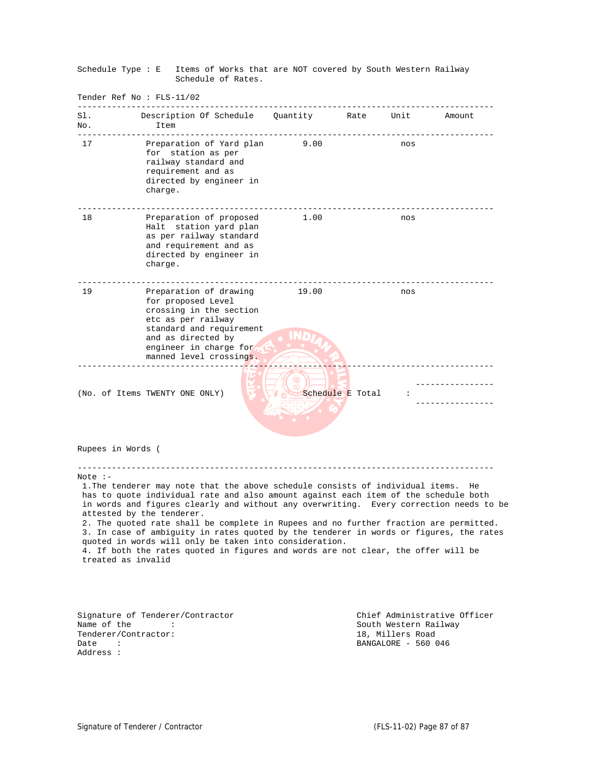Schedule Type : E Items of Works that are NOT covered by South Western Railway Schedule of Rates.

Tender Ref No : FLS-11/02

| Sl. No. | Description Of Schedule Item | Quantity | Rate | Unit | Amount |
|---|---|---|---|---|---|
| 17 | Preparation of Yard plan for station as per railway standard and requirement and as directed by engineer in charge. | 9.00 | | nos | |
| 18 | Preparation of proposed Halt station yard plan as per railway standard and requirement and as directed by engineer in charge. | 1.00 | | nos | |
| 19 | Preparation of drawing for proposed Level crossing in the section etc as per railway standard and requirement and as directed by engineer in charge for manned level crossings. | 19.00 | | nos | |

(No. of Items TWENTY ONE ONLY) Schedule E Total :

Rupees in Words (

Note :-

1. The tenderer may note that the above schedule consists of individual items. He has to quote individual rate and also amount against each item of the schedule both in words and figures clearly and without any overwriting. Every correction needs to be attested by the tenderer.
2. The quoted rate shall be complete in Rupees and no further fraction are permitted.
3. In case of ambiguity in rates quoted by the tenderer in words or figures, the rates quoted in words will only be taken into consideration.
4. If both the rates quoted in figures and words are not clear, the offer will be treated as invalid

Signature of Tenderer/Contractor
Name of the Tenderer/Contractor :
Date :
Address :

Chief Administrative Officer
South Western Railway
18, Millers Road
BANGALORE - 560 046